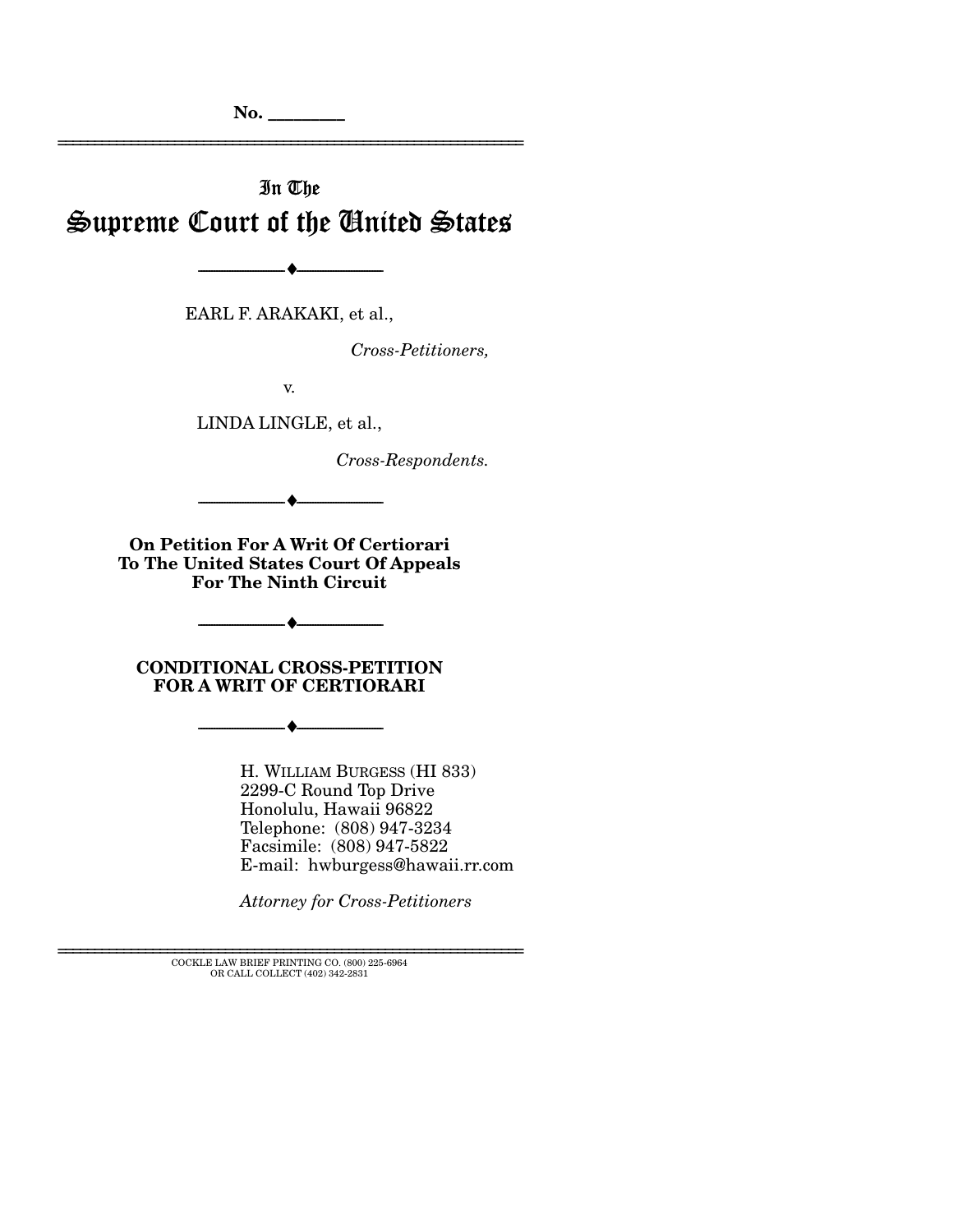No. ________

In The

# Supreme Court of the United States

EARL F. ARAKAKI, et al.,

*Cross-Petitioners,*

v.

LINDA LINGLE, et al.,

*Cross-Respondents.*

**On Petition For A Writ Of Certiorari To The United States Court Of Appeals For The Ninth Circuit**

**CONDITIONAL CROSS-PETITION FOR A WRIT OF CERTIORARI**

H. WILLIAM BURGESS (HI 833)
2299-C Round Top Drive
Honolulu, Hawaii 96822
Telephone: (808) 947-3234
Facsimile: (808) 947-5822
E-mail: hwburgess@hawaii.rr.com

*Attorney for Cross-Petitioners*

COCKLE LAW BRIEF PRINTING CO. (800) 225-6964
OR CALL COLLECT (402) 342-2831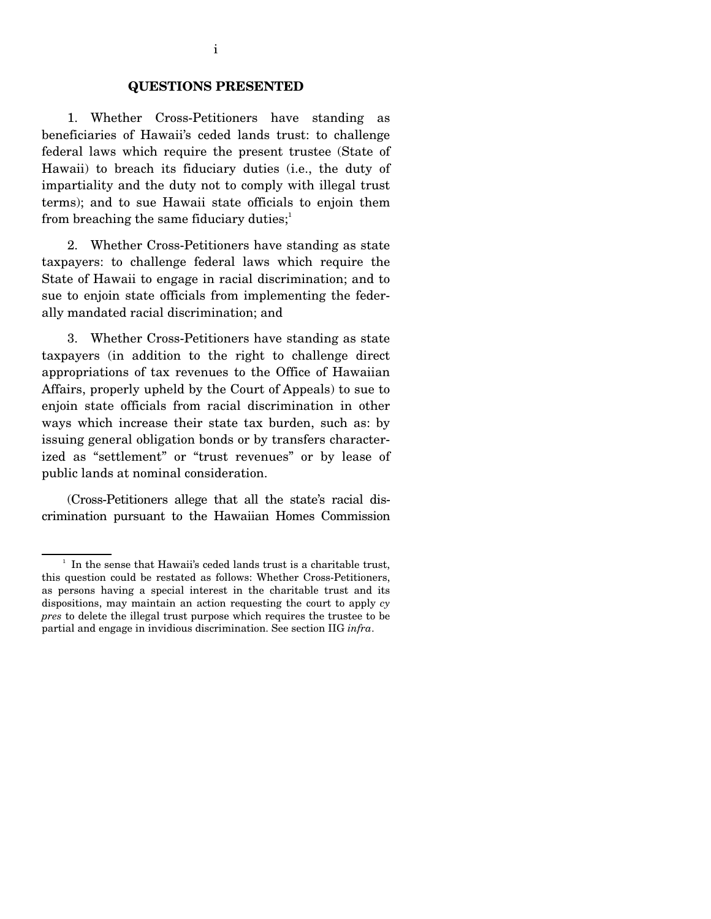## QUESTIONS PRESENTED

1. Whether Cross-Petitioners have standing as beneficiaries of Hawaii's ceded lands trust: to challenge federal laws which require the present trustee (State of Hawaii) to breach its fiduciary duties (i.e., the duty of impartiality and the duty not to comply with illegal trust terms); and to sue Hawaii state officials to enjoin them from breaching the same fiduciary duties;[1]

2. Whether Cross-Petitioners have standing as state taxpayers: to challenge federal laws which require the State of Hawaii to engage in racial discrimination; and to sue to enjoin state officials from implementing the federally mandated racial discrimination; and

3. Whether Cross-Petitioners have standing as state taxpayers (in addition to the right to challenge direct appropriations of tax revenues to the Office of Hawaiian Affairs, properly upheld by the Court of Appeals) to sue to enjoin state officials from racial discrimination in other ways which increase their state tax burden, such as: by issuing general obligation bonds or by transfers characterized as "settlement" or "trust revenues" or by lease of public lands at nominal consideration.

(Cross-Petitioners allege that all the state's racial discrimination pursuant to the Hawaiian Homes Commission

---

[1] In the sense that Hawaii's ceded lands trust is a charitable trust, this question could be restated as follows: Whether Cross-Petitioners, as persons having a special interest in the charitable trust and its dispositions, may maintain an action requesting the court to apply *cy pres* to delete the illegal trust purpose which requires the trustee to be partial and engage in invidious discrimination. See section IIG *infra*.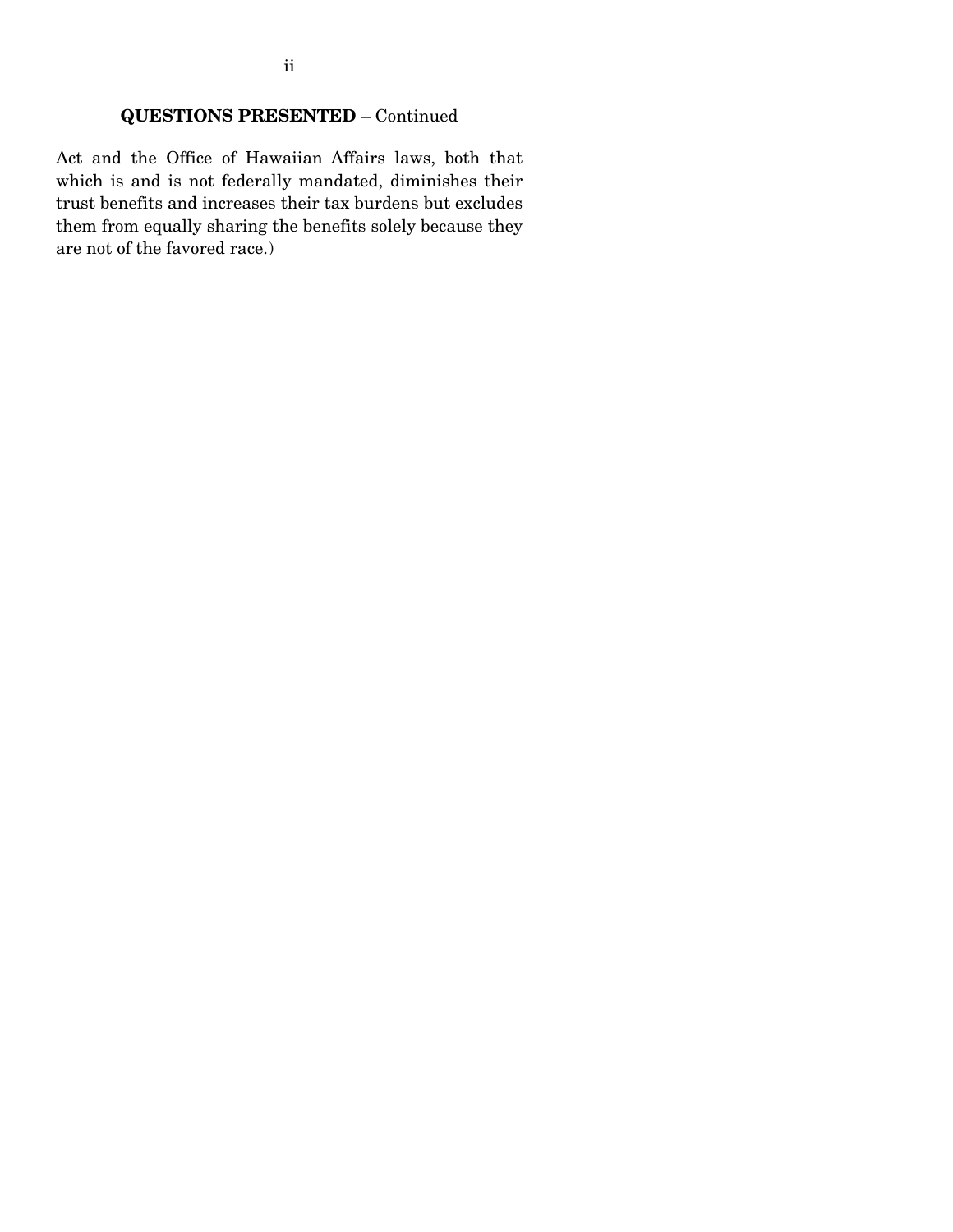**QUESTIONS PRESENTED** – Continued

Act and the Office of Hawaiian Affairs laws, both that which is and is not federally mandated, diminishes their trust benefits and increases their tax burdens but excludes them from equally sharing the benefits solely because they are not of the favored race.)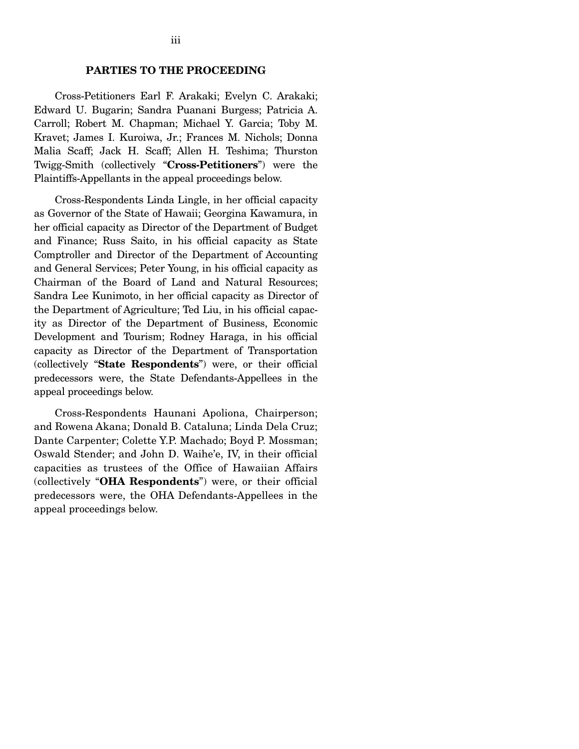## PARTIES TO THE PROCEEDING

Cross-Petitioners Earl F. Arakaki; Evelyn C. Arakaki; Edward U. Bugarin; Sandra Puanani Burgess; Patricia A. Carroll; Robert M. Chapman; Michael Y. Garcia; Toby M. Kravet; James I. Kuroiwa, Jr.; Frances M. Nichols; Donna Malia Scaff; Jack H. Scaff; Allen H. Teshima; Thurston Twigg-Smith (collectively "**Cross-Petitioners**") were the Plaintiffs-Appellants in the appeal proceedings below.

Cross-Respondents Linda Lingle, in her official capacity as Governor of the State of Hawaii; Georgina Kawamura, in her official capacity as Director of the Department of Budget and Finance; Russ Saito, in his official capacity as State Comptroller and Director of the Department of Accounting and General Services; Peter Young, in his official capacity as Chairman of the Board of Land and Natural Resources; Sandra Lee Kunimoto, in her official capacity as Director of the Department of Agriculture; Ted Liu, in his official capacity as Director of the Department of Business, Economic Development and Tourism; Rodney Haraga, in his official capacity as Director of the Department of Transportation (collectively "**State Respondents**") were, or their official predecessors were, the State Defendants-Appellees in the appeal proceedings below.

Cross-Respondents Haunani Apoliona, Chairperson; and Rowena Akana; Donald B. Cataluna; Linda Dela Cruz; Dante Carpenter; Colette Y.P. Machado; Boyd P. Mossman; Oswald Stender; and John D. Waihe'e, IV, in their official capacities as trustees of the Office of Hawaiian Affairs (collectively "**OHA Respondents**") were, or their official predecessors were, the OHA Defendants-Appellees in the appeal proceedings below.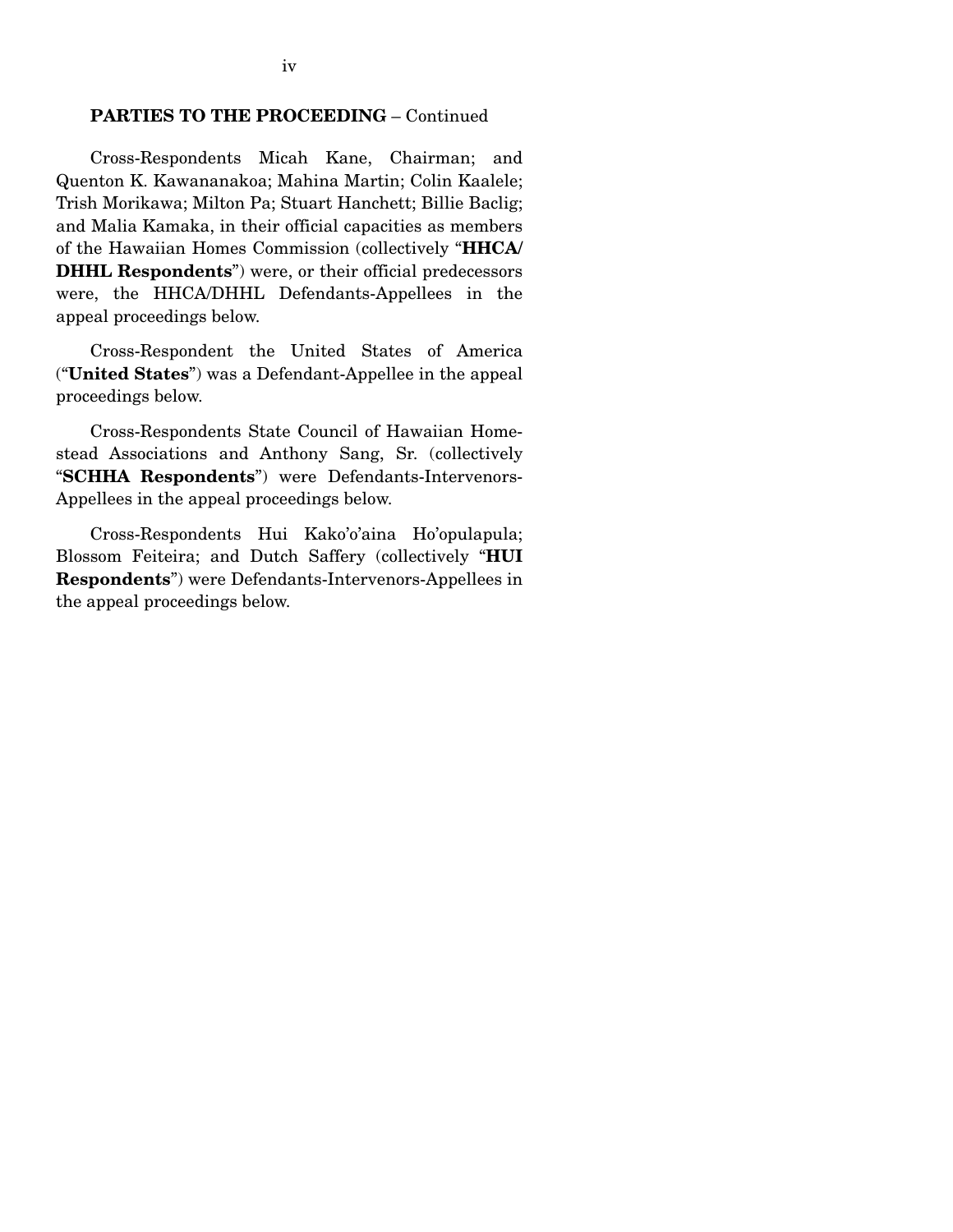**PARTIES TO THE PROCEEDING** – Continued

Cross-Respondents Micah Kane, Chairman; and Quenton K. Kawananakoa; Mahina Martin; Colin Kaalele; Trish Morikawa; Milton Pa; Stuart Hanchett; Billie Baclig; and Malia Kamaka, in their official capacities as members of the Hawaiian Homes Commission (collectively "**HHCA/DHHL Respondents**") were, or their official predecessors were, the HHCA/DHHL Defendants-Appellees in the appeal proceedings below.

Cross-Respondent the United States of America ("**United States**") was a Defendant-Appellee in the appeal proceedings below.

Cross-Respondents State Council of Hawaiian Homestead Associations and Anthony Sang, Sr. (collectively "**SCHHA Respondents**") were Defendants-Intervenors-Appellees in the appeal proceedings below.

Cross-Respondents Hui Kako'o'aina Ho'opulapula; Blossom Feiteira; and Dutch Saffery (collectively "**HUI Respondents**") were Defendants-Intervenors-Appellees in the appeal proceedings below.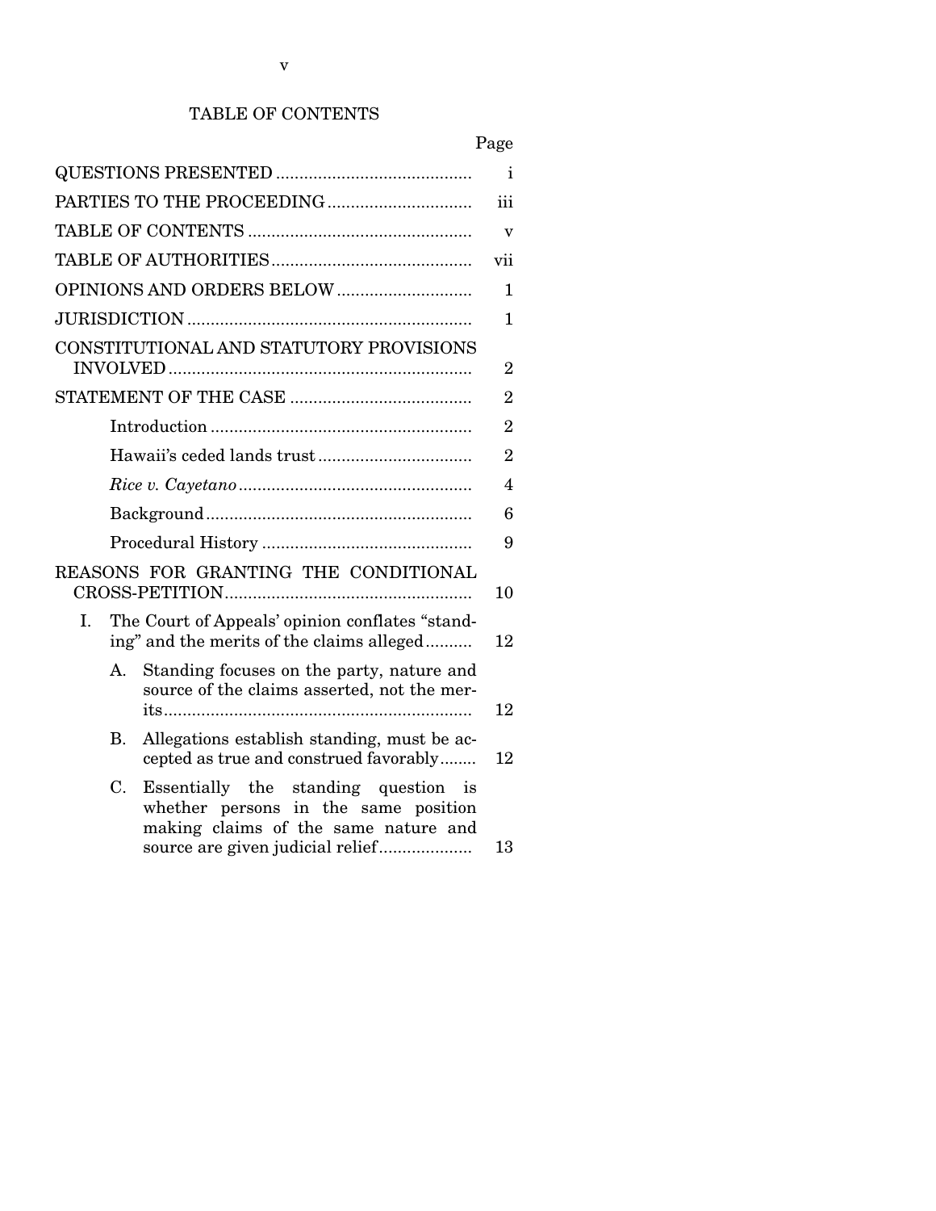# TABLE OF CONTENTS

| | Page |
|---|---|
| QUESTIONS PRESENTED | i |
| PARTIES TO THE PROCEEDING | iii |
| TABLE OF CONTENTS | v |
| TABLE OF AUTHORITIES | vii |
| OPINIONS AND ORDERS BELOW | 1 |
| JURISDICTION | 1 |
| CONSTITUTIONAL AND STATUTORY PROVISIONS INVOLVED | 2 |
| STATEMENT OF THE CASE | 2 |
| Introduction | 2 |
| Hawaii's ceded lands trust | 2 |
| *Rice v. Cayetano* | 4 |
| Background | 6 |
| Procedural History | 9 |
| REASONS FOR GRANTING THE CONDITIONAL CROSS-PETITION | 10 |
| I. The Court of Appeals' opinion conflates "standing" and the merits of the claims alleged | 12 |
| A. Standing focuses on the party, nature and source of the claims asserted, not the merits | 12 |
| B. Allegations establish standing, must be accepted as true and construed favorably | 12 |
| C. Essentially the standing question is whether persons in the same position making claims of the same nature and source are given judicial relief | 13 |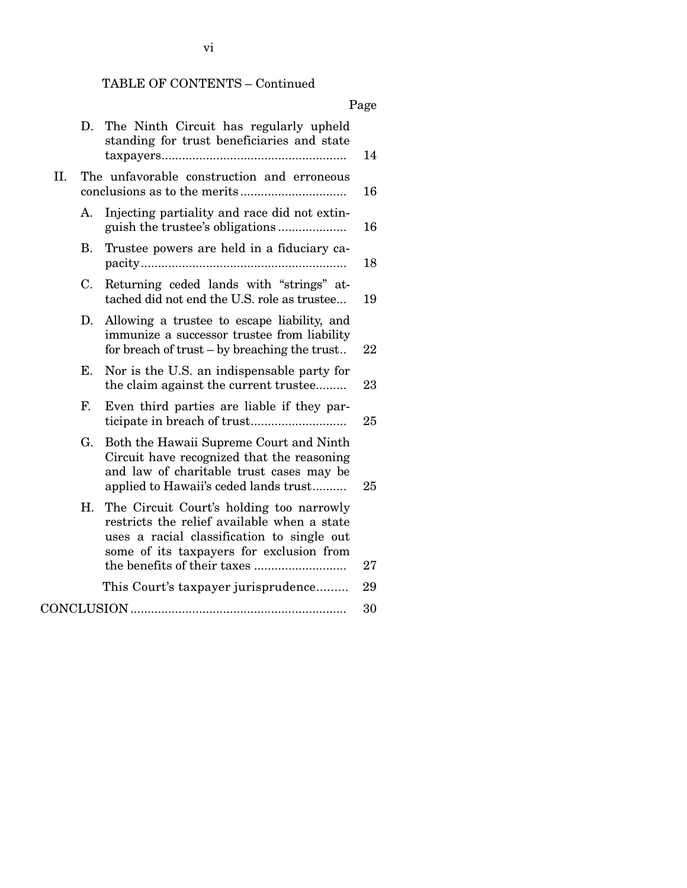TABLE OF CONTENTS – Continued

| | | | Page |
|---|---|---|---|
| | D. | The Ninth Circuit has regularly upheld standing for trust beneficiaries and state taxpayers | 14 |
| II. | The unfavorable construction and erroneous conclusions as to the merits | | 16 |
| | A. | Injecting partiality and race did not extinguish the trustee's obligations | 16 |
| | B. | Trustee powers are held in a fiduciary capacity | 18 |
| | C. | Returning ceded lands with "strings" attached did not end the U.S. role as trustee | 19 |
| | D. | Allowing a trustee to escape liability, and immunize a successor trustee from liability for breach of trust – by breaching the trust | 22 |
| | E. | Nor is the U.S. an indispensable party for the claim against the current trustee | 23 |
| | F. | Even third parties are liable if they participate in breach of trust | 25 |
| | G. | Both the Hawaii Supreme Court and Ninth Circuit have recognized that the reasoning and law of charitable trust cases may be applied to Hawaii's ceded lands trust | 25 |
| | H. | The Circuit Court's holding too narrowly restricts the relief available when a state uses a racial classification to single out some of its taxpayers for exclusion from the benefits of their taxes | 27 |
| | | This Court's taxpayer jurisprudence | 29 |
| CONCLUSION | | | 30 |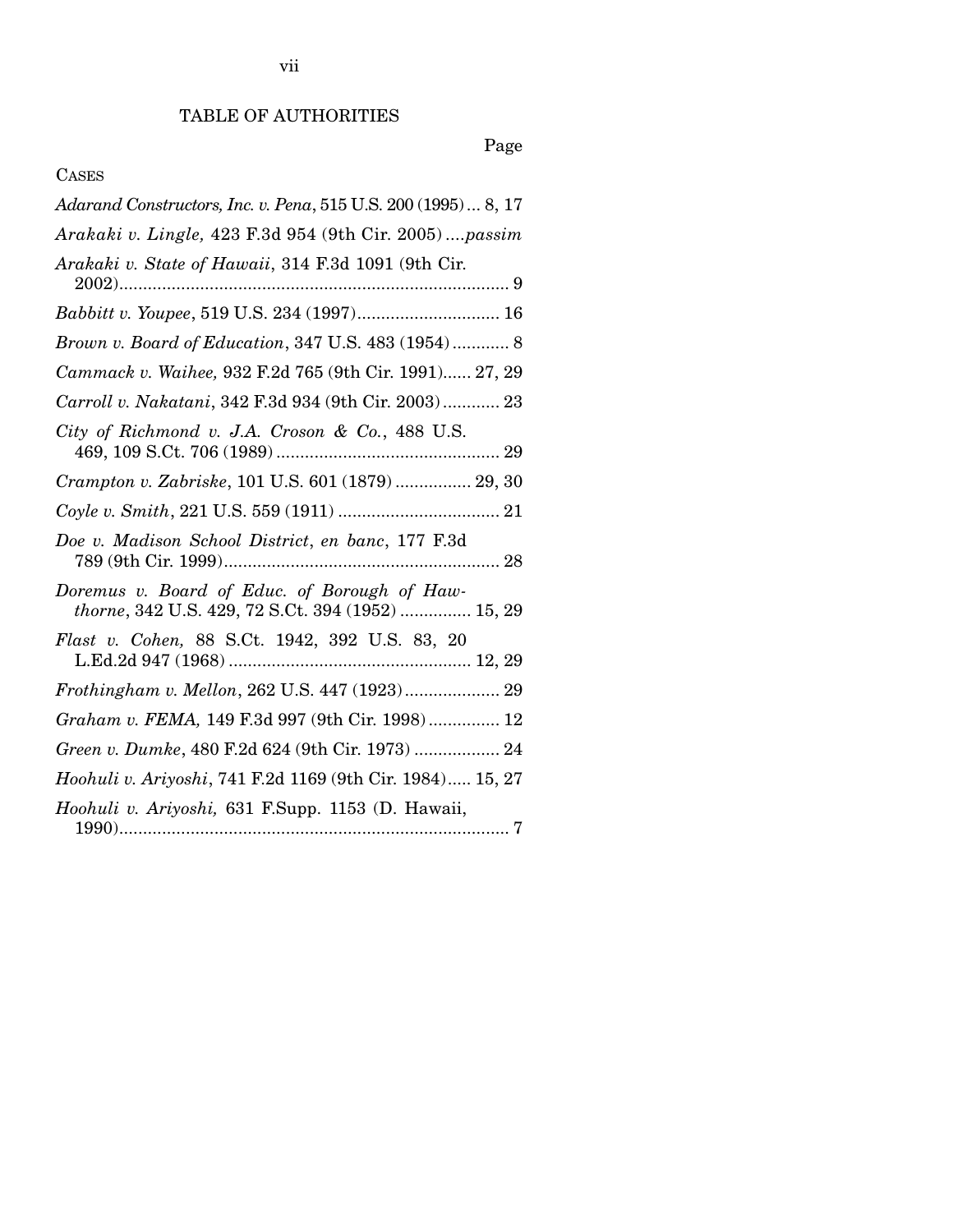# TABLE OF AUTHORITIES

Page

CASES

*Adarand Constructors, Inc. v. Pena*, 515 U.S. 200 (1995) ... 8, 17

*Arakaki v. Lingle,* 423 F.3d 954 (9th Cir. 2005) ....*passim*

*Arakaki v. State of Hawaii*, 314 F.3d 1091 (9th Cir. 2002)................................................................................... 9

*Babbitt v. Youpee*, 519 U.S. 234 (1997).............................. 16

*Brown v. Board of Education*, 347 U.S. 483 (1954) ............ 8

*Cammack v. Waihee,* 932 F.2d 765 (9th Cir. 1991)...... 27, 29

*Carroll v. Nakatani*, 342 F.3d 934 (9th Cir. 2003) ............ 23

*City of Richmond v. J.A. Croson & Co.*, 488 U.S. 469, 109 S.Ct. 706 (1989) ............................................... 29

*Crampton v. Zabriske*, 101 U.S. 601 (1879) ................ 29, 30

*Coyle v. Smith*, 221 U.S. 559 (1911) .................................. 21

*Doe v. Madison School District*, *en banc*, 177 F.3d 789 (9th Cir. 1999)......................................................... 28

*Doremus v. Board of Educ. of Borough of Hawthorne*, 342 U.S. 429, 72 S.Ct. 394 (1952) ............... 15, 29

*Flast v. Cohen,* 88 S.Ct. 1942, 392 U.S. 83, 20 L.Ed.2d 947 (1968) .................................................. 12, 29

*Frothingham v. Mellon*, 262 U.S. 447 (1923).................... 29

*Graham v. FEMA,* 149 F.3d 997 (9th Cir. 1998)............... 12

*Green v. Dumke*, 480 F.2d 624 (9th Cir. 1973) .................. 24

*Hoohuli v. Ariyoshi*, 741 F.2d 1169 (9th Cir. 1984)..... 15, 27

*Hoohuli v. Ariyoshi,* 631 F.Supp. 1153 (D. Hawaii, 1990)................................................................................... 7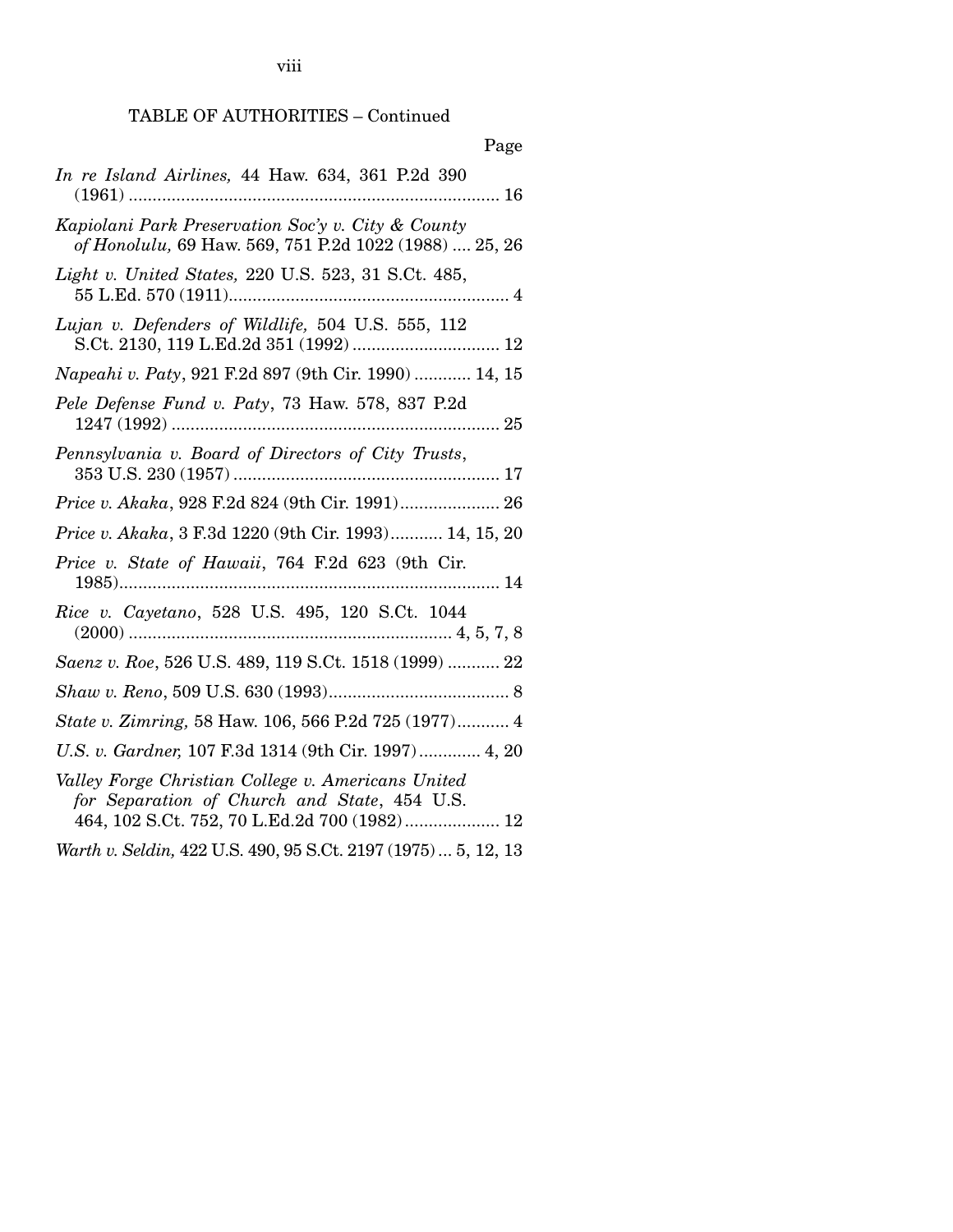TABLE OF AUTHORITIES – Continued

Page

*In re Island Airlines,* 44 Haw. 634, 361 P.2d 390 (1961) .............................................................................. 16

*Kapiolani Park Preservation Soc'y v. City & County of Honolulu,* 69 Haw. 569, 751 P.2d 1022 (1988) .... 25, 26

*Light v. United States,* 220 U.S. 523, 31 S.Ct. 485, 55 L.Ed. 570 (1911)........................................................... 4

*Lujan v. Defenders of Wildlife,* 504 U.S. 555, 112 S.Ct. 2130, 119 L.Ed.2d 351 (1992) ............................... 12

*Napeahi v. Paty*, 921 F.2d 897 (9th Cir. 1990) ............ 14, 15

*Pele Defense Fund v. Paty*, 73 Haw. 578, 837 P.2d 1247 (1992) ..................................................................... 25

*Pennsylvania v. Board of Directors of City Trusts*, 353 U.S. 230 (1957) ........................................................ 17

*Price v. Akaka*, 928 F.2d 824 (9th Cir. 1991)..................... 26

*Price v. Akaka*, 3 F.3d 1220 (9th Cir. 1993)........... 14, 15, 20

*Price v. State of Hawaii*, 764 F.2d 623 (9th Cir. 1985)................................................................................ 14

*Rice v. Cayetano*, 528 U.S. 495, 120 S.Ct. 1044 (2000) .................................................................... 4, 5, 7, 8

*Saenz v. Roe*, 526 U.S. 489, 119 S.Ct. 1518 (1999) ........... 22

*Shaw v. Reno*, 509 U.S. 630 (1993)...................................... 8

*State v. Zimring,* 58 Haw. 106, 566 P.2d 725 (1977)........... 4

*U.S. v. Gardner,* 107 F.3d 1314 (9th Cir. 1997)............. 4, 20

*Valley Forge Christian College v. Americans United for Separation of Church and State*, 454 U.S. 464, 102 S.Ct. 752, 70 L.Ed.2d 700 (1982).................... 12

*Warth v. Seldin,* 422 U.S. 490, 95 S.Ct. 2197 (1975) ... 5, 12, 13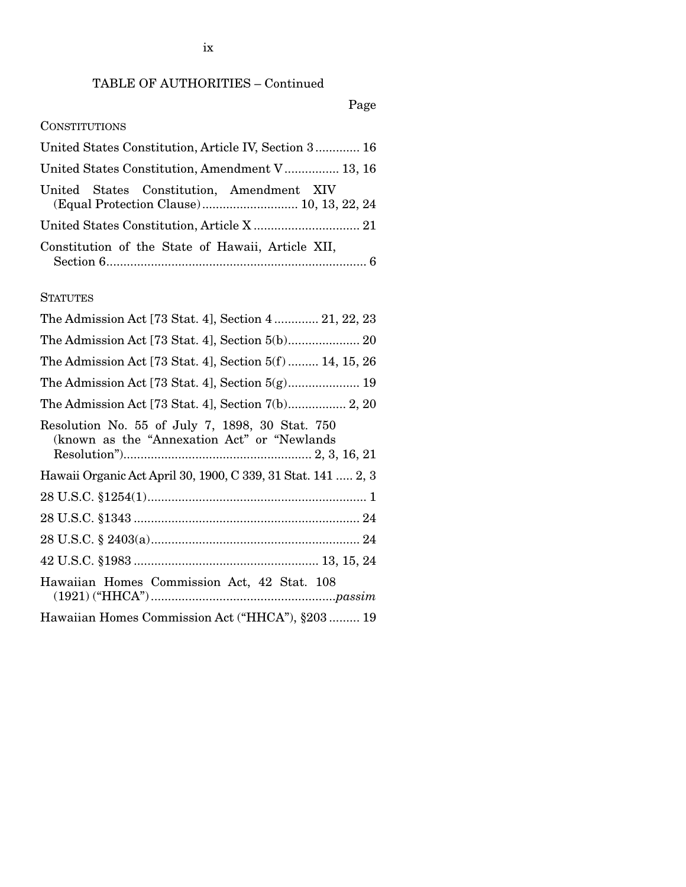TABLE OF AUTHORITIES – Continued

Page

CONSTITUTIONS

United States Constitution, Article IV, Section 3 ............. 16

United States Constitution, Amendment V ................ 13, 16

United States Constitution, Amendment XIV (Equal Protection Clause) ............................ 10, 13, 22, 24

United States Constitution, Article X ............................... 21

Constitution of the State of Hawaii, Article XII, Section 6 ............................................................................ 6

STATUTES

The Admission Act [73 Stat. 4], Section 4 ............. 21, 22, 23

The Admission Act [73 Stat. 4], Section 5(b) ..................... 20

The Admission Act [73 Stat. 4], Section 5(f) ......... 14, 15, 26

The Admission Act [73 Stat. 4], Section 5(g) ..................... 19

The Admission Act [73 Stat. 4], Section 7(b) ................. 2, 20

Resolution No. 55 of July 7, 1898, 30 Stat. 750 (known as the "Annexation Act" or "Newlands Resolution") ....................................................... 2, 3, 16, 21

Hawaii Organic Act April 30, 1900, C 339, 31 Stat. 141 ..... 2, 3

28 U.S.C. §1254(1) ................................................................ 1

28 U.S.C. §1343 .................................................................. 24

28 U.S.C. § 2403(a) ............................................................ 24

42 U.S.C. §1983 ..................................................... 13, 15, 24

Hawaiian Homes Commission Act, 42 Stat. 108 (1921) ("HHCA") ...................................................... *passim*

Hawaiian Homes Commission Act ("HHCA"), §203 ......... 19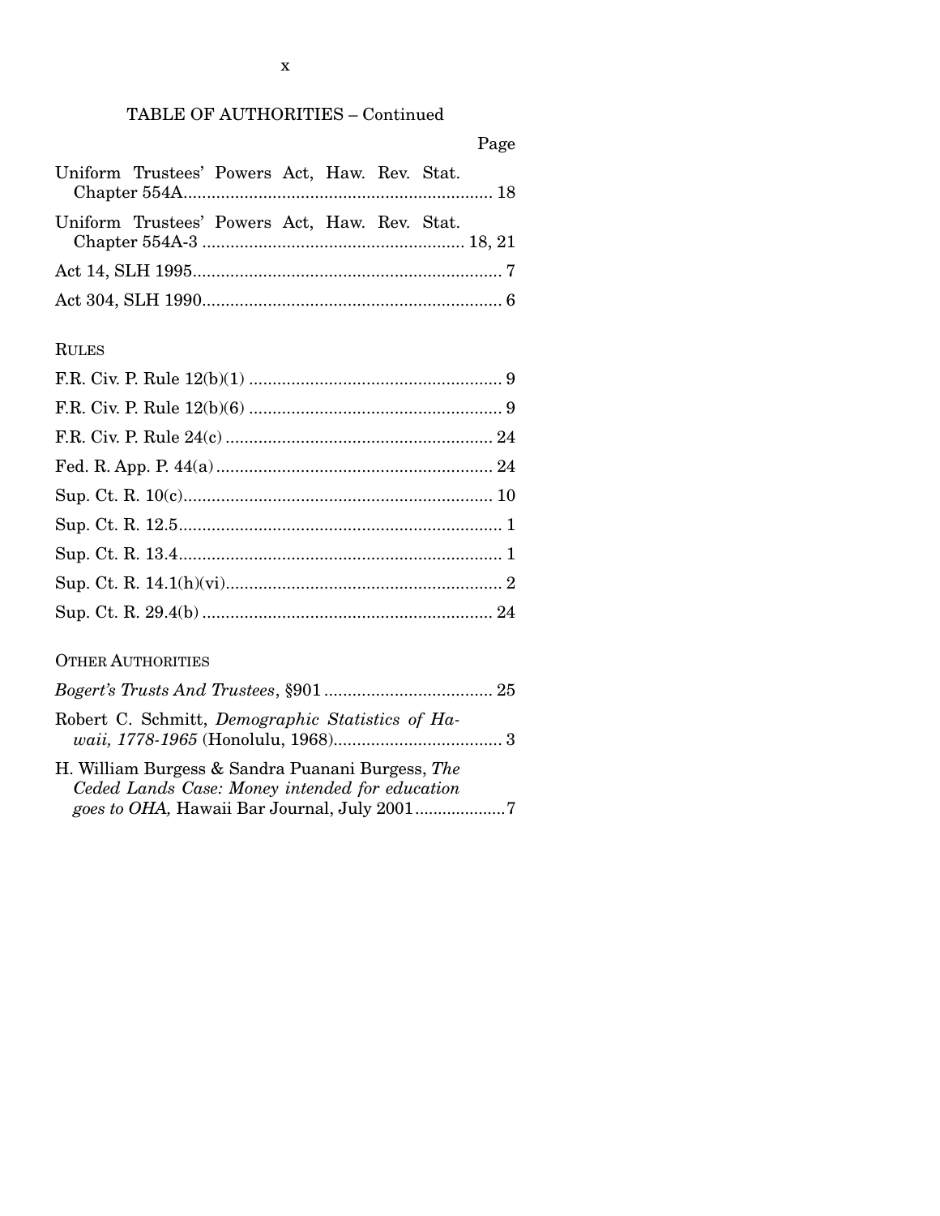TABLE OF AUTHORITIES – Continued

Page

Uniform Trustees' Powers Act, Haw. Rev. Stat. Chapter 554A.................................................................. 18

Uniform Trustees' Powers Act, Haw. Rev. Stat. Chapter 554A-3 ....................................................... 18, 21

Act 14, SLH 1995.................................................................. 7

Act 304, SLH 1990................................................................ 6

RULES

F.R. Civ. P. Rule 12(b)(1) ...................................................... 9

F.R. Civ. P. Rule 12(b)(6) ...................................................... 9

F.R. Civ. P. Rule 24(c) ......................................................... 24

Fed. R. App. P. 44(a) ........................................................... 24

Sup. Ct. R. 10(c).................................................................. 10

Sup. Ct. R. 12.5..................................................................... 1

Sup. Ct. R. 13.4..................................................................... 1

Sup. Ct. R. 14.1(h)(vi)........................................................... 2

Sup. Ct. R. 29.4(b) .............................................................. 24

OTHER AUTHORITIES

*Bogert's Trusts And Trustees*, §901 .................................... 25

Robert C. Schmitt, *Demographic Statistics of Hawaii, 1778-1965* (Honolulu, 1968).................................... 3

H. William Burgess & Sandra Puanani Burgess, *The Ceded Lands Case: Money intended for education goes to OHA,* Hawaii Bar Journal, July 2001....................7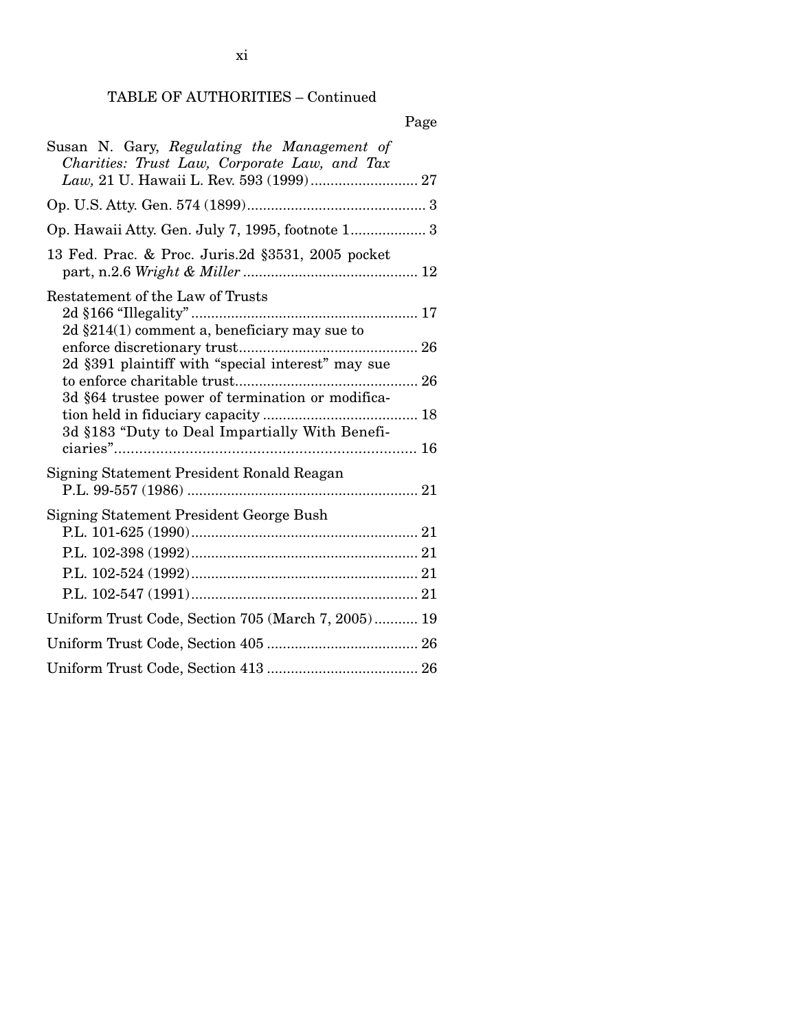TABLE OF AUTHORITIES – Continued

Page

Susan N. Gary, *Regulating the Management of Charities: Trust Law, Corporate Law, and Tax Law,* 21 U. Hawaii L. Rev. 593 (1999) .......................... 27

Op. U.S. Atty. Gen. 574 (1899) ............................................ 3

Op. Hawaii Atty. Gen. July 7, 1995, footnote 1 .................. 3

13 Fed. Prac. & Proc. Juris.2d §3531, 2005 pocket part, n.2.6 *Wright & Miller* ............................................ 12

Restatement of the Law of Trusts
- 2d §166 "Illegality" ......................................................... 17
- 2d §214(1) comment a, beneficiary may sue to enforce discretionary trust ............................................. 26
- 2d §391 plaintiff with "special interest" may sue to enforce charitable trust .............................................. 26
- 3d §64 trustee power of termination or modification held in fiduciary capacity ....................................... 18
- 3d §183 "Duty to Deal Impartially With Beneficiaries" ........................................................................... 16

Signing Statement President Ronald Reagan
- P.L. 99-557 (1986) .......................................................... 21

Signing Statement President George Bush
- P.L. 101-625 (1990) ......................................................... 21
- P.L. 102-398 (1992) ......................................................... 21
- P.L. 102-524 (1992) ......................................................... 21
- P.L. 102-547 (1991) ......................................................... 21

Uniform Trust Code, Section 705 (March 7, 2005) ........... 19

Uniform Trust Code, Section 405 ...................................... 26

Uniform Trust Code, Section 413 ...................................... 26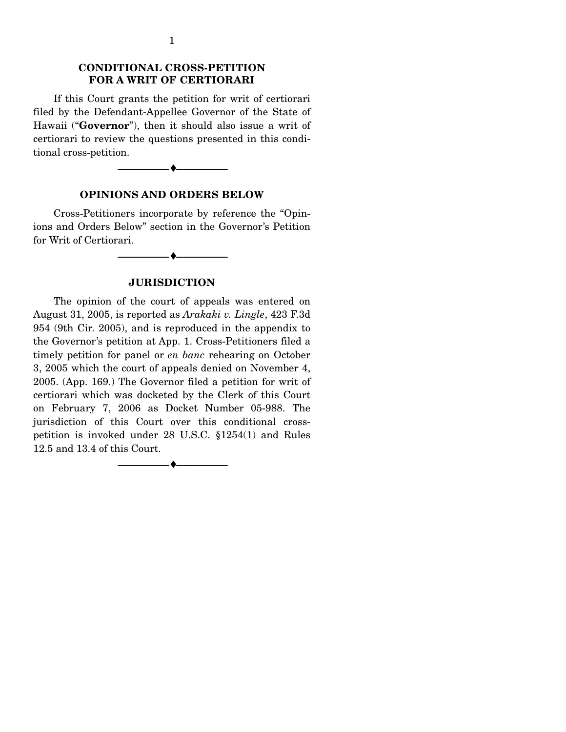## CONDITIONAL CROSS-PETITION FOR A WRIT OF CERTIORARI

If this Court grants the petition for writ of certiorari filed by the Defendant-Appellee Governor of the State of Hawaii ("**Governor**"), then it should also issue a writ of certiorari to review the questions presented in this conditional cross-petition.

---

## OPINIONS AND ORDERS BELOW

Cross-Petitioners incorporate by reference the "Opinions and Orders Below" section in the Governor's Petition for Writ of Certiorari.

---

## JURISDICTION

The opinion of the court of appeals was entered on August 31, 2005, is reported as *Arakaki v. Lingle*, 423 F.3d 954 (9th Cir. 2005), and is reproduced in the appendix to the Governor's petition at App. 1. Cross-Petitioners filed a timely petition for panel or *en banc* rehearing on October 3, 2005 which the court of appeals denied on November 4, 2005. (App. 169.) The Governor filed a petition for writ of certiorari which was docketed by the Clerk of this Court on February 7, 2006 as Docket Number 05-988. The jurisdiction of this Court over this conditional cross-petition is invoked under 28 U.S.C. §1254(1) and Rules 12.5 and 13.4 of this Court.

---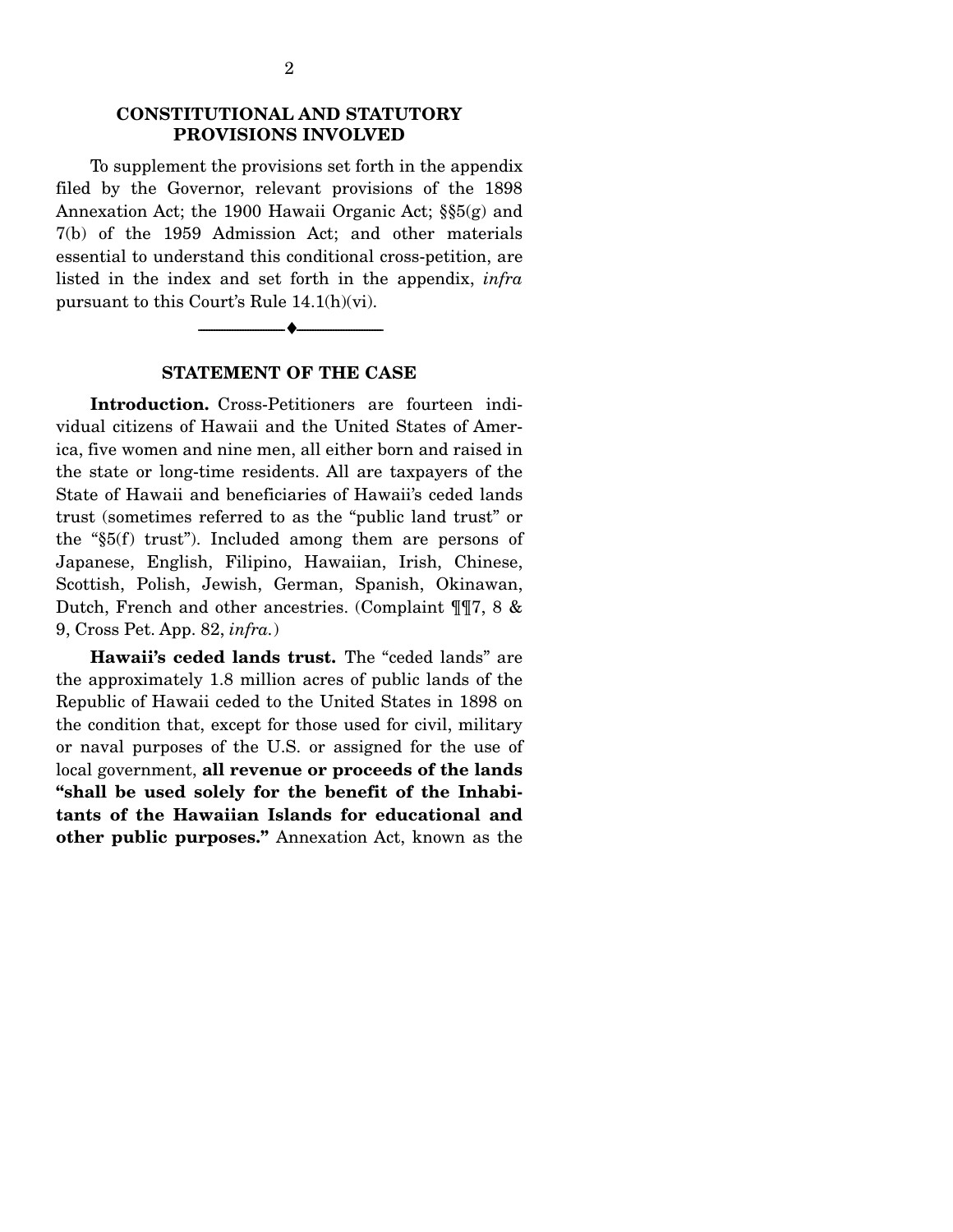## CONSTITUTIONAL AND STATUTORY PROVISIONS INVOLVED

To supplement the provisions set forth in the appendix filed by the Governor, relevant provisions of the 1898 Annexation Act; the 1900 Hawaii Organic Act; §§5(g) and 7(b) of the 1959 Admission Act; and other materials essential to understand this conditional cross-petition, are listed in the index and set forth in the appendix, *infra* pursuant to this Court's Rule 14.1(h)(vi).

---

## STATEMENT OF THE CASE

**Introduction.** Cross-Petitioners are fourteen individual citizens of Hawaii and the United States of America, five women and nine men, all either born and raised in the state or long-time residents. All are taxpayers of the State of Hawaii and beneficiaries of Hawaii's ceded lands trust (sometimes referred to as the "public land trust" or the "§5(f) trust"). Included among them are persons of Japanese, English, Filipino, Hawaiian, Irish, Chinese, Scottish, Polish, Jewish, German, Spanish, Okinawan, Dutch, French and other ancestries. (Complaint ¶¶7, 8 & 9, Cross Pet. App. 82, *infra.*)

**Hawaii's ceded lands trust.** The "ceded lands" are the approximately 1.8 million acres of public lands of the Republic of Hawaii ceded to the United States in 1898 on the condition that, except for those used for civil, military or naval purposes of the U.S. or assigned for the use of local government, **all revenue or proceeds of the lands "shall be used solely for the benefit of the Inhabitants of the Hawaiian Islands for educational and other public purposes."** Annexation Act, known as the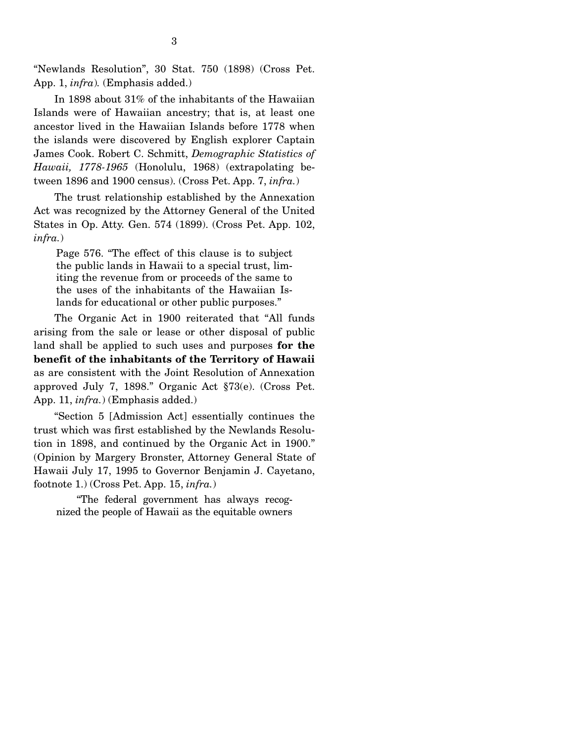"Newlands Resolution", 30 Stat. 750 (1898) (Cross Pet. App. 1, *infra*). (Emphasis added.)

In 1898 about 31% of the inhabitants of the Hawaiian Islands were of Hawaiian ancestry; that is, at least one ancestor lived in the Hawaiian Islands before 1778 when the islands were discovered by English explorer Captain James Cook. Robert C. Schmitt, *Demographic Statistics of Hawaii, 1778-1965* (Honolulu, 1968) (extrapolating between 1896 and 1900 census). (Cross Pet. App. 7, *infra.*)

The trust relationship established by the Annexation Act was recognized by the Attorney General of the United States in Op. Atty. Gen. 574 (1899). (Cross Pet. App. 102, *infra.*)

> Page 576. "The effect of this clause is to subject the public lands in Hawaii to a special trust, limiting the revenue from or proceeds of the same to the uses of the inhabitants of the Hawaiian Islands for educational or other public purposes."

The Organic Act in 1900 reiterated that "All funds arising from the sale or lease or other disposal of public land shall be applied to such uses and purposes **for the benefit of the inhabitants of the Territory of Hawaii** as are consistent with the Joint Resolution of Annexation approved July 7, 1898." Organic Act §73(e). (Cross Pet. App. 11, *infra.*) (Emphasis added.)

"Section 5 [Admission Act] essentially continues the trust which was first established by the Newlands Resolution in 1898, and continued by the Organic Act in 1900." (Opinion by Margery Bronster, Attorney General State of Hawaii July 17, 1995 to Governor Benjamin J. Cayetano, footnote 1.) (Cross Pet. App. 15, *infra.*)

> "The federal government has always recognized the people of Hawaii as the equitable owners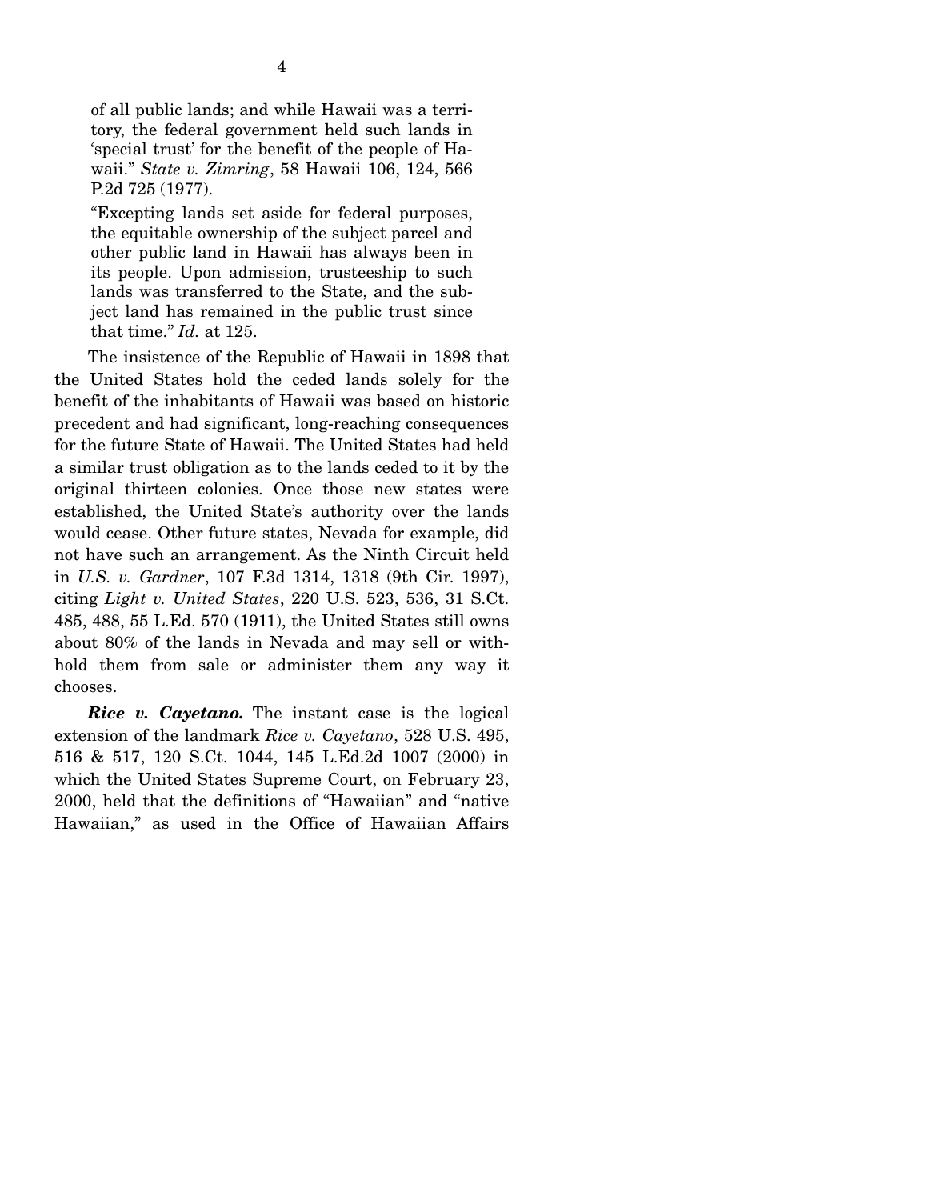of all public lands; and while Hawaii was a territory, the federal government held such lands in 'special trust' for the benefit of the people of Hawaii." *State v. Zimring*, 58 Hawaii 106, 124, 566 P.2d 725 (1977).

> "Excepting lands set aside for federal purposes, the equitable ownership of the subject parcel and other public land in Hawaii has always been in its people. Upon admission, trusteeship to such lands was transferred to the State, and the subject land has remained in the public trust since that time." *Id.* at 125.

The insistence of the Republic of Hawaii in 1898 that the United States hold the ceded lands solely for the benefit of the inhabitants of Hawaii was based on historic precedent and had significant, long-reaching consequences for the future State of Hawaii. The United States had held a similar trust obligation as to the lands ceded to it by the original thirteen colonies. Once those new states were established, the United State's authority over the lands would cease. Other future states, Nevada for example, did not have such an arrangement. As the Ninth Circuit held in *U.S. v. Gardner*, 107 F.3d 1314, 1318 (9th Cir. 1997), citing *Light v. United States*, 220 U.S. 523, 536, 31 S.Ct. 485, 488, 55 L.Ed. 570 (1911), the United States still owns about 80% of the lands in Nevada and may sell or withhold them from sale or administer them any way it chooses.

***Rice v. Cayetano.*** The instant case is the logical extension of the landmark *Rice v. Cayetano*, 528 U.S. 495, 516 & 517, 120 S.Ct. 1044, 145 L.Ed.2d 1007 (2000) in which the United States Supreme Court, on February 23, 2000, held that the definitions of "Hawaiian" and "native Hawaiian," as used in the Office of Hawaiian Affairs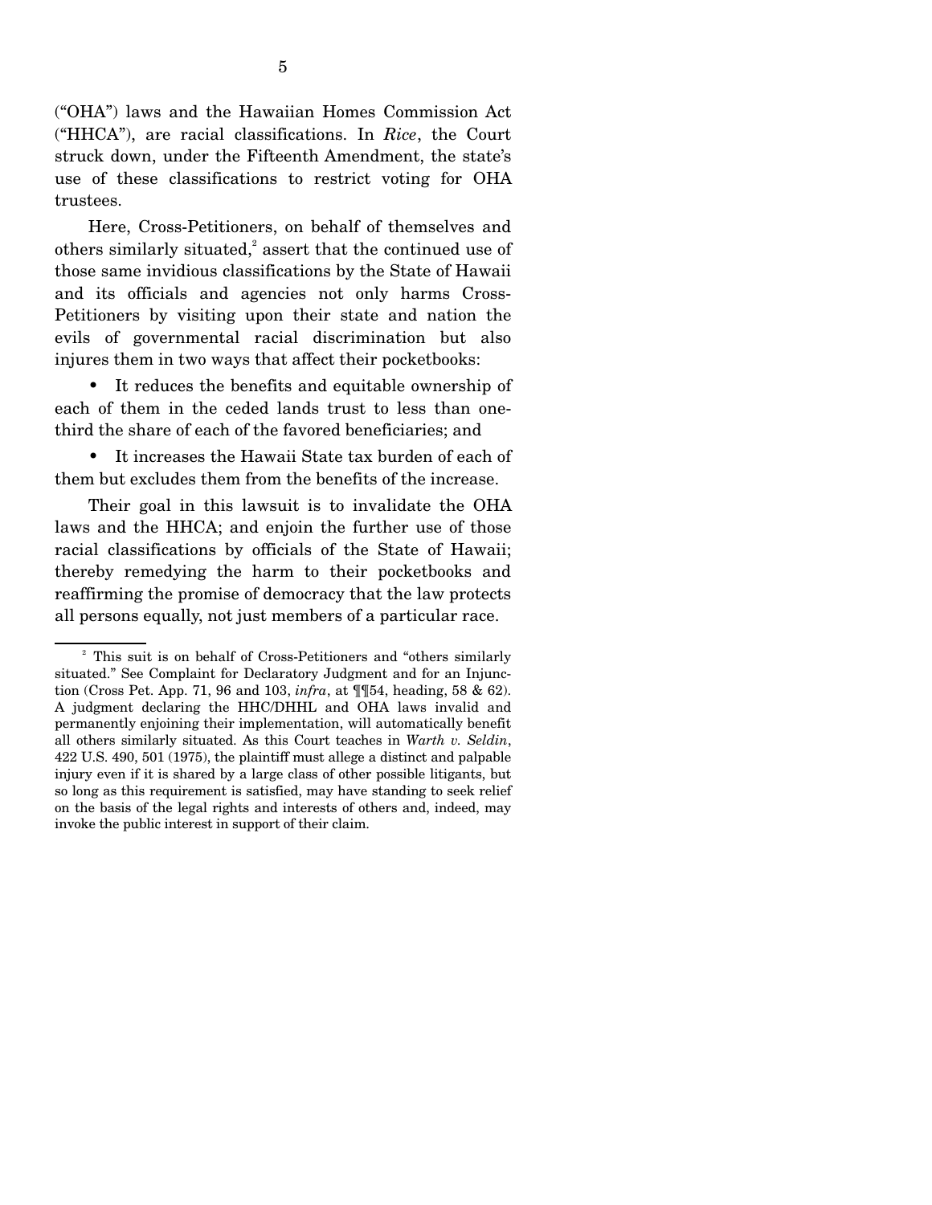("OHA") laws and the Hawaiian Homes Commission Act ("HHCA"), are racial classifications. In *Rice*, the Court struck down, under the Fifteenth Amendment, the state's use of these classifications to restrict voting for OHA trustees.

Here, Cross-Petitioners, on behalf of themselves and others similarly situated,[2] assert that the continued use of those same invidious classifications by the State of Hawaii and its officials and agencies not only harms Cross-Petitioners by visiting upon their state and nation the evils of governmental racial discrimination but also injures them in two ways that affect their pocketbooks:

- It reduces the benefits and equitable ownership of each of them in the ceded lands trust to less than one-third the share of each of the favored beneficiaries; and
- It increases the Hawaii State tax burden of each of them but excludes them from the benefits of the increase.

Their goal in this lawsuit is to invalidate the OHA laws and the HHCA; and enjoin the further use of those racial classifications by officials of the State of Hawaii; thereby remedying the harm to their pocketbooks and reaffirming the promise of democracy that the law protects all persons equally, not just members of a particular race.

---

[2] This suit is on behalf of Cross-Petitioners and "others similarly situated." See Complaint for Declaratory Judgment and for an Injunction (Cross Pet. App. 71, 96 and 103, *infra*, at ¶¶54, heading, 58 & 62). A judgment declaring the HHC/DHHL and OHA laws invalid and permanently enjoining their implementation, will automatically benefit all others similarly situated. As this Court teaches in *Warth v. Seldin*, 422 U.S. 490, 501 (1975), the plaintiff must allege a distinct and palpable injury even if it is shared by a large class of other possible litigants, but so long as this requirement is satisfied, may have standing to seek relief on the basis of the legal rights and interests of others and, indeed, may invoke the public interest in support of their claim.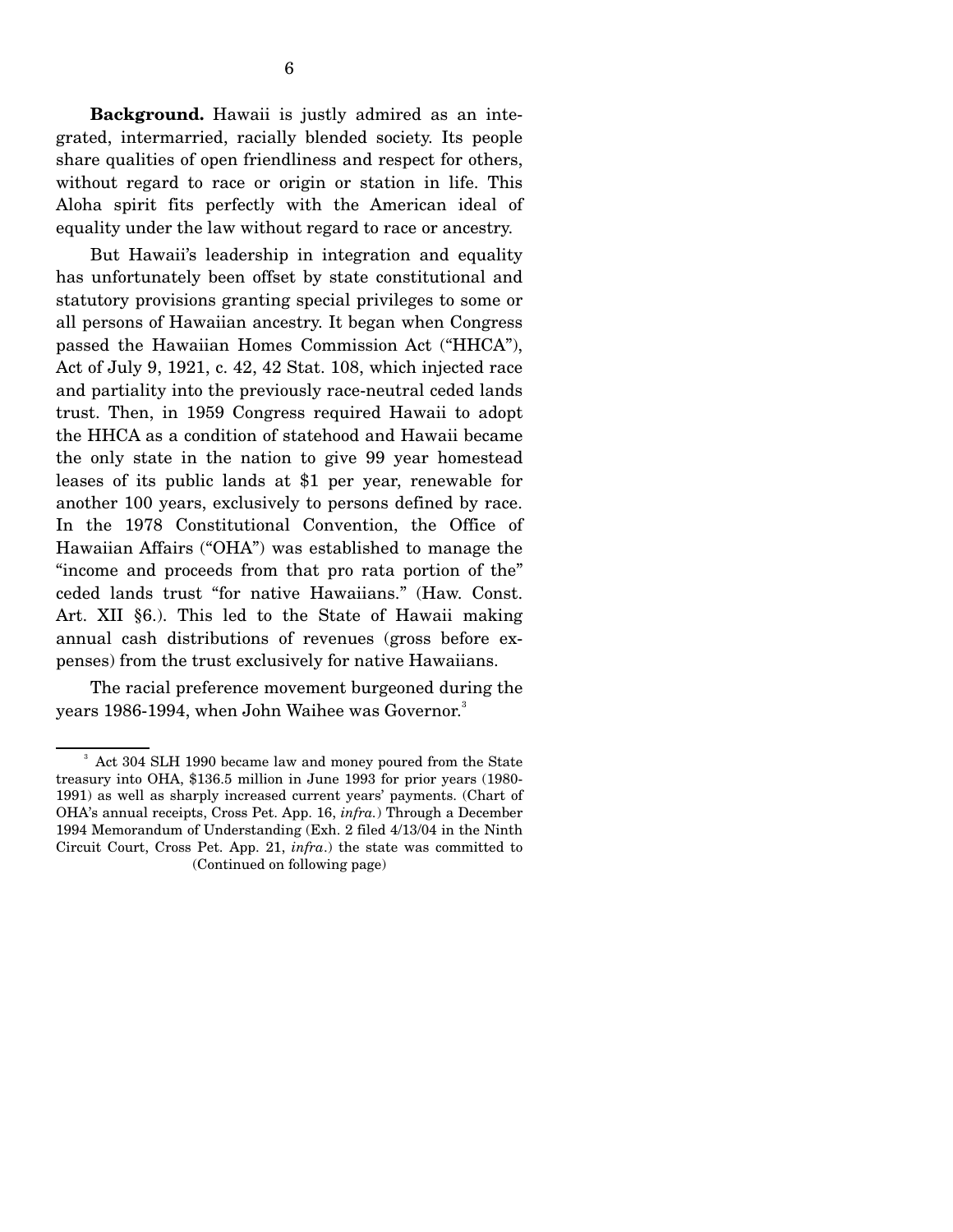**Background.** Hawaii is justly admired as an integrated, intermarried, racially blended society. Its people share qualities of open friendliness and respect for others, without regard to race or origin or station in life. This Aloha spirit fits perfectly with the American ideal of equality under the law without regard to race or ancestry.

But Hawaii's leadership in integration and equality has unfortunately been offset by state constitutional and statutory provisions granting special privileges to some or all persons of Hawaiian ancestry. It began when Congress passed the Hawaiian Homes Commission Act ("HHCA"), Act of July 9, 1921, c. 42, 42 Stat. 108, which injected race and partiality into the previously race-neutral ceded lands trust. Then, in 1959 Congress required Hawaii to adopt the HHCA as a condition of statehood and Hawaii became the only state in the nation to give 99 year homestead leases of its public lands at $1 per year, renewable for another 100 years, exclusively to persons defined by race. In the 1978 Constitutional Convention, the Office of Hawaiian Affairs ("OHA") was established to manage the "income and proceeds from that pro rata portion of the" ceded lands trust "for native Hawaiians." (Haw. Const. Art. XII §6.). This led to the State of Hawaii making annual cash distributions of revenues (gross before expenses) from the trust exclusively for native Hawaiians.

The racial preference movement burgeoned during the years 1986-1994, when John Waihee was Governor.[3]

---

[3] Act 304 SLH 1990 became law and money poured from the State treasury into OHA, $136.5 million in June 1993 for prior years (1980-1991) as well as sharply increased current years' payments. (Chart of OHA's annual receipts, Cross Pet. App. 16, *infra.*) Through a December 1994 Memorandum of Understanding (Exh. 2 filed 4/13/04 in the Ninth Circuit Court, Cross Pet. App. 21, *infra*.) the state was committed to (Continued on following page)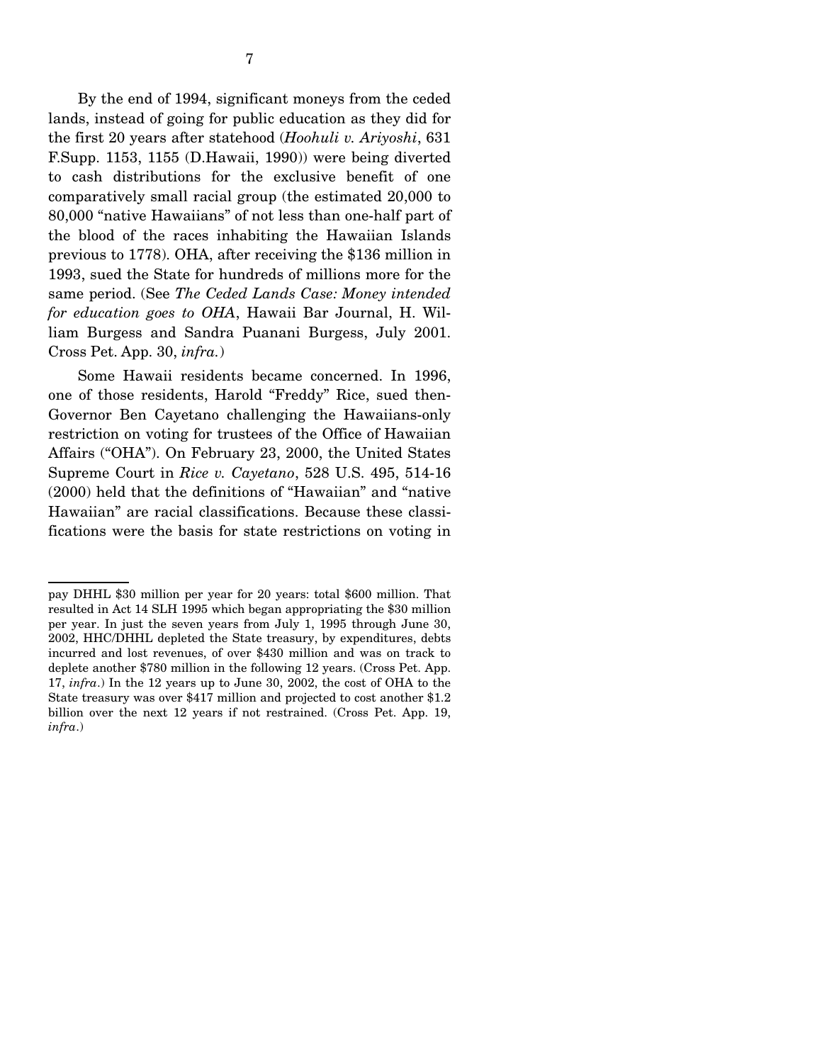By the end of 1994, significant moneys from the ceded lands, instead of going for public education as they did for the first 20 years after statehood (*Hoohuli v. Ariyoshi*, 631 F.Supp. 1153, 1155 (D.Hawaii, 1990)) were being diverted to cash distributions for the exclusive benefit of one comparatively small racial group (the estimated 20,000 to 80,000 "native Hawaiians" of not less than one-half part of the blood of the races inhabiting the Hawaiian Islands previous to 1778). OHA, after receiving the $136 million in 1993, sued the State for hundreds of millions more for the same period. (See *The Ceded Lands Case: Money intended for education goes to OHA*, Hawaii Bar Journal, H. William Burgess and Sandra Puanani Burgess, July 2001. Cross Pet. App. 30, *infra.*)

Some Hawaii residents became concerned. In 1996, one of those residents, Harold "Freddy" Rice, sued then-Governor Ben Cayetano challenging the Hawaiians-only restriction on voting for trustees of the Office of Hawaiian Affairs ("OHA"). On February 23, 2000, the United States Supreme Court in *Rice v. Cayetano*, 528 U.S. 495, 514-16 (2000) held that the definitions of "Hawaiian" and "native Hawaiian" are racial classifications. Because these classifications were the basis for state restrictions on voting in

---

pay DHHL $30 million per year for 20 years: total $600 million. That resulted in Act 14 SLH 1995 which began appropriating the $30 million per year. In just the seven years from July 1, 1995 through June 30, 2002, HHC/DHHL depleted the State treasury, by expenditures, debts incurred and lost revenues, of over $430 million and was on track to deplete another $780 million in the following 12 years. (Cross Pet. App. 17, *infra*.) In the 12 years up to June 30, 2002, the cost of OHA to the State treasury was over $417 million and projected to cost another $1.2 billion over the next 12 years if not restrained. (Cross Pet. App. 19, *infra*.)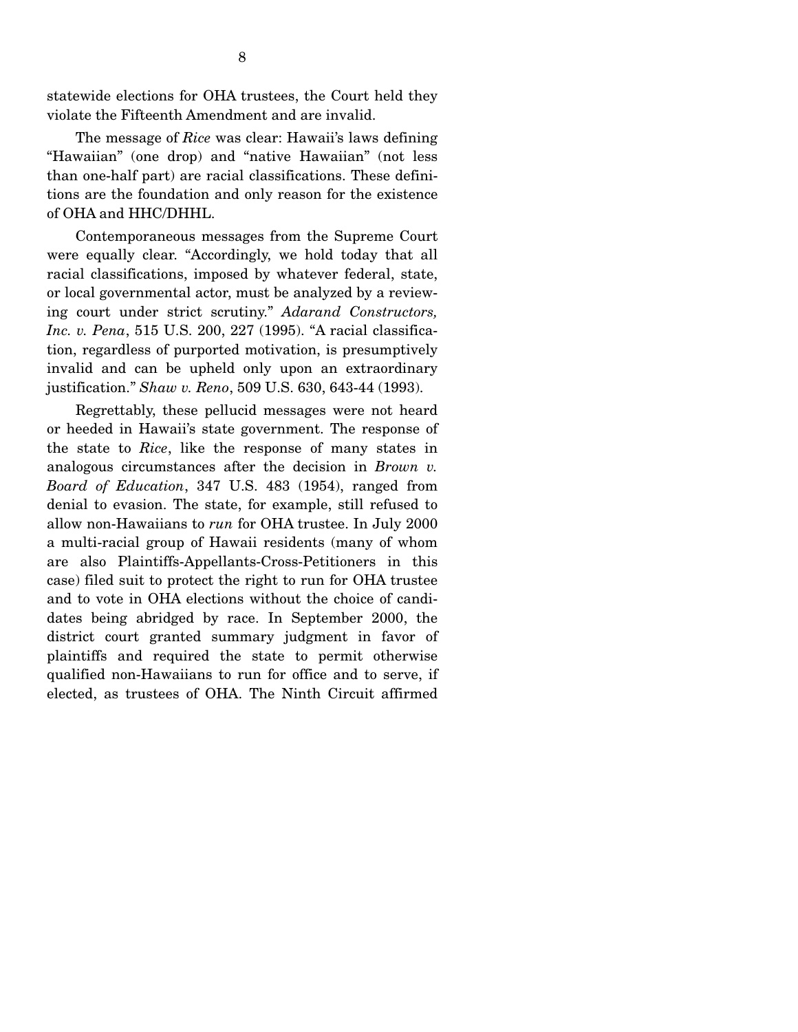statewide elections for OHA trustees, the Court held they violate the Fifteenth Amendment and are invalid.

The message of *Rice* was clear: Hawaii's laws defining "Hawaiian" (one drop) and "native Hawaiian" (not less than one-half part) are racial classifications. These definitions are the foundation and only reason for the existence of OHA and HHC/DHHL.

Contemporaneous messages from the Supreme Court were equally clear. "Accordingly, we hold today that all racial classifications, imposed by whatever federal, state, or local governmental actor, must be analyzed by a reviewing court under strict scrutiny." *Adarand Constructors, Inc. v. Pena*, 515 U.S. 200, 227 (1995). "A racial classification, regardless of purported motivation, is presumptively invalid and can be upheld only upon an extraordinary justification." *Shaw v. Reno*, 509 U.S. 630, 643-44 (1993).

Regrettably, these pellucid messages were not heard or heeded in Hawaii's state government. The response of the state to *Rice*, like the response of many states in analogous circumstances after the decision in *Brown v. Board of Education*, 347 U.S. 483 (1954), ranged from denial to evasion. The state, for example, still refused to allow non-Hawaiians to *run* for OHA trustee. In July 2000 a multi-racial group of Hawaii residents (many of whom are also Plaintiffs-Appellants-Cross-Petitioners in this case) filed suit to protect the right to run for OHA trustee and to vote in OHA elections without the choice of candidates being abridged by race. In September 2000, the district court granted summary judgment in favor of plaintiffs and required the state to permit otherwise qualified non-Hawaiians to run for office and to serve, if elected, as trustees of OHA. The Ninth Circuit affirmed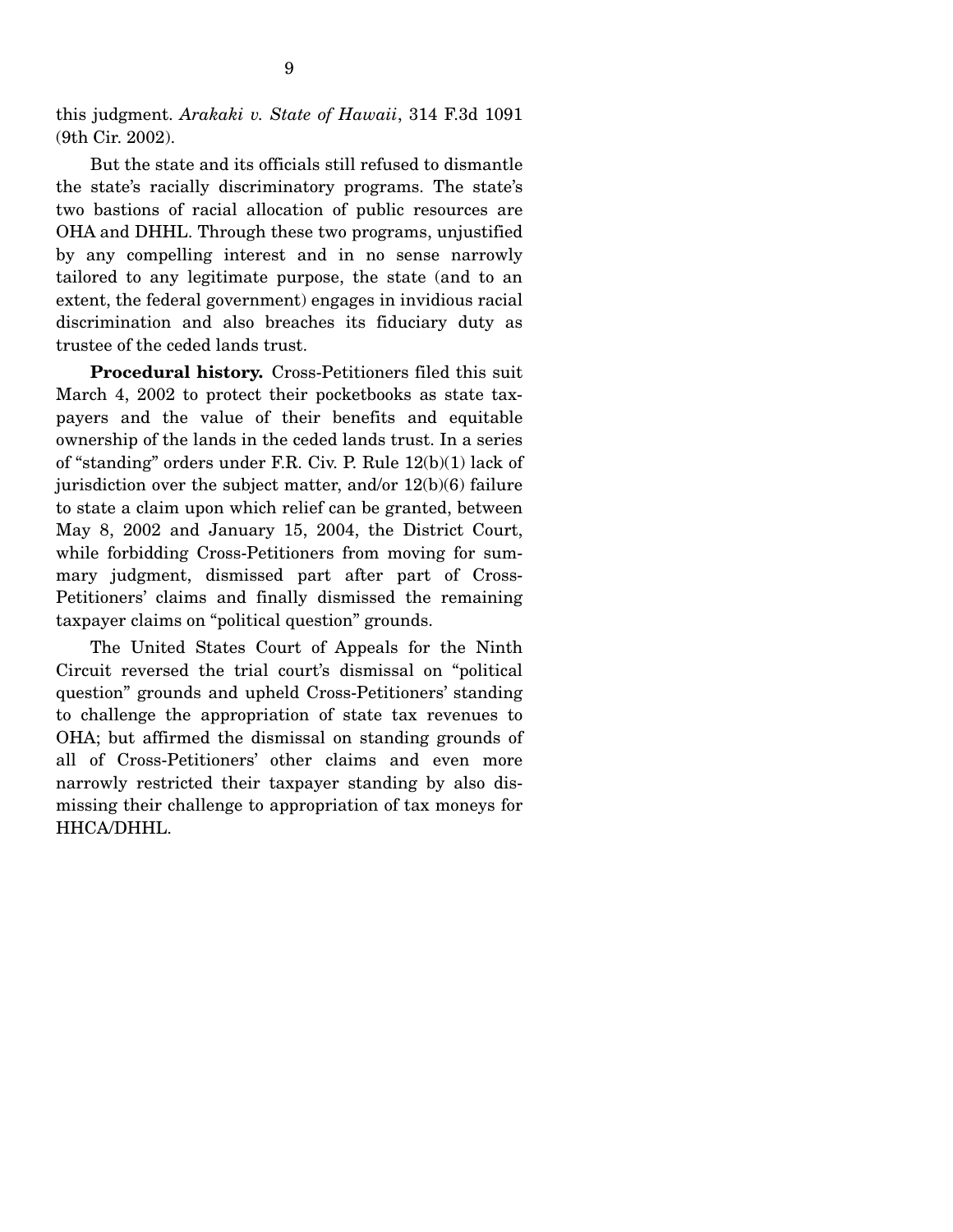this judgment. *Arakaki v. State of Hawaii*, 314 F.3d 1091 (9th Cir. 2002).

But the state and its officials still refused to dismantle the state's racially discriminatory programs. The state's two bastions of racial allocation of public resources are OHA and DHHL. Through these two programs, unjustified by any compelling interest and in no sense narrowly tailored to any legitimate purpose, the state (and to an extent, the federal government) engages in invidious racial discrimination and also breaches its fiduciary duty as trustee of the ceded lands trust.

**Procedural history.** Cross-Petitioners filed this suit March 4, 2002 to protect their pocketbooks as state taxpayers and the value of their benefits and equitable ownership of the lands in the ceded lands trust. In a series of "standing" orders under F.R. Civ. P. Rule 12(b)(1) lack of jurisdiction over the subject matter, and/or 12(b)(6) failure to state a claim upon which relief can be granted, between May 8, 2002 and January 15, 2004, the District Court, while forbidding Cross-Petitioners from moving for summary judgment, dismissed part after part of Cross-Petitioners' claims and finally dismissed the remaining taxpayer claims on "political question" grounds.

The United States Court of Appeals for the Ninth Circuit reversed the trial court's dismissal on "political question" grounds and upheld Cross-Petitioners' standing to challenge the appropriation of state tax revenues to OHA; but affirmed the dismissal on standing grounds of all of Cross-Petitioners' other claims and even more narrowly restricted their taxpayer standing by also dismissing their challenge to appropriation of tax moneys for HHCA/DHHL.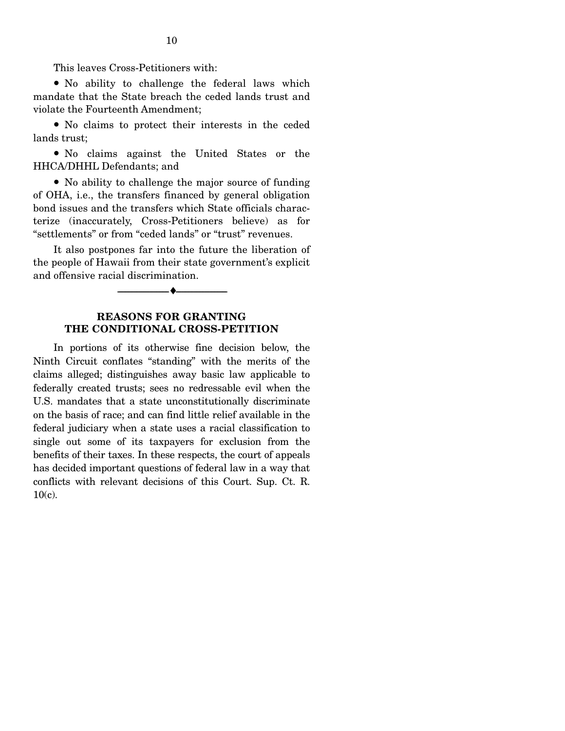This leaves Cross-Petitioners with:

- No ability to challenge the federal laws which mandate that the State breach the ceded lands trust and violate the Fourteenth Amendment;
- No claims to protect their interests in the ceded lands trust;
- No claims against the United States or the HHCA/DHHL Defendants; and
- No ability to challenge the major source of funding of OHA, i.e., the transfers financed by general obligation bond issues and the transfers which State officials characterize (inaccurately, Cross-Petitioners believe) as for "settlements" or from "ceded lands" or "trust" revenues.

It also postpones far into the future the liberation of the people of Hawaii from their state government's explicit and offensive racial discrimination.

---

## REASONS FOR GRANTING THE CONDITIONAL CROSS-PETITION

In portions of its otherwise fine decision below, the Ninth Circuit conflates "standing" with the merits of the claims alleged; distinguishes away basic law applicable to federally created trusts; sees no redressable evil when the U.S. mandates that a state unconstitutionally discriminate on the basis of race; and can find little relief available in the federal judiciary when a state uses a racial classification to single out some of its taxpayers for exclusion from the benefits of their taxes. In these respects, the court of appeals has decided important questions of federal law in a way that conflicts with relevant decisions of this Court. Sup. Ct. R. 10(c).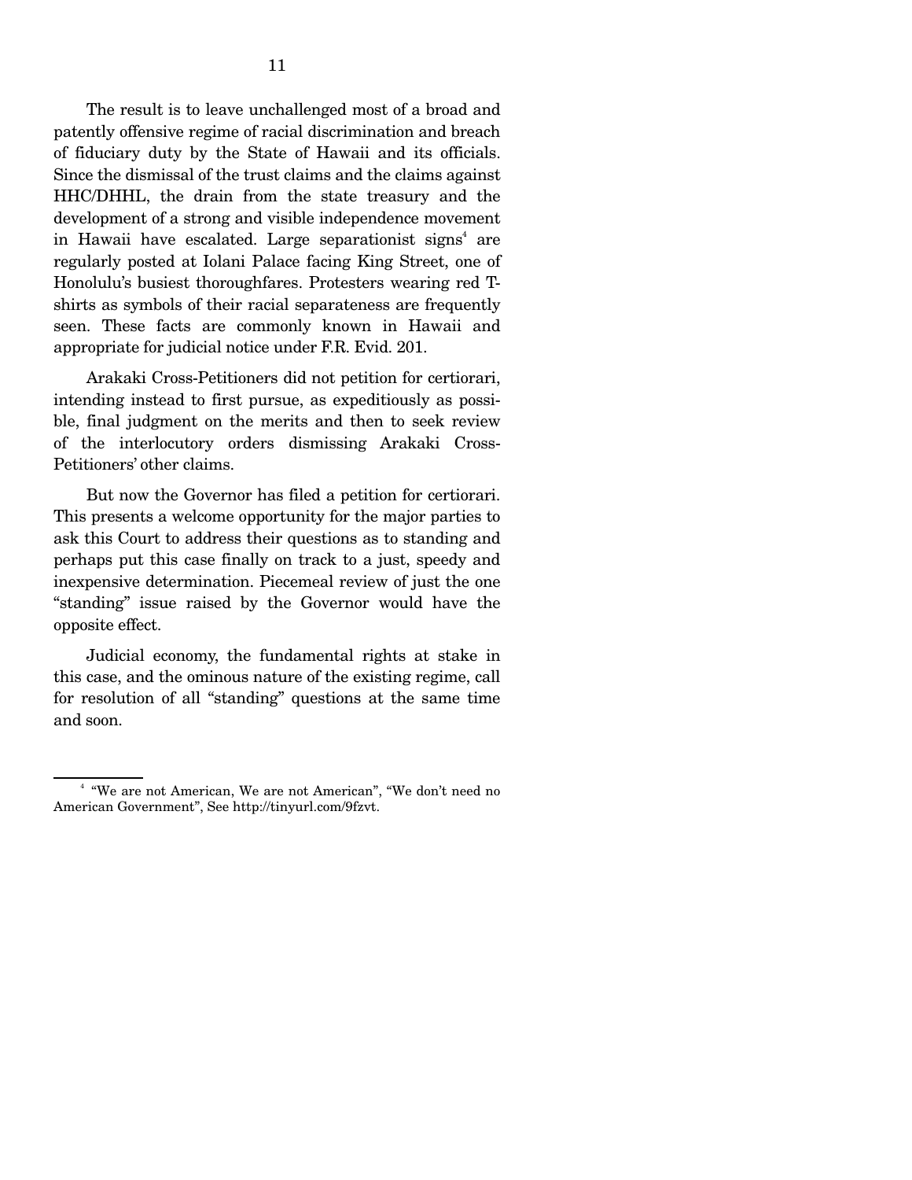The result is to leave unchallenged most of a broad and patently offensive regime of racial discrimination and breach of fiduciary duty by the State of Hawaii and its officials. Since the dismissal of the trust claims and the claims against HHC/DHHL, the drain from the state treasury and the development of a strong and visible independence movement in Hawaii have escalated. Large separationist signs[4] are regularly posted at Iolani Palace facing King Street, one of Honolulu's busiest thoroughfares. Protesters wearing red T-shirts as symbols of their racial separateness are frequently seen. These facts are commonly known in Hawaii and appropriate for judicial notice under F.R. Evid. 201.

Arakaki Cross-Petitioners did not petition for certiorari, intending instead to first pursue, as expeditiously as possible, final judgment on the merits and then to seek review of the interlocutory orders dismissing Arakaki Cross-Petitioners' other claims.

But now the Governor has filed a petition for certiorari. This presents a welcome opportunity for the major parties to ask this Court to address their questions as to standing and perhaps put this case finally on track to a just, speedy and inexpensive determination. Piecemeal review of just the one "standing" issue raised by the Governor would have the opposite effect.

Judicial economy, the fundamental rights at stake in this case, and the ominous nature of the existing regime, call for resolution of all "standing" questions at the same time and soon.

---

[4] "We are not American, We are not American", "We don't need no American Government", See http://tinyurl.com/9fzvt.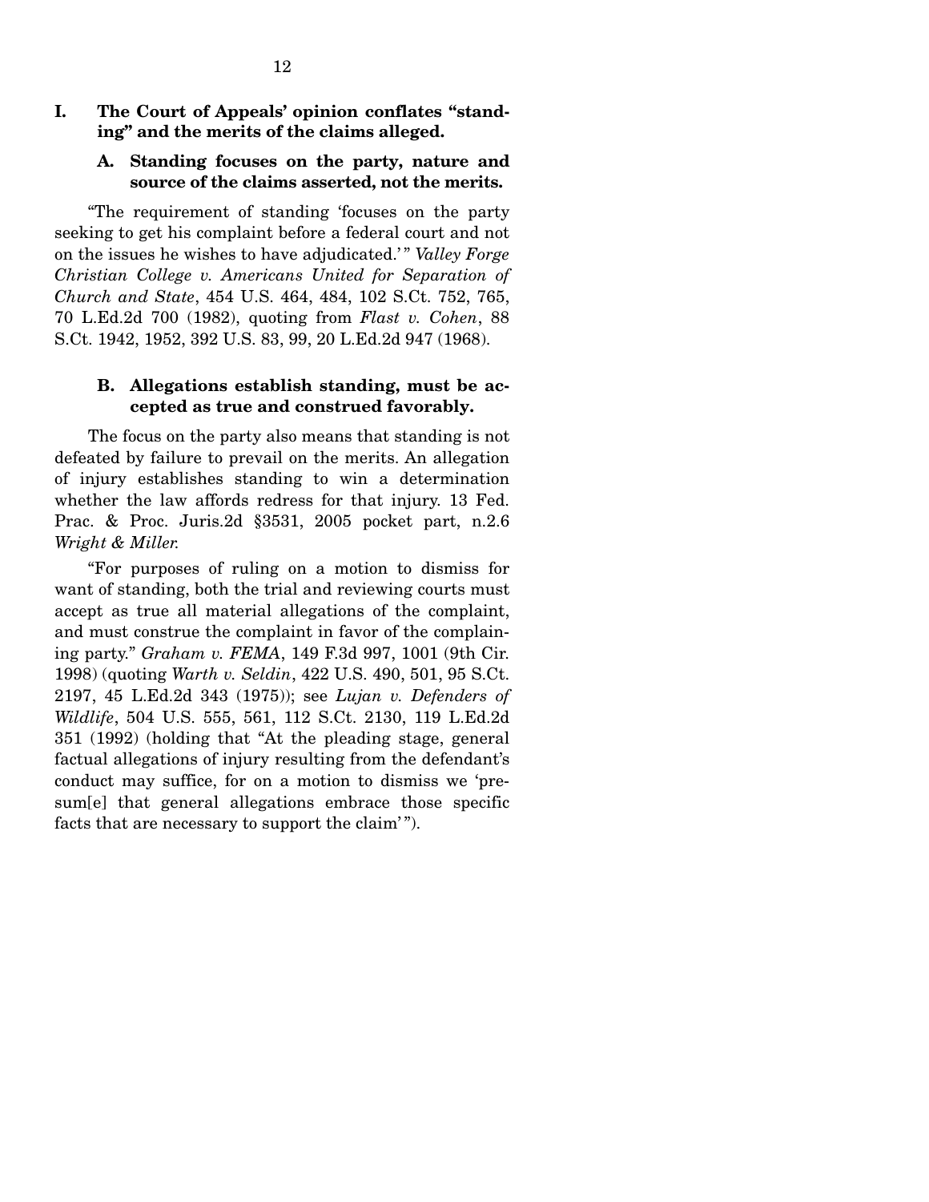## I. The Court of Appeals' opinion conflates "standing" and the merits of the claims alleged.

### A. Standing focuses on the party, nature and source of the claims asserted, not the merits.

"The requirement of standing 'focuses on the party seeking to get his complaint before a federal court and not on the issues he wishes to have adjudicated.'" *Valley Forge Christian College v. Americans United for Separation of Church and State*, 454 U.S. 464, 484, 102 S.Ct. 752, 765, 70 L.Ed.2d 700 (1982), quoting from *Flast v. Cohen*, 88 S.Ct. 1942, 1952, 392 U.S. 83, 99, 20 L.Ed.2d 947 (1968).

### B. Allegations establish standing, must be accepted as true and construed favorably.

The focus on the party also means that standing is not defeated by failure to prevail on the merits. An allegation of injury establishes standing to win a determination whether the law affords redress for that injury. 13 Fed. Prac. & Proc. Juris.2d §3531, 2005 pocket part, n.2.6 *Wright & Miller.*

"For purposes of ruling on a motion to dismiss for want of standing, both the trial and reviewing courts must accept as true all material allegations of the complaint, and must construe the complaint in favor of the complaining party." *Graham v. FEMA*, 149 F.3d 997, 1001 (9th Cir. 1998) (quoting *Warth v. Seldin*, 422 U.S. 490, 501, 95 S.Ct. 2197, 45 L.Ed.2d 343 (1975)); see *Lujan v. Defenders of Wildlife*, 504 U.S. 555, 561, 112 S.Ct. 2130, 119 L.Ed.2d 351 (1992) (holding that "At the pleading stage, general factual allegations of injury resulting from the defendant's conduct may suffice, for on a motion to dismiss we 'presum[e] that general allegations embrace those specific facts that are necessary to support the claim'").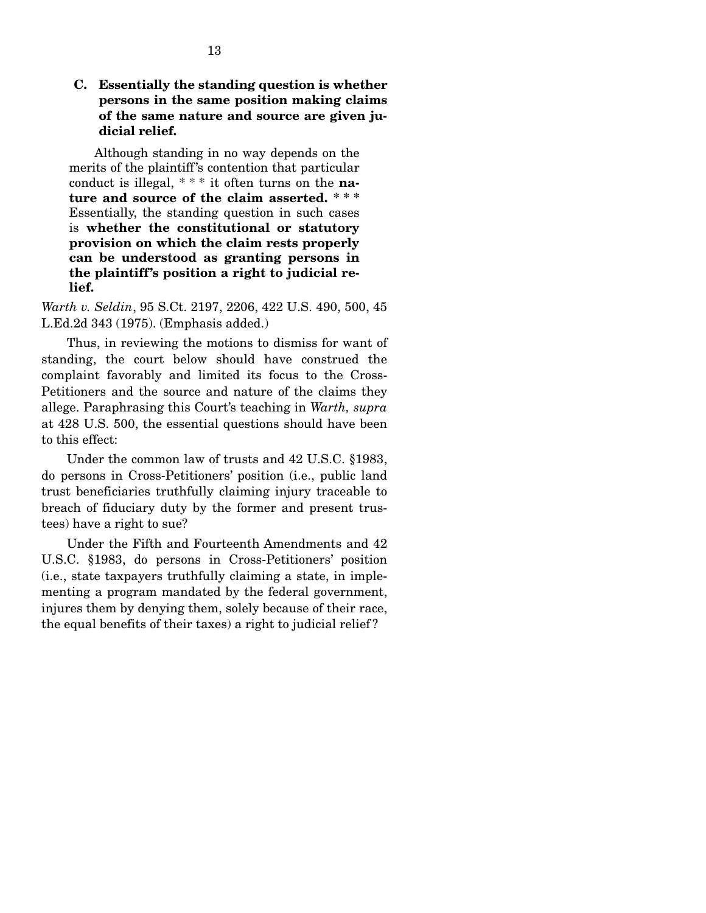### C. Essentially the standing question is whether persons in the same position making claims of the same nature and source are given judicial relief.

> Although standing in no way depends on the merits of the plaintiff's contention that particular conduct is illegal, * * * it often turns on the **nature and source of the claim asserted. * * *** Essentially, the standing question in such cases is **whether the constitutional or statutory provision on which the claim rests properly can be understood as granting persons in the plaintiff's position a right to judicial relief.**

*Warth v. Seldin*, 95 S.Ct. 2197, 2206, 422 U.S. 490, 500, 45 L.Ed.2d 343 (1975). (Emphasis added.)

Thus, in reviewing the motions to dismiss for want of standing, the court below should have construed the complaint favorably and limited its focus to the Cross-Petitioners and the source and nature of the claims they allege. Paraphrasing this Court's teaching in *Warth, supra* at 428 U.S. 500, the essential questions should have been to this effect:

Under the common law of trusts and 42 U.S.C. §1983, do persons in Cross-Petitioners' position (i.e., public land trust beneficiaries truthfully claiming injury traceable to breach of fiduciary duty by the former and present trustees) have a right to sue?

Under the Fifth and Fourteenth Amendments and 42 U.S.C. §1983, do persons in Cross-Petitioners' position (i.e., state taxpayers truthfully claiming a state, in implementing a program mandated by the federal government, injures them by denying them, solely because of their race, the equal benefits of their taxes) a right to judicial relief?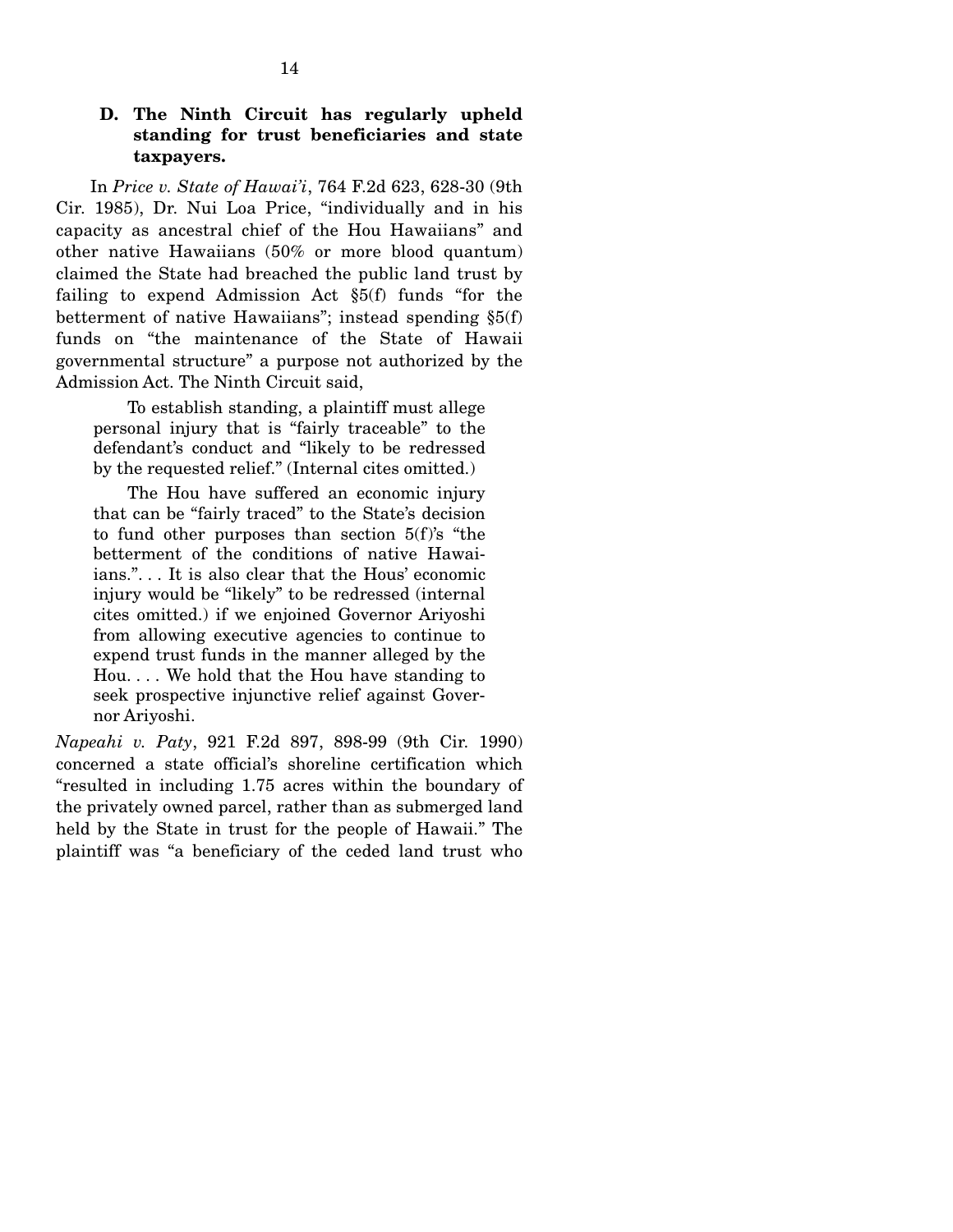### D. The Ninth Circuit has regularly upheld standing for trust beneficiaries and state taxpayers.

In *Price v. State of Hawai'i*, 764 F.2d 623, 628-30 (9th Cir. 1985), Dr. Nui Loa Price, "individually and in his capacity as ancestral chief of the Hou Hawaiians" and other native Hawaiians (50% or more blood quantum) claimed the State had breached the public land trust by failing to expend Admission Act §5(f) funds "for the betterment of native Hawaiians"; instead spending §5(f) funds on "the maintenance of the State of Hawaii governmental structure" a purpose not authorized by the Admission Act. The Ninth Circuit said,

> To establish standing, a plaintiff must allege personal injury that is "fairly traceable" to the defendant's conduct and "likely to be redressed by the requested relief." (Internal cites omitted.)
>
> The Hou have suffered an economic injury that can be "fairly traced" to the State's decision to fund other purposes than section 5(f)'s "the betterment of the conditions of native Hawaiians.". . . It is also clear that the Hous' economic injury would be "likely" to be redressed (internal cites omitted.) if we enjoined Governor Ariyoshi from allowing executive agencies to continue to expend trust funds in the manner alleged by the Hou. . . . We hold that the Hou have standing to seek prospective injunctive relief against Governor Ariyoshi.

*Napeahi v. Paty*, 921 F.2d 897, 898-99 (9th Cir. 1990) concerned a state official's shoreline certification which "resulted in including 1.75 acres within the boundary of the privately owned parcel, rather than as submerged land held by the State in trust for the people of Hawaii." The plaintiff was "a beneficiary of the ceded land trust who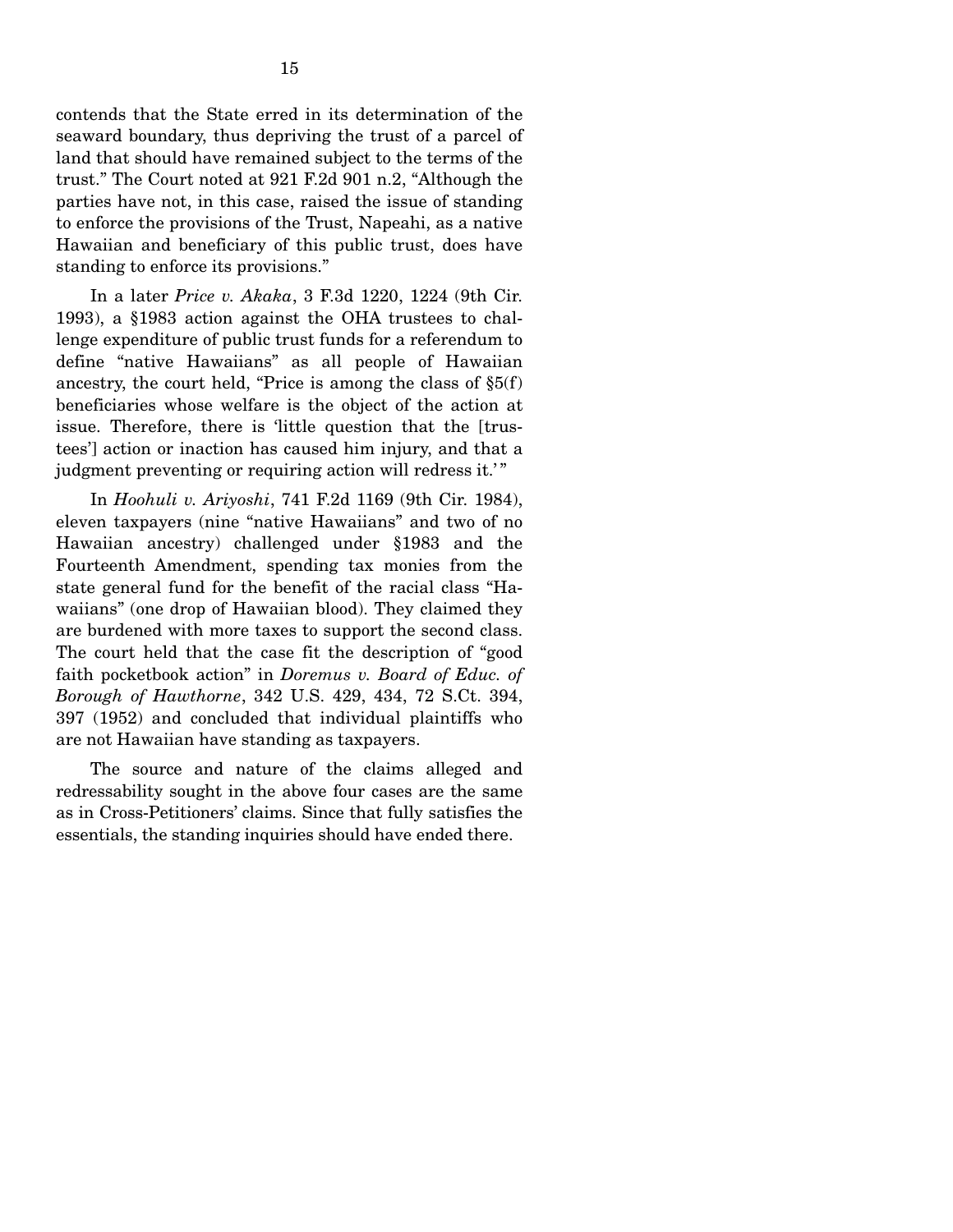contends that the State erred in its determination of the seaward boundary, thus depriving the trust of a parcel of land that should have remained subject to the terms of the trust." The Court noted at 921 F.2d 901 n.2, "Although the parties have not, in this case, raised the issue of standing to enforce the provisions of the Trust, Napeahi, as a native Hawaiian and beneficiary of this public trust, does have standing to enforce its provisions."

In a later *Price v. Akaka*, 3 F.3d 1220, 1224 (9th Cir. 1993), a §1983 action against the OHA trustees to challenge expenditure of public trust funds for a referendum to define "native Hawaiians" as all people of Hawaiian ancestry, the court held, "Price is among the class of §5(f) beneficiaries whose welfare is the object of the action at issue. Therefore, there is 'little question that the [trustees'] action or inaction has caused him injury, and that a judgment preventing or requiring action will redress it.'"

In *Hoohuli v. Ariyoshi*, 741 F.2d 1169 (9th Cir. 1984), eleven taxpayers (nine "native Hawaiians" and two of no Hawaiian ancestry) challenged under §1983 and the Fourteenth Amendment, spending tax monies from the state general fund for the benefit of the racial class "Hawaiians" (one drop of Hawaiian blood). They claimed they are burdened with more taxes to support the second class. The court held that the case fit the description of "good faith pocketbook action" in *Doremus v. Board of Educ. of Borough of Hawthorne*, 342 U.S. 429, 434, 72 S.Ct. 394, 397 (1952) and concluded that individual plaintiffs who are not Hawaiian have standing as taxpayers.

The source and nature of the claims alleged and redressability sought in the above four cases are the same as in Cross-Petitioners' claims. Since that fully satisfies the essentials, the standing inquiries should have ended there.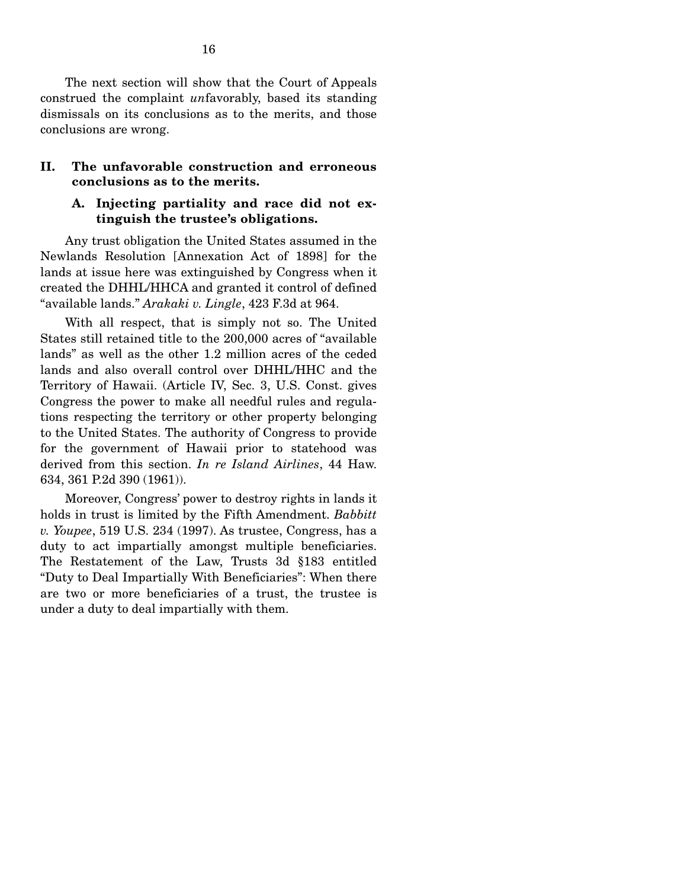The next section will show that the Court of Appeals construed the complaint *un*favorably, based its standing dismissals on its conclusions as to the merits, and those conclusions are wrong.

## II. The unfavorable construction and erroneous conclusions as to the merits.

### A. Injecting partiality and race did not extinguish the trustee's obligations.

Any trust obligation the United States assumed in the Newlands Resolution [Annexation Act of 1898] for the lands at issue here was extinguished by Congress when it created the DHHL/HHCA and granted it control of defined "available lands." *Arakaki v. Lingle*, 423 F.3d at 964.

With all respect, that is simply not so. The United States still retained title to the 200,000 acres of "available lands" as well as the other 1.2 million acres of the ceded lands and also overall control over DHHL/HHC and the Territory of Hawaii. (Article IV, Sec. 3, U.S. Const. gives Congress the power to make all needful rules and regulations respecting the territory or other property belonging to the United States. The authority of Congress to provide for the government of Hawaii prior to statehood was derived from this section. *In re Island Airlines*, 44 Haw. 634, 361 P.2d 390 (1961)).

Moreover, Congress' power to destroy rights in lands it holds in trust is limited by the Fifth Amendment. *Babbitt v. Youpee*, 519 U.S. 234 (1997). As trustee, Congress, has a duty to act impartially amongst multiple beneficiaries. The Restatement of the Law, Trusts 3d §183 entitled "Duty to Deal Impartially With Beneficiaries": When there are two or more beneficiaries of a trust, the trustee is under a duty to deal impartially with them.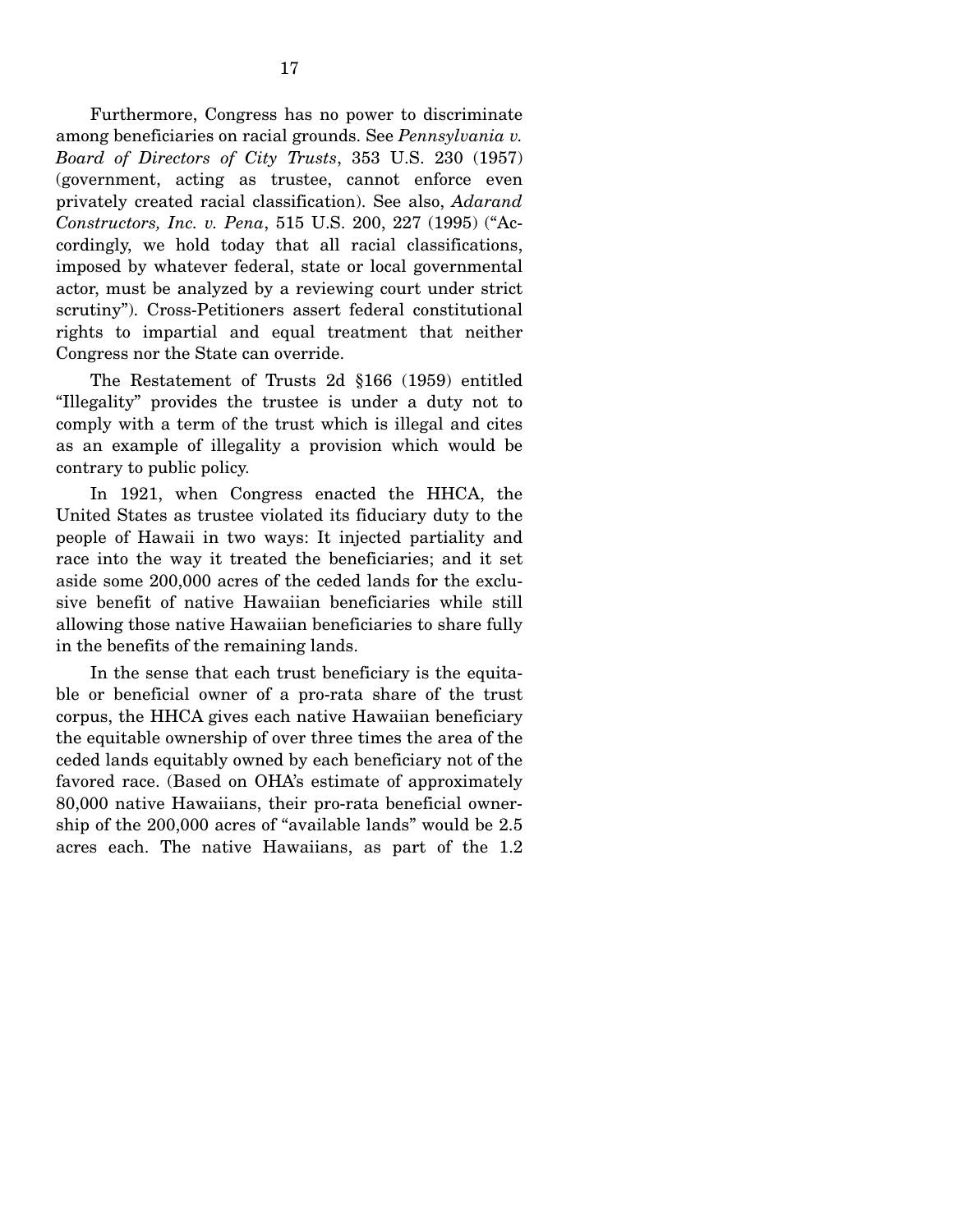Furthermore, Congress has no power to discriminate among beneficiaries on racial grounds. See *Pennsylvania v. Board of Directors of City Trusts*, 353 U.S. 230 (1957) (government, acting as trustee, cannot enforce even privately created racial classification). See also, *Adarand Constructors, Inc. v. Pena*, 515 U.S. 200, 227 (1995) ("Accordingly, we hold today that all racial classifications, imposed by whatever federal, state or local governmental actor, must be analyzed by a reviewing court under strict scrutiny"). Cross-Petitioners assert federal constitutional rights to impartial and equal treatment that neither Congress nor the State can override.

The Restatement of Trusts 2d §166 (1959) entitled "Illegality" provides the trustee is under a duty not to comply with a term of the trust which is illegal and cites as an example of illegality a provision which would be contrary to public policy.

In 1921, when Congress enacted the HHCA, the United States as trustee violated its fiduciary duty to the people of Hawaii in two ways: It injected partiality and race into the way it treated the beneficiaries; and it set aside some 200,000 acres of the ceded lands for the exclusive benefit of native Hawaiian beneficiaries while still allowing those native Hawaiian beneficiaries to share fully in the benefits of the remaining lands.

In the sense that each trust beneficiary is the equitable or beneficial owner of a pro-rata share of the trust corpus, the HHCA gives each native Hawaiian beneficiary the equitable ownership of over three times the area of the ceded lands equitably owned by each beneficiary not of the favored race. (Based on OHA's estimate of approximately 80,000 native Hawaiians, their pro-rata beneficial ownership of the 200,000 acres of "available lands" would be 2.5 acres each. The native Hawaiians, as part of the 1.2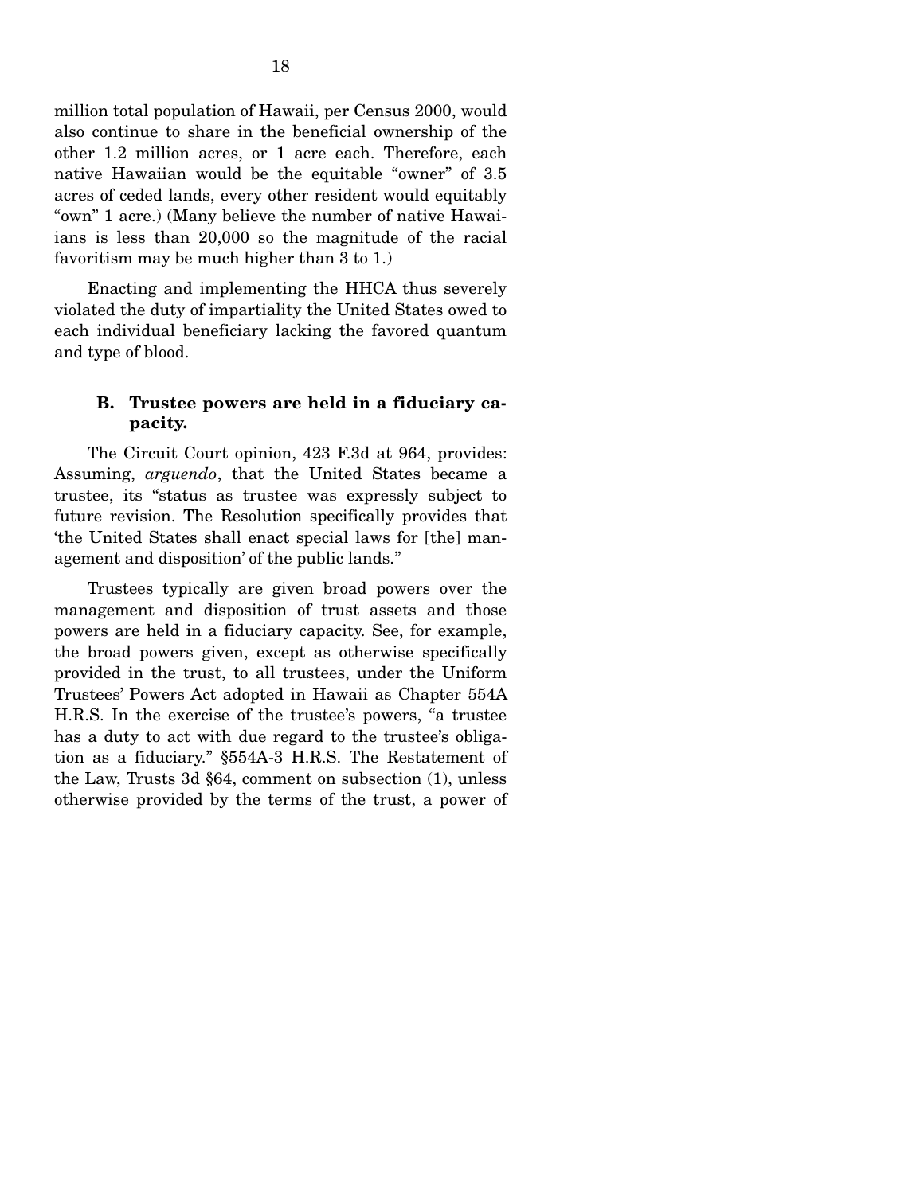million total population of Hawaii, per Census 2000, would also continue to share in the beneficial ownership of the other 1.2 million acres, or 1 acre each. Therefore, each native Hawaiian would be the equitable "owner" of 3.5 acres of ceded lands, every other resident would equitably "own" 1 acre.) (Many believe the number of native Hawaiians is less than 20,000 so the magnitude of the racial favoritism may be much higher than 3 to 1.)

Enacting and implementing the HHCA thus severely violated the duty of impartiality the United States owed to each individual beneficiary lacking the favored quantum and type of blood.

### B. Trustee powers are held in a fiduciary capacity.

The Circuit Court opinion, 423 F.3d at 964, provides: Assuming, *arguendo*, that the United States became a trustee, its "status as trustee was expressly subject to future revision. The Resolution specifically provides that 'the United States shall enact special laws for [the] management and disposition' of the public lands."

Trustees typically are given broad powers over the management and disposition of trust assets and those powers are held in a fiduciary capacity. See, for example, the broad powers given, except as otherwise specifically provided in the trust, to all trustees, under the Uniform Trustees' Powers Act adopted in Hawaii as Chapter 554A H.R.S. In the exercise of the trustee's powers, "a trustee has a duty to act with due regard to the trustee's obligation as a fiduciary." §554A-3 H.R.S. The Restatement of the Law, Trusts 3d §64, comment on subsection (1), unless otherwise provided by the terms of the trust, a power of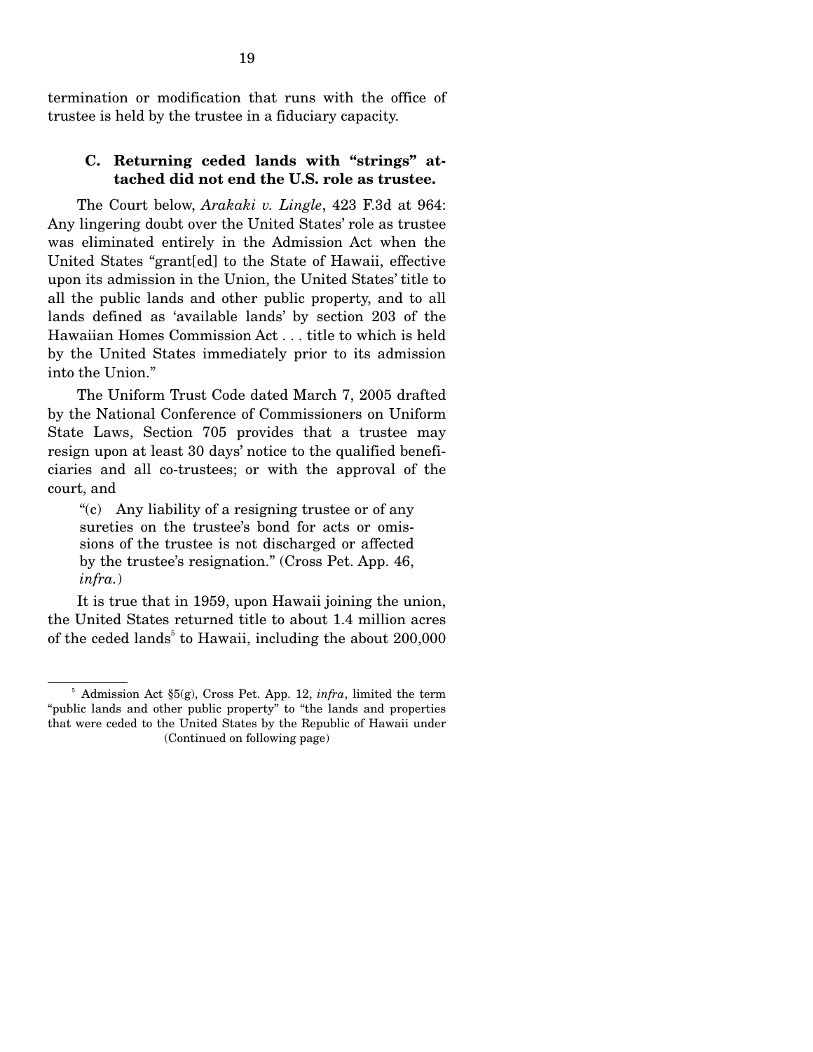termination or modification that runs with the office of trustee is held by the trustee in a fiduciary capacity.

### C. Returning ceded lands with "strings" attached did not end the U.S. role as trustee.

The Court below, *Arakaki v. Lingle*, 423 F.3d at 964: Any lingering doubt over the United States' role as trustee was eliminated entirely in the Admission Act when the United States "grant[ed] to the State of Hawaii, effective upon its admission in the Union, the United States' title to all the public lands and other public property, and to all lands defined as 'available lands' by section 203 of the Hawaiian Homes Commission Act . . . title to which is held by the United States immediately prior to its admission into the Union."

The Uniform Trust Code dated March 7, 2005 drafted by the National Conference of Commissioners on Uniform State Laws, Section 705 provides that a trustee may resign upon at least 30 days' notice to the qualified beneficiaries and all co-trustees; or with the approval of the court, and

> "(c) Any liability of a resigning trustee or of any sureties on the trustee's bond for acts or omissions of the trustee is not discharged or affected by the trustee's resignation." (Cross Pet. App. 46, *infra.*)

It is true that in 1959, upon Hawaii joining the union, the United States returned title to about 1.4 million acres of the ceded lands[5] to Hawaii, including the about 200,000

[5] Admission Act §5(g), Cross Pet. App. 12, *infra*, limited the term "public lands and other public property" to "the lands and properties that were ceded to the United States by the Republic of Hawaii under (Continued on following page)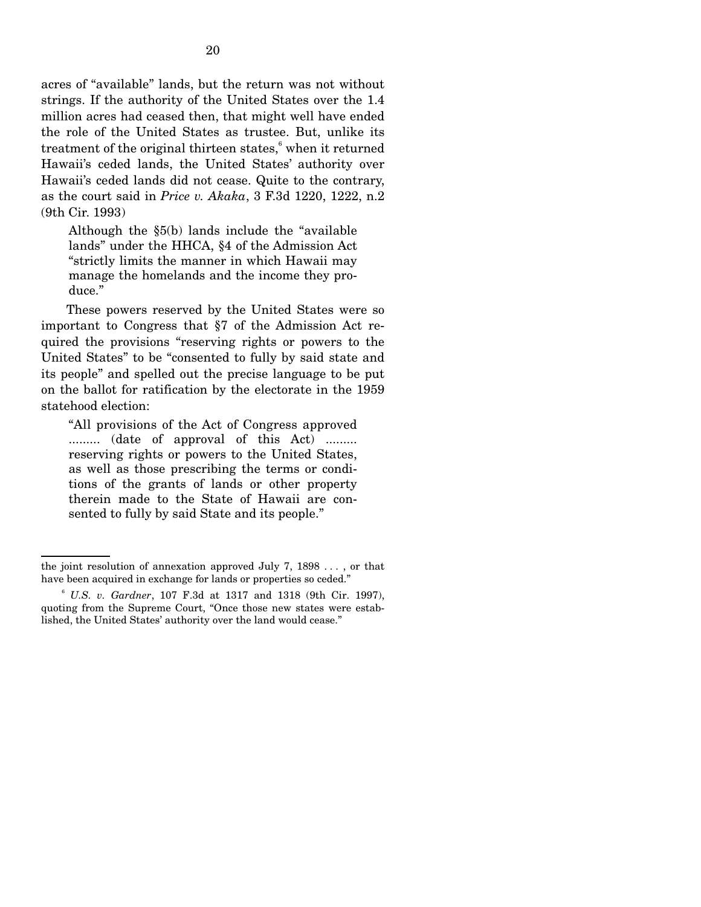acres of "available" lands, but the return was not without strings. If the authority of the United States over the 1.4 million acres had ceased then, that might well have ended the role of the United States as trustee. But, unlike its treatment of the original thirteen states,[6] when it returned Hawaii's ceded lands, the United States' authority over Hawaii's ceded lands did not cease. Quite to the contrary, as the court said in *Price v. Akaka*, 3 F.3d 1220, 1222, n.2 (9th Cir. 1993)

> Although the §5(b) lands include the "available lands" under the HHCA, §4 of the Admission Act "strictly limits the manner in which Hawaii may manage the homelands and the income they produce."

These powers reserved by the United States were so important to Congress that §7 of the Admission Act required the provisions "reserving rights or powers to the United States" to be "consented to fully by said state and its people" and spelled out the precise language to be put on the ballot for ratification by the electorate in the 1959 statehood election:

> "All provisions of the Act of Congress approved ......... (date of approval of this Act) ......... reserving rights or powers to the United States, as well as those prescribing the terms or conditions of the grants of lands or other property therein made to the State of Hawaii are consented to fully by said State and its people."

---

the joint resolution of annexation approved July 7, 1898 . . . , or that have been acquired in exchange for lands or properties so ceded."

[6] *U.S. v. Gardner*, 107 F.3d at 1317 and 1318 (9th Cir. 1997), quoting from the Supreme Court, "Once those new states were established, the United States' authority over the land would cease."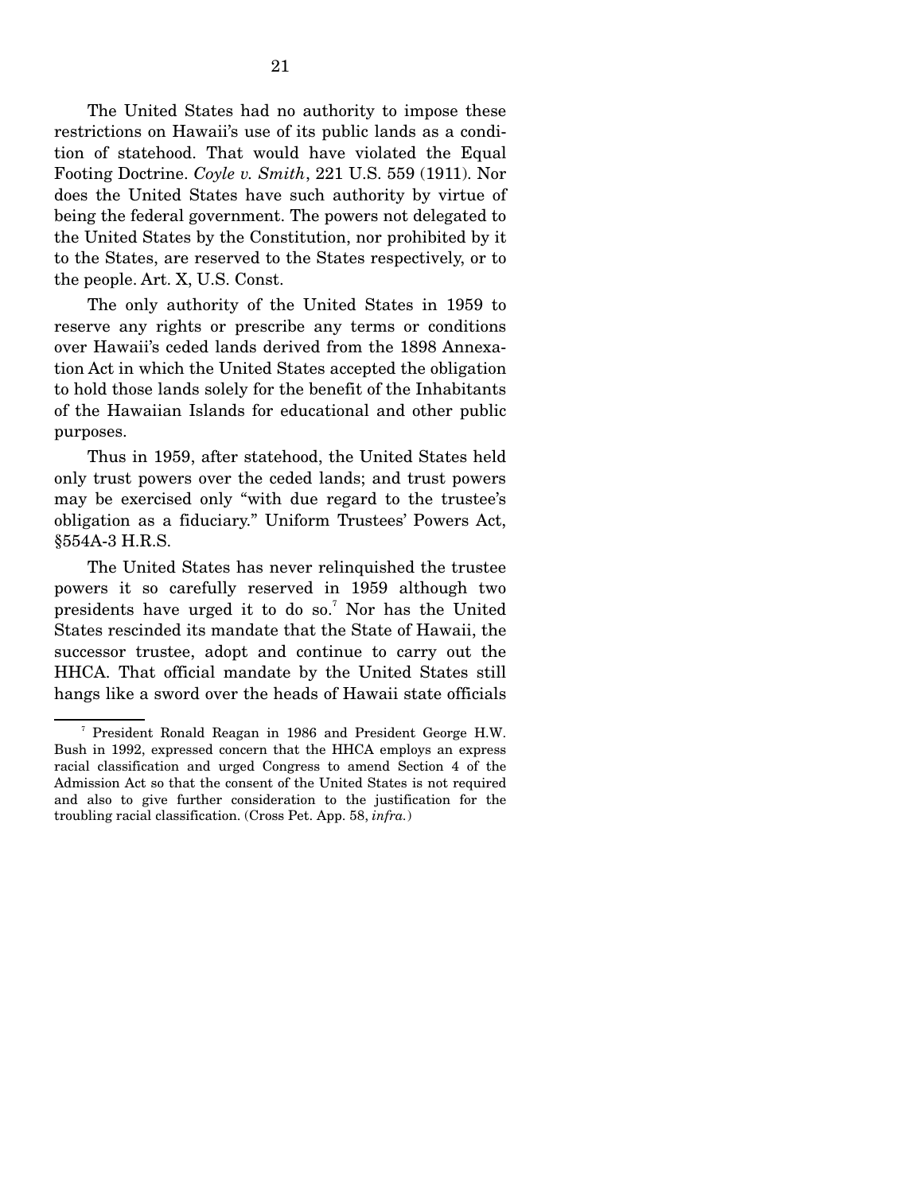The United States had no authority to impose these restrictions on Hawaii's use of its public lands as a condition of statehood. That would have violated the Equal Footing Doctrine. *Coyle v. Smith*, 221 U.S. 559 (1911). Nor does the United States have such authority by virtue of being the federal government. The powers not delegated to the United States by the Constitution, nor prohibited by it to the States, are reserved to the States respectively, or to the people. Art. X, U.S. Const.

The only authority of the United States in 1959 to reserve any rights or prescribe any terms or conditions over Hawaii's ceded lands derived from the 1898 Annexation Act in which the United States accepted the obligation to hold those lands solely for the benefit of the Inhabitants of the Hawaiian Islands for educational and other public purposes.

Thus in 1959, after statehood, the United States held only trust powers over the ceded lands; and trust powers may be exercised only "with due regard to the trustee's obligation as a fiduciary." Uniform Trustees' Powers Act, §554A-3 H.R.S.

The United States has never relinquished the trustee powers it so carefully reserved in 1959 although two presidents have urged it to do so.[7] Nor has the United States rescinded its mandate that the State of Hawaii, the successor trustee, adopt and continue to carry out the HHCA. That official mandate by the United States still hangs like a sword over the heads of Hawaii state officials

---

[7] President Ronald Reagan in 1986 and President George H.W. Bush in 1992, expressed concern that the HHCA employs an express racial classification and urged Congress to amend Section 4 of the Admission Act so that the consent of the United States is not required and also to give further consideration to the justification for the troubling racial classification. (Cross Pet. App. 58, *infra.*)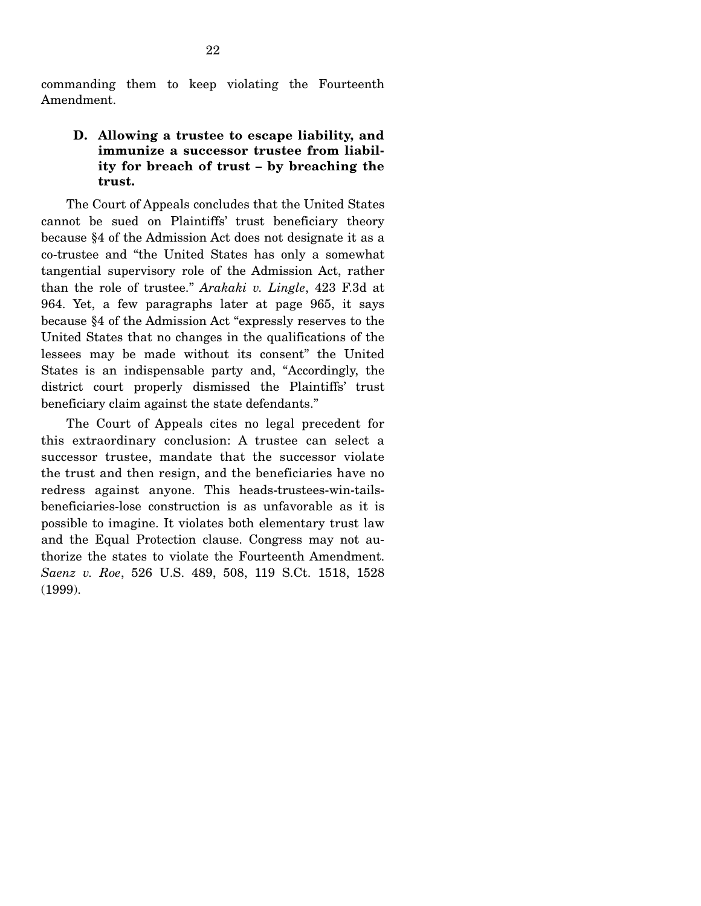commanding them to keep violating the Fourteenth Amendment.

### D. Allowing a trustee to escape liability, and immunize a successor trustee from liability for breach of trust – by breaching the trust.

The Court of Appeals concludes that the United States cannot be sued on Plaintiffs' trust beneficiary theory because §4 of the Admission Act does not designate it as a co-trustee and "the United States has only a somewhat tangential supervisory role of the Admission Act, rather than the role of trustee." *Arakaki v. Lingle*, 423 F.3d at 964. Yet, a few paragraphs later at page 965, it says because §4 of the Admission Act "expressly reserves to the United States that no changes in the qualifications of the lessees may be made without its consent" the United States is an indispensable party and, "Accordingly, the district court properly dismissed the Plaintiffs' trust beneficiary claim against the state defendants."

The Court of Appeals cites no legal precedent for this extraordinary conclusion: A trustee can select a successor trustee, mandate that the successor violate the trust and then resign, and the beneficiaries have no redress against anyone. This heads-trustees-win-tails-beneficiaries-lose construction is as unfavorable as it is possible to imagine. It violates both elementary trust law and the Equal Protection clause. Congress may not authorize the states to violate the Fourteenth Amendment. *Saenz v. Roe*, 526 U.S. 489, 508, 119 S.Ct. 1518, 1528 (1999).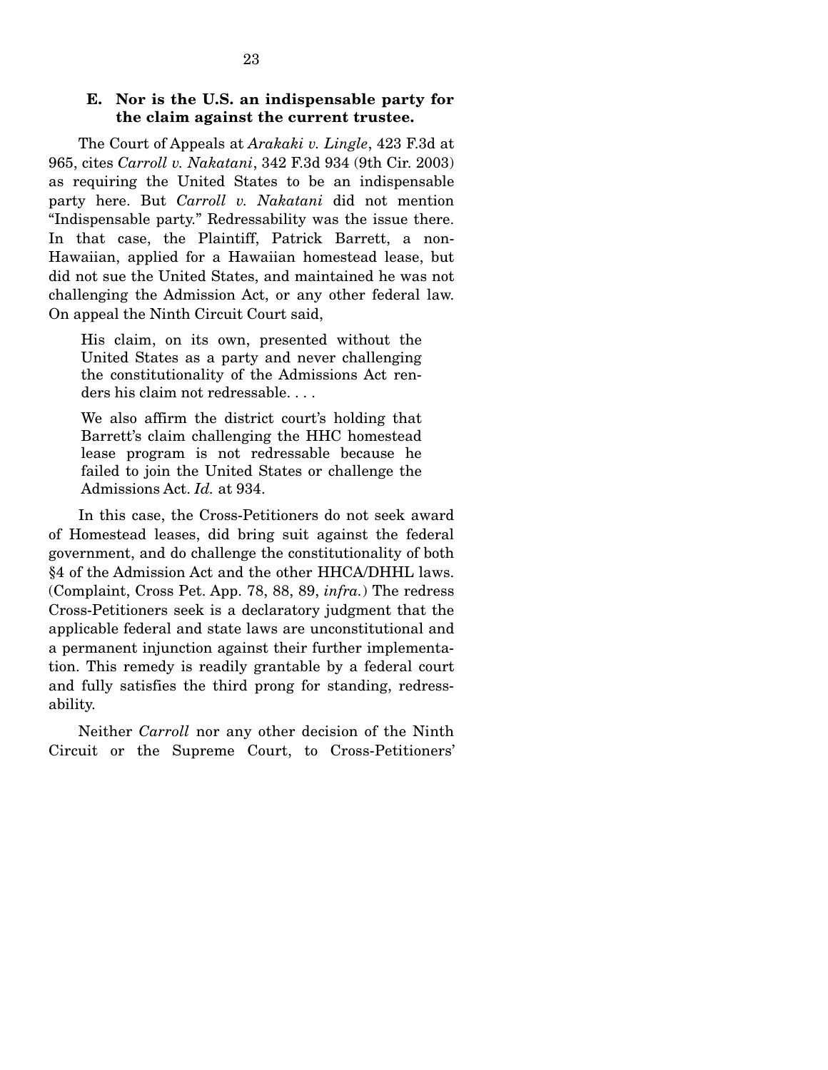### E. Nor is the U.S. an indispensable party for the claim against the current trustee.

The Court of Appeals at *Arakaki v. Lingle*, 423 F.3d at 965, cites *Carroll v. Nakatani*, 342 F.3d 934 (9th Cir. 2003) as requiring the United States to be an indispensable party here. But *Carroll v. Nakatani* did not mention "Indispensable party." Redressability was the issue there. In that case, the Plaintiff, Patrick Barrett, a non-Hawaiian, applied for a Hawaiian homestead lease, but did not sue the United States, and maintained he was not challenging the Admission Act, or any other federal law. On appeal the Ninth Circuit Court said,

> His claim, on its own, presented without the United States as a party and never challenging the constitutionality of the Admissions Act renders his claim not redressable. . . .
>
> We also affirm the district court's holding that Barrett's claim challenging the HHC homestead lease program is not redressable because he failed to join the United States or challenge the Admissions Act. *Id.* at 934.

In this case, the Cross-Petitioners do not seek award of Homestead leases, did bring suit against the federal government, and do challenge the constitutionality of both §4 of the Admission Act and the other HHCA/DHHL laws. (Complaint, Cross Pet. App. 78, 88, 89, *infra.*) The redress Cross-Petitioners seek is a declaratory judgment that the applicable federal and state laws are unconstitutional and a permanent injunction against their further implementation. This remedy is readily grantable by a federal court and fully satisfies the third prong for standing, redressability.

Neither *Carroll* nor any other decision of the Ninth Circuit or the Supreme Court, to Cross-Petitioners'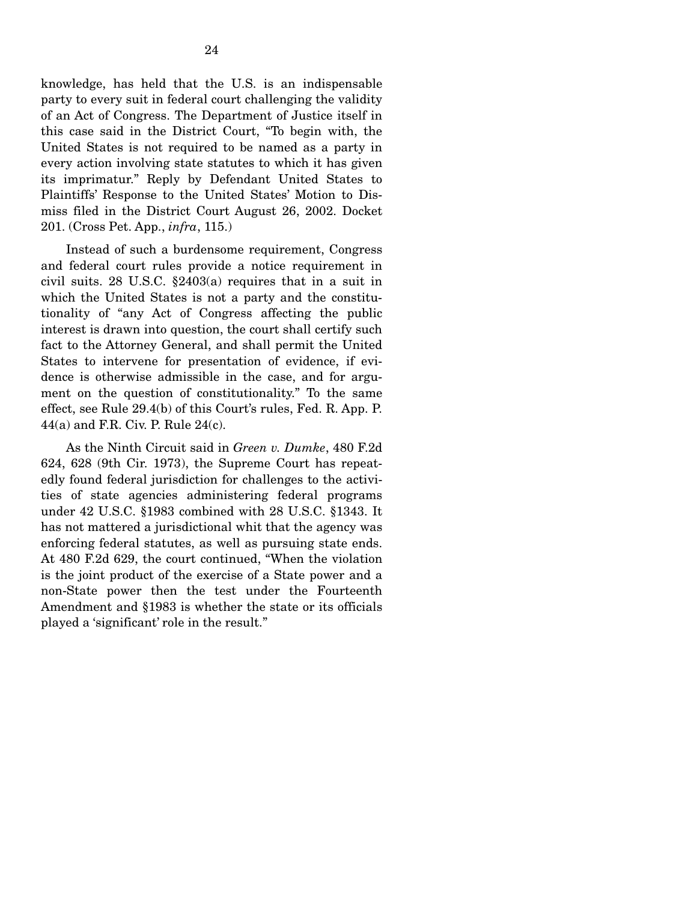knowledge, has held that the U.S. is an indispensable party to every suit in federal court challenging the validity of an Act of Congress. The Department of Justice itself in this case said in the District Court, "To begin with, the United States is not required to be named as a party in every action involving state statutes to which it has given its imprimatur." Reply by Defendant United States to Plaintiffs' Response to the United States' Motion to Dismiss filed in the District Court August 26, 2002. Docket 201. (Cross Pet. App., *infra*, 115.)

Instead of such a burdensome requirement, Congress and federal court rules provide a notice requirement in civil suits. 28 U.S.C. §2403(a) requires that in a suit in which the United States is not a party and the constitutionality of "any Act of Congress affecting the public interest is drawn into question, the court shall certify such fact to the Attorney General, and shall permit the United States to intervene for presentation of evidence, if evidence is otherwise admissible in the case, and for argument on the question of constitutionality." To the same effect, see Rule 29.4(b) of this Court's rules, Fed. R. App. P. 44(a) and F.R. Civ. P. Rule 24(c).

As the Ninth Circuit said in *Green v. Dumke*, 480 F.2d 624, 628 (9th Cir. 1973), the Supreme Court has repeatedly found federal jurisdiction for challenges to the activities of state agencies administering federal programs under 42 U.S.C. §1983 combined with 28 U.S.C. §1343. It has not mattered a jurisdictional whit that the agency was enforcing federal statutes, as well as pursuing state ends. At 480 F.2d 629, the court continued, "When the violation is the joint product of the exercise of a State power and a non-State power then the test under the Fourteenth Amendment and §1983 is whether the state or its officials played a 'significant' role in the result."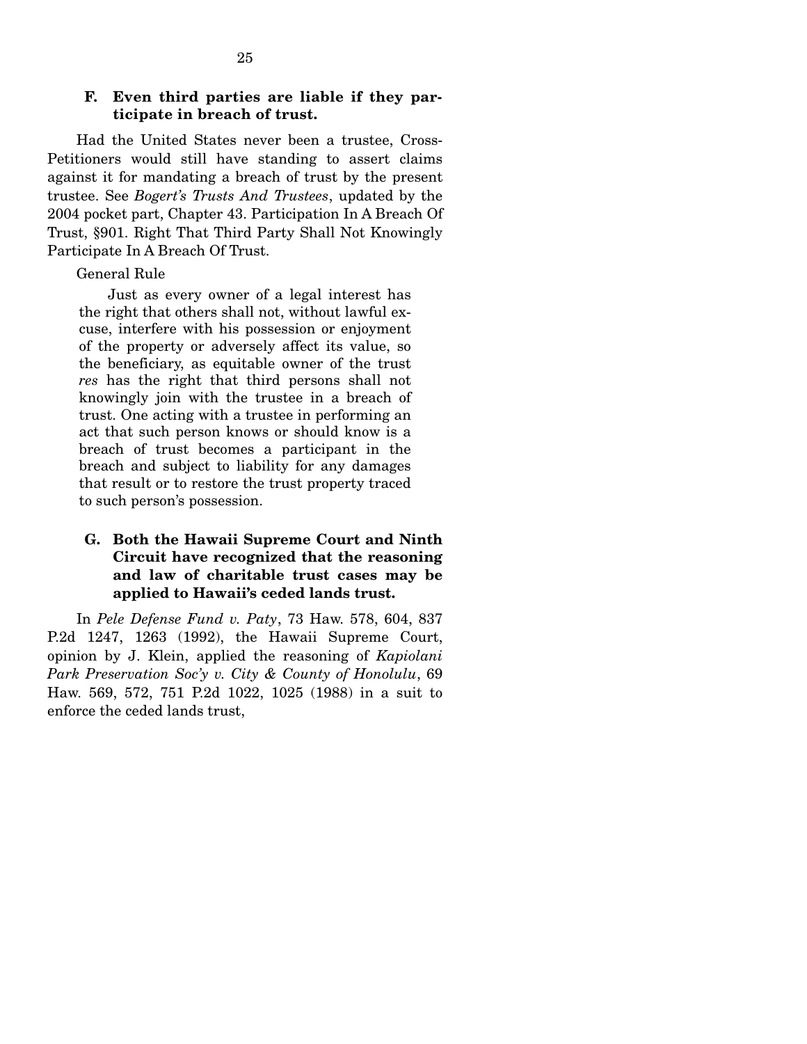### F. Even third parties are liable if they participate in breach of trust.

Had the United States never been a trustee, Cross-Petitioners would still have standing to assert claims against it for mandating a breach of trust by the present trustee. See *Bogert's Trusts And Trustees*, updated by the 2004 pocket part, Chapter 43. Participation In A Breach Of Trust, §901. Right That Third Party Shall Not Knowingly Participate In A Breach Of Trust.

General Rule

> Just as every owner of a legal interest has the right that others shall not, without lawful excuse, interfere with his possession or enjoyment of the property or adversely affect its value, so the beneficiary, as equitable owner of the trust *res* has the right that third persons shall not knowingly join with the trustee in a breach of trust. One acting with a trustee in performing an act that such person knows or should know is a breach of trust becomes a participant in the breach and subject to liability for any damages that result or to restore the trust property traced to such person's possession.

### G. Both the Hawaii Supreme Court and Ninth Circuit have recognized that the reasoning and law of charitable trust cases may be applied to Hawaii's ceded lands trust.

In *Pele Defense Fund v. Paty*, 73 Haw. 578, 604, 837 P.2d 1247, 1263 (1992), the Hawaii Supreme Court, opinion by J. Klein, applied the reasoning of *Kapiolani Park Preservation Soc'y v. City & County of Honolulu*, 69 Haw. 569, 572, 751 P.2d 1022, 1025 (1988) in a suit to enforce the ceded lands trust,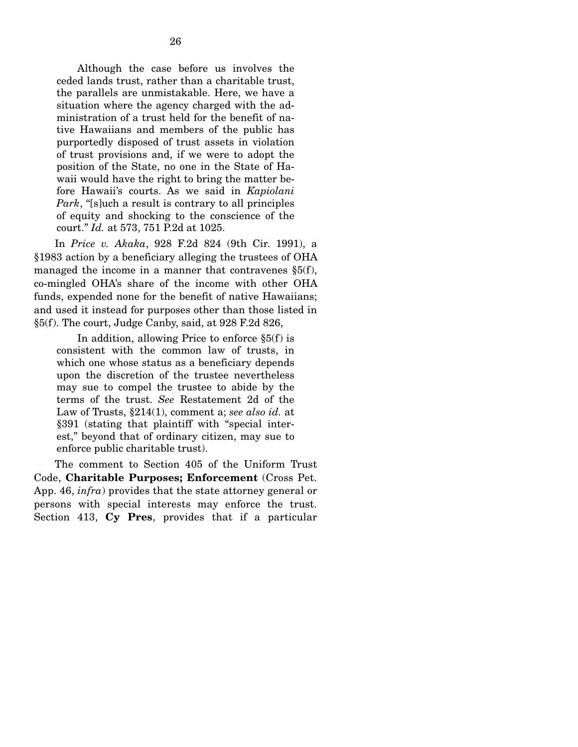> Although the case before us involves the ceded lands trust, rather than a charitable trust, the parallels are unmistakable. Here, we have a situation where the agency charged with the administration of a trust held for the benefit of native Hawaiians and members of the public has purportedly disposed of trust assets in violation of trust provisions and, if we were to adopt the position of the State, no one in the State of Hawaii would have the right to bring the matter before Hawaii's courts. As we said in *Kapiolani Park*, "[s]uch a result is contrary to all principles of equity and shocking to the conscience of the court." *Id.* at 573, 751 P.2d at 1025.

In *Price v. Akaka*, 928 F.2d 824 (9th Cir. 1991), a §1983 action by a beneficiary alleging the trustees of OHA managed the income in a manner that contravenes §5(f), co-mingled OHA's share of the income with other OHA funds, expended none for the benefit of native Hawaiians; and used it instead for purposes other than those listed in §5(f). The court, Judge Canby, said, at 928 F.2d 826,

> In addition, allowing Price to enforce §5(f) is consistent with the common law of trusts, in which one whose status as a beneficiary depends upon the discretion of the trustee nevertheless may sue to compel the trustee to abide by the terms of the trust. *See* Restatement 2d of the Law of Trusts, §214(1), comment a; *see also id.* at §391 (stating that plaintiff with "special interest," beyond that of ordinary citizen, may sue to enforce public charitable trust).

The comment to Section 405 of the Uniform Trust Code, **Charitable Purposes; Enforcement** (Cross Pet. App. 46, *infra*) provides that the state attorney general or persons with special interests may enforce the trust. Section 413, **Cy Pres**, provides that if a particular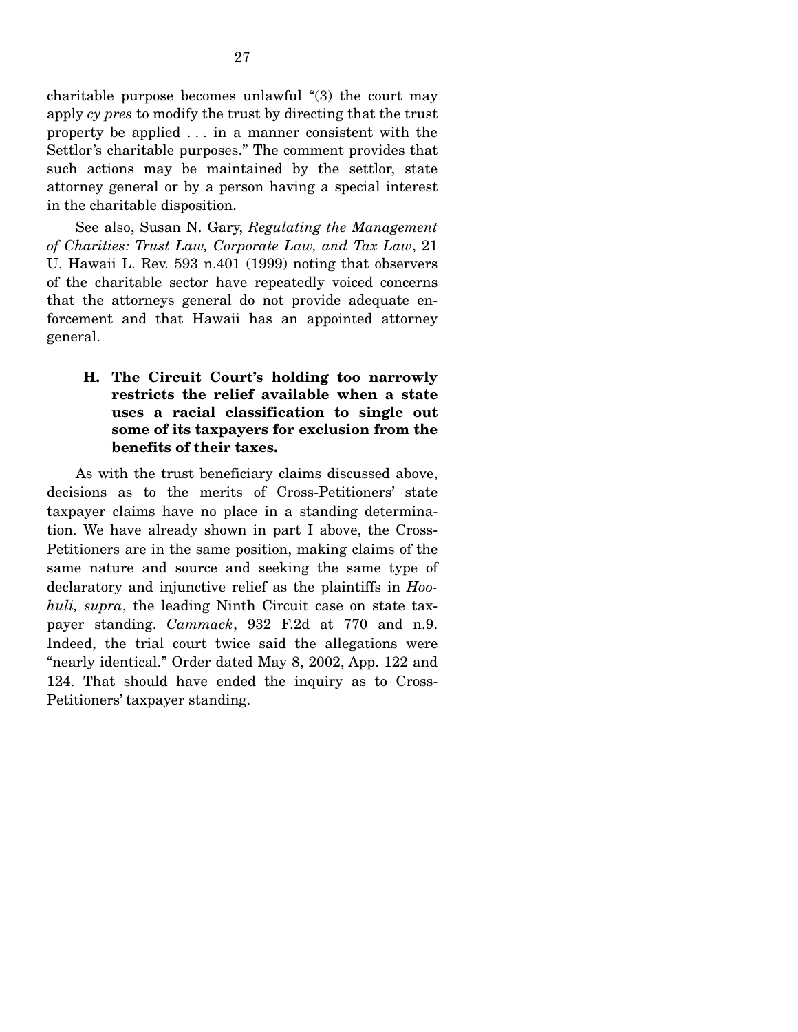charitable purpose becomes unlawful "(3) the court may apply *cy pres* to modify the trust by directing that the trust property be applied . . . in a manner consistent with the Settlor's charitable purposes." The comment provides that such actions may be maintained by the settlor, state attorney general or by a person having a special interest in the charitable disposition.

See also, Susan N. Gary, *Regulating the Management of Charities: Trust Law, Corporate Law, and Tax Law*, 21 U. Hawaii L. Rev. 593 n.401 (1999) noting that observers of the charitable sector have repeatedly voiced concerns that the attorneys general do not provide adequate enforcement and that Hawaii has an appointed attorney general.

### H. The Circuit Court's holding too narrowly restricts the relief available when a state uses a racial classification to single out some of its taxpayers for exclusion from the benefits of their taxes.

As with the trust beneficiary claims discussed above, decisions as to the merits of Cross-Petitioners' state taxpayer claims have no place in a standing determination. We have already shown in part I above, the Cross-Petitioners are in the same position, making claims of the same nature and source and seeking the same type of declaratory and injunctive relief as the plaintiffs in *Hoohuli, supra*, the leading Ninth Circuit case on state taxpayer standing. *Cammack*, 932 F.2d at 770 and n.9. Indeed, the trial court twice said the allegations were "nearly identical." Order dated May 8, 2002, App. 122 and 124. That should have ended the inquiry as to Cross-Petitioners' taxpayer standing.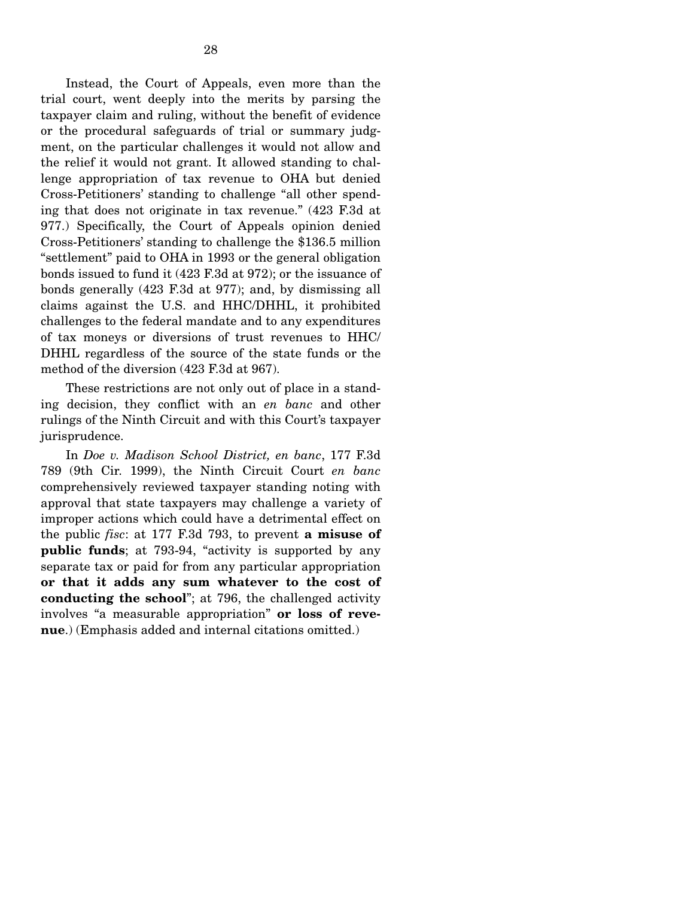Instead, the Court of Appeals, even more than the trial court, went deeply into the merits by parsing the taxpayer claim and ruling, without the benefit of evidence or the procedural safeguards of trial or summary judgment, on the particular challenges it would not allow and the relief it would not grant. It allowed standing to challenge appropriation of tax revenue to OHA but denied Cross-Petitioners' standing to challenge "all other spending that does not originate in tax revenue." (423 F.3d at 977.) Specifically, the Court of Appeals opinion denied Cross-Petitioners' standing to challenge the $136.5 million "settlement" paid to OHA in 1993 or the general obligation bonds issued to fund it (423 F.3d at 972); or the issuance of bonds generally (423 F.3d at 977); and, by dismissing all claims against the U.S. and HHC/DHHL, it prohibited challenges to the federal mandate and to any expenditures of tax moneys or diversions of trust revenues to HHC/DHHL regardless of the source of the state funds or the method of the diversion (423 F.3d at 967).

These restrictions are not only out of place in a standing decision, they conflict with an *en banc* and other rulings of the Ninth Circuit and with this Court's taxpayer jurisprudence.

In *Doe v. Madison School District, en banc*, 177 F.3d 789 (9th Cir. 1999), the Ninth Circuit Court *en banc* comprehensively reviewed taxpayer standing noting with approval that state taxpayers may challenge a variety of improper actions which could have a detrimental effect on the public *fisc*: at 177 F.3d 793, to prevent **a misuse of public funds**; at 793-94, "activity is supported by any separate tax or paid for from any particular appropriation **or that it adds any sum whatever to the cost of conducting the school**"; at 796, the challenged activity involves "a measurable appropriation" **or loss of revenue**.) (Emphasis added and internal citations omitted.)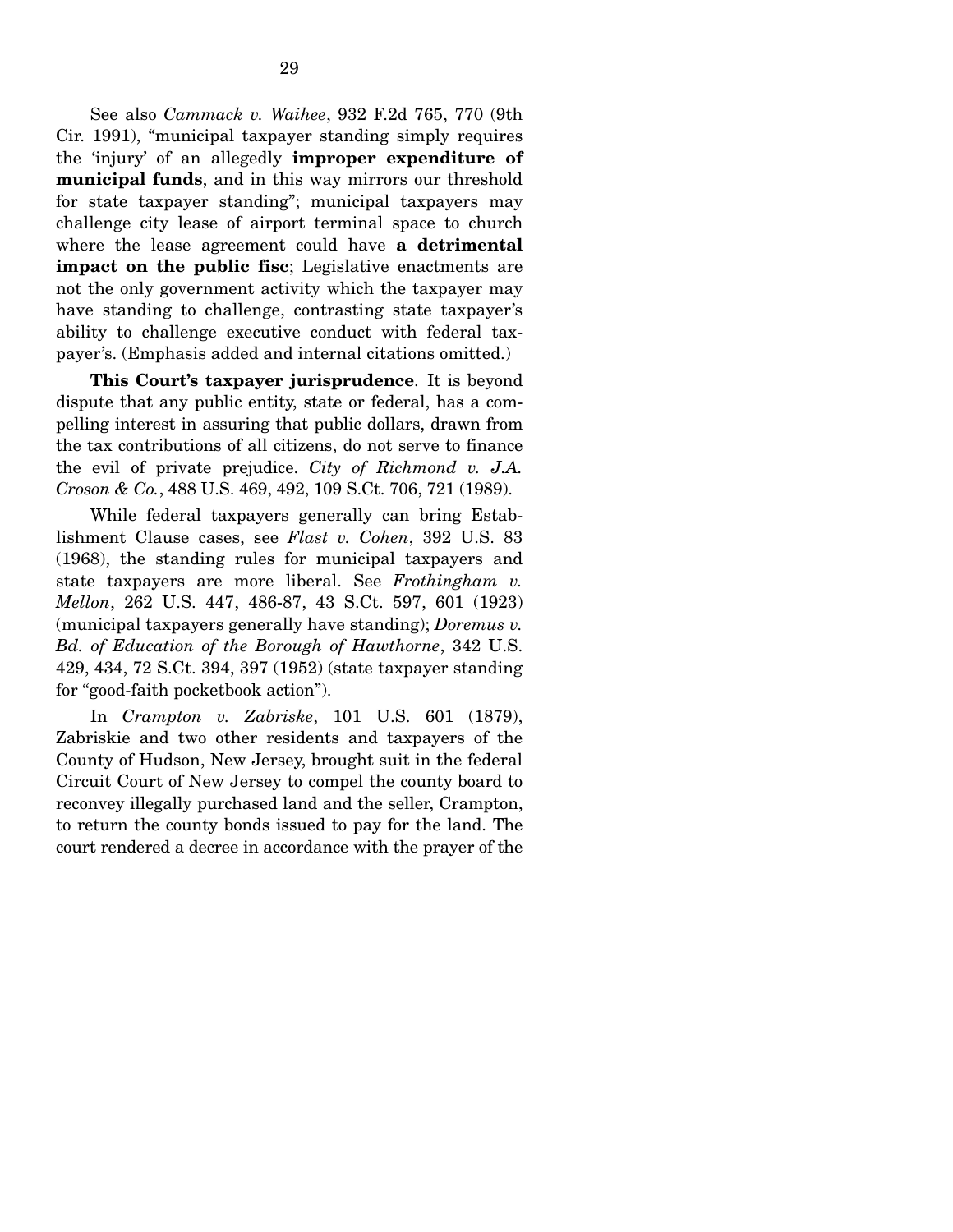See also *Cammack v. Waihee*, 932 F.2d 765, 770 (9th Cir. 1991), "municipal taxpayer standing simply requires the 'injury' of an allegedly **improper expenditure of municipal funds**, and in this way mirrors our threshold for state taxpayer standing"; municipal taxpayers may challenge city lease of airport terminal space to church where the lease agreement could have **a detrimental impact on the public fisc**; Legislative enactments are not the only government activity which the taxpayer may have standing to challenge, contrasting state taxpayer's ability to challenge executive conduct with federal taxpayer's. (Emphasis added and internal citations omitted.)

**This Court's taxpayer jurisprudence**. It is beyond dispute that any public entity, state or federal, has a compelling interest in assuring that public dollars, drawn from the tax contributions of all citizens, do not serve to finance the evil of private prejudice. *City of Richmond v. J.A. Croson & Co.*, 488 U.S. 469, 492, 109 S.Ct. 706, 721 (1989).

While federal taxpayers generally can bring Establishment Clause cases, see *Flast v. Cohen*, 392 U.S. 83 (1968), the standing rules for municipal taxpayers and state taxpayers are more liberal. See *Frothingham v. Mellon*, 262 U.S. 447, 486-87, 43 S.Ct. 597, 601 (1923) (municipal taxpayers generally have standing); *Doremus v. Bd. of Education of the Borough of Hawthorne*, 342 U.S. 429, 434, 72 S.Ct. 394, 397 (1952) (state taxpayer standing for "good-faith pocketbook action").

In *Crampton v. Zabriske*, 101 U.S. 601 (1879), Zabriskie and two other residents and taxpayers of the County of Hudson, New Jersey, brought suit in the federal Circuit Court of New Jersey to compel the county board to reconvey illegally purchased land and the seller, Crampton, to return the county bonds issued to pay for the land. The court rendered a decree in accordance with the prayer of the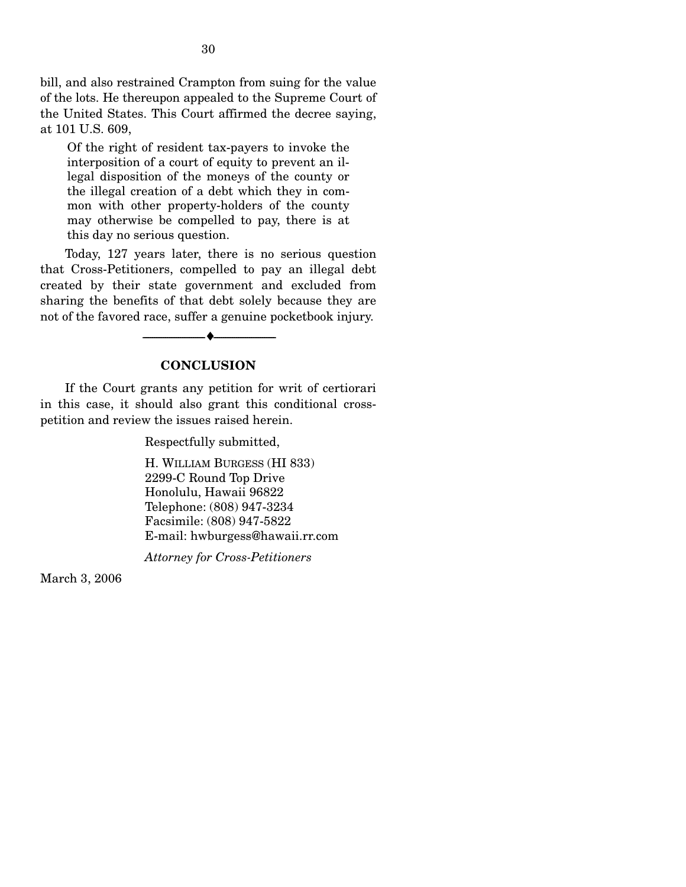bill, and also restrained Crampton from suing for the value of the lots. He thereupon appealed to the Supreme Court of the United States. This Court affirmed the decree saying, at 101 U.S. 609,

> Of the right of resident tax-payers to invoke the interposition of a court of equity to prevent an illegal disposition of the moneys of the county or the illegal creation of a debt which they in common with other property-holders of the county may otherwise be compelled to pay, there is at this day no serious question.

Today, 127 years later, there is no serious question that Cross-Petitioners, compelled to pay an illegal debt created by their state government and excluded from sharing the benefits of that debt solely because they are not of the favored race, suffer a genuine pocketbook injury.

---

## CONCLUSION

If the Court grants any petition for writ of certiorari in this case, it should also grant this conditional cross-petition and review the issues raised herein.

Respectfully submitted,

H. WILLIAM BURGESS (HI 833)
2299-C Round Top Drive
Honolulu, Hawaii 96822
Telephone: (808) 947-3234
Facsimile: (808) 947-5822
E-mail: hwburgess@hawaii.rr.com

*Attorney for Cross-Petitioners*

March 3, 2006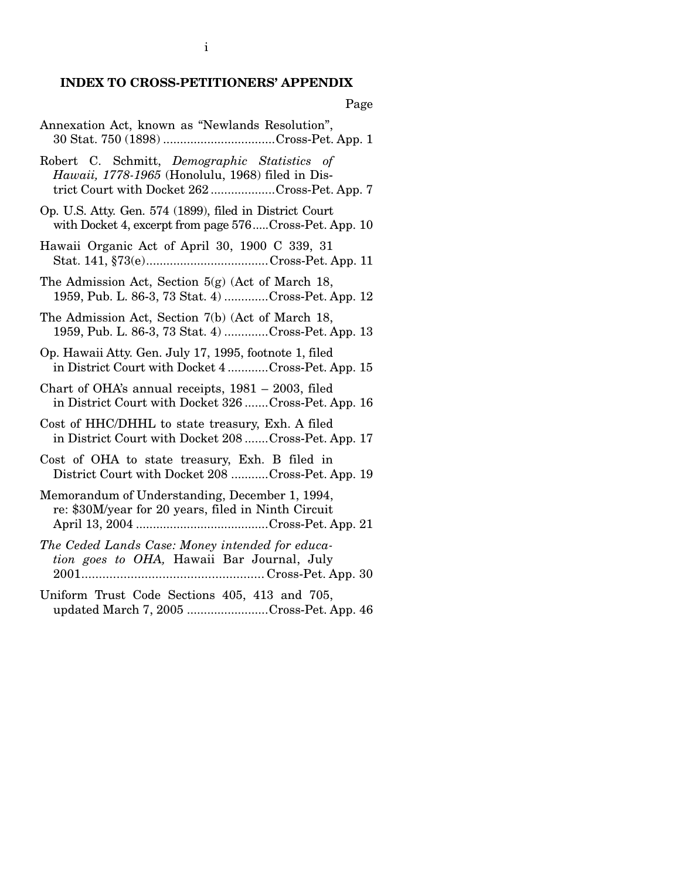## INDEX TO CROSS-PETITIONERS' APPENDIX

| | Page |
|---|---|
| Annexation Act, known as "Newlands Resolution", 30 Stat. 750 (1898) | Cross-Pet. App. 1 |
| Robert C. Schmitt, *Demographic Statistics of Hawaii, 1778-1965* (Honolulu, 1968) filed in District Court with Docket 262 | Cross-Pet. App. 7 |
| Op. U.S. Atty. Gen. 574 (1899), filed in District Court with Docket 4, excerpt from page 576 | Cross-Pet. App. 10 |
| Hawaii Organic Act of April 30, 1900 C 339, 31 Stat. 141, §73(e) | Cross-Pet. App. 11 |
| The Admission Act, Section 5(g) (Act of March 18, 1959, Pub. L. 86-3, 73 Stat. 4) | Cross-Pet. App. 12 |
| The Admission Act, Section 7(b) (Act of March 18, 1959, Pub. L. 86-3, 73 Stat. 4) | Cross-Pet. App. 13 |
| Op. Hawaii Atty. Gen. July 17, 1995, footnote 1, filed in District Court with Docket 4 | Cross-Pet. App. 15 |
| Chart of OHA's annual receipts, 1981 – 2003, filed in District Court with Docket 326 | Cross-Pet. App. 16 |
| Cost of HHC/DHHL to state treasury, Exh. A filed in District Court with Docket 208 | Cross-Pet. App. 17 |
| Cost of OHA to state treasury, Exh. B filed in District Court with Docket 208 | Cross-Pet. App. 19 |
| Memorandum of Understanding, December 1, 1994, re: $30M/year for 20 years, filed in Ninth Circuit April 13, 2004 | Cross-Pet. App. 21 |
| *The Ceded Lands Case: Money intended for education goes to OHA,* Hawaii Bar Journal, July 2001 | Cross-Pet. App. 30 |
| Uniform Trust Code Sections 405, 413 and 705, updated March 7, 2005 | Cross-Pet. App. 46 |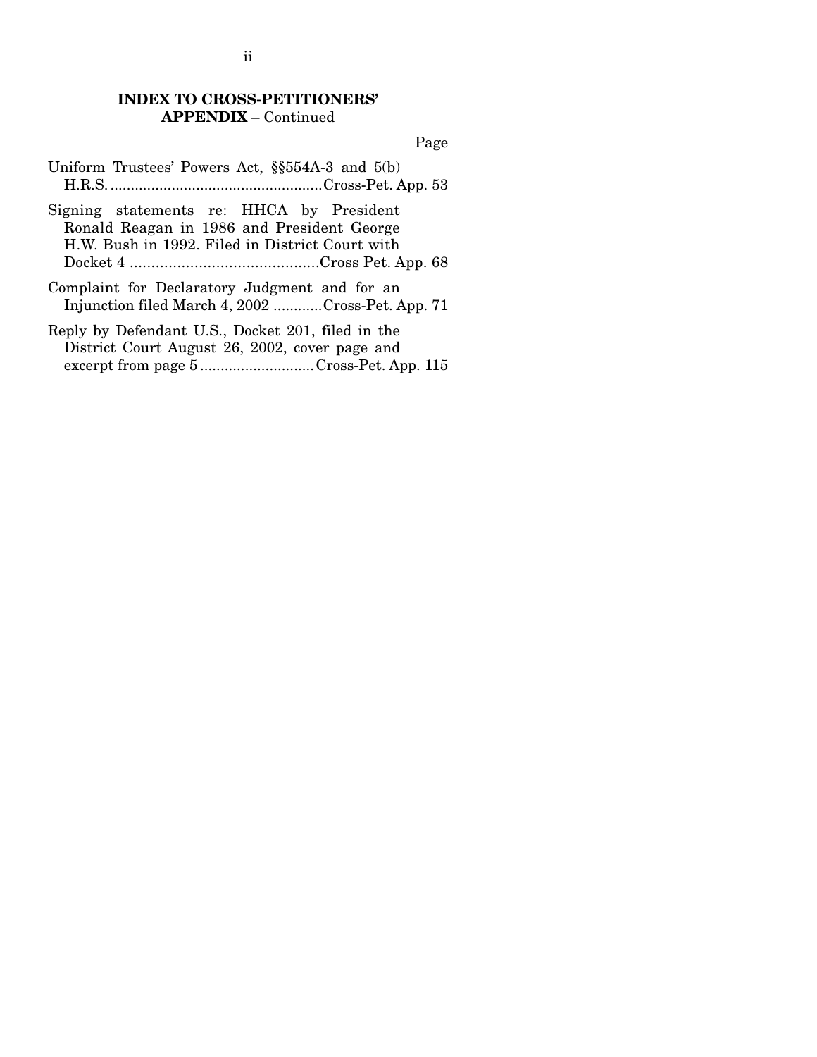## INDEX TO CROSS-PETITIONERS' APPENDIX – Continued

Page

Uniform Trustees' Powers Act, §§554A-3 and 5(b) H.R.S. .................................................... Cross-Pet. App. 53

Signing statements re: HHCA by President Ronald Reagan in 1986 and President George H.W. Bush in 1992. Filed in District Court with Docket 4 ............................................ Cross Pet. App. 68

Complaint for Declaratory Judgment and for an Injunction filed March 4, 2002 ............ Cross-Pet. App. 71

Reply by Defendant U.S., Docket 201, filed in the District Court August 26, 2002, cover page and excerpt from page 5 ............................ Cross-Pet. App. 115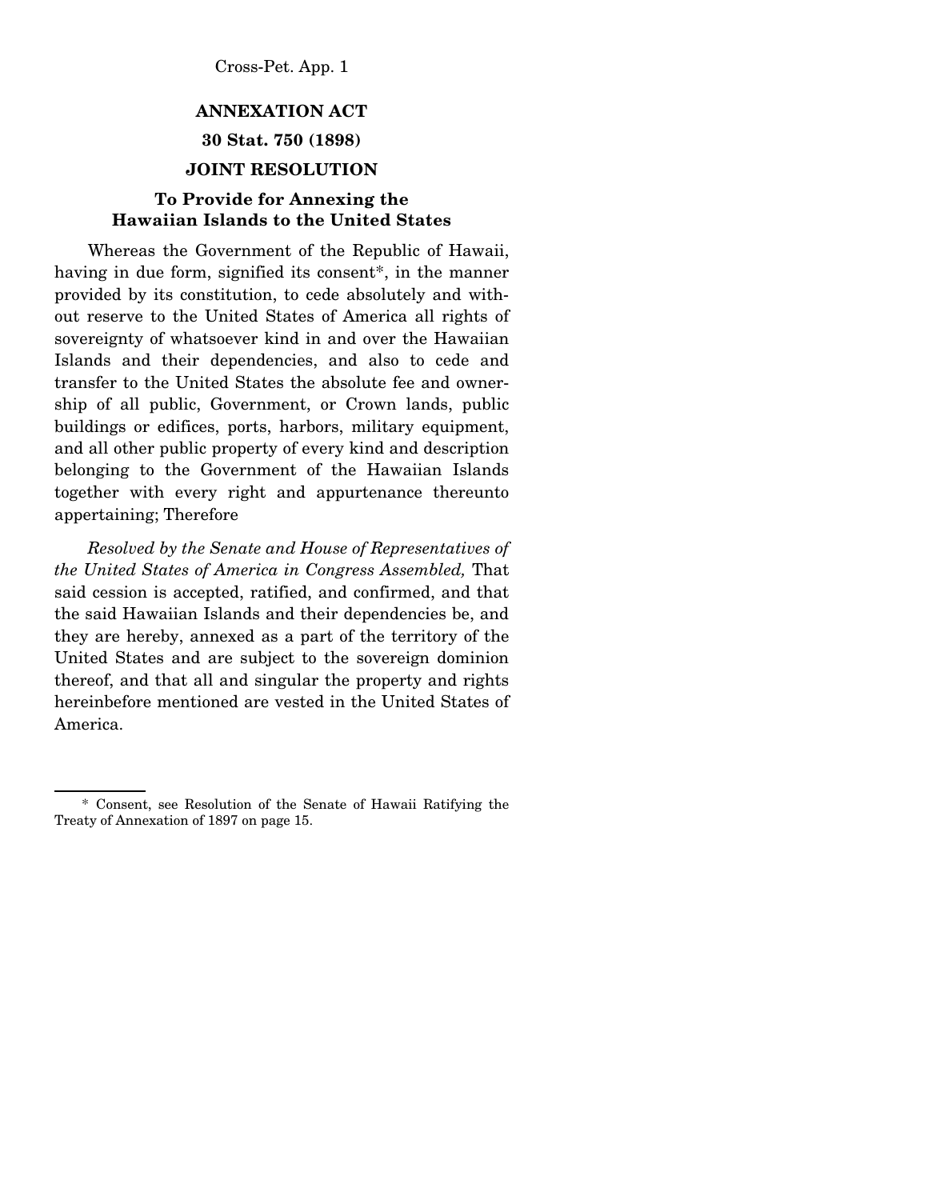## ANNEXATION ACT

### 30 Stat. 750 (1898)

### JOINT RESOLUTION

### To Provide for Annexing the Hawaiian Islands to the United States

Whereas the Government of the Republic of Hawaii, having in due form, signified its consent*, in the manner provided by its constitution, to cede absolutely and without reserve to the United States of America all rights of sovereignty of whatsoever kind in and over the Hawaiian Islands and their dependencies, and also to cede and transfer to the United States the absolute fee and ownership of all public, Government, or Crown lands, public buildings or edifices, ports, harbors, military equipment, and all other public property of every kind and description belonging to the Government of the Hawaiian Islands together with every right and appurtenance thereunto appertaining; Therefore

*Resolved by the Senate and House of Representatives of the United States of America in Congress Assembled,* That said cession is accepted, ratified, and confirmed, and that the said Hawaiian Islands and their dependencies be, and they are hereby, annexed as a part of the territory of the United States and are subject to the sovereign dominion thereof, and that all and singular the property and rights hereinbefore mentioned are vested in the United States of America.

---

\* Consent, see Resolution of the Senate of Hawaii Ratifying the Treaty of Annexation of 1897 on page 15.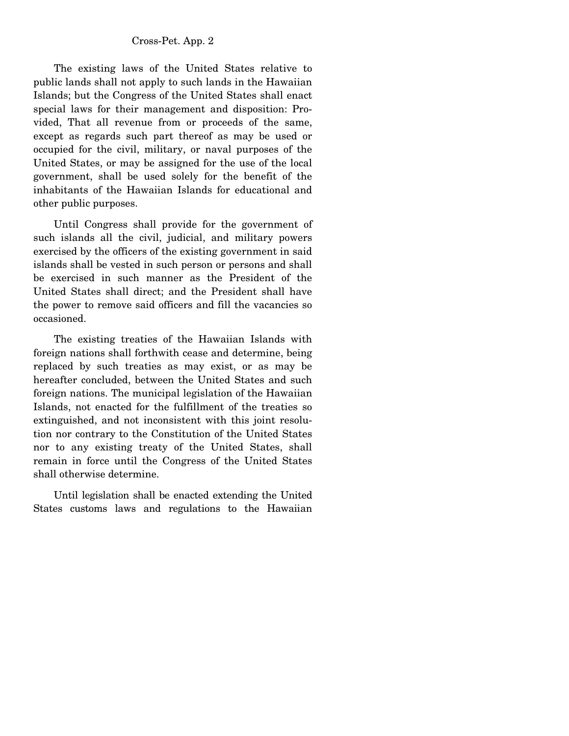The existing laws of the United States relative to public lands shall not apply to such lands in the Hawaiian Islands; but the Congress of the United States shall enact special laws for their management and disposition: Provided, That all revenue from or proceeds of the same, except as regards such part thereof as may be used or occupied for the civil, military, or naval purposes of the United States, or may be assigned for the use of the local government, shall be used solely for the benefit of the inhabitants of the Hawaiian Islands for educational and other public purposes.

Until Congress shall provide for the government of such islands all the civil, judicial, and military powers exercised by the officers of the existing government in said islands shall be vested in such person or persons and shall be exercised in such manner as the President of the United States shall direct; and the President shall have the power to remove said officers and fill the vacancies so occasioned.

The existing treaties of the Hawaiian Islands with foreign nations shall forthwith cease and determine, being replaced by such treaties as may exist, or as may be hereafter concluded, between the United States and such foreign nations. The municipal legislation of the Hawaiian Islands, not enacted for the fulfillment of the treaties so extinguished, and not inconsistent with this joint resolution nor contrary to the Constitution of the United States nor to any existing treaty of the United States, shall remain in force until the Congress of the United States shall otherwise determine.

Until legislation shall be enacted extending the United States customs laws and regulations to the Hawaiian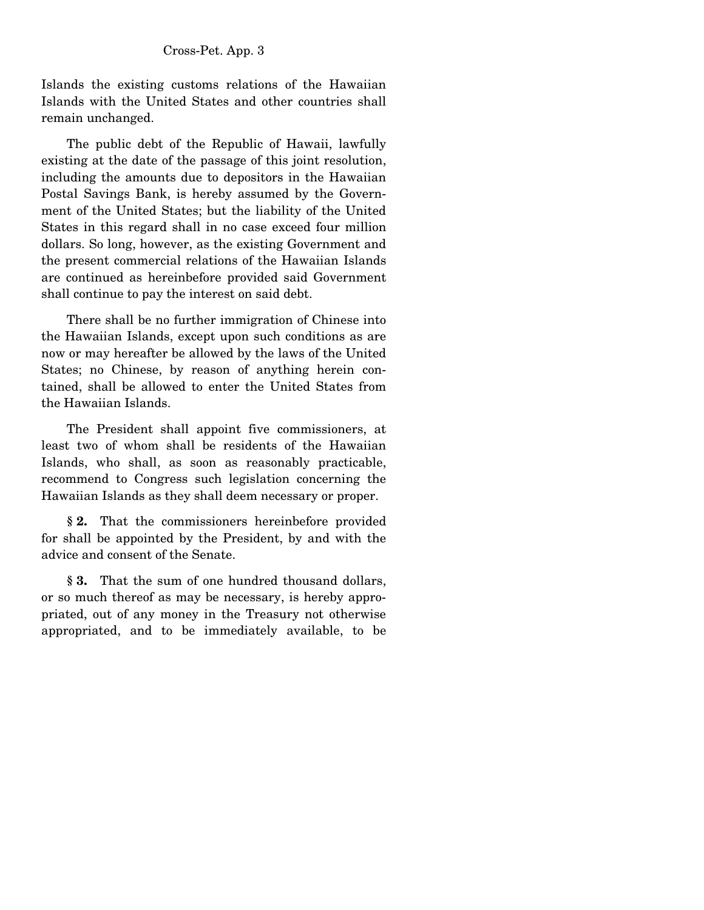Islands the existing customs relations of the Hawaiian Islands with the United States and other countries shall remain unchanged.

The public debt of the Republic of Hawaii, lawfully existing at the date of the passage of this joint resolution, including the amounts due to depositors in the Hawaiian Postal Savings Bank, is hereby assumed by the Government of the United States; but the liability of the United States in this regard shall in no case exceed four million dollars. So long, however, as the existing Government and the present commercial relations of the Hawaiian Islands are continued as hereinbefore provided said Government shall continue to pay the interest on said debt.

There shall be no further immigration of Chinese into the Hawaiian Islands, except upon such conditions as are now or may hereafter be allowed by the laws of the United States; no Chinese, by reason of anything herein contained, shall be allowed to enter the United States from the Hawaiian Islands.

The President shall appoint five commissioners, at least two of whom shall be residents of the Hawaiian Islands, who shall, as soon as reasonably practicable, recommend to Congress such legislation concerning the Hawaiian Islands as they shall deem necessary or proper.

**§ 2.** That the commissioners hereinbefore provided for shall be appointed by the President, by and with the advice and consent of the Senate.

**§ 3.** That the sum of one hundred thousand dollars, or so much thereof as may be necessary, is hereby appropriated, out of any money in the Treasury not otherwise appropriated, and to be immediately available, to be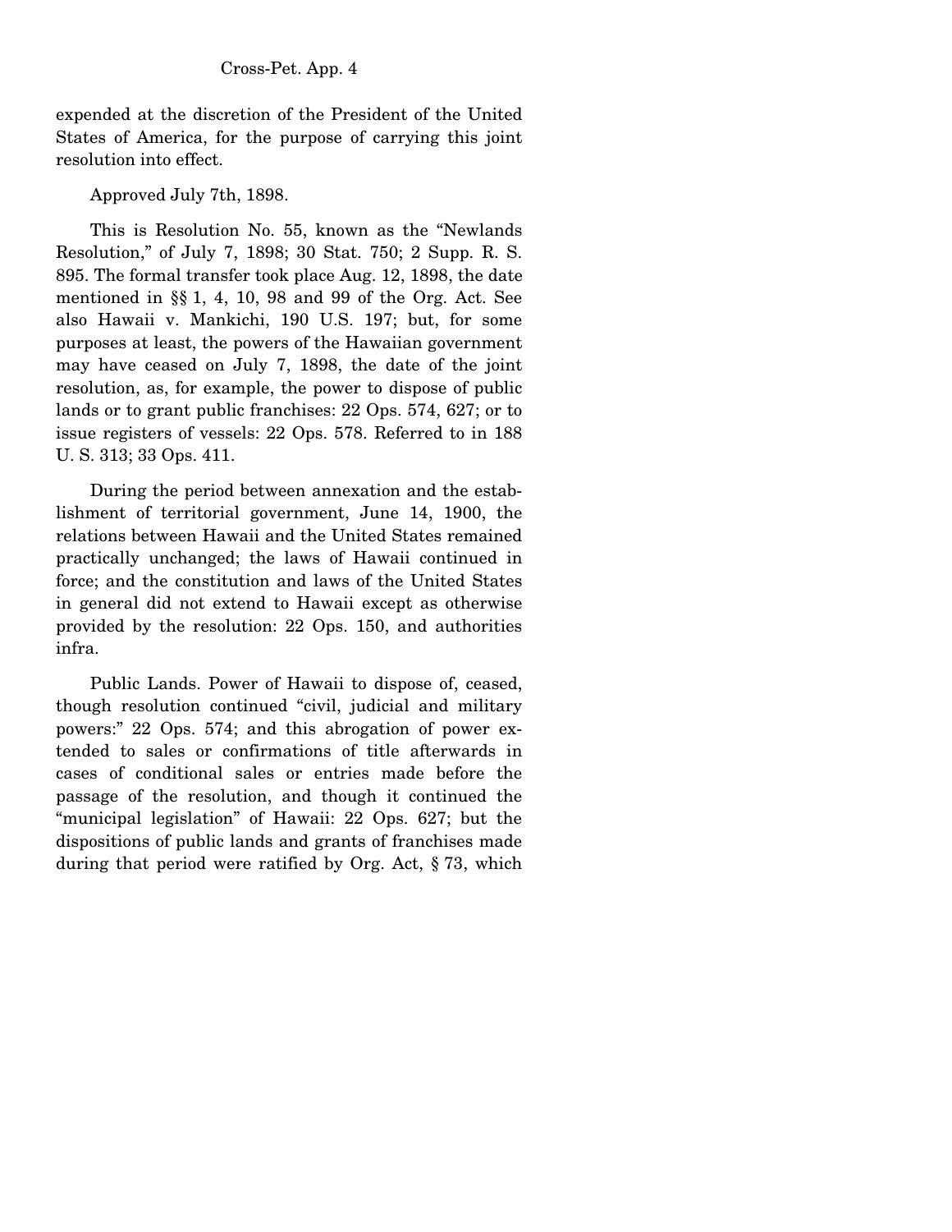expended at the discretion of the President of the United States of America, for the purpose of carrying this joint resolution into effect.

Approved July 7th, 1898.

This is Resolution No. 55, known as the "Newlands Resolution," of July 7, 1898; 30 Stat. 750; 2 Supp. R. S. 895. The formal transfer took place Aug. 12, 1898, the date mentioned in §§ 1, 4, 10, 98 and 99 of the Org. Act. See also Hawaii v. Mankichi, 190 U.S. 197; but, for some purposes at least, the powers of the Hawaiian government may have ceased on July 7, 1898, the date of the joint resolution, as, for example, the power to dispose of public lands or to grant public franchises: 22 Ops. 574, 627; or to issue registers of vessels: 22 Ops. 578. Referred to in 188 U. S. 313; 33 Ops. 411.

During the period between annexation and the establishment of territorial government, June 14, 1900, the relations between Hawaii and the United States remained practically unchanged; the laws of Hawaii continued in force; and the constitution and laws of the United States in general did not extend to Hawaii except as otherwise provided by the resolution: 22 Ops. 150, and authorities infra.

Public Lands. Power of Hawaii to dispose of, ceased, though resolution continued "civil, judicial and military powers:" 22 Ops. 574; and this abrogation of power extended to sales or confirmations of title afterwards in cases of conditional sales or entries made before the passage of the resolution, and though it continued the "municipal legislation" of Hawaii: 22 Ops. 627; but the dispositions of public lands and grants of franchises made during that period were ratified by Org. Act, § 73, which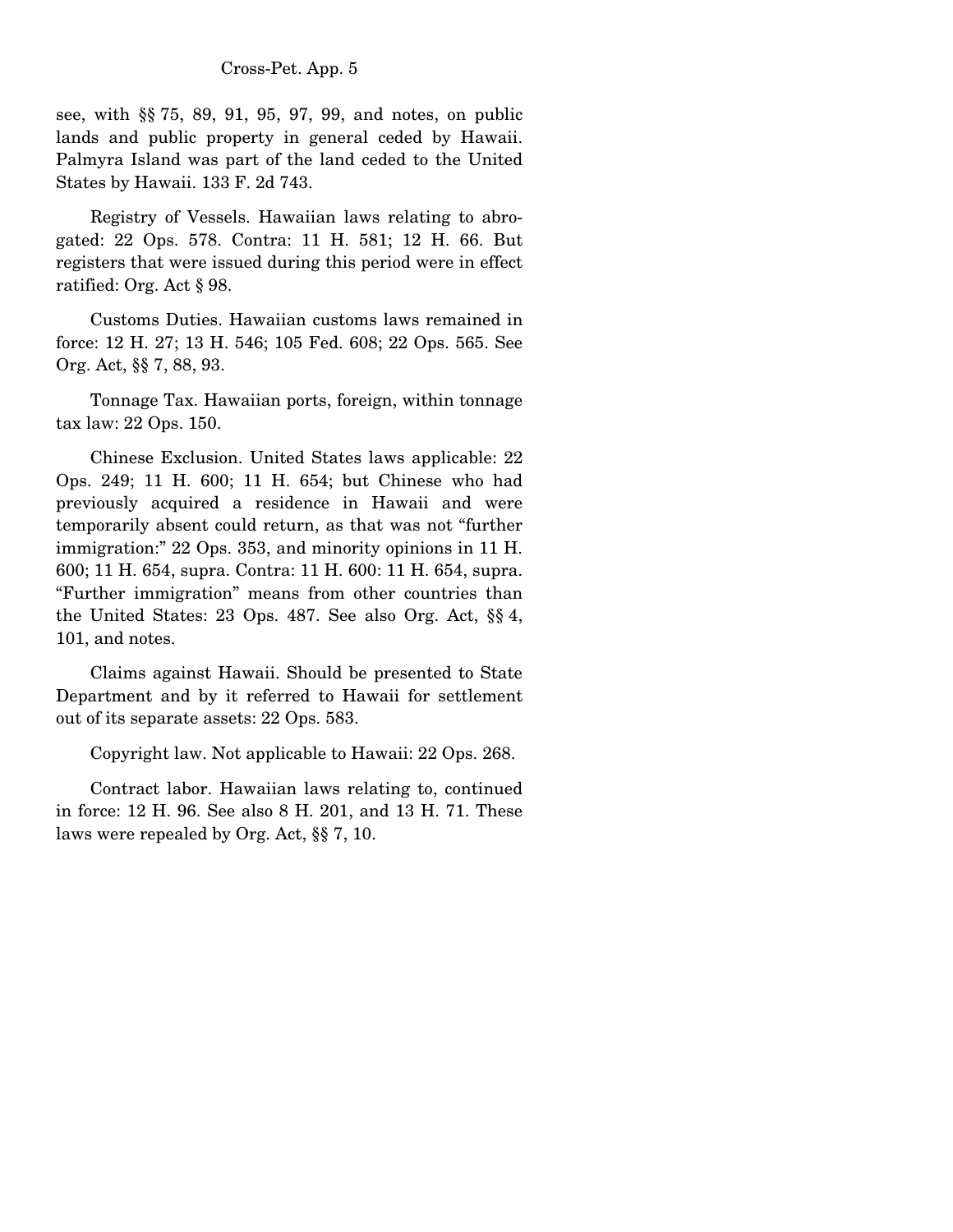see, with §§ 75, 89, 91, 95, 97, 99, and notes, on public lands and public property in general ceded by Hawaii. Palmyra Island was part of the land ceded to the United States by Hawaii. 133 F. 2d 743.

Registry of Vessels. Hawaiian laws relating to abrogated: 22 Ops. 578. Contra: 11 H. 581; 12 H. 66. But registers that were issued during this period were in effect ratified: Org. Act § 98.

Customs Duties. Hawaiian customs laws remained in force: 12 H. 27; 13 H. 546; 105 Fed. 608; 22 Ops. 565. See Org. Act, §§ 7, 88, 93.

Tonnage Tax. Hawaiian ports, foreign, within tonnage tax law: 22 Ops. 150.

Chinese Exclusion. United States laws applicable: 22 Ops. 249; 11 H. 600; 11 H. 654; but Chinese who had previously acquired a residence in Hawaii and were temporarily absent could return, as that was not "further immigration:" 22 Ops. 353, and minority opinions in 11 H. 600; 11 H. 654, supra. Contra: 11 H. 600: 11 H. 654, supra. "Further immigration" means from other countries than the United States: 23 Ops. 487. See also Org. Act, §§ 4, 101, and notes.

Claims against Hawaii. Should be presented to State Department and by it referred to Hawaii for settlement out of its separate assets: 22 Ops. 583.

Copyright law. Not applicable to Hawaii: 22 Ops. 268.

Contract labor. Hawaiian laws relating to, continued in force: 12 H. 96. See also 8 H. 201, and 13 H. 71. These laws were repealed by Org. Act, §§ 7, 10.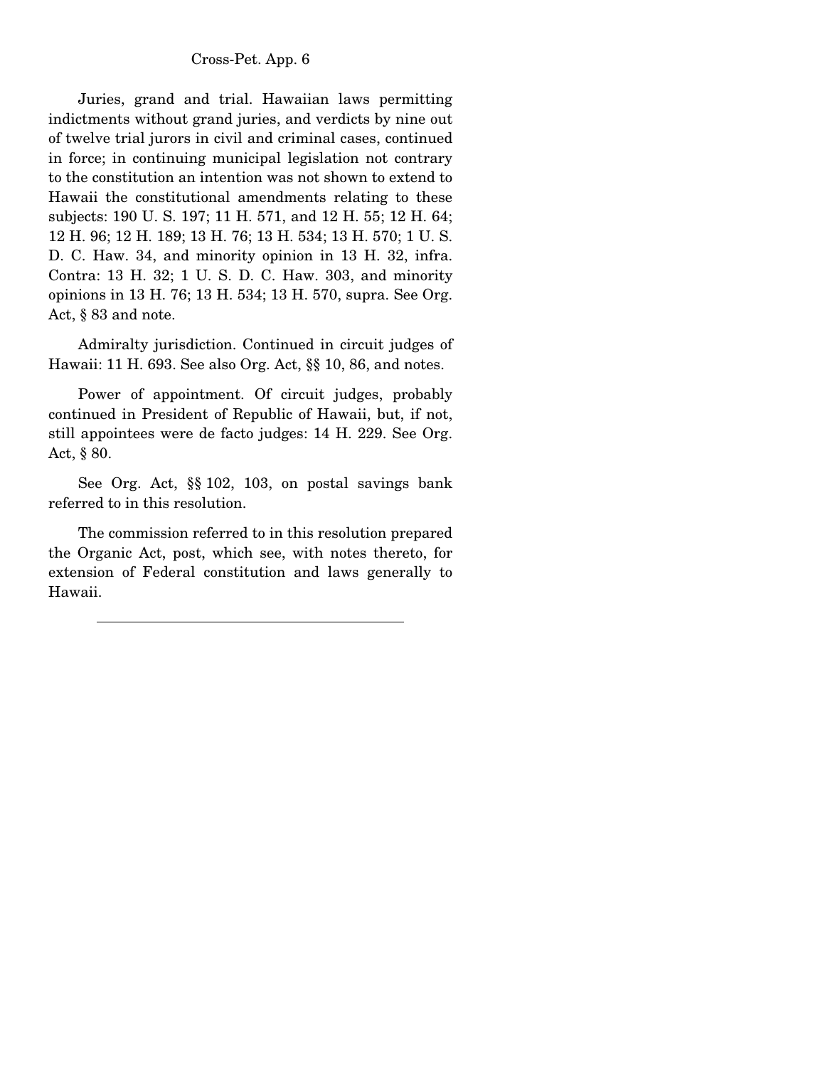Juries, grand and trial. Hawaiian laws permitting indictments without grand juries, and verdicts by nine out of twelve trial jurors in civil and criminal cases, continued in force; in continuing municipal legislation not contrary to the constitution an intention was not shown to extend to Hawaii the constitutional amendments relating to these subjects: 190 U. S. 197; 11 H. 571, and 12 H. 55; 12 H. 64; 12 H. 96; 12 H. 189; 13 H. 76; 13 H. 534; 13 H. 570; 1 U. S. D. C. Haw. 34, and minority opinion in 13 H. 32, infra. Contra: 13 H. 32; 1 U. S. D. C. Haw. 303, and minority opinions in 13 H. 76; 13 H. 534; 13 H. 570, supra. See Org. Act, § 83 and note.

Admiralty jurisdiction. Continued in circuit judges of Hawaii: 11 H. 693. See also Org. Act, §§ 10, 86, and notes.

Power of appointment. Of circuit judges, probably continued in President of Republic of Hawaii, but, if not, still appointees were de facto judges: 14 H. 229. See Org. Act, § 80.

See Org. Act, §§ 102, 103, on postal savings bank referred to in this resolution.

The commission referred to in this resolution prepared the Organic Act, post, which see, with notes thereto, for extension of Federal constitution and laws generally to Hawaii.

---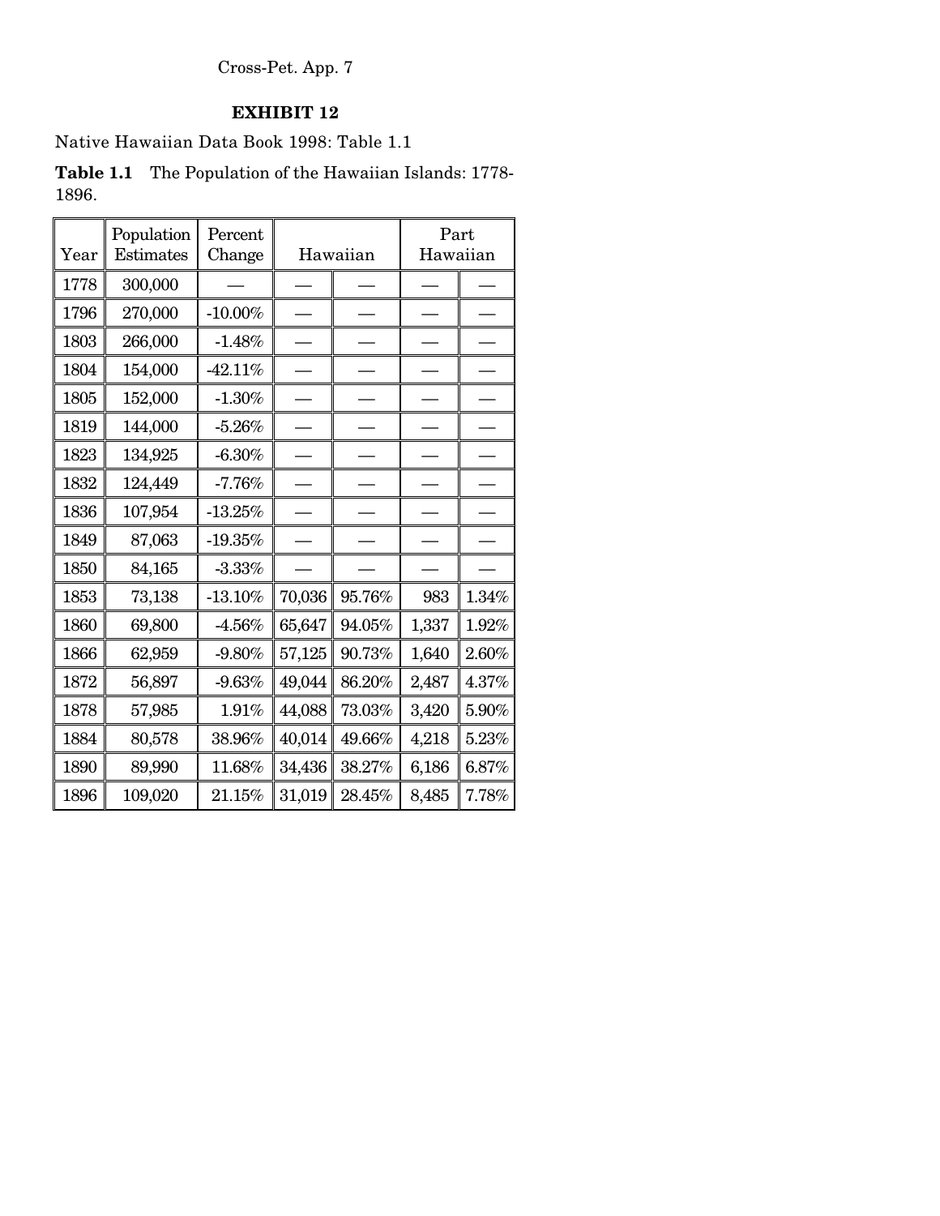Cross-Pet. App. 7

**EXHIBIT 12**

Native Hawaiian Data Book 1998: Table 1.1

**Table 1.1** The Population of the Hawaiian Islands: 1778-1896.

| Year | Population Estimates | Percent Change | Hawaiian | | Part Hawaiian | |
|---|---|---|---|---|---|---|
| 1778 | 300,000 | — | — | — | — | — |
| 1796 | 270,000 | -10.00% | — | — | — | — |
| 1803 | 266,000 | -1.48% | — | — | — | — |
| 1804 | 154,000 | -42.11% | — | — | — | — |
| 1805 | 152,000 | -1.30% | — | — | — | — |
| 1819 | 144,000 | -5.26% | — | — | — | — |
| 1823 | 134,925 | -6.30% | — | — | — | — |
| 1832 | 124,449 | -7.76% | — | — | — | — |
| 1836 | 107,954 | -13.25% | — | — | — | — |
| 1849 | 87,063 | -19.35% | — | — | — | — |
| 1850 | 84,165 | -3.33% | — | — | — | — |
| 1853 | 73,138 | -13.10% | 70,036 | 95.76% | 983 | 1.34% |
| 1860 | 69,800 | -4.56% | 65,647 | 94.05% | 1,337 | 1.92% |
| 1866 | 62,959 | -9.80% | 57,125 | 90.73% | 1,640 | 2.60% |
| 1872 | 56,897 | -9.63% | 49,044 | 86.20% | 2,487 | 4.37% |
| 1878 | 57,985 | 1.91% | 44,088 | 73.03% | 3,420 | 5.90% |
| 1884 | 80,578 | 38.96% | 40,014 | 49.66% | 4,218 | 5.23% |
| 1890 | 89,990 | 11.68% | 34,436 | 38.27% | 6,186 | 6.87% |
| 1896 | 109,020 | 21.15% | 31,019 | 28.45% | 8,485 | 7.78% |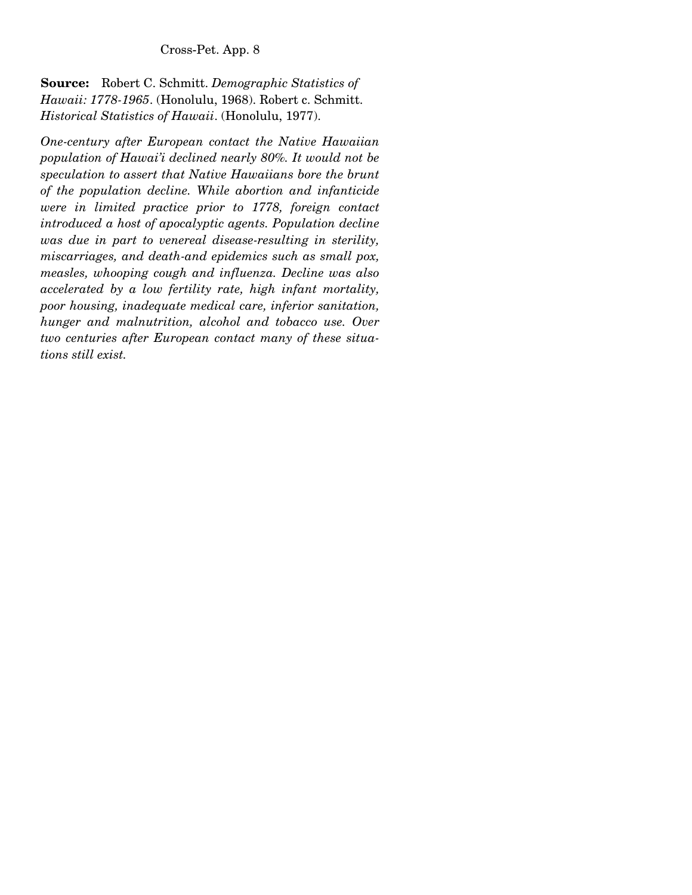**Source:** Robert C. Schmitt. *Demographic Statistics of Hawaii: 1778-1965*. (Honolulu, 1968). Robert c. Schmitt. *Historical Statistics of Hawaii*. (Honolulu, 1977).

*One-century after European contact the Native Hawaiian population of Hawai'i declined nearly 80%. It would not be speculation to assert that Native Hawaiians bore the brunt of the population decline. While abortion and infanticide were in limited practice prior to 1778, foreign contact introduced a host of apocalyptic agents. Population decline was due in part to venereal disease-resulting in sterility, miscarriages, and death-and epidemics such as small pox, measles, whooping cough and influenza. Decline was also accelerated by a low fertility rate, high infant mortality, poor housing, inadequate medical care, inferior sanitation, hunger and malnutrition, alcohol and tobacco use. Over two centuries after European contact many of these situations still exist.*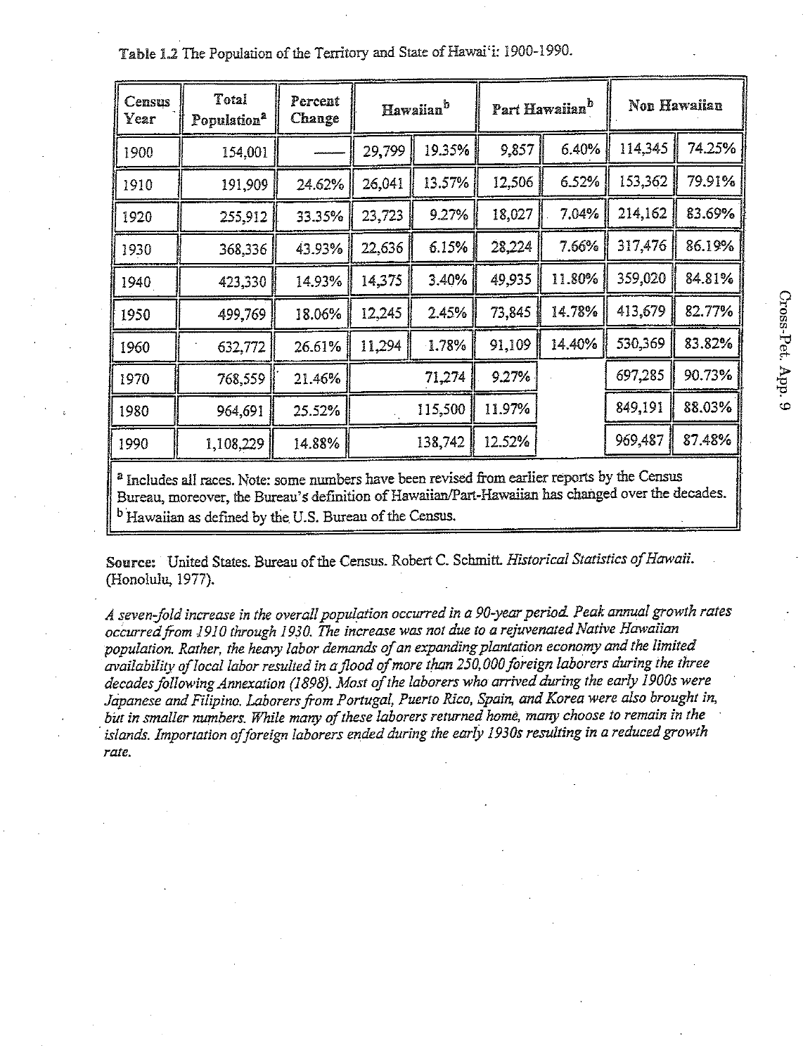Table 1.2 The Population of the Territory and State of Hawai'i: 1900-1990.

| Census Year | Total Population[a] | Percent Change | Hawaiian[b] | | Part Hawaiian[b] | | Non Hawaiian | |
|---|---|---|---|---|---|---|---|---|
| 1900 | 154,001 | —— | 29,799 | 19.35% | 9,857 | 6.40% | 114,345 | 74.25% |
| 1910 | 191,909 | 24.62% | 26,041 | 13.57% | 12,506 | 6.52% | 153,362 | 79.91% |
| 1920 | 255,912 | 33.35% | 23,723 | 9.27% | 18,027 | 7.04% | 214,162 | 83.69% |
| 1930 | 368,336 | 43.93% | 22,636 | 6.15% | 28,224 | 7.66% | 317,476 | 86.19% |
| 1940 | 423,330 | 14.93% | 14,375 | 3.40% | 49,935 | 11.80% | 359,020 | 84.81% |
| 1950 | 499,769 | 18.06% | 12,245 | 2.45% | 73,845 | 14.78% | 413,679 | 82.77% |
| 1960 | 632,772 | 26.61% | 11,294 | 1.78% | 91,109 | 14.40% | 530,369 | 83.82% |
| 1970 | 768,559 | 21.46% | | 71,274 | 9.27% | | 697,285 | 90.73% |
| 1980 | 964,691 | 25.52% | | 115,500 | 11.97% | | 849,191 | 88.03% |
| 1990 | 1,108,229 | 14.88% | | 138,742 | 12.52% | | 969,487 | 87.48% |

[a] Includes all races. Note: some numbers have been revised from earlier reports by the Census Bureau, moreover, the Bureau's definition of Hawaiian/Part-Hawaiian has changed over the decades.
[b] Hawaiian as defined by the U.S. Bureau of the Census.

**Source:** United States. Bureau of the Census. Robert C. Schmitt. *Historical Statistics of Hawaii.* (Honolulu, 1977).

*A seven-fold increase in the overall population occurred in a 90-year period. Peak annual growth rates occurred from 1910 through 1930. The increase was not due to a rejuvenated Native Hawaiian population. Rather, the heavy labor demands of an expanding plantation economy and the limited availability of local labor resulted in a flood of more than 250,000 foreign laborers during the three decades following Annexation (1898). Most of the laborers who arrived during the early 1900s were Japanese and Filipino. Laborers from Portugal, Puerto Rico, Spain, and Korea were also brought in, but in smaller numbers. While many of these laborers returned home, many choose to remain in the islands. Importation of foreign laborers ended during the early 1930s resulting in a reduced growth rate.*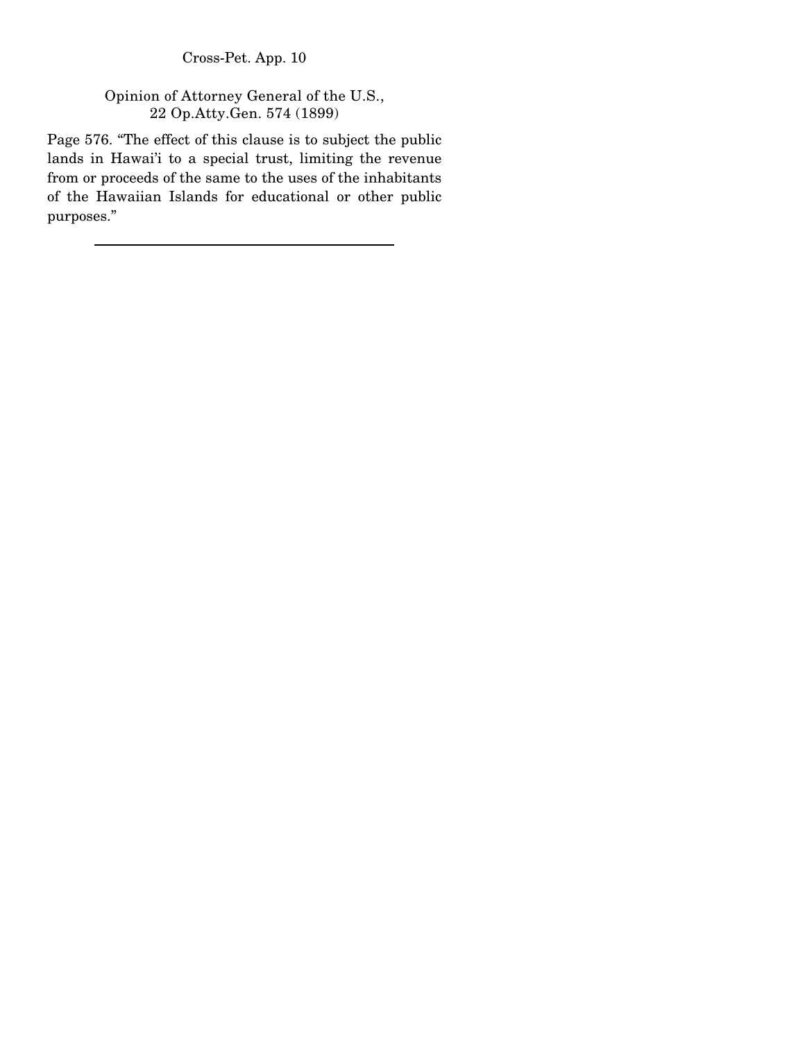Opinion of Attorney General of the U.S.,
22 Op.Atty.Gen. 574 (1899)

Page 576. "The effect of this clause is to subject the public lands in Hawai'i to a special trust, limiting the revenue from or proceeds of the same to the uses of the inhabitants of the Hawaiian Islands for educational or other public purposes."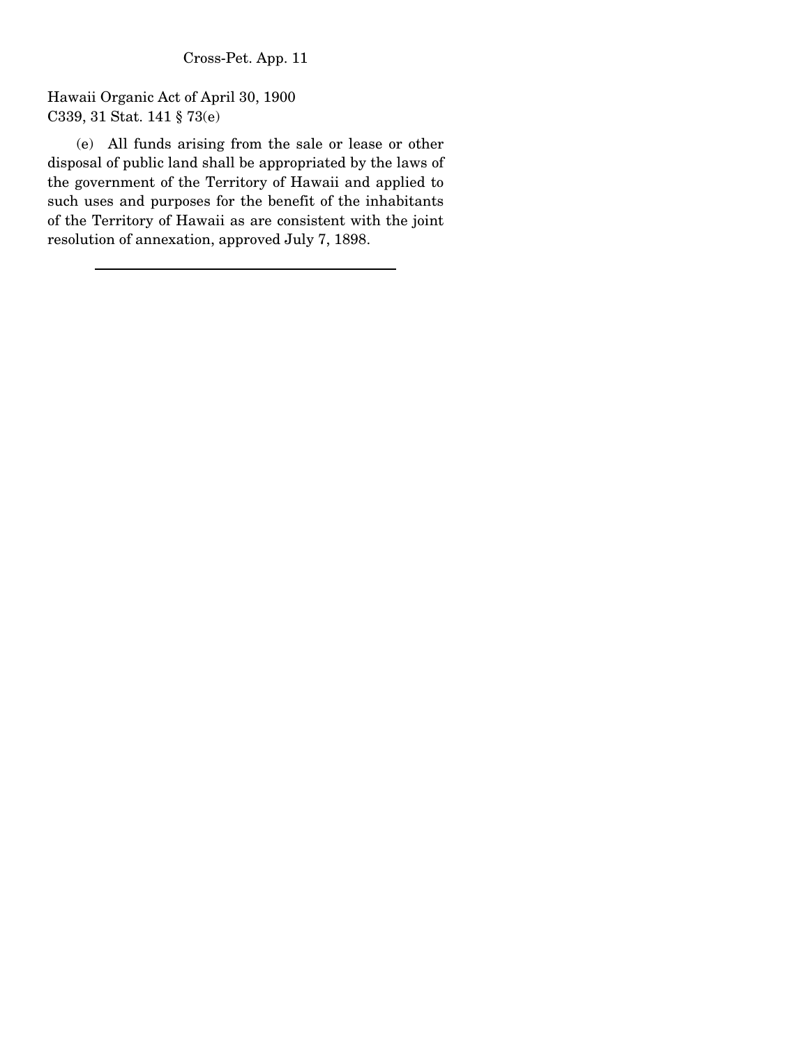Hawaii Organic Act of April 30, 1900
C339, 31 Stat. 141 § 73(e)

(e) All funds arising from the sale or lease or other disposal of public land shall be appropriated by the laws of the government of the Territory of Hawaii and applied to such uses and purposes for the benefit of the inhabitants of the Territory of Hawaii as are consistent with the joint resolution of annexation, approved July 7, 1898.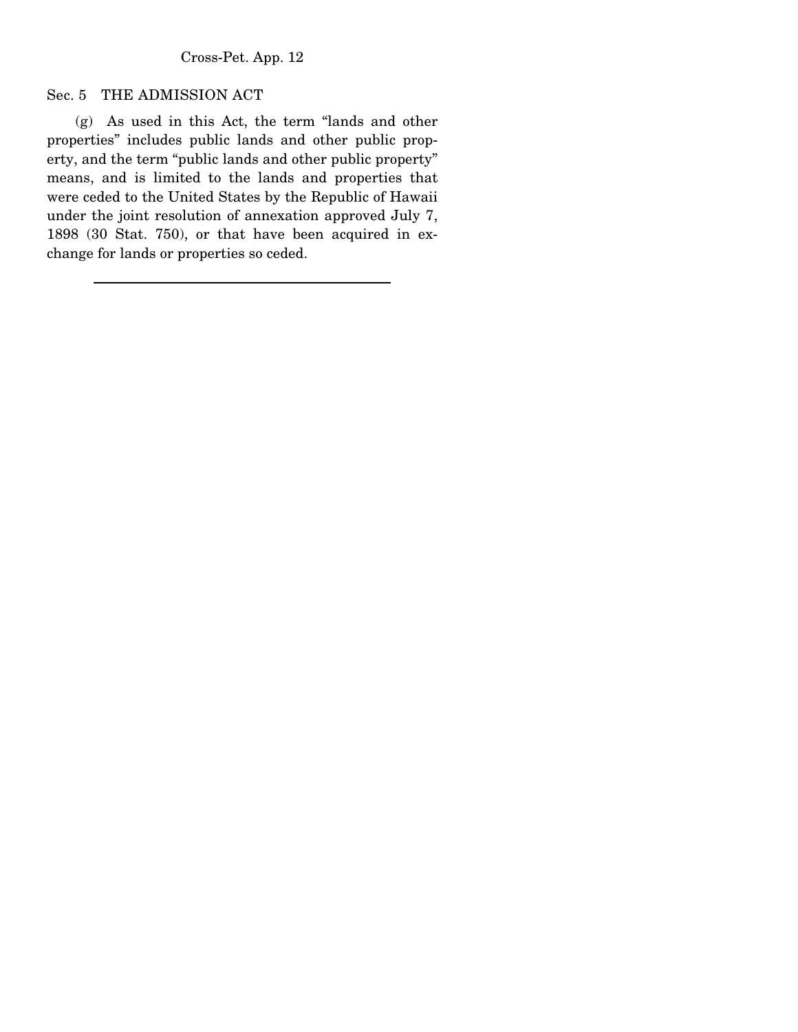Sec. 5 THE ADMISSION ACT

(g) As used in this Act, the term "lands and other properties" includes public lands and other public property, and the term "public lands and other public property" means, and is limited to the lands and properties that were ceded to the United States by the Republic of Hawaii under the joint resolution of annexation approved July 7, 1898 (30 Stat. 750), or that have been acquired in exchange for lands or properties so ceded.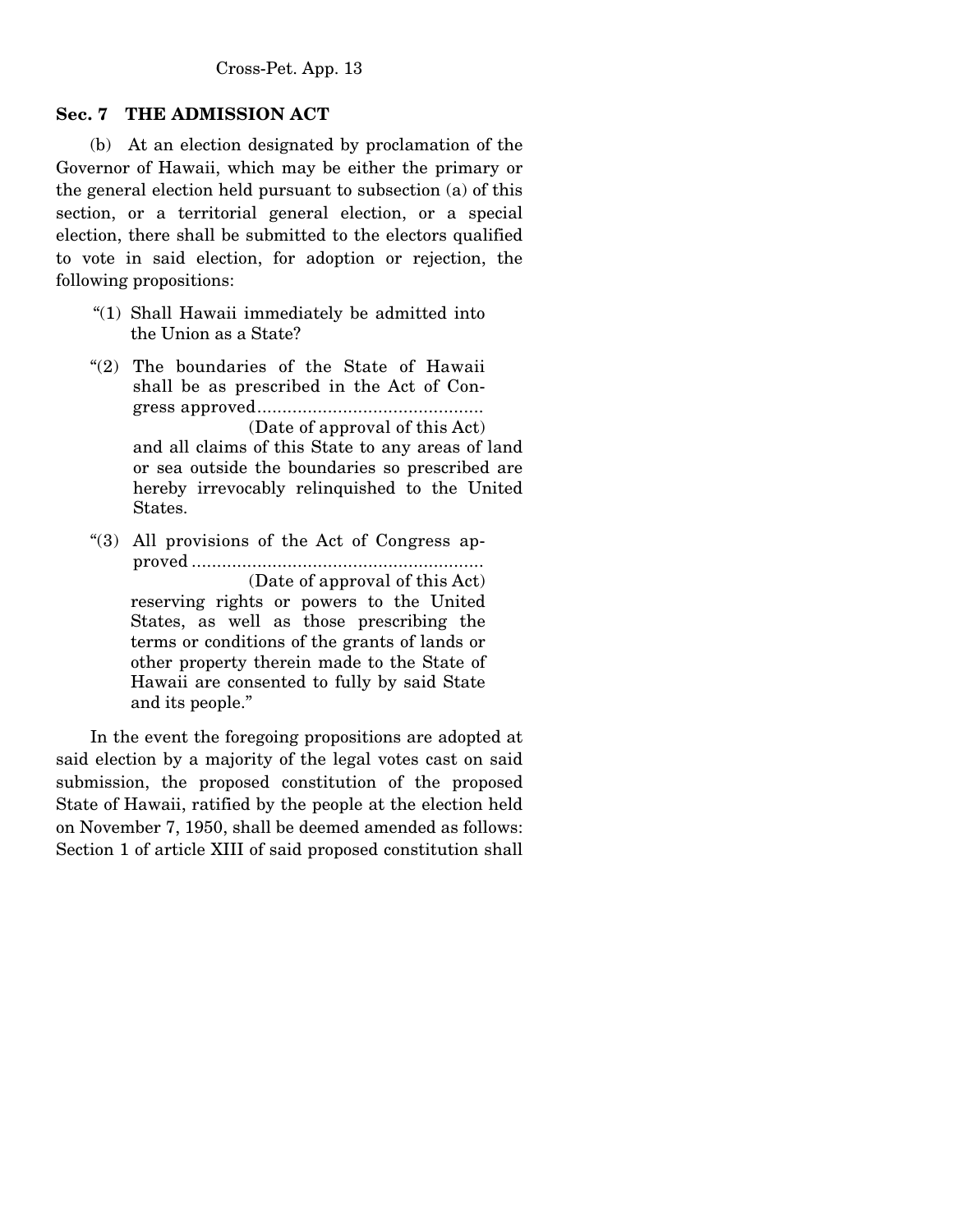**Sec. 7 THE ADMISSION ACT**

(b) At an election designated by proclamation of the Governor of Hawaii, which may be either the primary or the general election held pursuant to subsection (a) of this section, or a territorial general election, or a special election, there shall be submitted to the electors qualified to vote in said election, for adoption or rejection, the following propositions:

"(1) Shall Hawaii immediately be admitted into the Union as a State?

"(2) The boundaries of the State of Hawaii shall be as prescribed in the Act of Congress approved............................................ (Date of approval of this Act) and all claims of this State to any areas of land or sea outside the boundaries so prescribed are hereby irrevocably relinquished to the United States.

"(3) All provisions of the Act of Congress approved .......................................................... (Date of approval of this Act) reserving rights or powers to the United States, as well as those prescribing the terms or conditions of the grants of lands or other property therein made to the State of Hawaii are consented to fully by said State and its people."

In the event the foregoing propositions are adopted at said election by a majority of the legal votes cast on said submission, the proposed constitution of the proposed State of Hawaii, ratified by the people at the election held on November 7, 1950, shall be deemed amended as follows: Section 1 of article XIII of said proposed constitution shall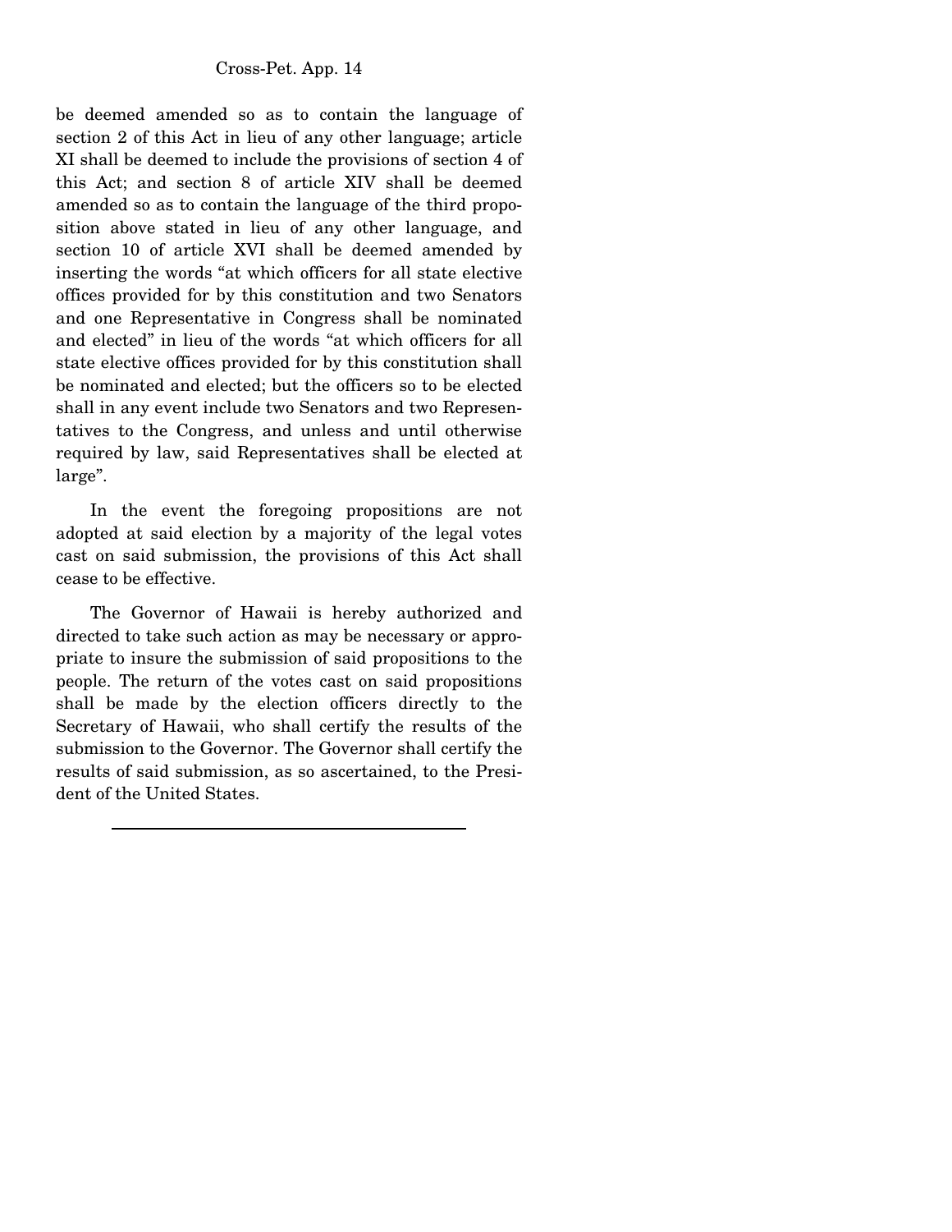be deemed amended so as to contain the language of section 2 of this Act in lieu of any other language; article XI shall be deemed to include the provisions of section 4 of this Act; and section 8 of article XIV shall be deemed amended so as to contain the language of the third proposition above stated in lieu of any other language, and section 10 of article XVI shall be deemed amended by inserting the words "at which officers for all state elective offices provided for by this constitution and two Senators and one Representative in Congress shall be nominated and elected" in lieu of the words "at which officers for all state elective offices provided for by this constitution shall be nominated and elected; but the officers so to be elected shall in any event include two Senators and two Representatives to the Congress, and unless and until otherwise required by law, said Representatives shall be elected at large".

In the event the foregoing propositions are not adopted at said election by a majority of the legal votes cast on said submission, the provisions of this Act shall cease to be effective.

The Governor of Hawaii is hereby authorized and directed to take such action as may be necessary or appropriate to insure the submission of said propositions to the people. The return of the votes cast on said propositions shall be made by the election officers directly to the Secretary of Hawaii, who shall certify the results of the submission to the Governor. The Governor shall certify the results of said submission, as so ascertained, to the President of the United States.

---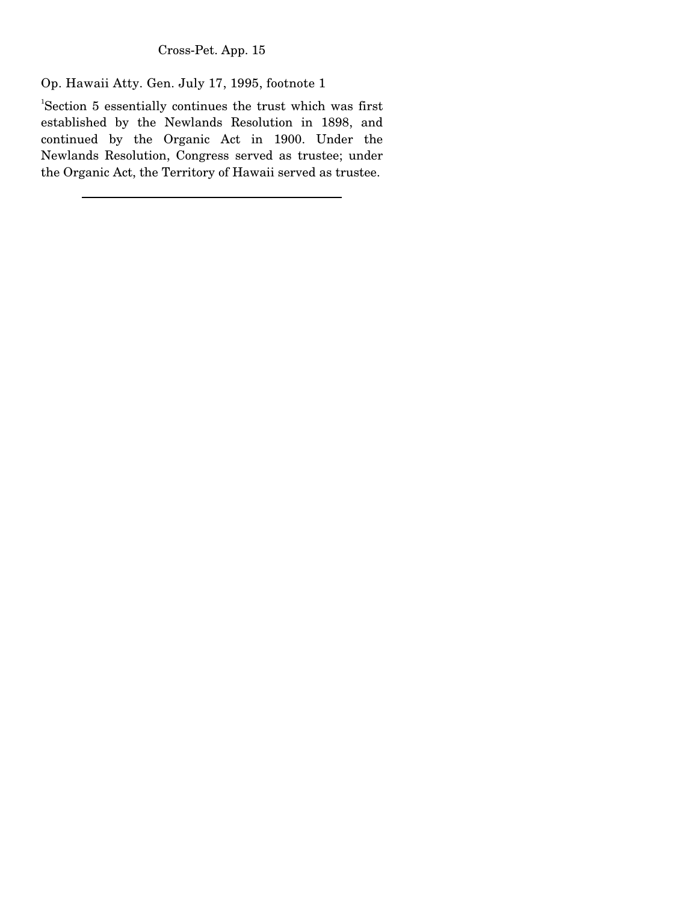Op. Hawaii Atty. Gen. July 17, 1995, footnote 1

[1]Section 5 essentially continues the trust which was first established by the Newlands Resolution in 1898, and continued by the Organic Act in 1900. Under the Newlands Resolution, Congress served as trustee; under the Organic Act, the Territory of Hawaii served as trustee.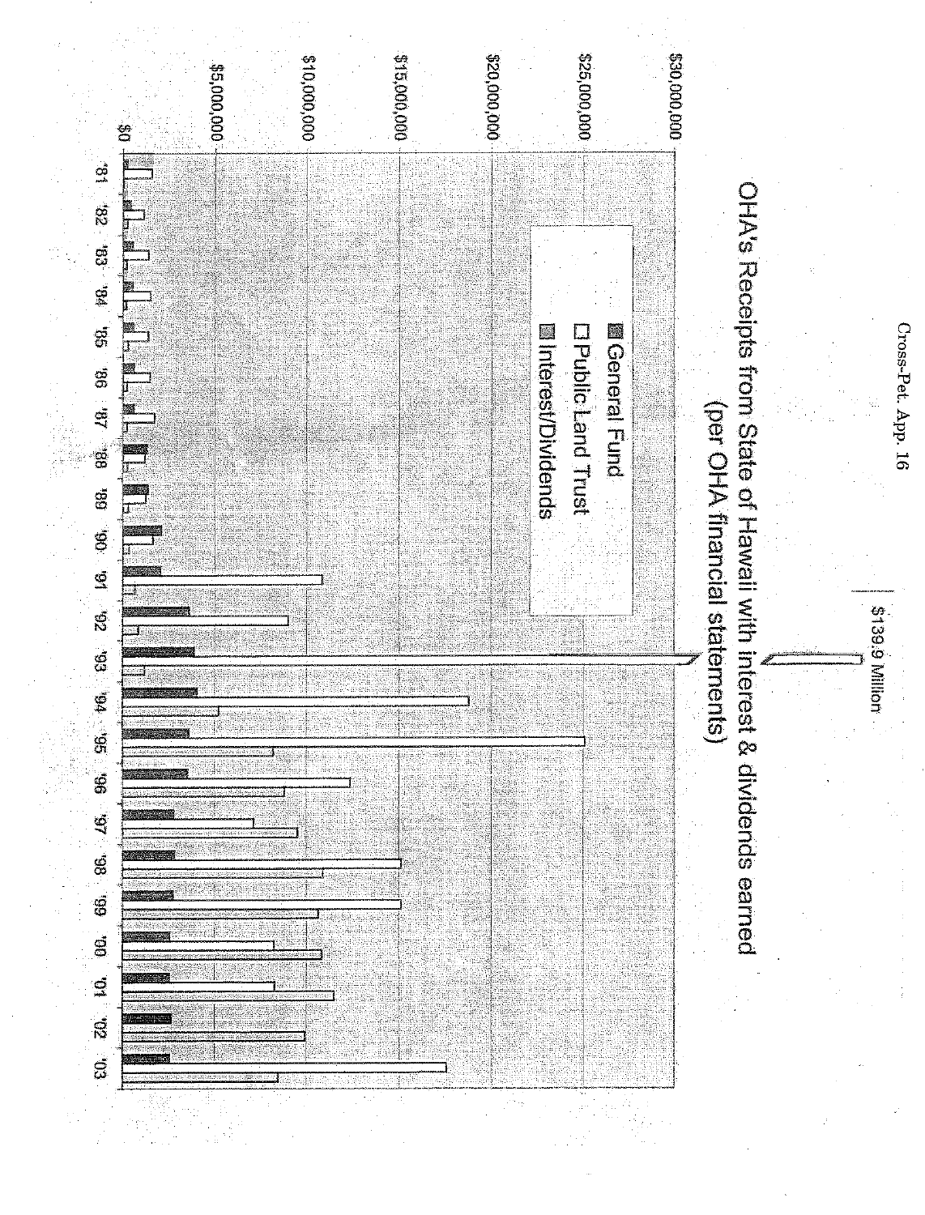## OHA's Receipts from State of Hawaii with interest & dividends earned (per OHA financial statements)

- General Fund
- Public Land Trust
- Interest/Dividends

$139.9 Million

$30,000,000
$25,000,000
$20,000,000
$15,000,000
$10,000,000
$5,000,000
$0

'81 '82 '83 '84 '85 '86 '87 '88 '89 '90 '91 '92 '93 '94 '95 '96 '97 '98 '99 '00 '01 '02 '03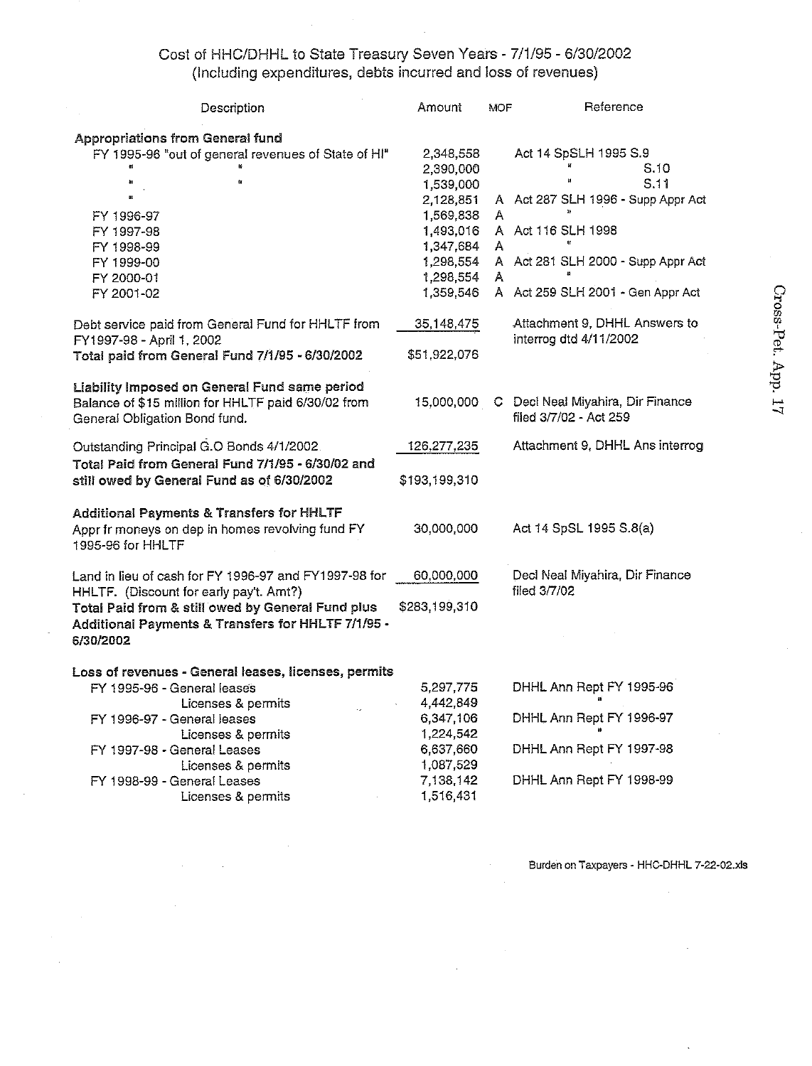# Cost of HHC/DHHL to State Treasury Seven Years - 7/1/95 - 6/30/2002
## (Including expenditures, debts incurred and loss of revenues)

| Description | Amount | MOF | Reference |
|---|---|---|---|
| **Appropriations from General fund** | | | |
| FY 1995-96 "out of general revenues of State of HI" | 2,348,558 | | Act 14 SpSLH 1995 S.9 |
| " " | 2,390,000 | | " S.10 |
| " " | 1,539,000 | | " S.11 |
| " | 2,128,851 | A | Act 287 SLH 1996 - Supp Appr Act |
| FY 1996-97 | 1,569,838 | A | " |
| FY 1997-98 | 1,493,016 | A | Act 116 SLH 1998 |
| FY 1998-99 | 1,347,684 | A | " |
| FY 1999-00 | 1,298,554 | A | Act 281 SLH 2000 - Supp Appr Act |
| FY 2000-01 | 1,298,554 | A | " |
| FY 2001-02 | 1,359,546 | A | Act 259 SLH 2001 - Gen Appr Act |
| Debt service paid from General Fund for HHLTF from FY1997-98 - April 1, 2002 | 35,148,475 | | Attachment 9, DHHL Answers to interrog dtd 4/11/2002 |
| **Total paid from General Fund 7/1/95 - 6/30/2002** | $51,922,076 | | |
| **Liability Imposed on General Fund same period** | | | |
| Balance of $15 million for HHLTF paid 6/30/02 from General Obligation Bond fund. | 15,000,000 | C | Decl Neal Miyahira, Dir Finance filed 3/7/02 - Act 259 |
| Outstanding Principal G.O Bonds 4/1/2002 | 126,277,235 | | Attachment 9, DHHL Ans interrog |
| **Total Paid from General Fund 7/1/95 - 6/30/02 and still owed by General Fund as of 6/30/2002** | $193,199,310 | | |
| **Additional Payments & Transfers for HHLTF** | | | |
| Appr fr moneys on dep in homes revolving fund FY 1995-96 for HHLTF | 30,000,000 | | Act 14 SpSL 1995 S.8(a) |
| Land in lieu of cash for FY 1996-97 and FY1997-98 for HHLTF. (Discount for early pay't. Amt?) | 60,000,000 | | Decl Neal Miyahira, Dir Finance filed 3/7/02 |
| **Total Paid from & still owed by General Fund plus Additional Payments & Transfers for HHLTF 7/1/95 - 6/30/2002** | $283,199,310 | | |
| **Loss of revenues - General leases, licenses, permits** | | | |
| FY 1995-96 - General leases | 5,297,775 | | DHHL Ann Rept FY 1995-96 |
| Licenses & permits | 4,442,849 | | " |
| FY 1996-97 - General leases | 6,347,106 | | DHHL Ann Rept FY 1996-97 |
| Licenses & permits | 1,224,542 | | " |
| FY 1997-98 - General Leases | 6,637,660 | | DHHL Ann Rept FY 1997-98 |
| Licenses & permits | 1,087,529 | | |
| FY 1998-99 - General Leases | 7,138,142 | | DHHL Ann Rept FY 1998-99 |
| Licenses & permits | 1,516,431 | | |

Burden on Taxpayers - HHC-DHHL 7-22-02.xls

Cross-Pet. App. 17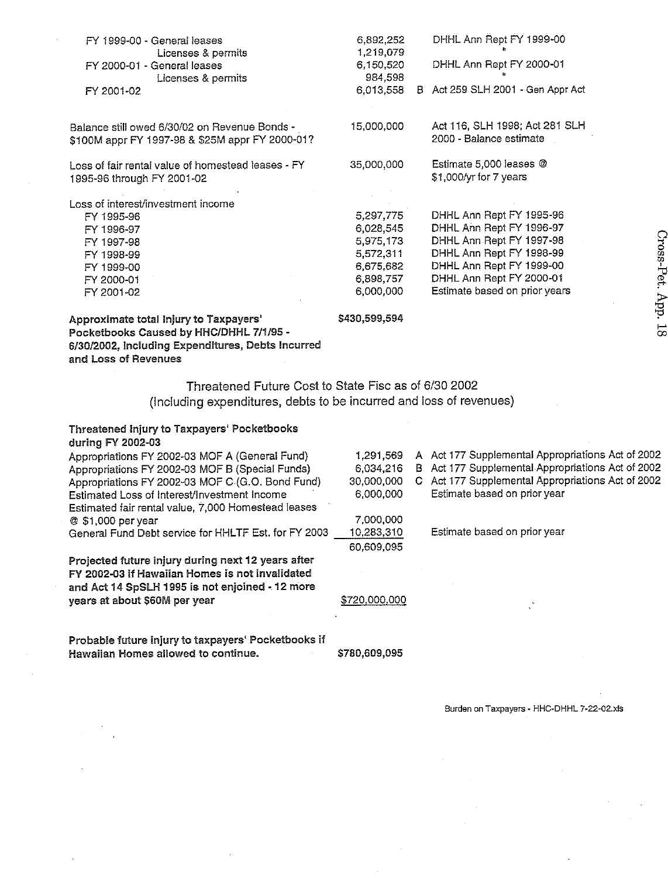| | | | |
|---|---|---|---|
| FY 1999-00 - General leases | 6,892,252 | | DHHL Ann Rept FY 1999-00 |
| Licenses & permits | 1,219,079 | | " |
| FY 2000-01 - General leases | 6,150,520 | | DHHL Ann Rept FY 2000-01 |
| Licenses & permits | 984,598 | | " |
| FY 2001-02 | 6,013,558 | B | Act 259 SLH 2001 - Gen Appr Act |
| Balance still owed 6/30/02 on Revenue Bonds - $100M appr FY 1997-98 & $25M appr FY 2000-01? | 15,000,000 | | Act 116, SLH 1998; Act 281 SLH 2000 - Balance estimate |
| Loss of fair rental value of homestead leases - FY 1995-96 through FY 2001-02 | 35,000,000 | | Estimate 5,000 leases @ $1,000/yr for 7 years |
| Loss of interest/investment income | | | |
| FY 1995-96 | 5,297,775 | | DHHL Ann Rept FY 1995-96 |
| FY 1996-97 | 6,028,545 | | DHHL Ann Rept FY 1996-97 |
| FY 1997-98 | 5,975,173 | | DHHL Ann Rept FY 1997-98 |
| FY 1998-99 | 5,572,311 | | DHHL Ann Rept FY 1998-99 |
| FY 1999-00 | 6,675,682 | | DHHL Ann Rept FY 1999-00 |
| FY 2000-01 | 6,898,757 | | DHHL Ann Rept FY 2000-01 |
| FY 2001-02 | 6,000,000 | | Estimate based on prior years |
| **Approximate total Injury to Taxpayers' Pocketbooks Caused by HHC/DHHL 7/1/95 - 6/30/2002, Including Expenditures, Debts Incurred and Loss of Revenues** | **$430,599,594** | | |

## Threatened Future Cost to State Fisc as of 6/30 2002 (including expenditures, debts to be incurred and loss of revenues)

| | | | |
|---|---|---|---|
| **Threatened Injury to Taxpayers' Pocketbooks during FY 2002-03** | | | |
| Appropriations FY 2002-03 MOF A (General Fund) | 1,291,569 | A | Act 177 Supplemental Appropriations Act of 2002 |
| Appropriations FY 2002-03 MOF B (Special Funds) | 6,034,216 | B | Act 177 Supplemental Appropriations Act of 2002 |
| Appropriations FY 2002-03 MOF C (G.O. Bond Fund) | 30,000,000 | C | Act 177 Supplemental Appropriations Act of 2002 |
| Estimated Loss of Interest/Investment Income | 6,000,000 | | Estimate based on prior year |
| Estimated fair rental value, 7,000 Homestead leases @ $1,000 per year | 7,000,000 | | |
| General Fund Debt service for HHLTF Est. for FY 2003 | 10,283,310 | | Estimate based on prior year |
| | 60,609,095 | | |
| **Projected future injury during next 12 years after FY 2002-03 if Hawaiian Homes is not invalidated and Act 14 SpSLH 1995 is not enjoined - 12 more years at about $60M per year** | $720,000,000 | | |
| **Probable future injury to taxpayers' Pocketbooks if Hawaiian Homes allowed to continue.** | **$780,609,095** | | |

Burden on Taxpayers - HHC-DHHL 7-22-02.xls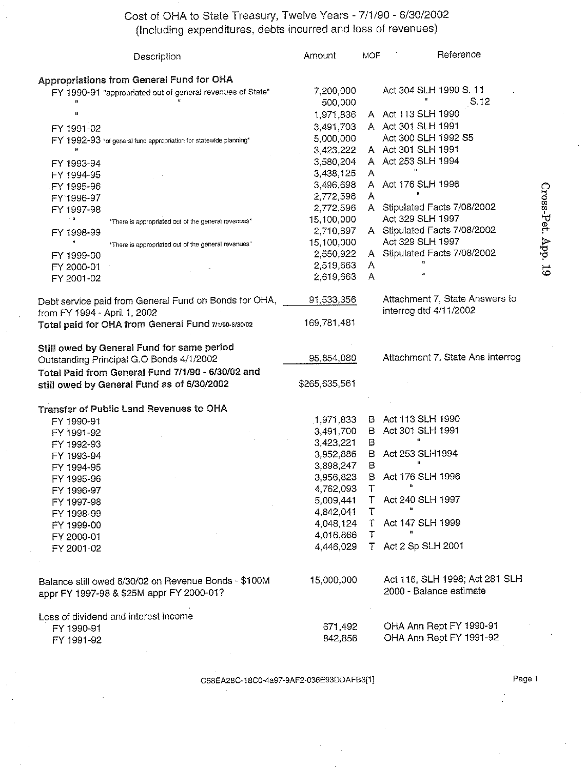# Cost of OHA to State Treasury, Twelve Years - 7/1/90 - 6/30/2002
(Including expenditures, debts incurred and loss of revenues)

| Description | Amount | MOF | Reference |
|---|---|---|---|
| **Appropriations from General Fund for OHA** | | | |
| FY 1990-91 "appropriated out of general revenues of State" | 7,200,000 | | Act 304 SLH 1990 S. 11 |
| " " | 500,000 | | " S.12 |
| " | 1,971,836 | A | Act 113 SLH 1990 |
| FY 1991-02 | 3,491,703 | A | Act 301 SLH 1991 |
| FY 1992-93 "of general fund appropriation for statewide planning" | 5,000,000 | | Act 300 SLH 1992 S5 |
| " | 3,423,222 | A | Act 301 SLH 1991 |
| FY 1993-94 | 3,580,204 | A | Act 253 SLH 1994 |
| FY 1994-95 | 3,438,125 | A | " |
| FY 1995-96 | 3,496,698 | A | Act 176 SLH 1996 |
| FY 1996-97 | 2,772,596 | A | " |
| FY 1997-98 | 2,772,596 | A | Stipulated Facts 7/08/2002 |
| " "There is appropriated out of the general revenues" | 15,100,000 | | Act 329 SLH 1997 |
| FY 1998-99 | 2,710,897 | A | Stipulated Facts 7/08/2002 |
| " "There is appropriated out of the general revenues" | 15,100,000 | | Act 329 SLH 1997 |
| FY 1999-00 | 2,550,922 | A | Stipulated Facts 7/08/2002 |
| FY 2000-01 | 2,519,663 | A | " |
| FY 2001-02 | 2,619,663 | A | " |
| Debt service paid from General Fund on Bonds for OHA, from FY 1994 - April 1, 2002 | 91,533,356 | | Attachment 7, State Answers to interrog dtd 4/11/2002 |
| **Total paid for OHA from General Fund** 7/1/90-6/30/02 | 169,781,481 | | |
| **Still owed by General Fund for same period** | | | |
| Outstanding Principal G.O Bonds 4/1/2002 | 95,854,080 | | Attachment 7, State Ans interrog |
| **Total Paid from General Fund 7/1/90 - 6/30/02 and still owed by General Fund as of 6/30/2002** | $265,635,561 | | |
| **Transfer of Public Land Revenues to OHA** | | | |
| FY 1990-91 | 1,971,833 | B | Act 113 SLH 1990 |
| FY 1991-92 | 3,491,700 | B | Act 301 SLH 1991 |
| FY 1992-93 | 3,423,221 | B | " |
| FY 1993-94 | 3,952,886 | B | Act 253 SLH1994 |
| FY 1994-95 | 3,898,247 | B | " |
| FY 1995-96 | 3,956,823 | B | Act 176 SLH 1996 |
| FY 1996-97 | 4,762,093 | T | " |
| FY 1997-98 | 5,009,441 | T | Act 240 SLH 1997 |
| FY 1998-99 | 4,842,041 | T | " |
| FY 1999-00 | 4,048,124 | T | Act 147 SLH 1999 |
| FY 2000-01 | 4,016,866 | T | " |
| FY 2001-02 | 4,446,029 | T | Act 2 Sp SLH 2001 |
| Balance still owed 6/30/02 on Revenue Bonds - $100M appr FY 1997-98 & $25M appr FY 2000-01? | 15,000,000 | | Act 116, SLH 1998; Act 281 SLH 2000 - Balance estimate |
| Loss of dividend and interest income | | | |
| FY 1990-91 | 671,492 | | OHA Ann Rept FY 1990-91 |
| FY 1991-92 | 842,856 | | OHA Ann Rept FY 1991-92 |

Cross-Pet. App. 19

C58EA28C-18C0-4a97-9AF2-036E93DDAFB3[1]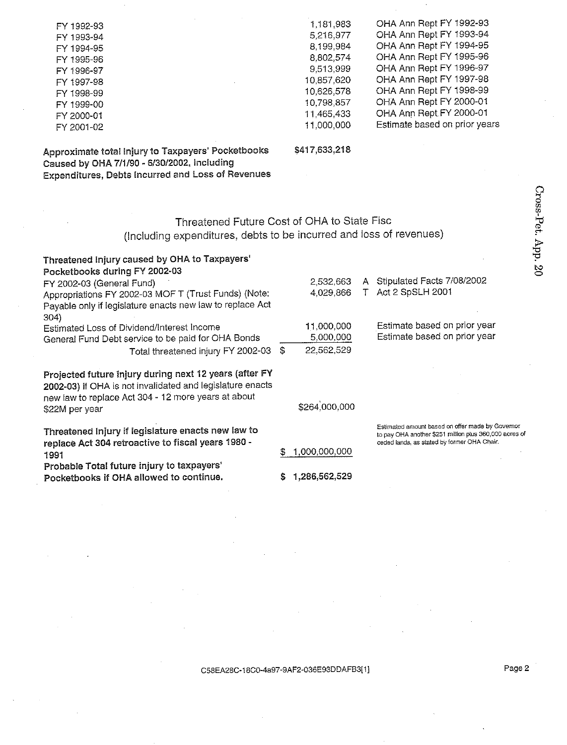| | | |
|---|---|---|
| FY 1992-93 | 1,181,983 | OHA Ann Rept FY 1992-93 |
| FY 1993-94 | 5,216,977 | OHA Ann Rept FY 1993-94 |
| FY 1994-95 | 8,199,984 | OHA Ann Rept FY 1994-95 |
| FY 1995-96 | 8,802,574 | OHA Ann Rept FY 1995-96 |
| FY 1996-97 | 9,513,999 | OHA Ann Rept FY 1996-97 |
| FY 1997-98 | 10,857,620 | OHA Ann Rept FY 1997-98 |
| FY 1998-99 | 10,626,578 | OHA Ann Rept FY 1998-99 |
| FY 1999-00 | 10,798,857 | OHA Ann Rept FY 2000-01 |
| FY 2000-01 | 11,465,433 | OHA Ann Rept FY 2000-01 |
| FY 2001-02 | 11,000,000 | Estimate based on prior years |

**Approximate total Injury to Taxpayers' Pocketbooks Caused by OHA 7/1/90 - 6/30/2002, Including Expenditures, Debts Incurred and Loss of Revenues** — $417,633,218

## Threatened Future Cost of OHA to State Fisc
(Including expenditures, debts to be incurred and loss of revenues)

**Threatened Injury caused by OHA to Taxpayers' Pocketbooks during FY 2002-03**

| | | | |
|---|---|---|---|
| FY 2002-03 (General Fund) | 2,532,663 | A | Stipulated Facts 7/08/2002 |
| Appropriations FY 2002-03 MOF T (Trust Funds) (Note: Payable only if legislature enacts new law to replace Act 304) | 4,029,866 | T | Act 2 SpSLH 2001 |
| Estimated Loss of Dividend/Interest Income | 11,000,000 | | Estimate based on prior year |
| General Fund Debt service to be paid for OHA Bonds | 5,000,000 | | Estimate based on prior year |
| Total threatened injury FY 2002-03 | $ 22,562,529 | | |

**Projected future injury during next 12 years (after FY 2002-03) if OHA is not invalidated and legislature enacts new law to replace Act 304 - 12 more years at about $22M per year** — $264,000,000

**Threatened Injury if legislature enacts new law to replace Act 304 retroactive to fiscal years 1980 - 1991** — $ 1,000,000,000 — Estimated amount based on offer made by Governor to pay OHA another $251 million plus 360,000 acres of ceded lands, as stated by former OHA Chair.

**Probable Total future injury to taxpayers' Pocketbooks if OHA allowed to continue.** — $ 1,286,562,529

Cross-Pet. App. 20

C58EA28C-18C0-4a97-9AF2-036E93DDAFB3[1]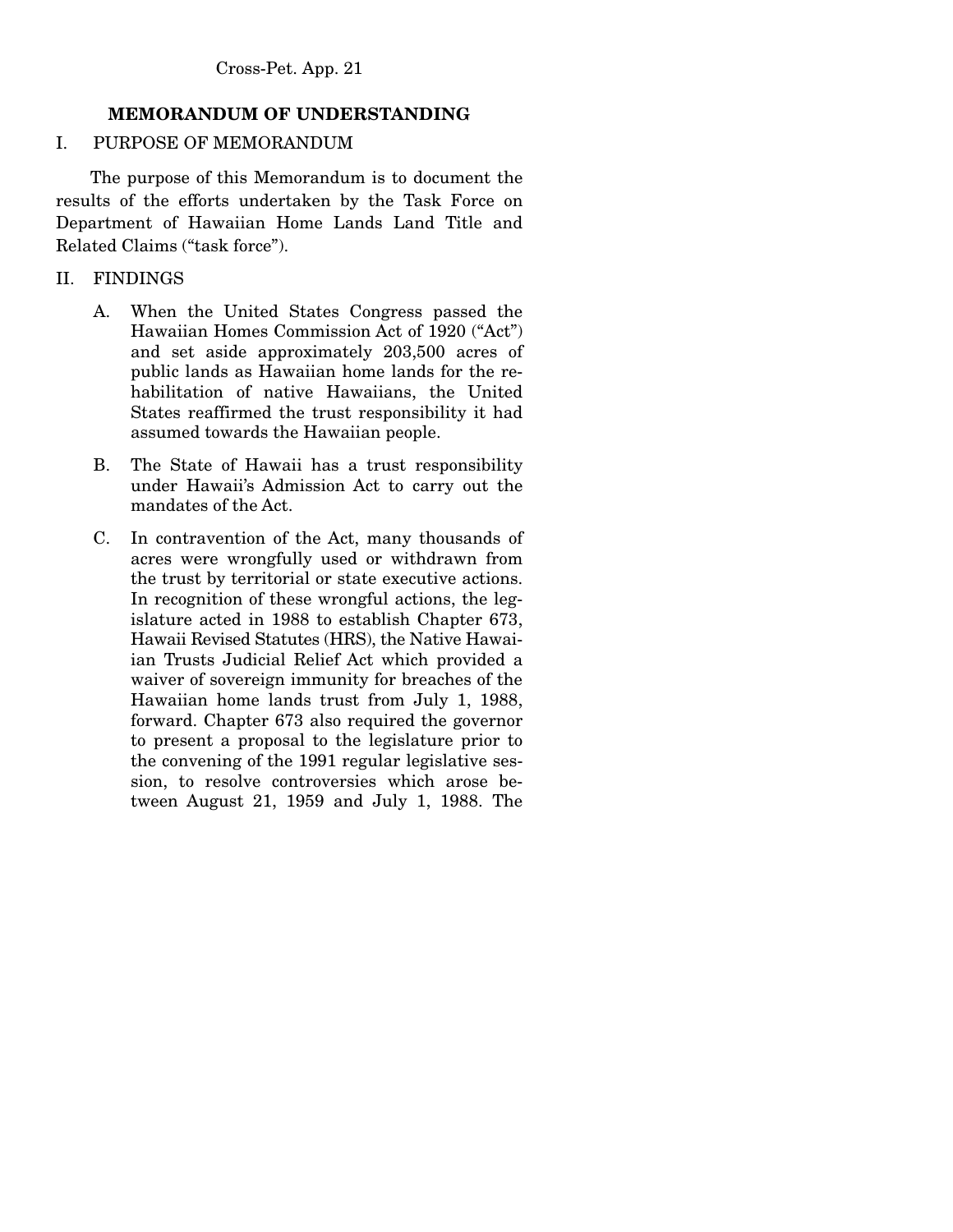## MEMORANDUM OF UNDERSTANDING

### I. PURPOSE OF MEMORANDUM

The purpose of this Memorandum is to document the results of the efforts undertaken by the Task Force on Department of Hawaiian Home Lands Land Title and Related Claims ("task force").

### II. FINDINGS

A. When the United States Congress passed the Hawaiian Homes Commission Act of 1920 ("Act") and set aside approximately 203,500 acres of public lands as Hawaiian home lands for the rehabilitation of native Hawaiians, the United States reaffirmed the trust responsibility it had assumed towards the Hawaiian people.

B. The State of Hawaii has a trust responsibility under Hawaii's Admission Act to carry out the mandates of the Act.

C. In contravention of the Act, many thousands of acres were wrongfully used or withdrawn from the trust by territorial or state executive actions. In recognition of these wrongful actions, the legislature acted in 1988 to establish Chapter 673, Hawaii Revised Statutes (HRS), the Native Hawaiian Trusts Judicial Relief Act which provided a waiver of sovereign immunity for breaches of the Hawaiian home lands trust from July 1, 1988, forward. Chapter 673 also required the governor to present a proposal to the legislature prior to the convening of the 1991 regular legislative session, to resolve controversies which arose between August 21, 1959 and July 1, 1988. The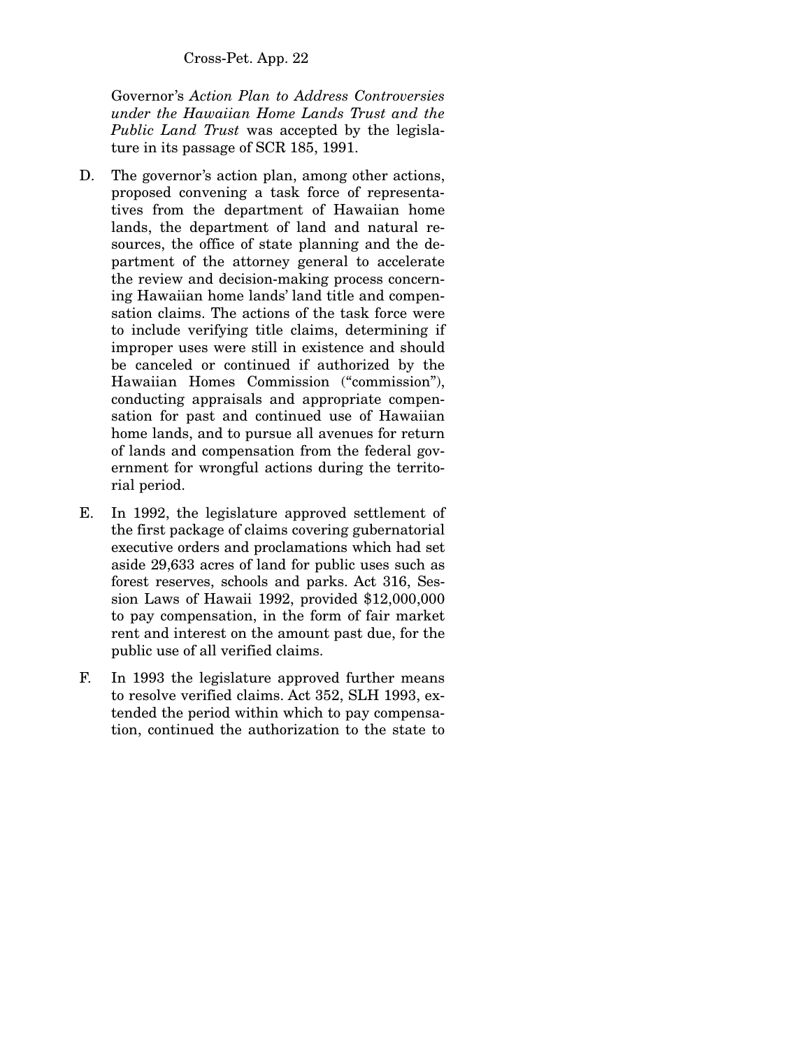Governor's *Action Plan to Address Controversies under the Hawaiian Home Lands Trust and the Public Land Trust* was accepted by the legislature in its passage of SCR 185, 1991.

D. The governor's action plan, among other actions, proposed convening a task force of representatives from the department of Hawaiian home lands, the department of land and natural resources, the office of state planning and the department of the attorney general to accelerate the review and decision-making process concerning Hawaiian home lands' land title and compensation claims. The actions of the task force were to include verifying title claims, determining if improper uses were still in existence and should be canceled or continued if authorized by the Hawaiian Homes Commission ("commission"), conducting appraisals and appropriate compensation for past and continued use of Hawaiian home lands, and to pursue all avenues for return of lands and compensation from the federal government for wrongful actions during the territorial period.

E. In 1992, the legislature approved settlement of the first package of claims covering gubernatorial executive orders and proclamations which had set aside 29,633 acres of land for public uses such as forest reserves, schools and parks. Act 316, Session Laws of Hawaii 1992, provided $12,000,000 to pay compensation, in the form of fair market rent and interest on the amount past due, for the public use of all verified claims.

F. In 1993 the legislature approved further means to resolve verified claims. Act 352, SLH 1993, extended the period within which to pay compensation, continued the authorization to the state to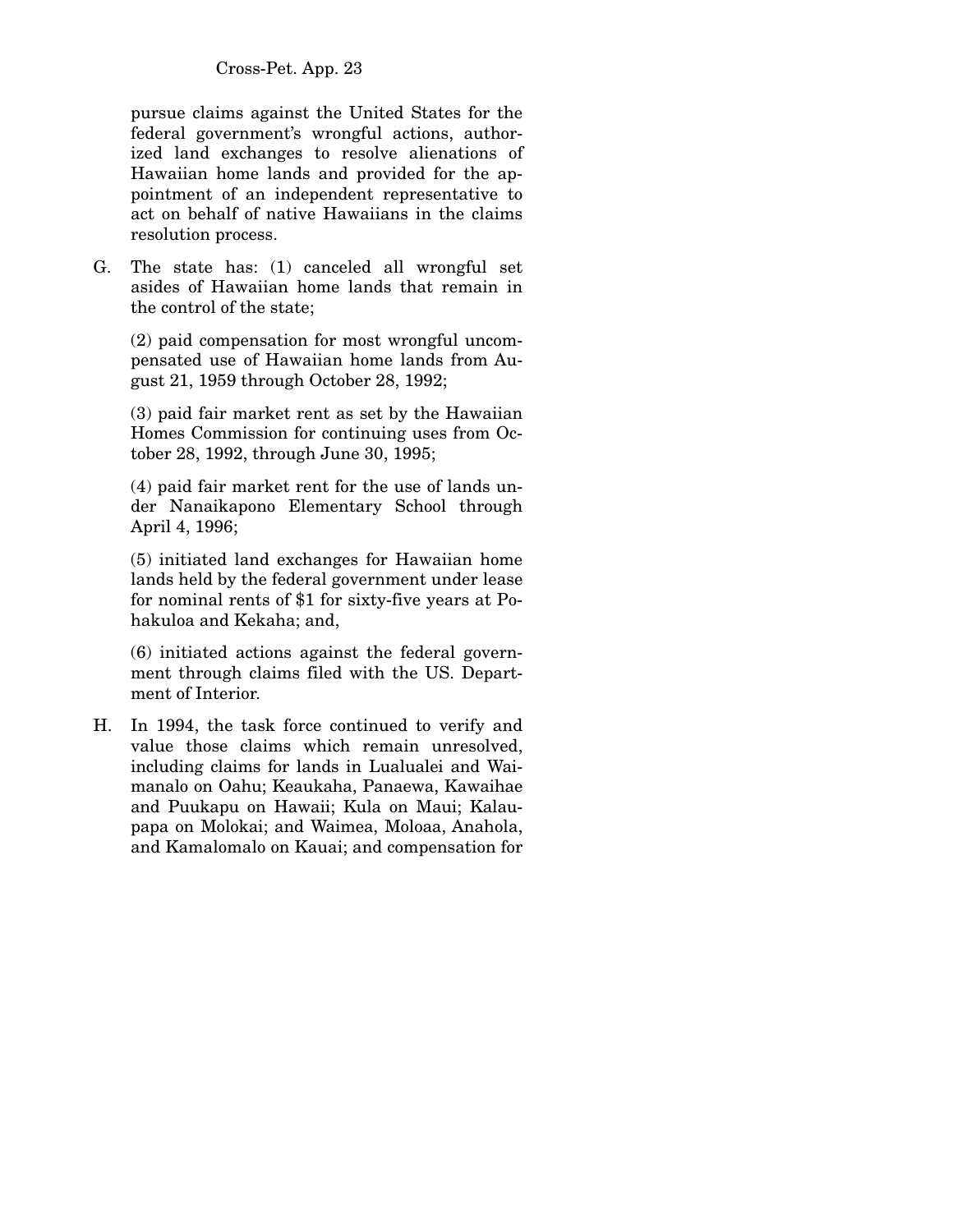pursue claims against the United States for the federal government's wrongful actions, authorized land exchanges to resolve alienations of Hawaiian home lands and provided for the appointment of an independent representative to act on behalf of native Hawaiians in the claims resolution process.

G. The state has: (1) canceled all wrongful set asides of Hawaiian home lands that remain in the control of the state;

   (2) paid compensation for most wrongful uncompensated use of Hawaiian home lands from August 21, 1959 through October 28, 1992;

   (3) paid fair market rent as set by the Hawaiian Homes Commission for continuing uses from October 28, 1992, through June 30, 1995;

   (4) paid fair market rent for the use of lands under Nanaikapono Elementary School through April 4, 1996;

   (5) initiated land exchanges for Hawaiian home lands held by the federal government under lease for nominal rents of $1 for sixty-five years at Pohakuloa and Kekaha; and,

   (6) initiated actions against the federal government through claims filed with the US. Department of Interior.

H. In 1994, the task force continued to verify and value those claims which remain unresolved, including claims for lands in Lualualei and Waimanalo on Oahu; Keaukaha, Panaewa, Kawaihae and Puukapu on Hawaii; Kula on Maui; Kalaupapa on Molokai; and Waimea, Moloaa, Anahola, and Kamalomalo on Kauai; and compensation for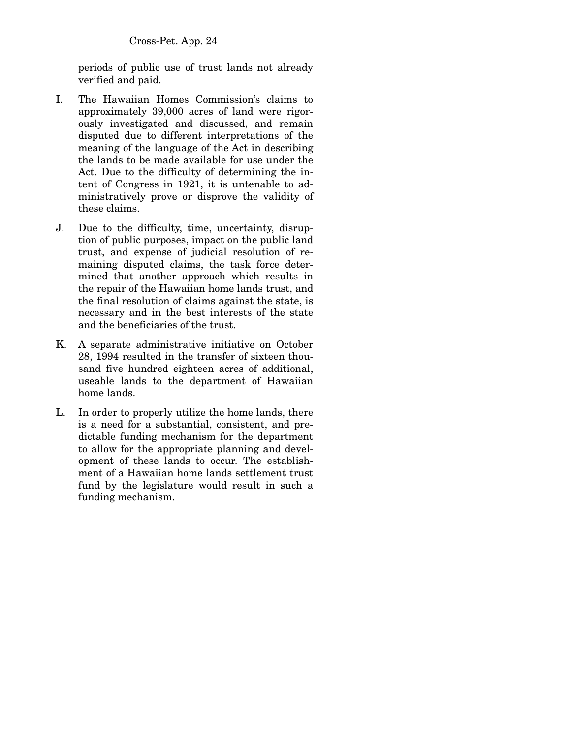periods of public use of trust lands not already verified and paid.

I. The Hawaiian Homes Commission's claims to approximately 39,000 acres of land were rigorously investigated and discussed, and remain disputed due to different interpretations of the meaning of the language of the Act in describing the lands to be made available for use under the Act. Due to the difficulty of determining the intent of Congress in 1921, it is untenable to administratively prove or disprove the validity of these claims.

J. Due to the difficulty, time, uncertainty, disruption of public purposes, impact on the public land trust, and expense of judicial resolution of remaining disputed claims, the task force determined that another approach which results in the repair of the Hawaiian home lands trust, and the final resolution of claims against the state, is necessary and in the best interests of the state and the beneficiaries of the trust.

K. A separate administrative initiative on October 28, 1994 resulted in the transfer of sixteen thousand five hundred eighteen acres of additional, useable lands to the department of Hawaiian home lands.

L. In order to properly utilize the home lands, there is a need for a substantial, consistent, and predictable funding mechanism for the department to allow for the appropriate planning and development of these lands to occur. The establishment of a Hawaiian home lands settlement trust fund by the legislature would result in such a funding mechanism.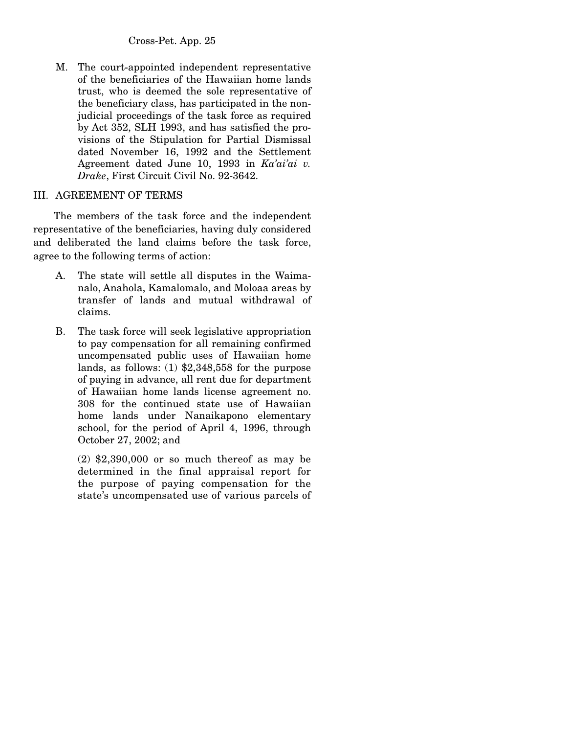M. The court-appointed independent representative of the beneficiaries of the Hawaiian home lands trust, who is deemed the sole representative of the beneficiary class, has participated in the non-judicial proceedings of the task force as required by Act 352, SLH 1993, and has satisfied the provisions of the Stipulation for Partial Dismissal dated November 16, 1992 and the Settlement Agreement dated June 10, 1993 in *Ka'ai'ai v. Drake*, First Circuit Civil No. 92-3642.

## III. AGREEMENT OF TERMS

The members of the task force and the independent representative of the beneficiaries, having duly considered and deliberated the land claims before the task force, agree to the following terms of action:

A. The state will settle all disputes in the Waimanalo, Anahola, Kamalomalo, and Moloaa areas by transfer of lands and mutual withdrawal of claims.

B. The task force will seek legislative appropriation to pay compensation for all remaining confirmed uncompensated public uses of Hawaiian home lands, as follows: (1) $2,348,558 for the purpose of paying in advance, all rent due for department of Hawaiian home lands license agreement no. 308 for the continued state use of Hawaiian home lands under Nanaikapono elementary school, for the period of April 4, 1996, through October 27, 2002; and

   (2) $2,390,000 or so much thereof as may be determined in the final appraisal report for the purpose of paying compensation for the state's uncompensated use of various parcels of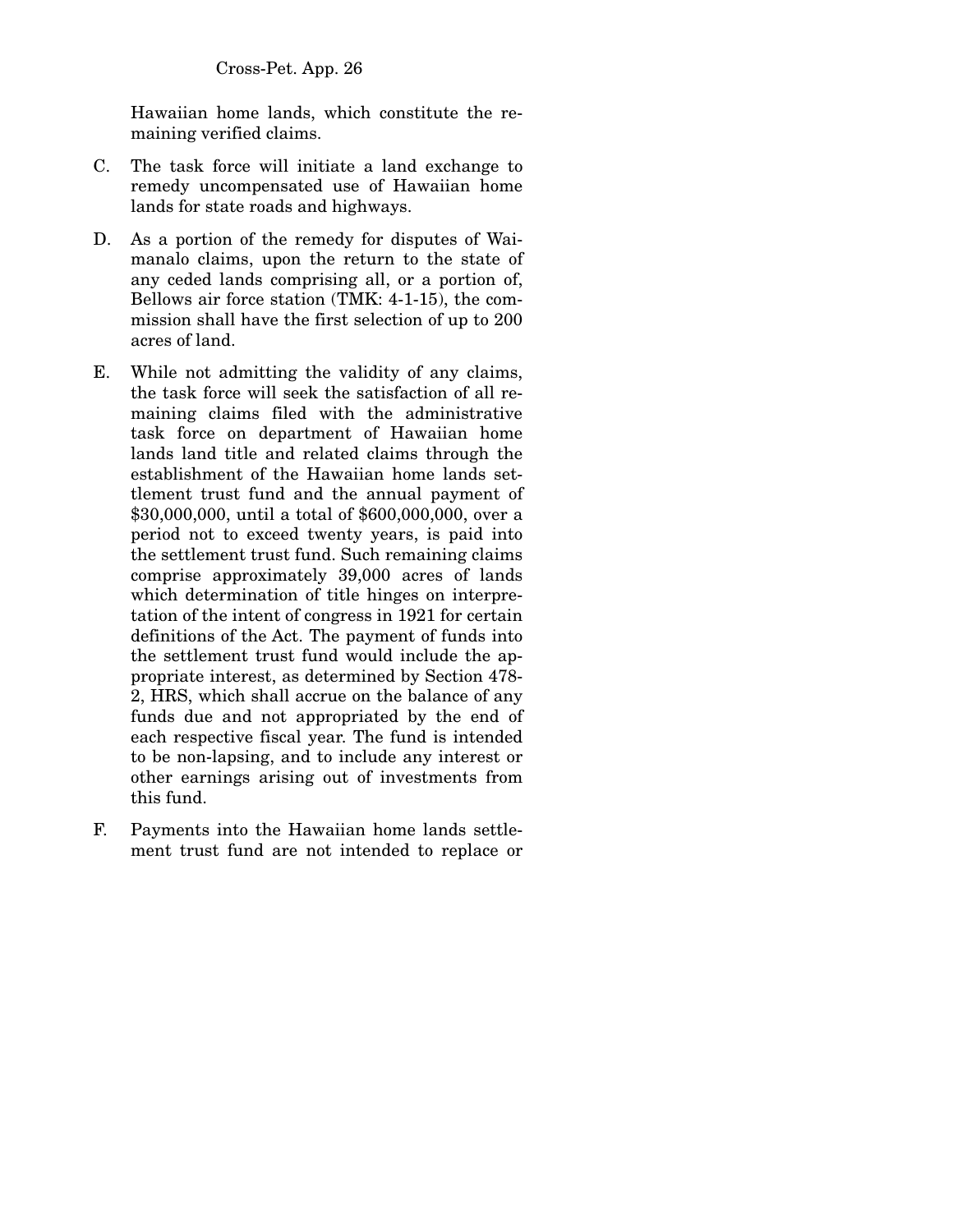Hawaiian home lands, which constitute the remaining verified claims.

C. The task force will initiate a land exchange to remedy uncompensated use of Hawaiian home lands for state roads and highways.

D. As a portion of the remedy for disputes of Waimanalo claims, upon the return to the state of any ceded lands comprising all, or a portion of, Bellows air force station (TMK: 4-1-15), the commission shall have the first selection of up to 200 acres of land.

E. While not admitting the validity of any claims, the task force will seek the satisfaction of all remaining claims filed with the administrative task force on department of Hawaiian home lands land title and related claims through the establishment of the Hawaiian home lands settlement trust fund and the annual payment of $30,000,000, until a total of $600,000,000, over a period not to exceed twenty years, is paid into the settlement trust fund. Such remaining claims comprise approximately 39,000 acres of lands which determination of title hinges on interpretation of the intent of congress in 1921 for certain definitions of the Act. The payment of funds into the settlement trust fund would include the appropriate interest, as determined by Section 478-2, HRS, which shall accrue on the balance of any funds due and not appropriated by the end of each respective fiscal year. The fund is intended to be non-lapsing, and to include any interest or other earnings arising out of investments from this fund.

F. Payments into the Hawaiian home lands settlement trust fund are not intended to replace or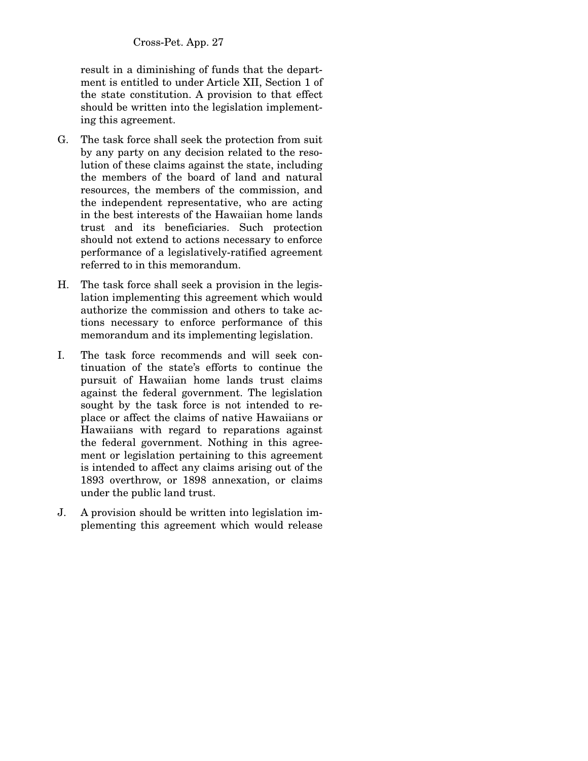result in a diminishing of funds that the department is entitled to under Article XII, Section 1 of the state constitution. A provision to that effect should be written into the legislation implementing this agreement.

G. The task force shall seek the protection from suit by any party on any decision related to the resolution of these claims against the state, including the members of the board of land and natural resources, the members of the commission, and the independent representative, who are acting in the best interests of the Hawaiian home lands trust and its beneficiaries. Such protection should not extend to actions necessary to enforce performance of a legislatively-ratified agreement referred to in this memorandum.

H. The task force shall seek a provision in the legislation implementing this agreement which would authorize the commission and others to take actions necessary to enforce performance of this memorandum and its implementing legislation.

I. The task force recommends and will seek continuation of the state's efforts to continue the pursuit of Hawaiian home lands trust claims against the federal government. The legislation sought by the task force is not intended to replace or affect the claims of native Hawaiians or Hawaiians with regard to reparations against the federal government. Nothing in this agreement or legislation pertaining to this agreement is intended to affect any claims arising out of the 1893 overthrow, or 1898 annexation, or claims under the public land trust.

J. A provision should be written into legislation implementing this agreement which would release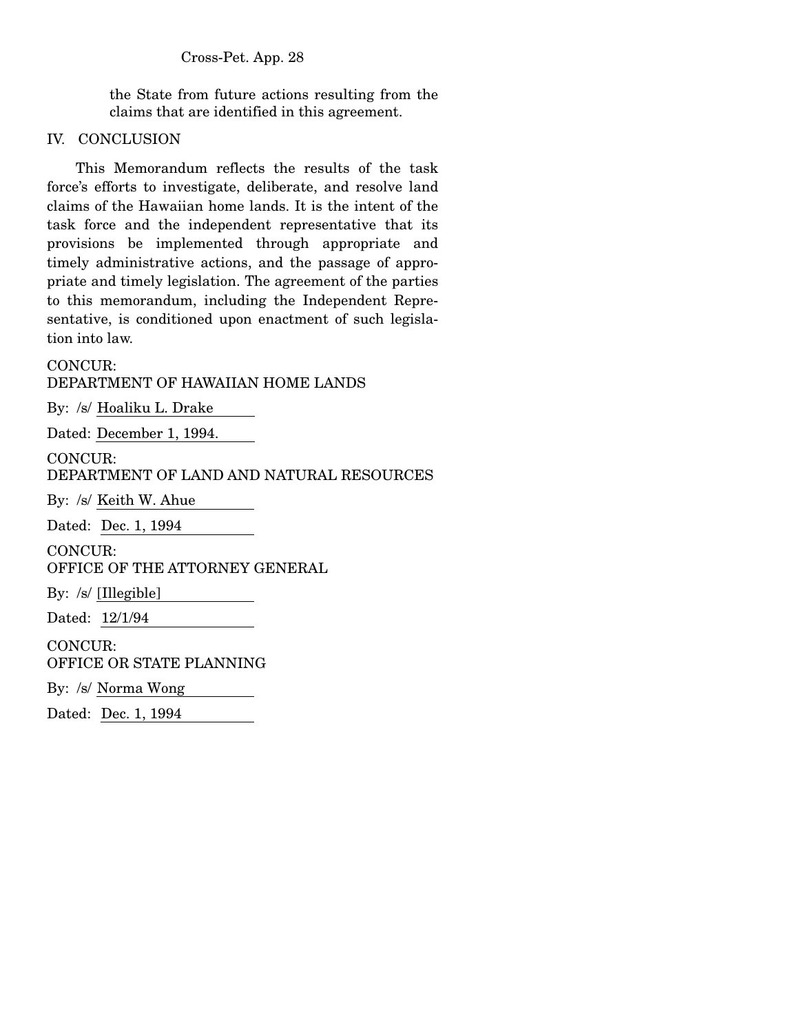the State from future actions resulting from the claims that are identified in this agreement.

## IV. CONCLUSION

This Memorandum reflects the results of the task force's efforts to investigate, deliberate, and resolve land claims of the Hawaiian home lands. It is the intent of the task force and the independent representative that its provisions be implemented through appropriate and timely administrative actions, and the passage of appropriate and timely legislation. The agreement of the parties to this memorandum, including the Independent Representative, is conditioned upon enactment of such legislation into law.

CONCUR:
DEPARTMENT OF HAWAIIAN HOME LANDS

By: /s/ Hoaliku L. Drake

Dated: December 1, 1994.

CONCUR:
DEPARTMENT OF LAND AND NATURAL RESOURCES

By: /s/ Keith W. Ahue

Dated: Dec. 1, 1994

CONCUR:
OFFICE OF THE ATTORNEY GENERAL

By: /s/ [Illegible]

Dated: 12/1/94

CONCUR:
OFFICE OR STATE PLANNING

By: /s/ Norma Wong

Dated: Dec. 1, 1994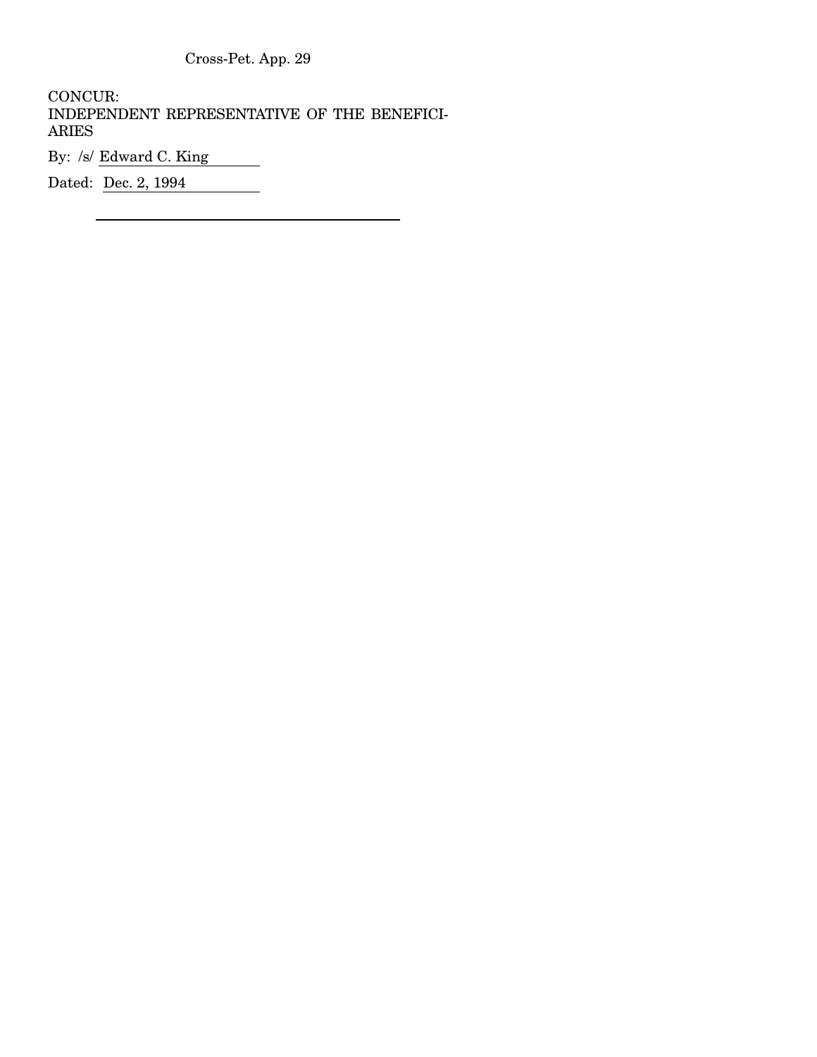CONCUR:
INDEPENDENT REPRESENTATIVE OF THE BENEFICIARIES

By: /s/ Edward C. King

Dated: Dec. 2, 1994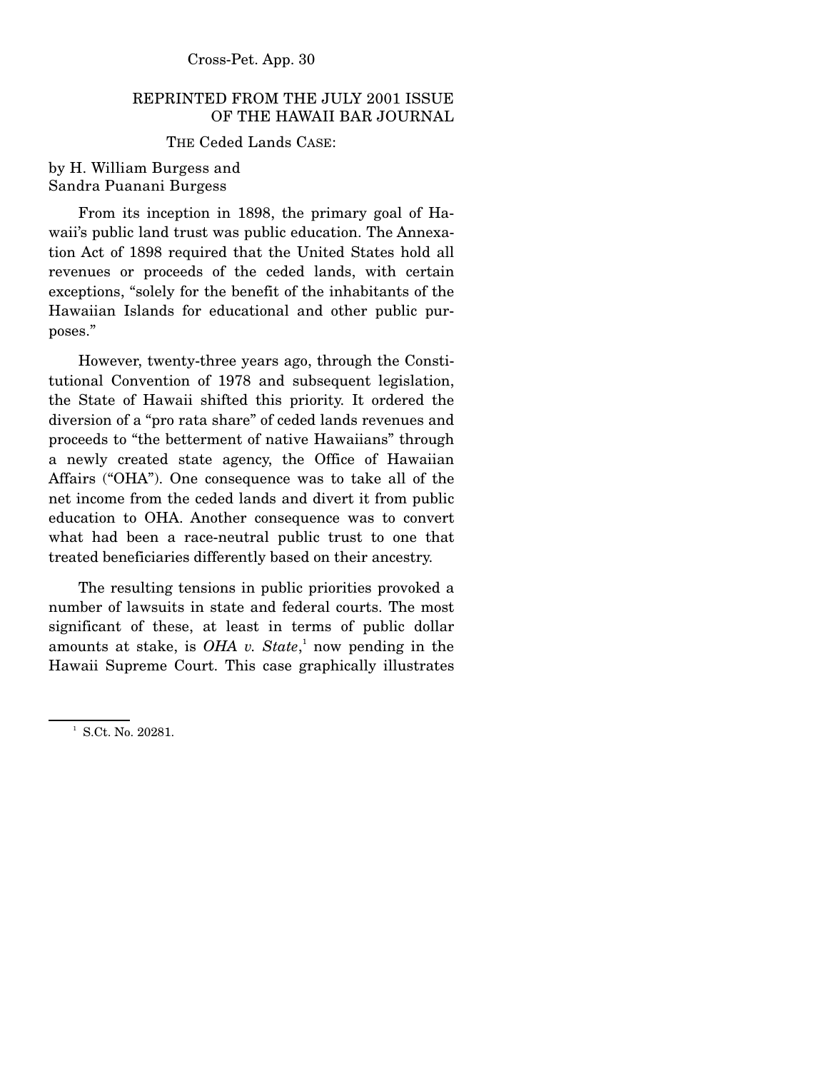REPRINTED FROM THE JULY 2001 ISSUE OF THE HAWAII BAR JOURNAL

## THE Ceded Lands CASE:

by H. William Burgess and Sandra Puanani Burgess

From its inception in 1898, the primary goal of Hawaii's public land trust was public education. The Annexation Act of 1898 required that the United States hold all revenues or proceeds of the ceded lands, with certain exceptions, "solely for the benefit of the inhabitants of the Hawaiian Islands for educational and other public purposes."

However, twenty-three years ago, through the Constitutional Convention of 1978 and subsequent legislation, the State of Hawaii shifted this priority. It ordered the diversion of a "pro rata share" of ceded lands revenues and proceeds to "the betterment of native Hawaiians" through a newly created state agency, the Office of Hawaiian Affairs ("OHA"). One consequence was to take all of the net income from the ceded lands and divert it from public education to OHA. Another consequence was to convert what had been a race-neutral public trust to one that treated beneficiaries differently based on their ancestry.

The resulting tensions in public priorities provoked a number of lawsuits in state and federal courts. The most significant of these, at least in terms of public dollar amounts at stake, is *OHA v. State*,[1] now pending in the Hawaii Supreme Court. This case graphically illustrates

---

[1] S.Ct. No. 20281.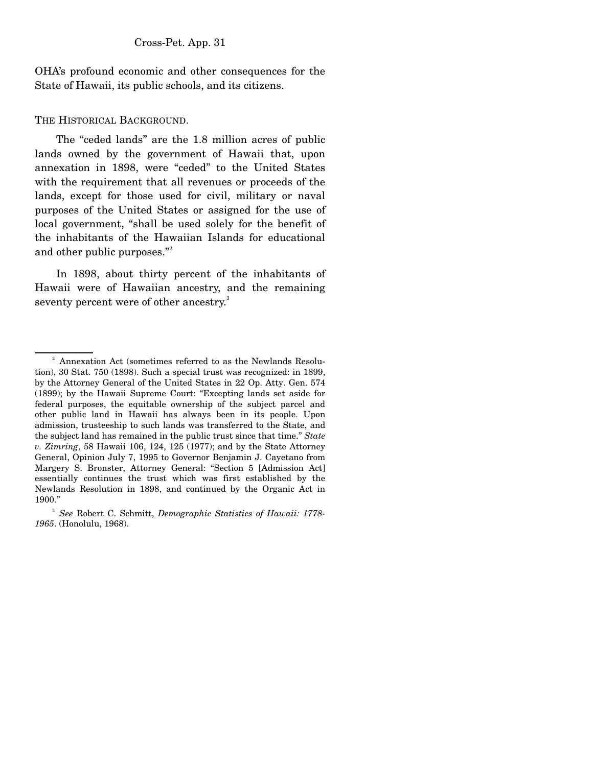OHA's profound economic and other consequences for the State of Hawaii, its public schools, and its citizens.

THE HISTORICAL BACKGROUND.

The "ceded lands" are the 1.8 million acres of public lands owned by the government of Hawaii that, upon annexation in 1898, were "ceded" to the United States with the requirement that all revenues or proceeds of the lands, except for those used for civil, military or naval purposes of the United States or assigned for the use of local government, "shall be used solely for the benefit of the inhabitants of the Hawaiian Islands for educational and other public purposes."[2]

In 1898, about thirty percent of the inhabitants of Hawaii were of Hawaiian ancestry, and the remaining seventy percent were of other ancestry.[3]

---

[2] Annexation Act (sometimes referred to as the Newlands Resolution), 30 Stat. 750 (1898). Such a special trust was recognized: in 1899, by the Attorney General of the United States in 22 Op. Atty. Gen. 574 (1899); by the Hawaii Supreme Court: "Excepting lands set aside for federal purposes, the equitable ownership of the subject parcel and other public land in Hawaii has always been in its people. Upon admission, trusteeship to such lands was transferred to the State, and the subject land has remained in the public trust since that time." *State v. Zimring*, 58 Hawaii 106, 124, 125 (1977); and by the State Attorney General, Opinion July 7, 1995 to Governor Benjamin J. Cayetano from Margery S. Bronster, Attorney General: "Section 5 [Admission Act] essentially continues the trust which was first established by the Newlands Resolution in 1898, and continued by the Organic Act in 1900."

[3] *See* Robert C. Schmitt, *Demographic Statistics of Hawaii: 1778-1965*. (Honolulu, 1968).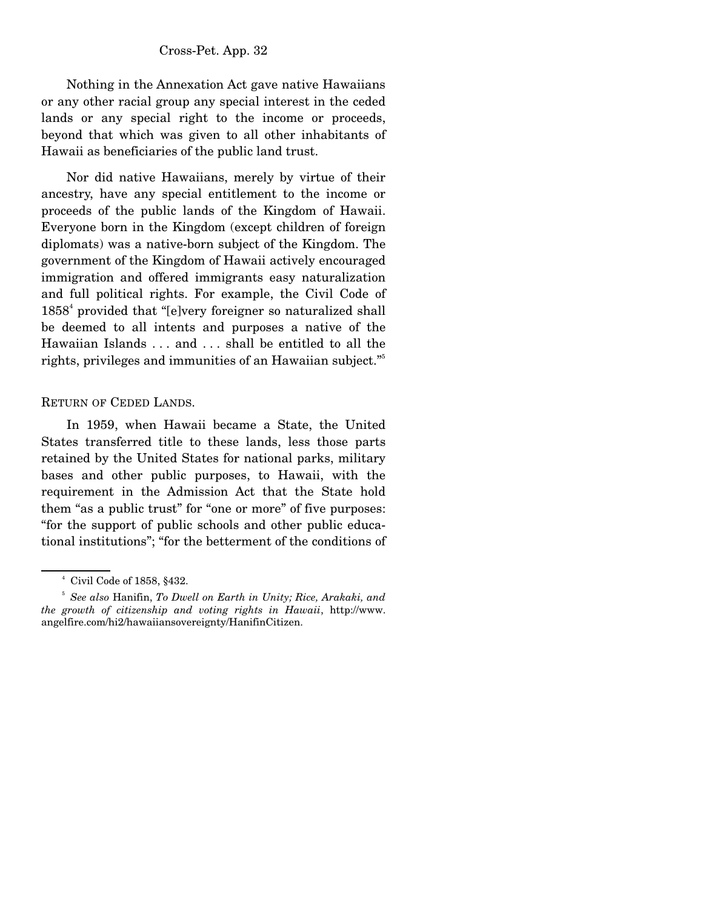Nothing in the Annexation Act gave native Hawaiians or any other racial group any special interest in the ceded lands or any special right to the income or proceeds, beyond that which was given to all other inhabitants of Hawaii as beneficiaries of the public land trust.

Nor did native Hawaiians, merely by virtue of their ancestry, have any special entitlement to the income or proceeds of the public lands of the Kingdom of Hawaii. Everyone born in the Kingdom (except children of foreign diplomats) was a native-born subject of the Kingdom. The government of the Kingdom of Hawaii actively encouraged immigration and offered immigrants easy naturalization and full political rights. For example, the Civil Code of 1858[4] provided that "[e]very foreigner so naturalized shall be deemed to all intents and purposes a native of the Hawaiian Islands . . . and . . . shall be entitled to all the rights, privileges and immunities of an Hawaiian subject."[5]

RETURN OF CEDED LANDS.

In 1959, when Hawaii became a State, the United States transferred title to these lands, less those parts retained by the United States for national parks, military bases and other public purposes, to Hawaii, with the requirement in the Admission Act that the State hold them "as a public trust" for "one or more" of five purposes: "for the support of public schools and other public educational institutions"; "for the betterment of the conditions of

---

[4] Civil Code of 1858, §432.

[5] *See also* Hanifin, *To Dwell on Earth in Unity; Rice, Arakaki, and the growth of citizenship and voting rights in Hawaii*, http://www.angelfire.com/hi2/hawaiiansovereignty/HanifinCitizen.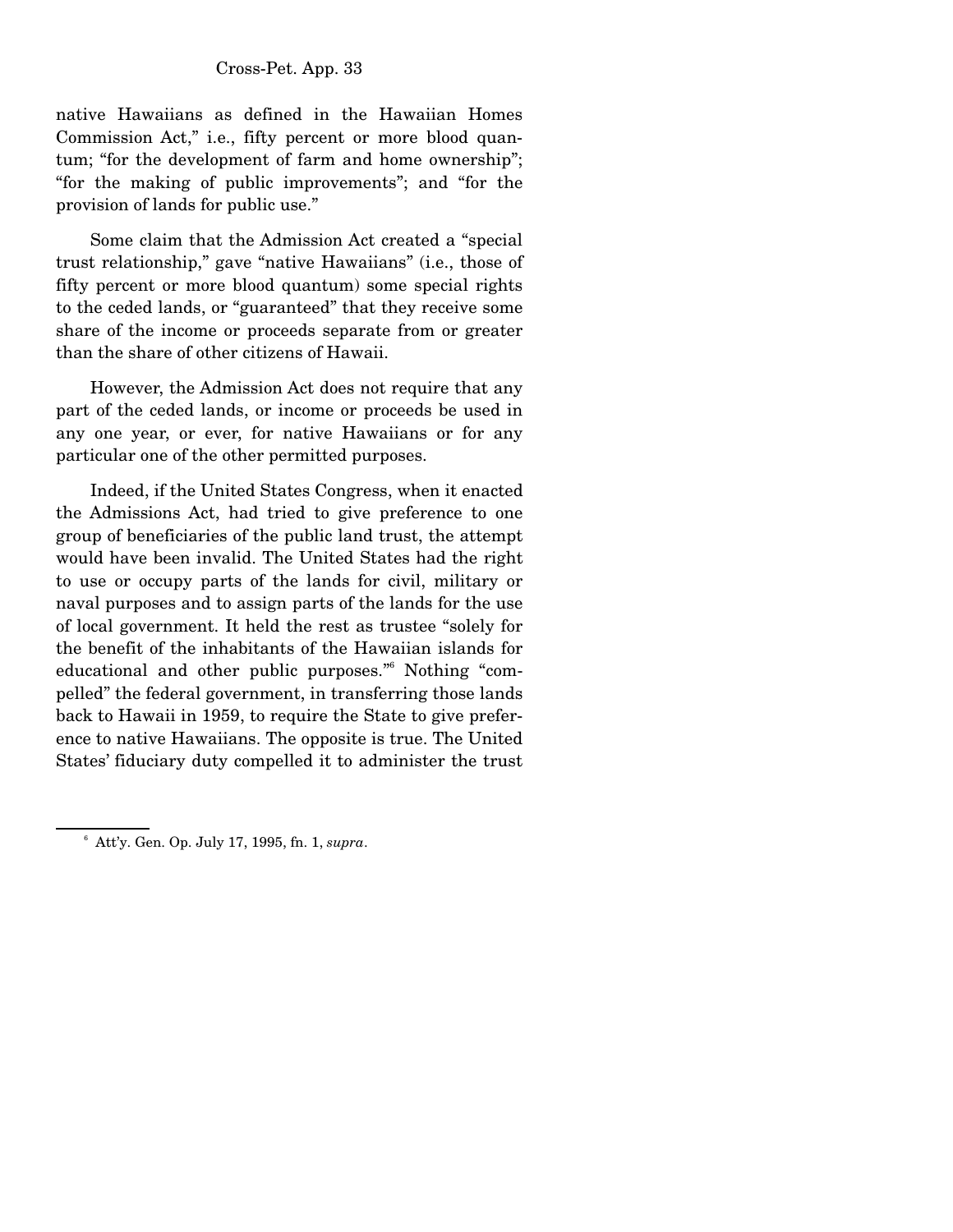native Hawaiians as defined in the Hawaiian Homes Commission Act," i.e., fifty percent or more blood quantum; "for the development of farm and home ownership"; "for the making of public improvements"; and "for the provision of lands for public use."

Some claim that the Admission Act created a "special trust relationship," gave "native Hawaiians" (i.e., those of fifty percent or more blood quantum) some special rights to the ceded lands, or "guaranteed" that they receive some share of the income or proceeds separate from or greater than the share of other citizens of Hawaii.

However, the Admission Act does not require that any part of the ceded lands, or income or proceeds be used in any one year, or ever, for native Hawaiians or for any particular one of the other permitted purposes.

Indeed, if the United States Congress, when it enacted the Admissions Act, had tried to give preference to one group of beneficiaries of the public land trust, the attempt would have been invalid. The United States had the right to use or occupy parts of the lands for civil, military or naval purposes and to assign parts of the lands for the use of local government. It held the rest as trustee "solely for the benefit of the inhabitants of the Hawaiian islands for educational and other public purposes."[6] Nothing "compelled" the federal government, in transferring those lands back to Hawaii in 1959, to require the State to give preference to native Hawaiians. The opposite is true. The United States' fiduciary duty compelled it to administer the trust

---

[6] Att'y. Gen. Op. July 17, 1995, fn. 1, *supra*.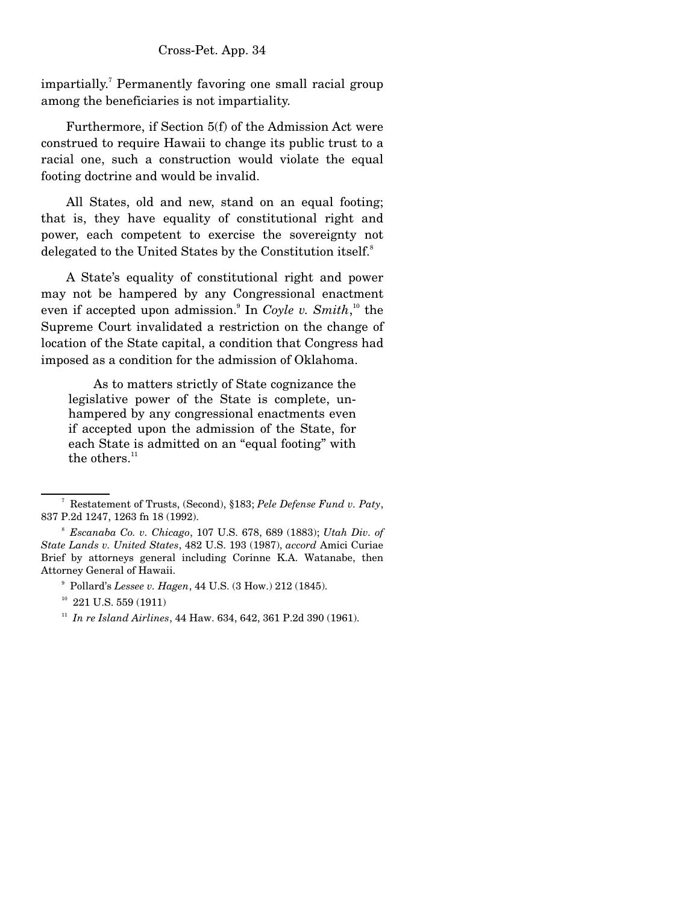impartially.[7] Permanently favoring one small racial group among the beneficiaries is not impartiality.

Furthermore, if Section 5(f) of the Admission Act were construed to require Hawaii to change its public trust to a racial one, such a construction would violate the equal footing doctrine and would be invalid.

All States, old and new, stand on an equal footing; that is, they have equality of constitutional right and power, each competent to exercise the sovereignty not delegated to the United States by the Constitution itself.[8]

A State's equality of constitutional right and power may not be hampered by any Congressional enactment even if accepted upon admission.[9] In *Coyle v. Smith*,[10] the Supreme Court invalidated a restriction on the change of location of the State capital, a condition that Congress had imposed as a condition for the admission of Oklahoma.

> As to matters strictly of State cognizance the legislative power of the State is complete, unhampered by any congressional enactments even if accepted upon the admission of the State, for each State is admitted on an "equal footing" with the others.[11]

---

[7] Restatement of Trusts, (Second), §183; *Pele Defense Fund v. Paty*, 837 P.2d 1247, 1263 fn 18 (1992).

[8] *Escanaba Co. v. Chicago*, 107 U.S. 678, 689 (1883); *Utah Div. of State Lands v. United States*, 482 U.S. 193 (1987), *accord* Amici Curiae Brief by attorneys general including Corinne K.A. Watanabe, then Attorney General of Hawaii.

[9] Pollard's *Lessee v. Hagen*, 44 U.S. (3 How.) 212 (1845).

[10] 221 U.S. 559 (1911)

[11] *In re Island Airlines*, 44 Haw. 634, 642, 361 P.2d 390 (1961).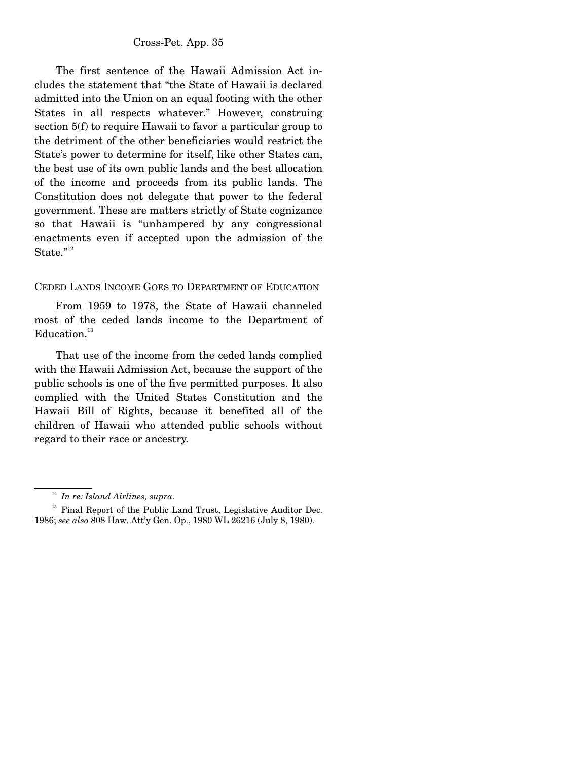The first sentence of the Hawaii Admission Act includes the statement that "the State of Hawaii is declared admitted into the Union on an equal footing with the other States in all respects whatever." However, construing section 5(f) to require Hawaii to favor a particular group to the detriment of the other beneficiaries would restrict the State's power to determine for itself, like other States can, the best use of its own public lands and the best allocation of the income and proceeds from its public lands. The Constitution does not delegate that power to the federal government. These are matters strictly of State cognizance so that Hawaii is "unhampered by any congressional enactments even if accepted upon the admission of the State."[12]

## CEDED LANDS INCOME GOES TO DEPARTMENT OF EDUCATION

From 1959 to 1978, the State of Hawaii channeled most of the ceded lands income to the Department of Education.[13]

That use of the income from the ceded lands complied with the Hawaii Admission Act, because the support of the public schools is one of the five permitted purposes. It also complied with the United States Constitution and the Hawaii Bill of Rights, because it benefited all of the children of Hawaii who attended public schools without regard to their race or ancestry.

---

[12] *In re: Island Airlines, supra*.

[13] Final Report of the Public Land Trust, Legislative Auditor Dec. 1986; *see also* 808 Haw. Att'y Gen. Op., 1980 WL 26216 (July 8, 1980).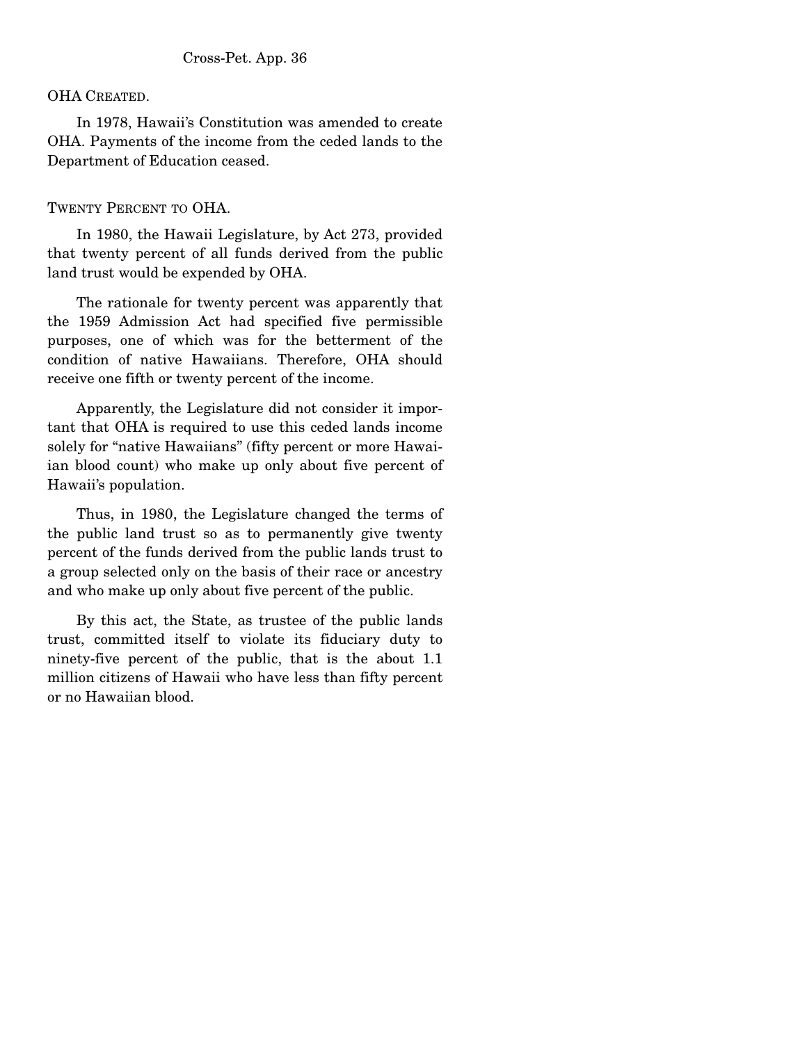OHA CREATED.

In 1978, Hawaii's Constitution was amended to create OHA. Payments of the income from the ceded lands to the Department of Education ceased.

TWENTY PERCENT TO OHA.

In 1980, the Hawaii Legislature, by Act 273, provided that twenty percent of all funds derived from the public land trust would be expended by OHA.

The rationale for twenty percent was apparently that the 1959 Admission Act had specified five permissible purposes, one of which was for the betterment of the condition of native Hawaiians. Therefore, OHA should receive one fifth or twenty percent of the income.

Apparently, the Legislature did not consider it important that OHA is required to use this ceded lands income solely for "native Hawaiians" (fifty percent or more Hawaiian blood count) who make up only about five percent of Hawaii's population.

Thus, in 1980, the Legislature changed the terms of the public land trust so as to permanently give twenty percent of the funds derived from the public lands trust to a group selected only on the basis of their race or ancestry and who make up only about five percent of the public.

By this act, the State, as trustee of the public lands trust, committed itself to violate its fiduciary duty to ninety-five percent of the public, that is the about 1.1 million citizens of Hawaii who have less than fifty percent or no Hawaiian blood.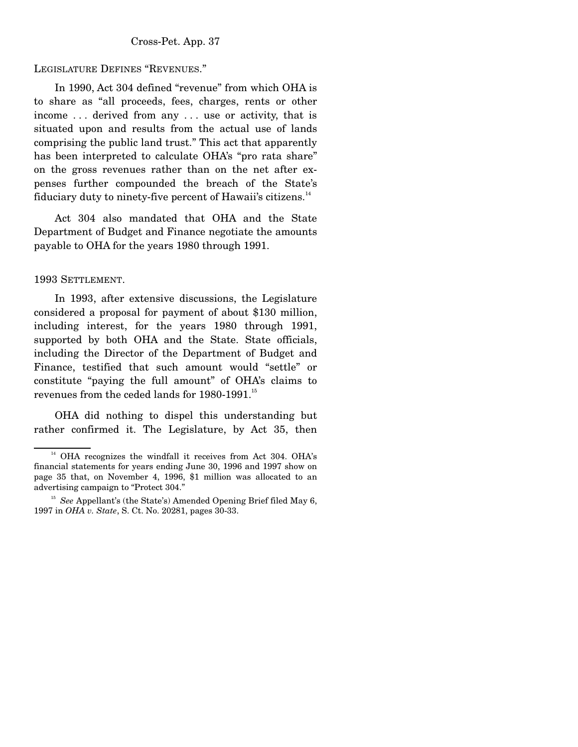LEGISLATURE DEFINES "REVENUES."

In 1990, Act 304 defined "revenue" from which OHA is to share as "all proceeds, fees, charges, rents or other income . . . derived from any . . . use or activity, that is situated upon and results from the actual use of lands comprising the public land trust." This act that apparently has been interpreted to calculate OHA's "pro rata share" on the gross revenues rather than on the net after expenses further compounded the breach of the State's fiduciary duty to ninety-five percent of Hawaii's citizens.[14]

Act 304 also mandated that OHA and the State Department of Budget and Finance negotiate the amounts payable to OHA for the years 1980 through 1991.

1993 SETTLEMENT.

In 1993, after extensive discussions, the Legislature considered a proposal for payment of about $130 million, including interest, for the years 1980 through 1991, supported by both OHA and the State. State officials, including the Director of the Department of Budget and Finance, testified that such amount would "settle" or constitute "paying the full amount" of OHA's claims to revenues from the ceded lands for 1980-1991.[15]

OHA did nothing to dispel this understanding but rather confirmed it. The Legislature, by Act 35, then

---

[14] OHA recognizes the windfall it receives from Act 304. OHA's financial statements for years ending June 30, 1996 and 1997 show on page 35 that, on November 4, 1996, $1 million was allocated to an advertising campaign to "Protect 304."

[15] *See* Appellant's (the State's) Amended Opening Brief filed May 6, 1997 in *OHA v. State*, S. Ct. No. 20281, pages 30-33.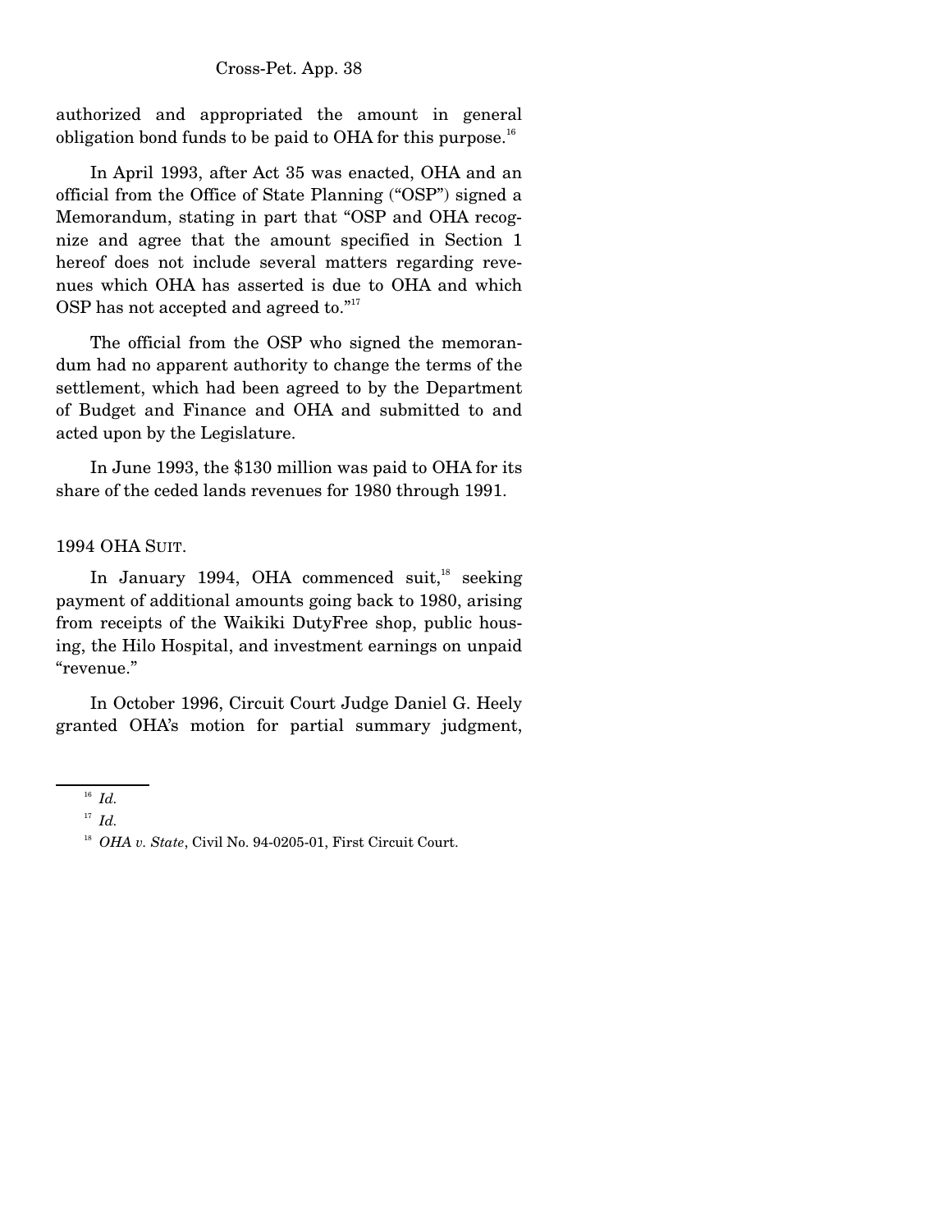authorized and appropriated the amount in general obligation bond funds to be paid to OHA for this purpose.[16]

In April 1993, after Act 35 was enacted, OHA and an official from the Office of State Planning ("OSP") signed a Memorandum, stating in part that "OSP and OHA recognize and agree that the amount specified in Section 1 hereof does not include several matters regarding revenues which OHA has asserted is due to OHA and which OSP has not accepted and agreed to."[17]

The official from the OSP who signed the memorandum had no apparent authority to change the terms of the settlement, which had been agreed to by the Department of Budget and Finance and OHA and submitted to and acted upon by the Legislature.

In June 1993, the $130 million was paid to OHA for its share of the ceded lands revenues for 1980 through 1991.

1994 OHA SUIT.

In January 1994, OHA commenced suit,[18] seeking payment of additional amounts going back to 1980, arising from receipts of the Waikiki DutyFree shop, public housing, the Hilo Hospital, and investment earnings on unpaid "revenue."

In October 1996, Circuit Court Judge Daniel G. Heely granted OHA's motion for partial summary judgment,

---

[16] *Id.*

[17] *Id.*

[18] *OHA v. State*, Civil No. 94-0205-01, First Circuit Court.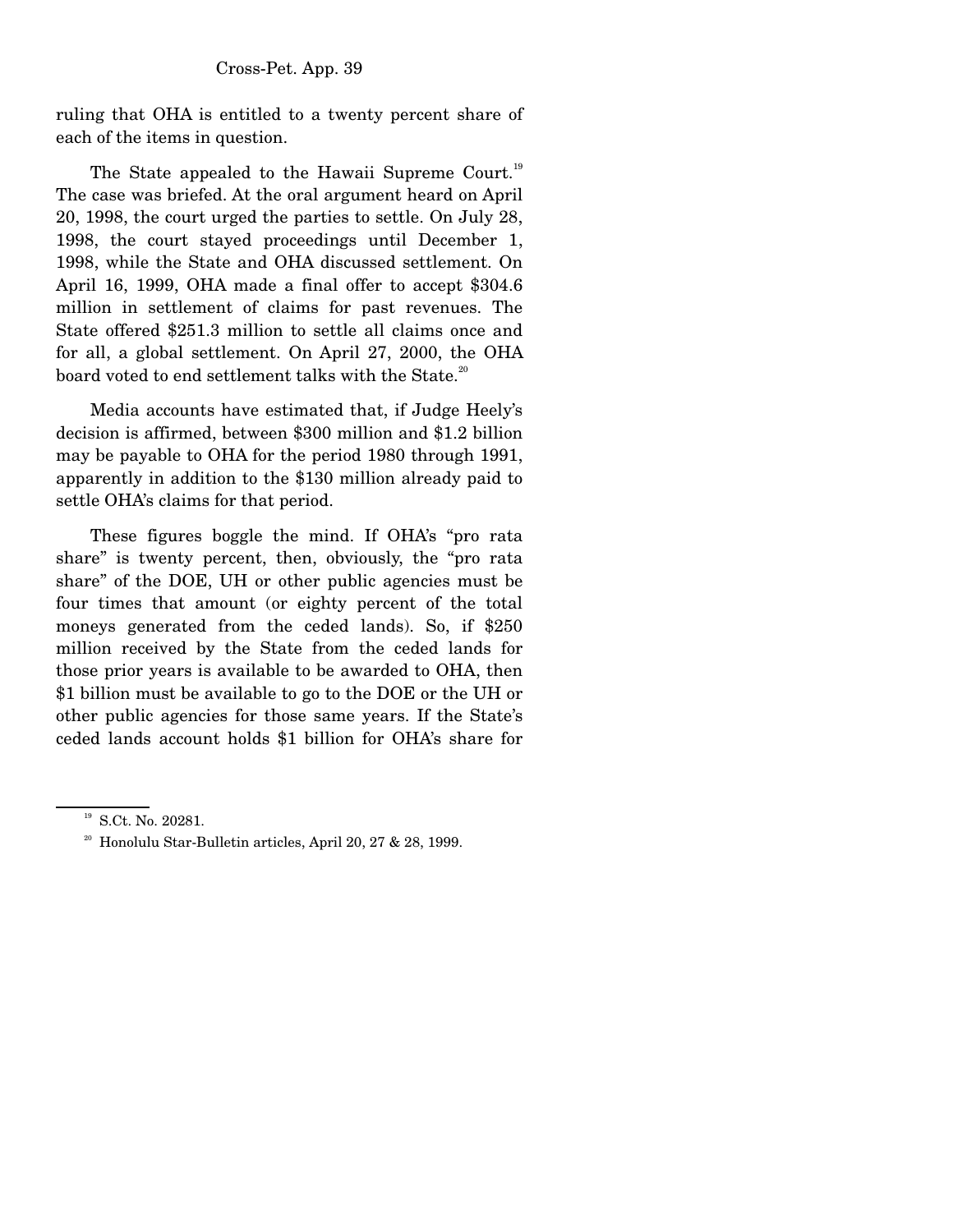ruling that OHA is entitled to a twenty percent share of each of the items in question.

The State appealed to the Hawaii Supreme Court.[19] The case was briefed. At the oral argument heard on April 20, 1998, the court urged the parties to settle. On July 28, 1998, the court stayed proceedings until December 1, 1998, while the State and OHA discussed settlement. On April 16, 1999, OHA made a final offer to accept $304.6 million in settlement of claims for past revenues. The State offered $251.3 million to settle all claims once and for all, a global settlement. On April 27, 2000, the OHA board voted to end settlement talks with the State.[20]

Media accounts have estimated that, if Judge Heely's decision is affirmed, between $300 million and $1.2 billion may be payable to OHA for the period 1980 through 1991, apparently in addition to the $130 million already paid to settle OHA's claims for that period.

These figures boggle the mind. If OHA's "pro rata share" is twenty percent, then, obviously, the "pro rata share" of the DOE, UH or other public agencies must be four times that amount (or eighty percent of the total moneys generated from the ceded lands). So, if $250 million received by the State from the ceded lands for those prior years is available to be awarded to OHA, then $1 billion must be available to go to the DOE or the UH or other public agencies for those same years. If the State's ceded lands account holds $1 billion for OHA's share for

---

[19] S.Ct. No. 20281.

[20] Honolulu Star-Bulletin articles, April 20, 27 & 28, 1999.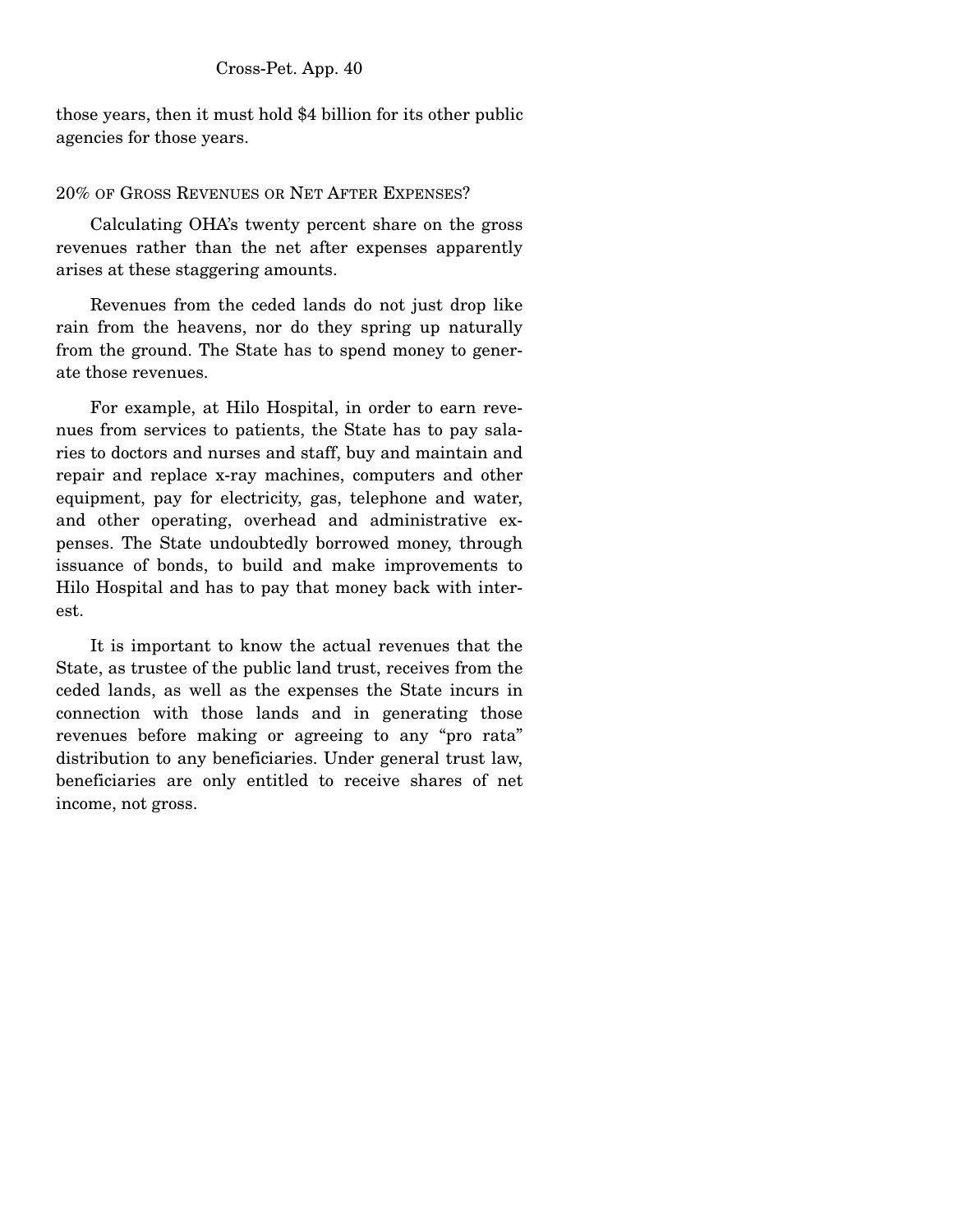those years, then it must hold $4 billion for its other public agencies for those years.

## 20% OF GROSS REVENUES OR NET AFTER EXPENSES?

Calculating OHA's twenty percent share on the gross revenues rather than the net after expenses apparently arises at these staggering amounts.

Revenues from the ceded lands do not just drop like rain from the heavens, nor do they spring up naturally from the ground. The State has to spend money to generate those revenues.

For example, at Hilo Hospital, in order to earn revenues from services to patients, the State has to pay salaries to doctors and nurses and staff, buy and maintain and repair and replace x-ray machines, computers and other equipment, pay for electricity, gas, telephone and water, and other operating, overhead and administrative expenses. The State undoubtedly borrowed money, through issuance of bonds, to build and make improvements to Hilo Hospital and has to pay that money back with interest.

It is important to know the actual revenues that the State, as trustee of the public land trust, receives from the ceded lands, as well as the expenses the State incurs in connection with those lands and in generating those revenues before making or agreeing to any "pro rata" distribution to any beneficiaries. Under general trust law, beneficiaries are only entitled to receive shares of net income, not gross.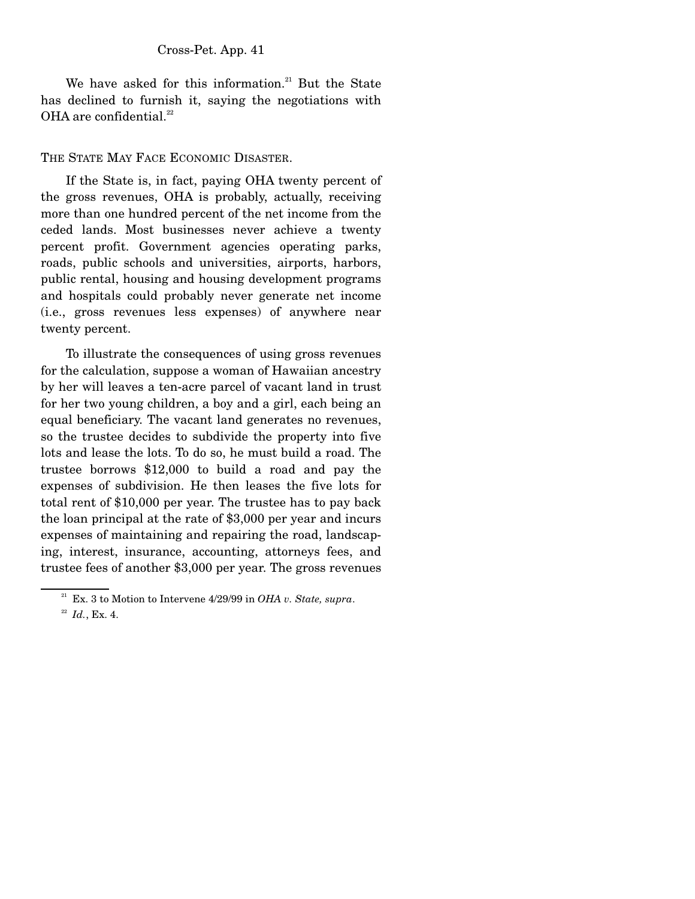We have asked for this information.[21] But the State has declined to furnish it, saying the negotiations with OHA are confidential.[22]

THE STATE MAY FACE ECONOMIC DISASTER.

If the State is, in fact, paying OHA twenty percent of the gross revenues, OHA is probably, actually, receiving more than one hundred percent of the net income from the ceded lands. Most businesses never achieve a twenty percent profit. Government agencies operating parks, roads, public schools and universities, airports, harbors, public rental, housing and housing development programs and hospitals could probably never generate net income (i.e., gross revenues less expenses) of anywhere near twenty percent.

To illustrate the consequences of using gross revenues for the calculation, suppose a woman of Hawaiian ancestry by her will leaves a ten-acre parcel of vacant land in trust for her two young children, a boy and a girl, each being an equal beneficiary. The vacant land generates no revenues, so the trustee decides to subdivide the property into five lots and lease the lots. To do so, he must build a road. The trustee borrows $12,000 to build a road and pay the expenses of subdivision. He then leases the five lots for total rent of $10,000 per year. The trustee has to pay back the loan principal at the rate of $3,000 per year and incurs expenses of maintaining and repairing the road, landscaping, interest, insurance, accounting, attorneys fees, and trustee fees of another $3,000 per year. The gross revenues

[21] Ex. 3 to Motion to Intervene 4/29/99 in *OHA v. State, supra*.

[22] *Id.*, Ex. 4.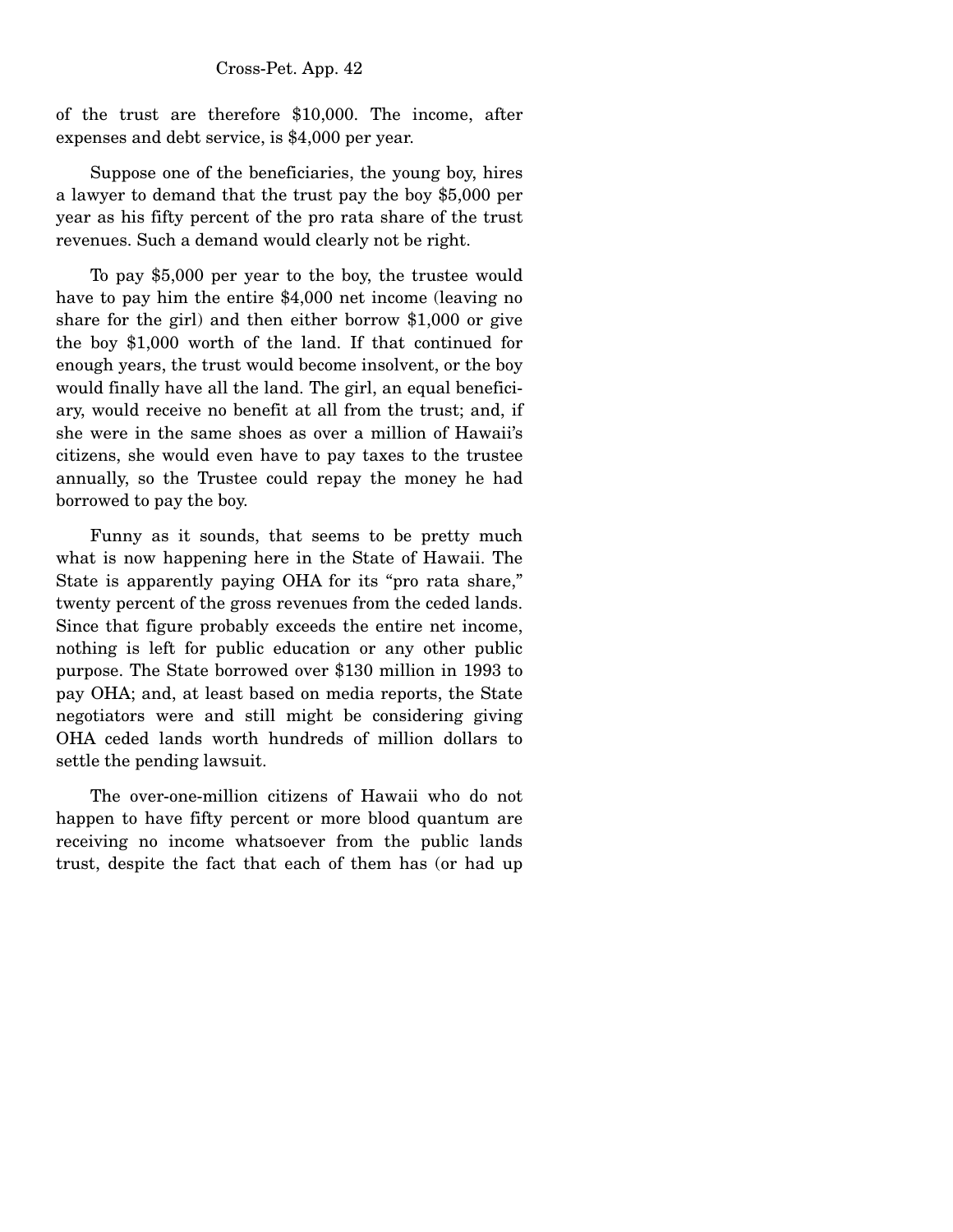of the trust are therefore $10,000. The income, after expenses and debt service, is $4,000 per year.

Suppose one of the beneficiaries, the young boy, hires a lawyer to demand that the trust pay the boy $5,000 per year as his fifty percent of the pro rata share of the trust revenues. Such a demand would clearly not be right.

To pay $5,000 per year to the boy, the trustee would have to pay him the entire $4,000 net income (leaving no share for the girl) and then either borrow $1,000 or give the boy $1,000 worth of the land. If that continued for enough years, the trust would become insolvent, or the boy would finally have all the land. The girl, an equal beneficiary, would receive no benefit at all from the trust; and, if she were in the same shoes as over a million of Hawaii's citizens, she would even have to pay taxes to the trustee annually, so the Trustee could repay the money he had borrowed to pay the boy.

Funny as it sounds, that seems to be pretty much what is now happening here in the State of Hawaii. The State is apparently paying OHA for its "pro rata share," twenty percent of the gross revenues from the ceded lands. Since that figure probably exceeds the entire net income, nothing is left for public education or any other public purpose. The State borrowed over $130 million in 1993 to pay OHA; and, at least based on media reports, the State negotiators were and still might be considering giving OHA ceded lands worth hundreds of million dollars to settle the pending lawsuit.

The over-one-million citizens of Hawaii who do not happen to have fifty percent or more blood quantum are receiving no income whatsoever from the public lands trust, despite the fact that each of them has (or had up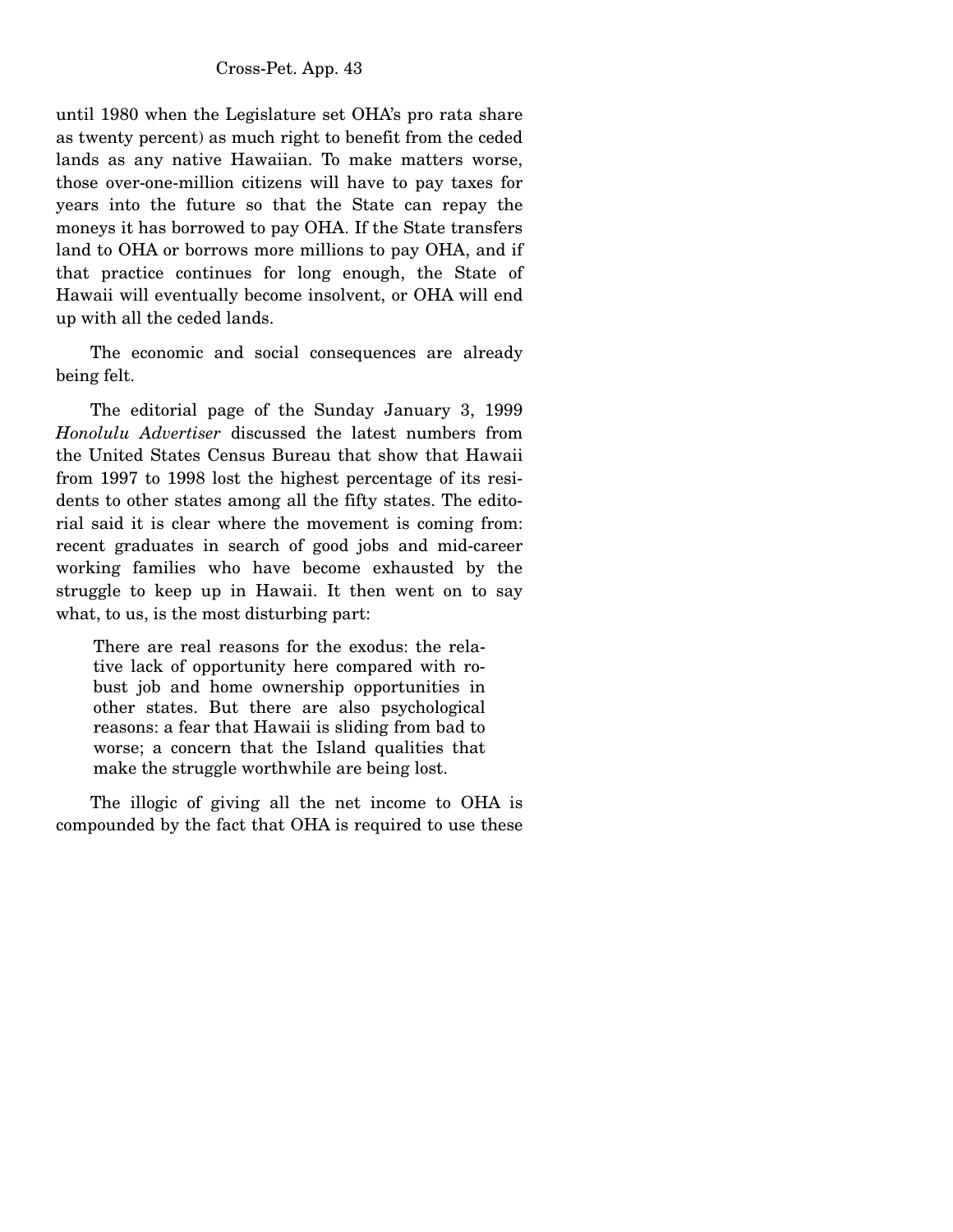until 1980 when the Legislature set OHA's pro rata share as twenty percent) as much right to benefit from the ceded lands as any native Hawaiian. To make matters worse, those over-one-million citizens will have to pay taxes for years into the future so that the State can repay the moneys it has borrowed to pay OHA. If the State transfers land to OHA or borrows more millions to pay OHA, and if that practice continues for long enough, the State of Hawaii will eventually become insolvent, or OHA will end up with all the ceded lands.

The economic and social consequences are already being felt.

The editorial page of the Sunday January 3, 1999 *Honolulu Advertiser* discussed the latest numbers from the United States Census Bureau that show that Hawaii from 1997 to 1998 lost the highest percentage of its residents to other states among all the fifty states. The editorial said it is clear where the movement is coming from: recent graduates in search of good jobs and mid-career working families who have become exhausted by the struggle to keep up in Hawaii. It then went on to say what, to us, is the most disturbing part:

> There are real reasons for the exodus: the relative lack of opportunity here compared with robust job and home ownership opportunities in other states. But there are also psychological reasons: a fear that Hawaii is sliding from bad to worse; a concern that the Island qualities that make the struggle worthwhile are being lost.

The illogic of giving all the net income to OHA is compounded by the fact that OHA is required to use these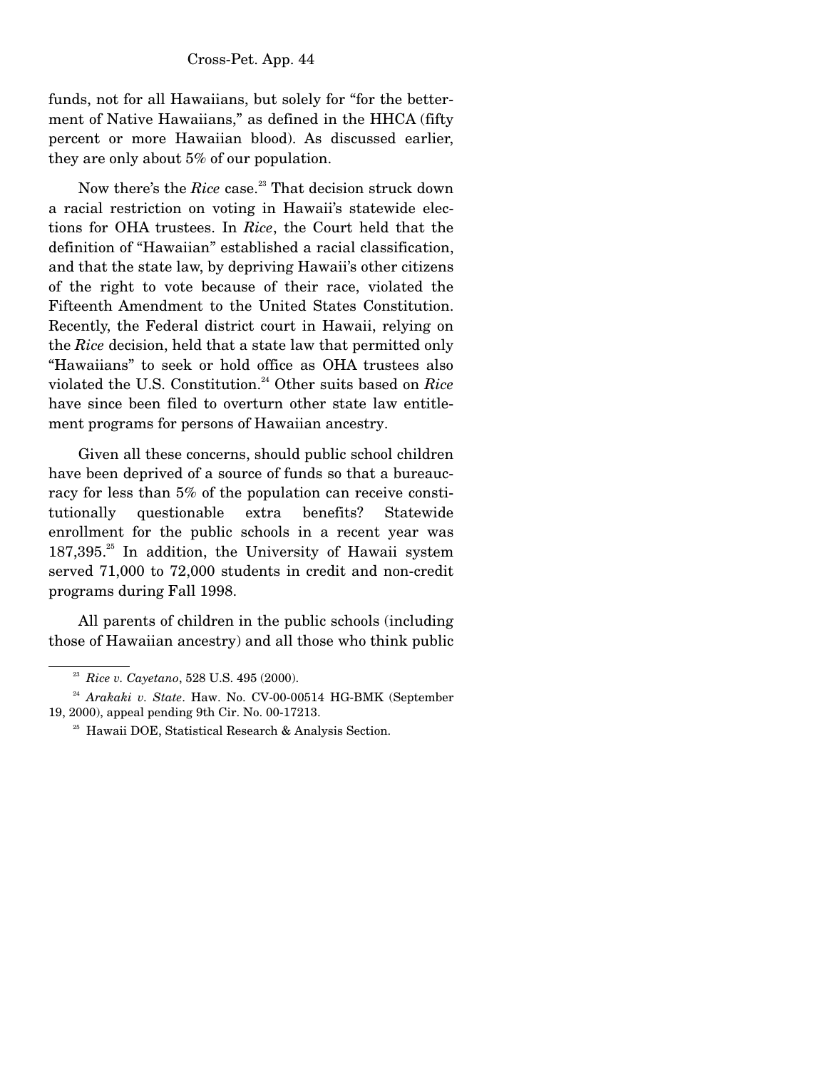funds, not for all Hawaiians, but solely for "for the betterment of Native Hawaiians," as defined in the HHCA (fifty percent or more Hawaiian blood). As discussed earlier, they are only about 5% of our population.

Now there's the *Rice* case.[23] That decision struck down a racial restriction on voting in Hawaii's statewide elections for OHA trustees. In *Rice*, the Court held that the definition of "Hawaiian" established a racial classification, and that the state law, by depriving Hawaii's other citizens of the right to vote because of their race, violated the Fifteenth Amendment to the United States Constitution. Recently, the Federal district court in Hawaii, relying on the *Rice* decision, held that a state law that permitted only "Hawaiians" to seek or hold office as OHA trustees also violated the U.S. Constitution.[24] Other suits based on *Rice* have since been filed to overturn other state law entitlement programs for persons of Hawaiian ancestry.

Given all these concerns, should public school children have been deprived of a source of funds so that a bureaucracy for less than 5% of the population can receive constitutionally questionable extra benefits? Statewide enrollment for the public schools in a recent year was 187,395.[25] In addition, the University of Hawaii system served 71,000 to 72,000 students in credit and non-credit programs during Fall 1998.

All parents of children in the public schools (including those of Hawaiian ancestry) and all those who think public

---

[23] *Rice v. Cayetano*, 528 U.S. 495 (2000).

[24] *Arakaki v. State*. Haw. No. CV-00-00514 HG-BMK (September 19, 2000), appeal pending 9th Cir. No. 00-17213.

[25] Hawaii DOE, Statistical Research & Analysis Section.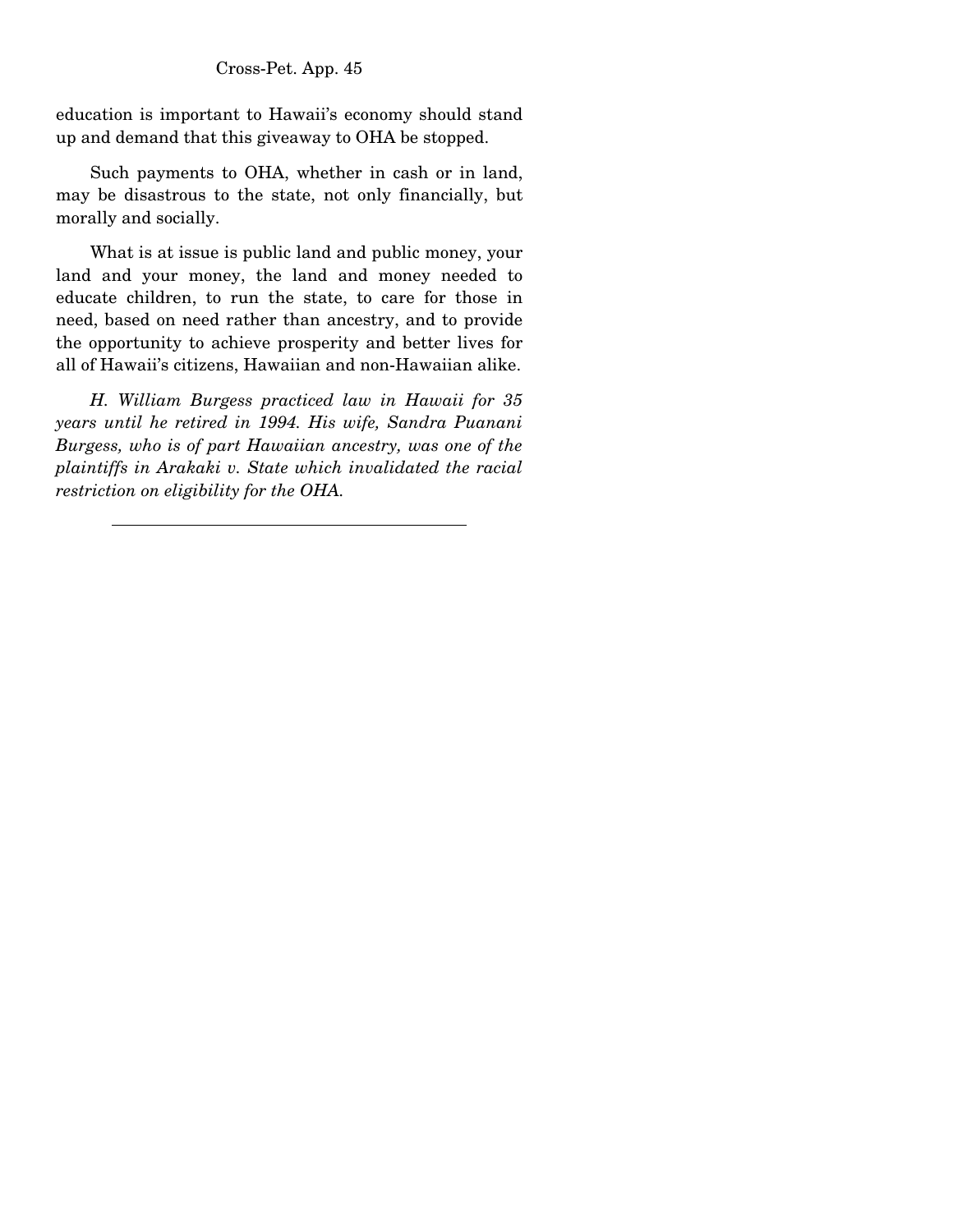education is important to Hawaii's economy should stand up and demand that this giveaway to OHA be stopped.

Such payments to OHA, whether in cash or in land, may be disastrous to the state, not only financially, but morally and socially.

What is at issue is public land and public money, your land and your money, the land and money needed to educate children, to run the state, to care for those in need, based on need rather than ancestry, and to provide the opportunity to achieve prosperity and better lives for all of Hawaii's citizens, Hawaiian and non-Hawaiian alike.

*H. William Burgess practiced law in Hawaii for 35 years until he retired in 1994. His wife, Sandra Puanani Burgess, who is of part Hawaiian ancestry, was one of the plaintiffs in Arakaki v. State which invalidated the racial restriction on eligibility for the OHA.*

---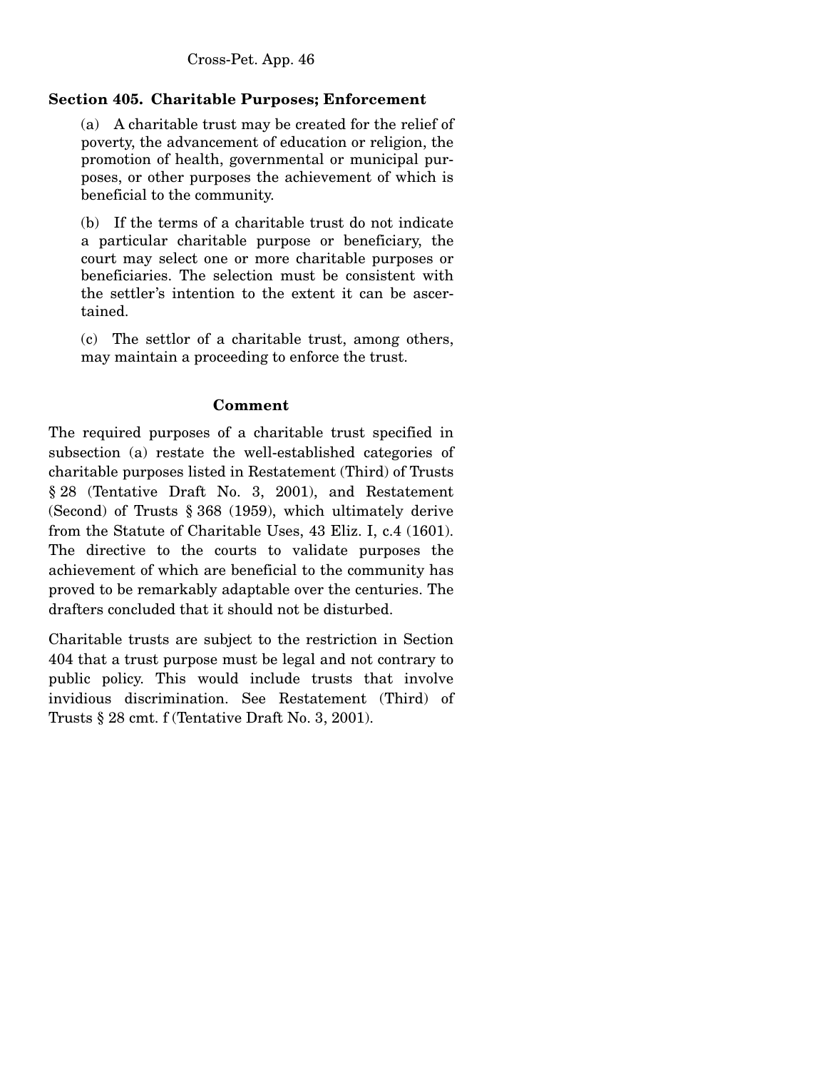## Section 405. Charitable Purposes; Enforcement

(a) A charitable trust may be created for the relief of poverty, the advancement of education or religion, the promotion of health, governmental or municipal purposes, or other purposes the achievement of which is beneficial to the community.

(b) If the terms of a charitable trust do not indicate a particular charitable purpose or beneficiary, the court may select one or more charitable purposes or beneficiaries. The selection must be consistent with the settler's intention to the extent it can be ascertained.

(c) The settlor of a charitable trust, among others, may maintain a proceeding to enforce the trust.

### Comment

The required purposes of a charitable trust specified in subsection (a) restate the well-established categories of charitable purposes listed in Restatement (Third) of Trusts § 28 (Tentative Draft No. 3, 2001), and Restatement (Second) of Trusts § 368 (1959), which ultimately derive from the Statute of Charitable Uses, 43 Eliz. I, c.4 (1601). The directive to the courts to validate purposes the achievement of which are beneficial to the community has proved to be remarkably adaptable over the centuries. The drafters concluded that it should not be disturbed.

Charitable trusts are subject to the restriction in Section 404 that a trust purpose must be legal and not contrary to public policy. This would include trusts that involve invidious discrimination. See Restatement (Third) of Trusts § 28 cmt. f (Tentative Draft No. 3, 2001).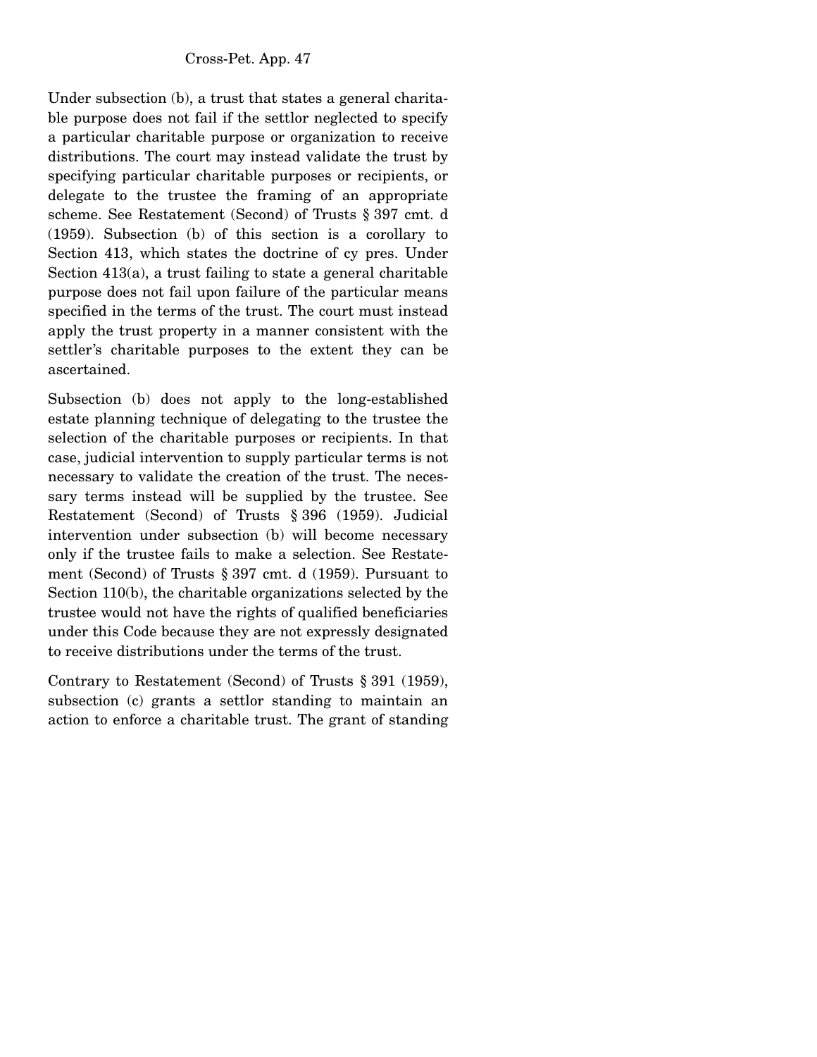Under subsection (b), a trust that states a general charitable purpose does not fail if the settlor neglected to specify a particular charitable purpose or organization to receive distributions. The court may instead validate the trust by specifying particular charitable purposes or recipients, or delegate to the trustee the framing of an appropriate scheme. See Restatement (Second) of Trusts § 397 cmt. d (1959). Subsection (b) of this section is a corollary to Section 413, which states the doctrine of cy pres. Under Section 413(a), a trust failing to state a general charitable purpose does not fail upon failure of the particular means specified in the terms of the trust. The court must instead apply the trust property in a manner consistent with the settler's charitable purposes to the extent they can be ascertained.

Subsection (b) does not apply to the long-established estate planning technique of delegating to the trustee the selection of the charitable purposes or recipients. In that case, judicial intervention to supply particular terms is not necessary to validate the creation of the trust. The necessary terms instead will be supplied by the trustee. See Restatement (Second) of Trusts § 396 (1959). Judicial intervention under subsection (b) will become necessary only if the trustee fails to make a selection. See Restatement (Second) of Trusts § 397 cmt. d (1959). Pursuant to Section 110(b), the charitable organizations selected by the trustee would not have the rights of qualified beneficiaries under this Code because they are not expressly designated to receive distributions under the terms of the trust.

Contrary to Restatement (Second) of Trusts § 391 (1959), subsection (c) grants a settlor standing to maintain an action to enforce a charitable trust. The grant of standing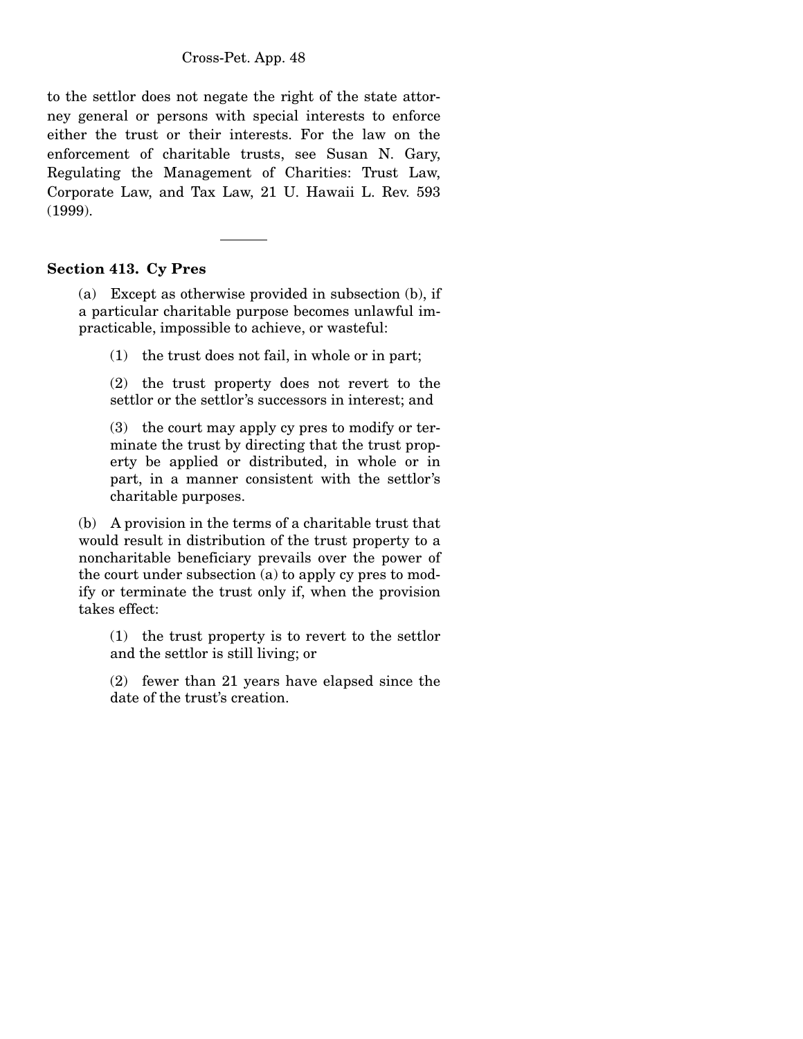to the settlor does not negate the right of the state attorney general or persons with special interests to enforce either the trust or their interests. For the law on the enforcement of charitable trusts, see Susan N. Gary, Regulating the Management of Charities: Trust Law, Corporate Law, and Tax Law, 21 U. Hawaii L. Rev. 593 (1999).

---

### Section 413. Cy Pres

(a) Except as otherwise provided in subsection (b), if a particular charitable purpose becomes unlawful impracticable, impossible to achieve, or wasteful:

(1) the trust does not fail, in whole or in part;

(2) the trust property does not revert to the settlor or the settlor's successors in interest; and

(3) the court may apply cy pres to modify or terminate the trust by directing that the trust property be applied or distributed, in whole or in part, in a manner consistent with the settlor's charitable purposes.

(b) A provision in the terms of a charitable trust that would result in distribution of the trust property to a noncharitable beneficiary prevails over the power of the court under subsection (a) to apply cy pres to modify or terminate the trust only if, when the provision takes effect:

(1) the trust property is to revert to the settlor and the settlor is still living; or

(2) fewer than 21 years have elapsed since the date of the trust's creation.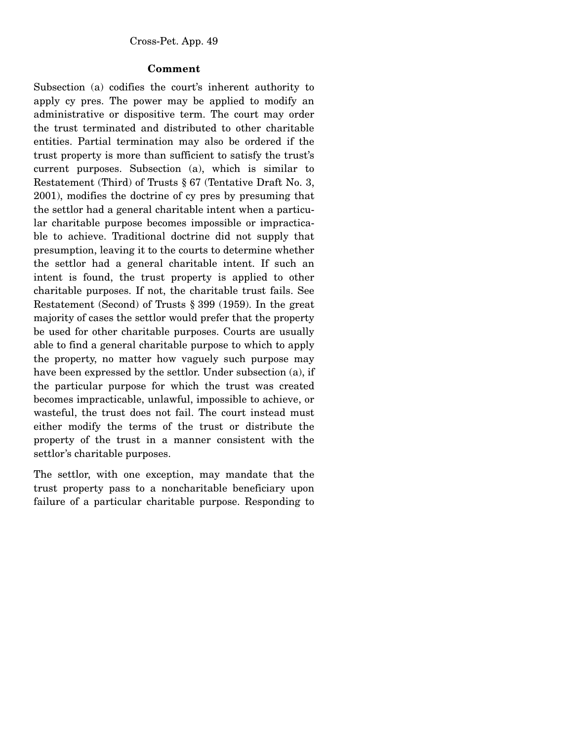**Comment**

Subsection (a) codifies the court's inherent authority to apply cy pres. The power may be applied to modify an administrative or dispositive term. The court may order the trust terminated and distributed to other charitable entities. Partial termination may also be ordered if the trust property is more than sufficient to satisfy the trust's current purposes. Subsection (a), which is similar to Restatement (Third) of Trusts § 67 (Tentative Draft No. 3, 2001), modifies the doctrine of cy pres by presuming that the settlor had a general charitable intent when a particular charitable purpose becomes impossible or impracticable to achieve. Traditional doctrine did not supply that presumption, leaving it to the courts to determine whether the settlor had a general charitable intent. If such an intent is found, the trust property is applied to other charitable purposes. If not, the charitable trust fails. See Restatement (Second) of Trusts § 399 (1959). In the great majority of cases the settlor would prefer that the property be used for other charitable purposes. Courts are usually able to find a general charitable purpose to which to apply the property, no matter how vaguely such purpose may have been expressed by the settlor. Under subsection (a), if the particular purpose for which the trust was created becomes impracticable, unlawful, impossible to achieve, or wasteful, the trust does not fail. The court instead must either modify the terms of the trust or distribute the property of the trust in a manner consistent with the settlor's charitable purposes.

The settlor, with one exception, may mandate that the trust property pass to a noncharitable beneficiary upon failure of a particular charitable purpose. Responding to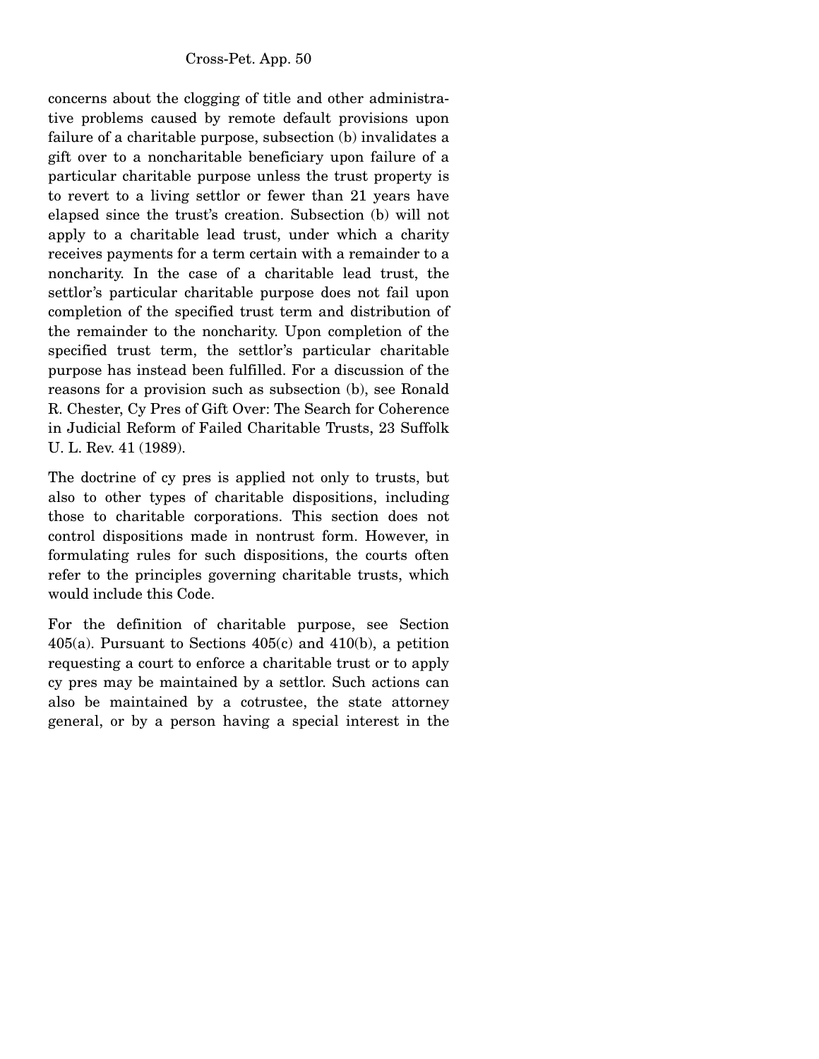concerns about the clogging of title and other administrative problems caused by remote default provisions upon failure of a charitable purpose, subsection (b) invalidates a gift over to a noncharitable beneficiary upon failure of a particular charitable purpose unless the trust property is to revert to a living settlor or fewer than 21 years have elapsed since the trust's creation. Subsection (b) will not apply to a charitable lead trust, under which a charity receives payments for a term certain with a remainder to a noncharity. In the case of a charitable lead trust, the settlor's particular charitable purpose does not fail upon completion of the specified trust term and distribution of the remainder to the noncharity. Upon completion of the specified trust term, the settlor's particular charitable purpose has instead been fulfilled. For a discussion of the reasons for a provision such as subsection (b), see Ronald R. Chester, Cy Pres of Gift Over: The Search for Coherence in Judicial Reform of Failed Charitable Trusts, 23 Suffolk U. L. Rev. 41 (1989).

The doctrine of cy pres is applied not only to trusts, but also to other types of charitable dispositions, including those to charitable corporations. This section does not control dispositions made in nontrust form. However, in formulating rules for such dispositions, the courts often refer to the principles governing charitable trusts, which would include this Code.

For the definition of charitable purpose, see Section 405(a). Pursuant to Sections 405(c) and 410(b), a petition requesting a court to enforce a charitable trust or to apply cy pres may be maintained by a settlor. Such actions can also be maintained by a cotrustee, the state attorney general, or by a person having a special interest in the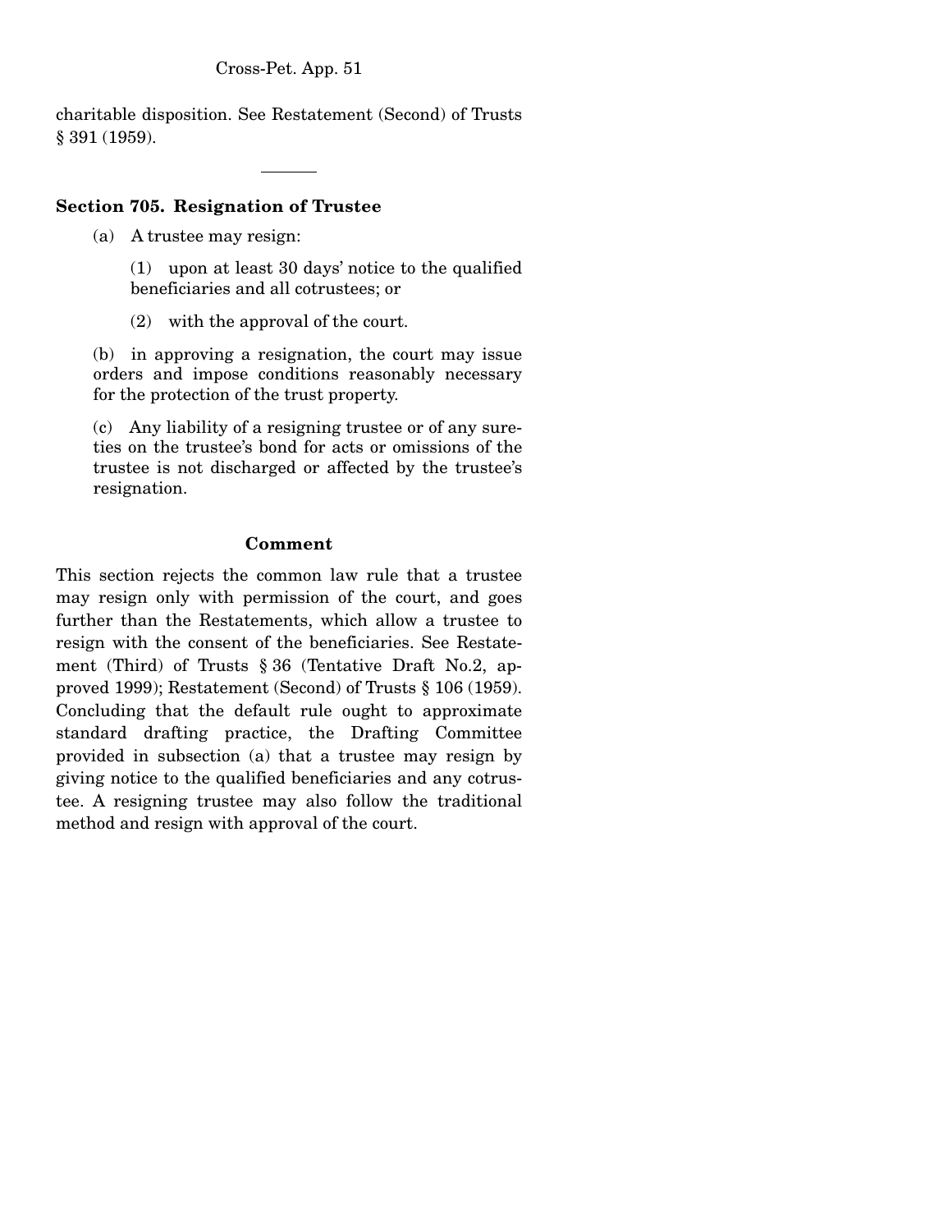charitable disposition. See Restatement (Second) of Trusts § 391 (1959).

---

**Section 705. Resignation of Trustee**

(a) A trustee may resign:

(1) upon at least 30 days' notice to the qualified beneficiaries and all cotrustees; or

(2) with the approval of the court.

(b) in approving a resignation, the court may issue orders and impose conditions reasonably necessary for the protection of the trust property.

(c) Any liability of a resigning trustee or of any sureties on the trustee's bond for acts or omissions of the trustee is not discharged or affected by the trustee's resignation.

**Comment**

This section rejects the common law rule that a trustee may resign only with permission of the court, and goes further than the Restatements, which allow a trustee to resign with the consent of the beneficiaries. See Restatement (Third) of Trusts § 36 (Tentative Draft No.2, approved 1999); Restatement (Second) of Trusts § 106 (1959). Concluding that the default rule ought to approximate standard drafting practice, the Drafting Committee provided in subsection (a) that a trustee may resign by giving notice to the qualified beneficiaries and any cotrustee. A resigning trustee may also follow the traditional method and resign with approval of the court.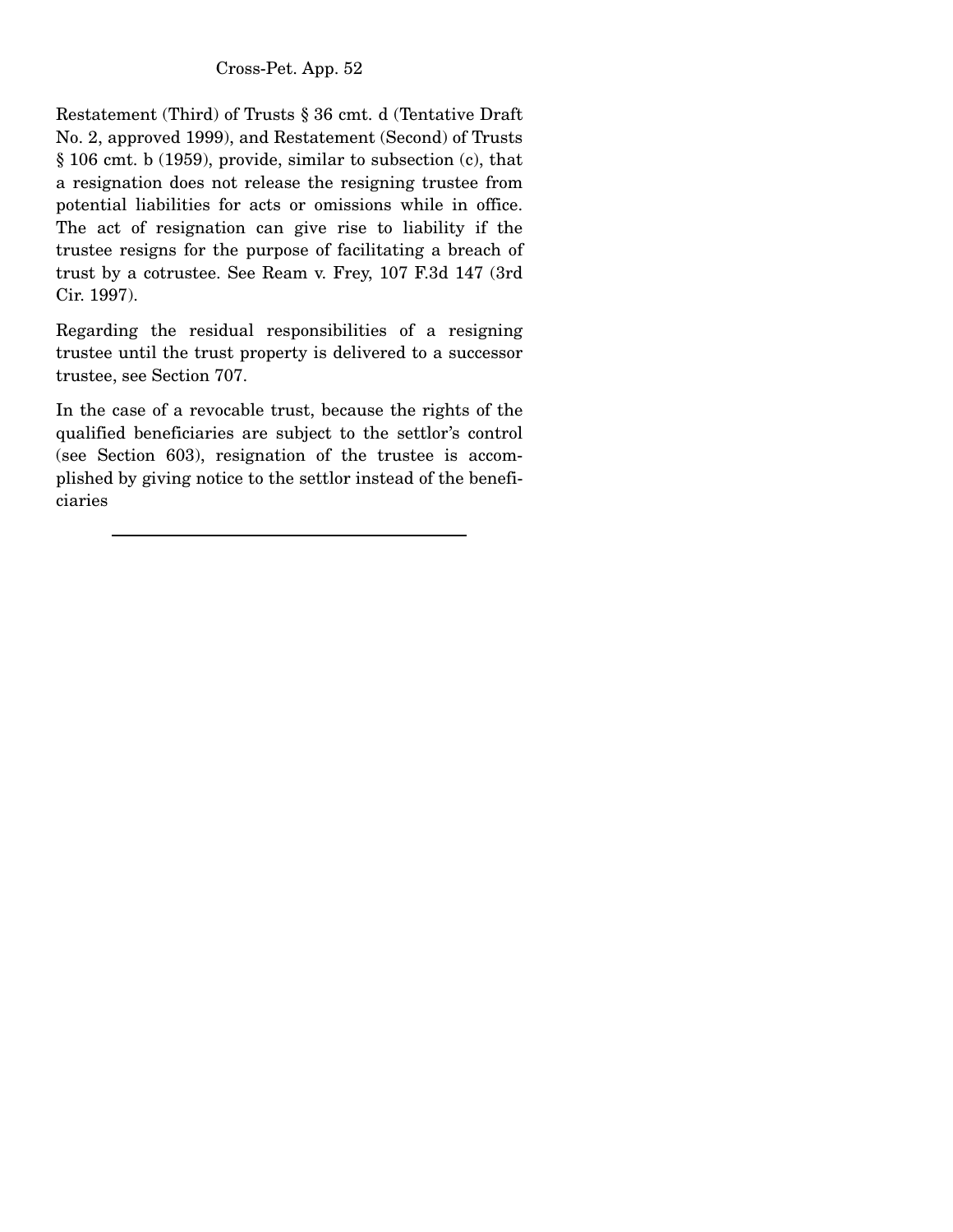Restatement (Third) of Trusts § 36 cmt. d (Tentative Draft No. 2, approved 1999), and Restatement (Second) of Trusts § 106 cmt. b (1959), provide, similar to subsection (c), that a resignation does not release the resigning trustee from potential liabilities for acts or omissions while in office. The act of resignation can give rise to liability if the trustee resigns for the purpose of facilitating a breach of trust by a cotrustee. See Ream v. Frey, 107 F.3d 147 (3rd Cir. 1997).

Regarding the residual responsibilities of a resigning trustee until the trust property is delivered to a successor trustee, see Section 707.

In the case of a revocable trust, because the rights of the qualified beneficiaries are subject to the settlor's control (see Section 603), resignation of the trustee is accomplished by giving notice to the settlor instead of the beneficiaries

---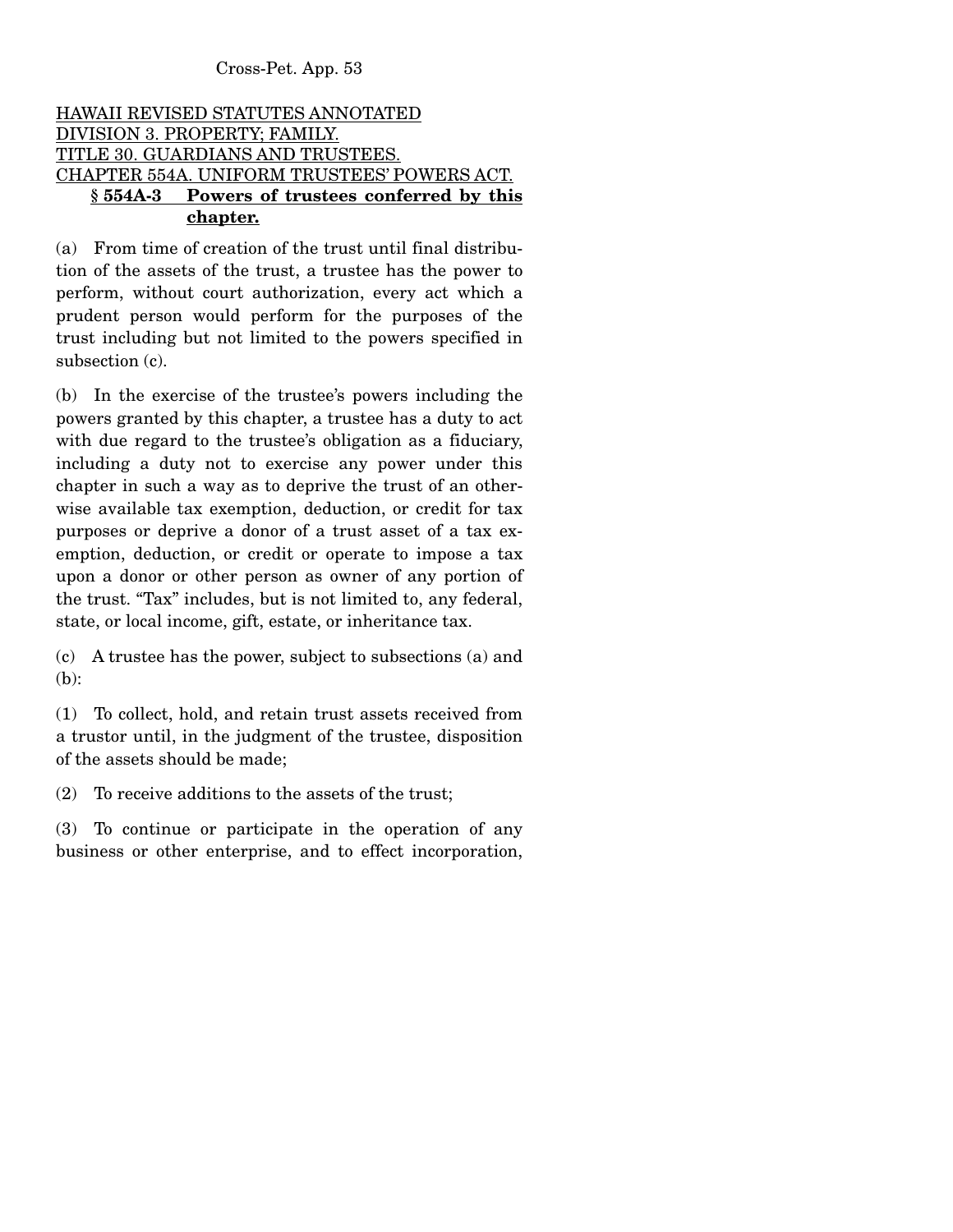HAWAII REVISED STATUTES ANNOTATED
DIVISION 3. PROPERTY; FAMILY.
TITLE 30. GUARDIANS AND TRUSTEES.
CHAPTER 554A. UNIFORM TRUSTEES' POWERS ACT.

**§ 554A-3 Powers of trustees conferred by this chapter.**

(a) From time of creation of the trust until final distribution of the assets of the trust, a trustee has the power to perform, without court authorization, every act which a prudent person would perform for the purposes of the trust including but not limited to the powers specified in subsection (c).

(b) In the exercise of the trustee's powers including the powers granted by this chapter, a trustee has a duty to act with due regard to the trustee's obligation as a fiduciary, including a duty not to exercise any power under this chapter in such a way as to deprive the trust of an otherwise available tax exemption, deduction, or credit for tax purposes or deprive a donor of a trust asset of a tax exemption, deduction, or credit or operate to impose a tax upon a donor or other person as owner of any portion of the trust. "Tax" includes, but is not limited to, any federal, state, or local income, gift, estate, or inheritance tax.

(c) A trustee has the power, subject to subsections (a) and (b):

(1) To collect, hold, and retain trust assets received from a trustor until, in the judgment of the trustee, disposition of the assets should be made;

(2) To receive additions to the assets of the trust;

(3) To continue or participate in the operation of any business or other enterprise, and to effect incorporation,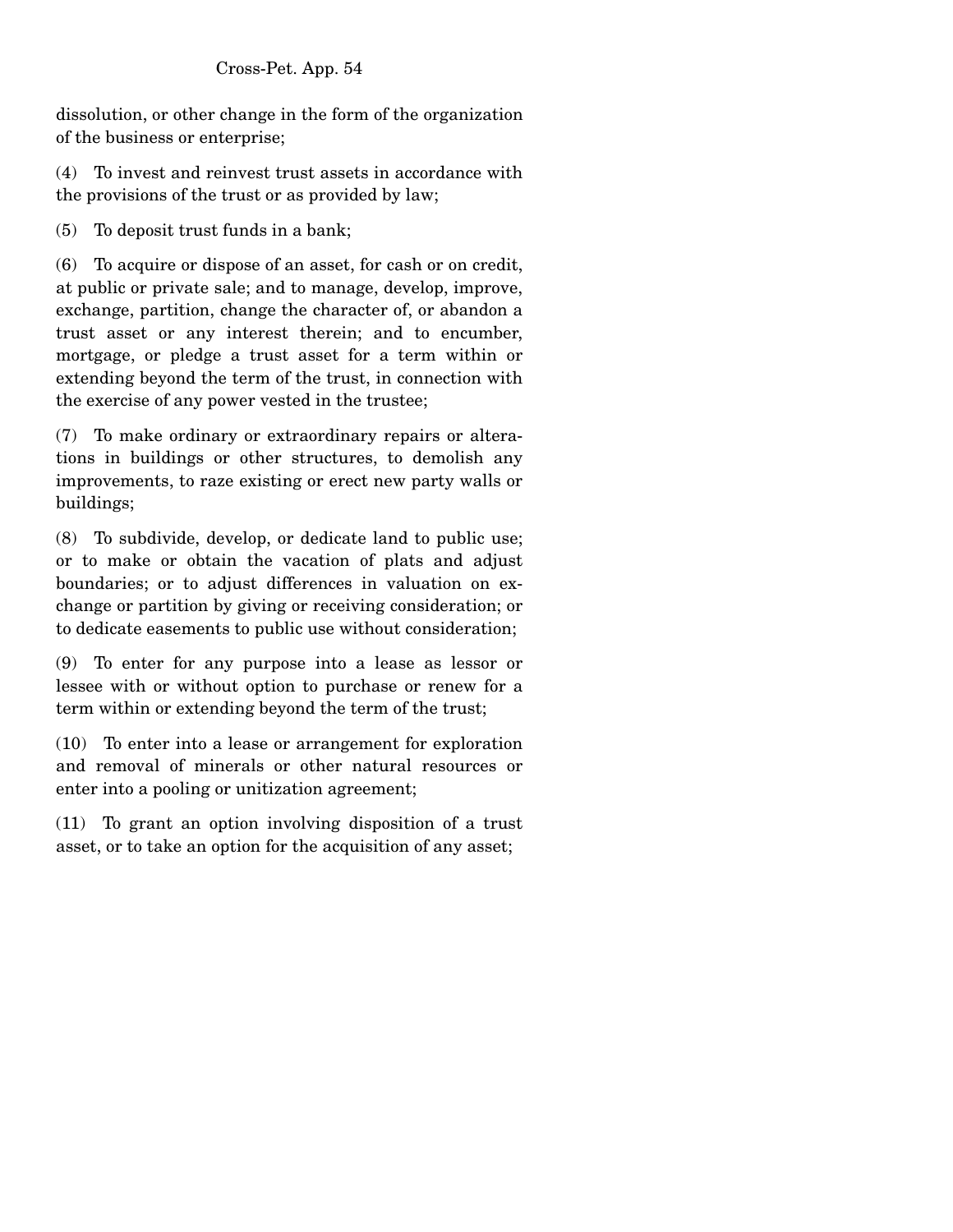dissolution, or other change in the form of the organization of the business or enterprise;

(4) To invest and reinvest trust assets in accordance with the provisions of the trust or as provided by law;

(5) To deposit trust funds in a bank;

(6) To acquire or dispose of an asset, for cash or on credit, at public or private sale; and to manage, develop, improve, exchange, partition, change the character of, or abandon a trust asset or any interest therein; and to encumber, mortgage, or pledge a trust asset for a term within or extending beyond the term of the trust, in connection with the exercise of any power vested in the trustee;

(7) To make ordinary or extraordinary repairs or alterations in buildings or other structures, to demolish any improvements, to raze existing or erect new party walls or buildings;

(8) To subdivide, develop, or dedicate land to public use; or to make or obtain the vacation of plats and adjust boundaries; or to adjust differences in valuation on exchange or partition by giving or receiving consideration; or to dedicate easements to public use without consideration;

(9) To enter for any purpose into a lease as lessor or lessee with or without option to purchase or renew for a term within or extending beyond the term of the trust;

(10) To enter into a lease or arrangement for exploration and removal of minerals or other natural resources or enter into a pooling or unitization agreement;

(11) To grant an option involving disposition of a trust asset, or to take an option for the acquisition of any asset;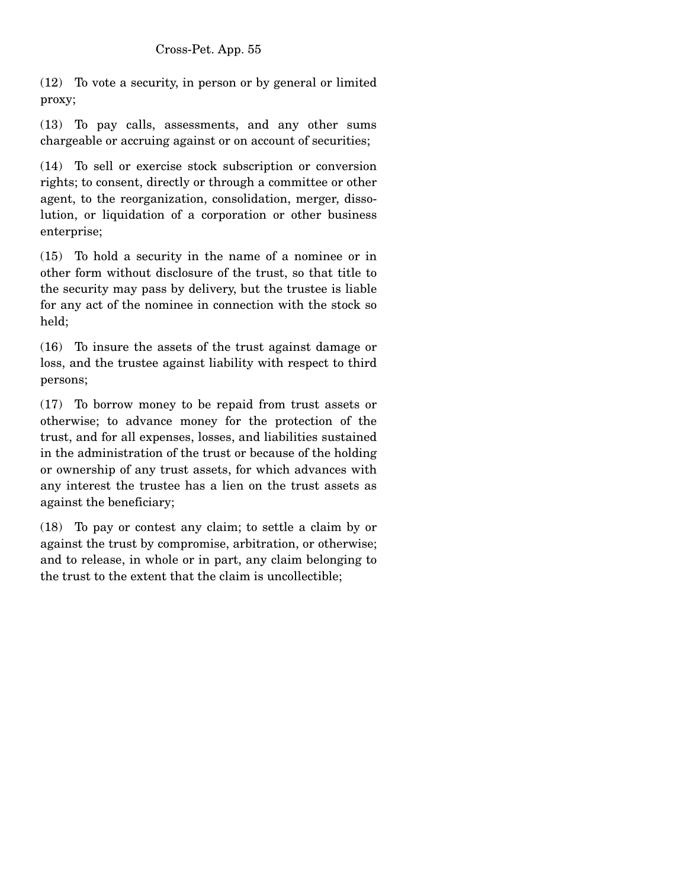(12) To vote a security, in person or by general or limited proxy;

(13) To pay calls, assessments, and any other sums chargeable or accruing against or on account of securities;

(14) To sell or exercise stock subscription or conversion rights; to consent, directly or through a committee or other agent, to the reorganization, consolidation, merger, dissolution, or liquidation of a corporation or other business enterprise;

(15) To hold a security in the name of a nominee or in other form without disclosure of the trust, so that title to the security may pass by delivery, but the trustee is liable for any act of the nominee in connection with the stock so held;

(16) To insure the assets of the trust against damage or loss, and the trustee against liability with respect to third persons;

(17) To borrow money to be repaid from trust assets or otherwise; to advance money for the protection of the trust, and for all expenses, losses, and liabilities sustained in the administration of the trust or because of the holding or ownership of any trust assets, for which advances with any interest the trustee has a lien on the trust assets as against the beneficiary;

(18) To pay or contest any claim; to settle a claim by or against the trust by compromise, arbitration, or otherwise; and to release, in whole or in part, any claim belonging to the trust to the extent that the claim is uncollectible;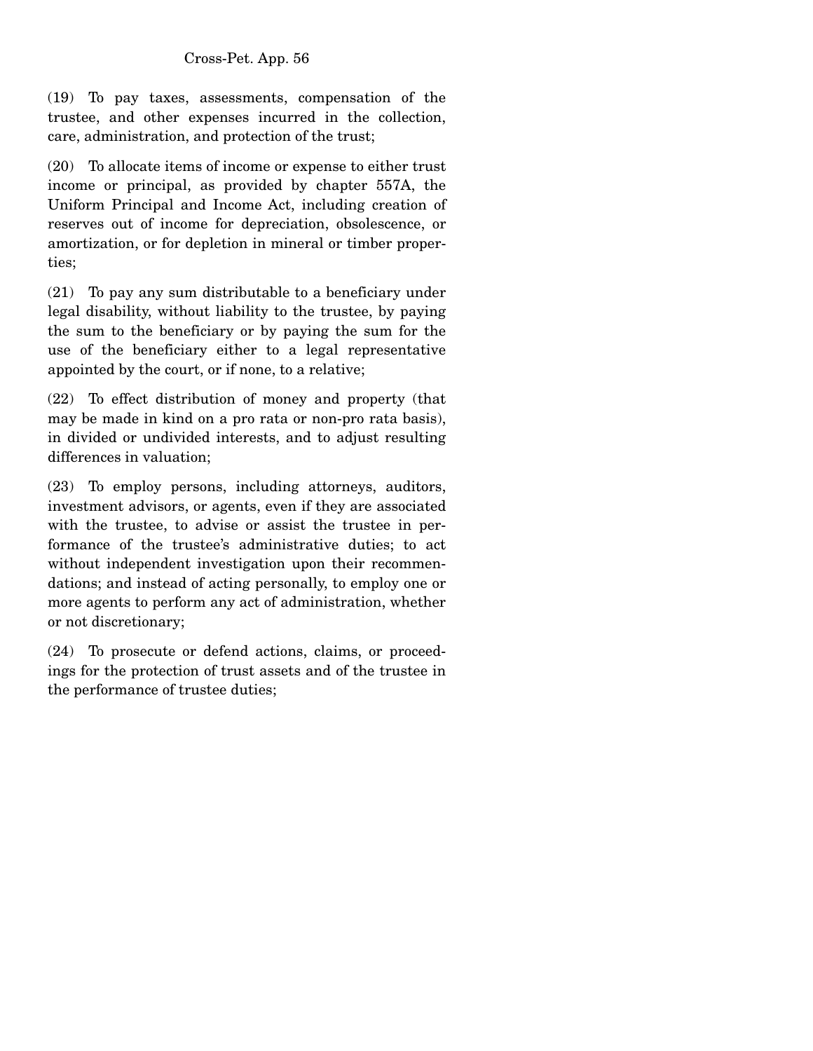(19) To pay taxes, assessments, compensation of the trustee, and other expenses incurred in the collection, care, administration, and protection of the trust;

(20) To allocate items of income or expense to either trust income or principal, as provided by chapter 557A, the Uniform Principal and Income Act, including creation of reserves out of income for depreciation, obsolescence, or amortization, or for depletion in mineral or timber properties;

(21) To pay any sum distributable to a beneficiary under legal disability, without liability to the trustee, by paying the sum to the beneficiary or by paying the sum for the use of the beneficiary either to a legal representative appointed by the court, or if none, to a relative;

(22) To effect distribution of money and property (that may be made in kind on a pro rata or non-pro rata basis), in divided or undivided interests, and to adjust resulting differences in valuation;

(23) To employ persons, including attorneys, auditors, investment advisors, or agents, even if they are associated with the trustee, to advise or assist the trustee in performance of the trustee's administrative duties; to act without independent investigation upon their recommendations; and instead of acting personally, to employ one or more agents to perform any act of administration, whether or not discretionary;

(24) To prosecute or defend actions, claims, or proceedings for the protection of trust assets and of the trustee in the performance of trustee duties;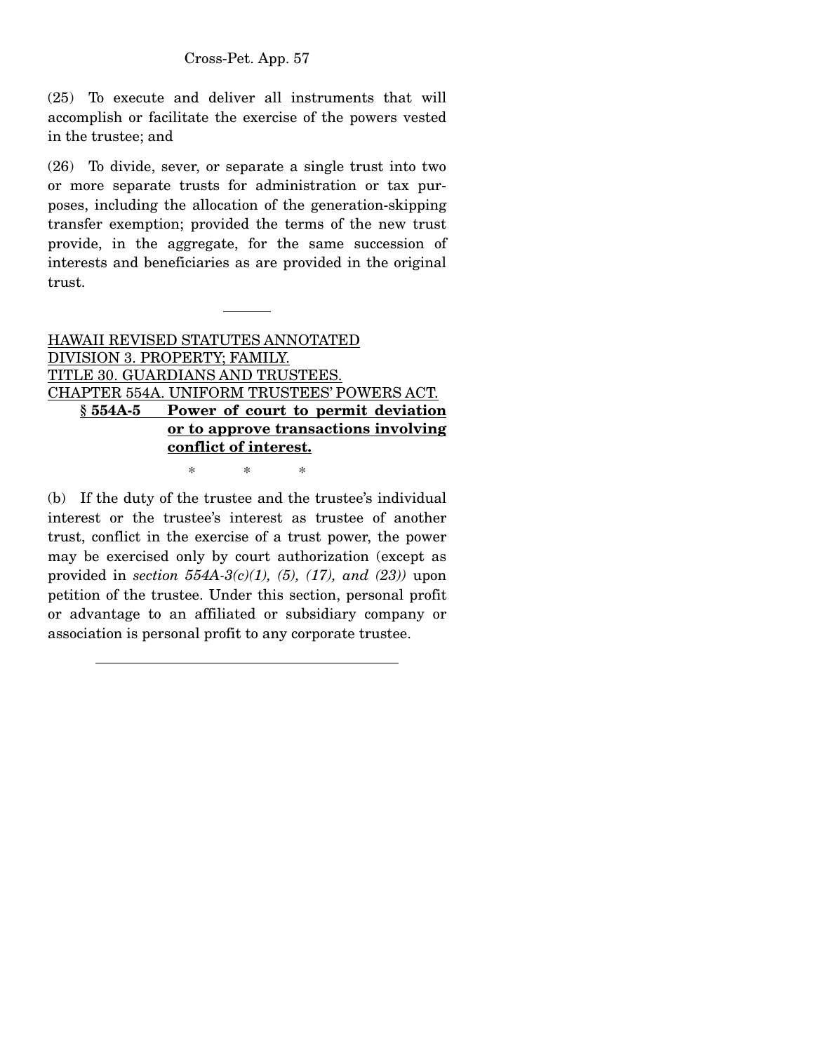(25) To execute and deliver all instruments that will accomplish or facilitate the exercise of the powers vested in the trustee; and

(26) To divide, sever, or separate a single trust into two or more separate trusts for administration or tax purposes, including the allocation of the generation-skipping transfer exemption; provided the terms of the new trust provide, in the aggregate, for the same succession of interests and beneficiaries as are provided in the original trust.

---

HAWAII REVISED STATUTES ANNOTATED
DIVISION 3. PROPERTY; FAMILY.
TITLE 30. GUARDIANS AND TRUSTEES.
CHAPTER 554A. UNIFORM TRUSTEES' POWERS ACT.

**§ 554A-5 Power of court to permit deviation or to approve transactions involving conflict of interest.**

\* \* \*

(b) If the duty of the trustee and the trustee's individual interest or the trustee's interest as trustee of another trust, conflict in the exercise of a trust power, the power may be exercised only by court authorization (except as provided in *section 554A-3(c)(1), (5), (17), and (23))* upon petition of the trustee. Under this section, personal profit or advantage to an affiliated or subsidiary company or association is personal profit to any corporate trustee.

---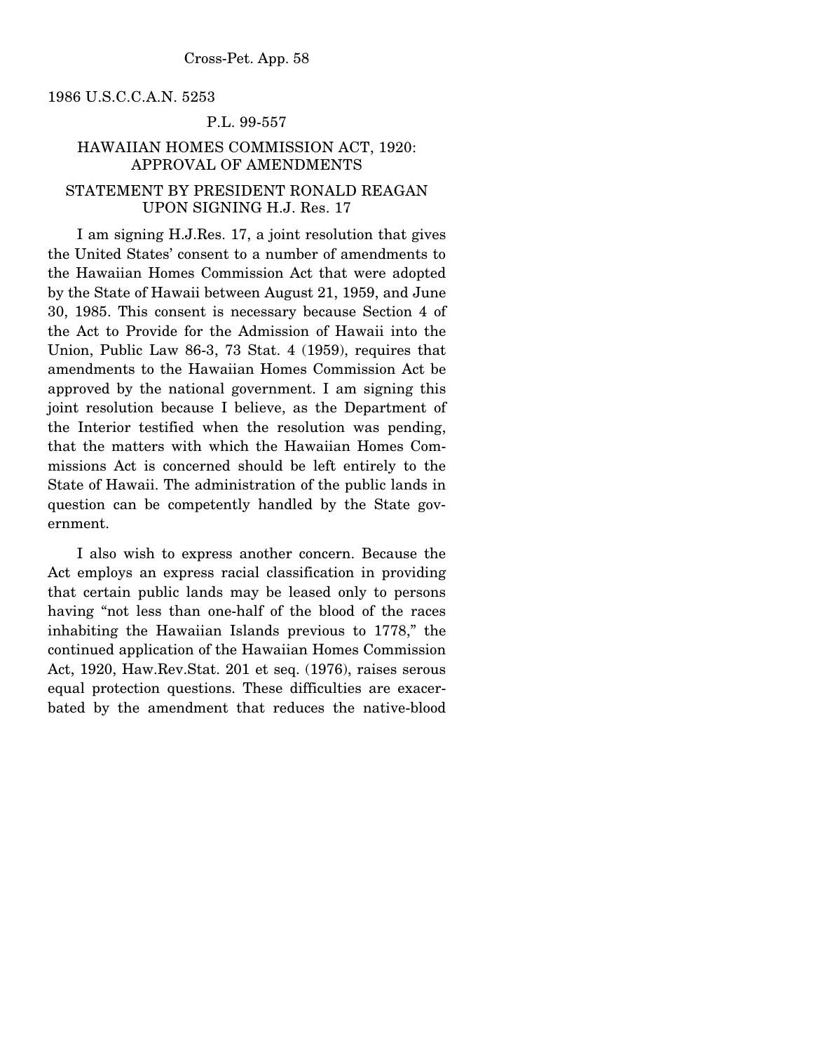1986 U.S.C.C.A.N. 5253

P.L. 99-557

HAWAIIAN HOMES COMMISSION ACT, 1920: APPROVAL OF AMENDMENTS

STATEMENT BY PRESIDENT RONALD REAGAN UPON SIGNING H.J. Res. 17

I am signing H.J.Res. 17, a joint resolution that gives the United States' consent to a number of amendments to the Hawaiian Homes Commission Act that were adopted by the State of Hawaii between August 21, 1959, and June 30, 1985. This consent is necessary because Section 4 of the Act to Provide for the Admission of Hawaii into the Union, Public Law 86-3, 73 Stat. 4 (1959), requires that amendments to the Hawaiian Homes Commission Act be approved by the national government. I am signing this joint resolution because I believe, as the Department of the Interior testified when the resolution was pending, that the matters with which the Hawaiian Homes Commissions Act is concerned should be left entirely to the State of Hawaii. The administration of the public lands in question can be competently handled by the State government.

I also wish to express another concern. Because the Act employs an express racial classification in providing that certain public lands may be leased only to persons having "not less than one-half of the blood of the races inhabiting the Hawaiian Islands previous to 1778," the continued application of the Hawaiian Homes Commission Act, 1920, Haw.Rev.Stat. 201 et seq. (1976), raises serous equal protection questions. These difficulties are exacerbated by the amendment that reduces the native-blood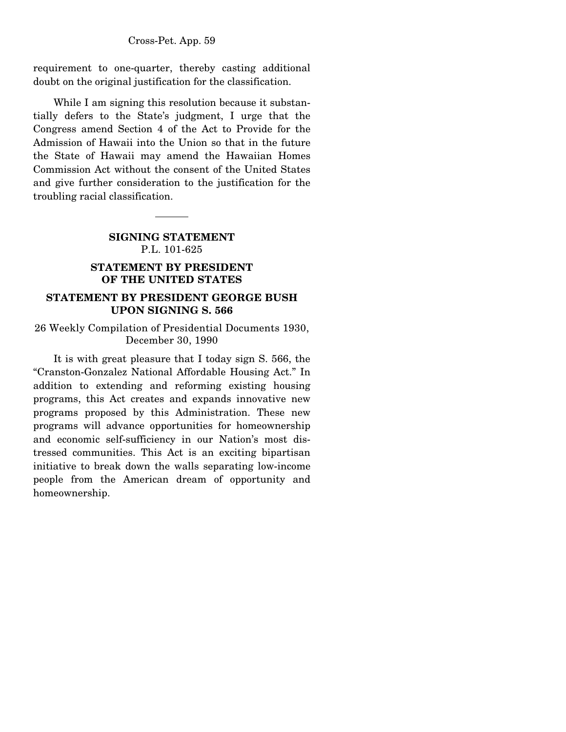requirement to one-quarter, thereby casting additional doubt on the original justification for the classification.

While I am signing this resolution because it substantially defers to the State's judgment, I urge that the Congress amend Section 4 of the Act to Provide for the Admission of Hawaii into the Union so that in the future the State of Hawaii may amend the Hawaiian Homes Commission Act without the consent of the United States and give further consideration to the justification for the troubling racial classification.

---

**SIGNING STATEMENT**
P.L. 101-625

**STATEMENT BY PRESIDENT OF THE UNITED STATES**

**STATEMENT BY PRESIDENT GEORGE BUSH UPON SIGNING S. 566**

26 Weekly Compilation of Presidential Documents 1930, December 30, 1990

It is with great pleasure that I today sign S. 566, the "Cranston-Gonzalez National Affordable Housing Act." In addition to extending and reforming existing housing programs, this Act creates and expands innovative new programs proposed by this Administration. These new programs will advance opportunities for homeownership and economic self-sufficiency in our Nation's most distressed communities. This Act is an exciting bipartisan initiative to break down the walls separating low-income people from the American dream of opportunity and homeownership.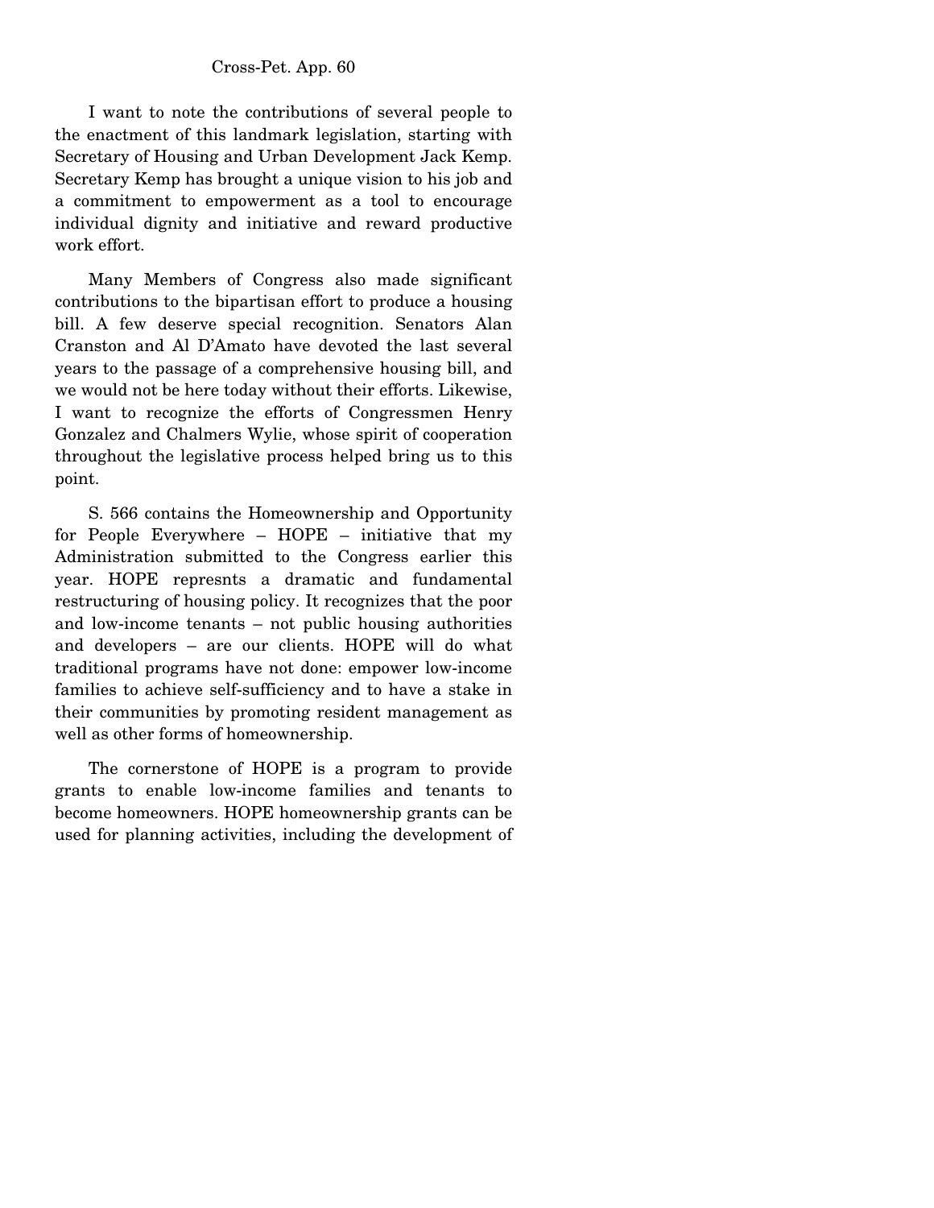I want to note the contributions of several people to the enactment of this landmark legislation, starting with Secretary of Housing and Urban Development Jack Kemp. Secretary Kemp has brought a unique vision to his job and a commitment to empowerment as a tool to encourage individual dignity and initiative and reward productive work effort.

Many Members of Congress also made significant contributions to the bipartisan effort to produce a housing bill. A few deserve special recognition. Senators Alan Cranston and Al D'Amato have devoted the last several years to the passage of a comprehensive housing bill, and we would not be here today without their efforts. Likewise, I want to recognize the efforts of Congressmen Henry Gonzalez and Chalmers Wylie, whose spirit of cooperation throughout the legislative process helped bring us to this point.

S. 566 contains the Homeownership and Opportunity for People Everywhere – HOPE – initiative that my Administration submitted to the Congress earlier this year. HOPE represnts a dramatic and fundamental restructuring of housing policy. It recognizes that the poor and low-income tenants – not public housing authorities and developers – are our clients. HOPE will do what traditional programs have not done: empower low-income families to achieve self-sufficiency and to have a stake in their communities by promoting resident management as well as other forms of homeownership.

The cornerstone of HOPE is a program to provide grants to enable low-income families and tenants to become homeowners. HOPE homeownership grants can be used for planning activities, including the development of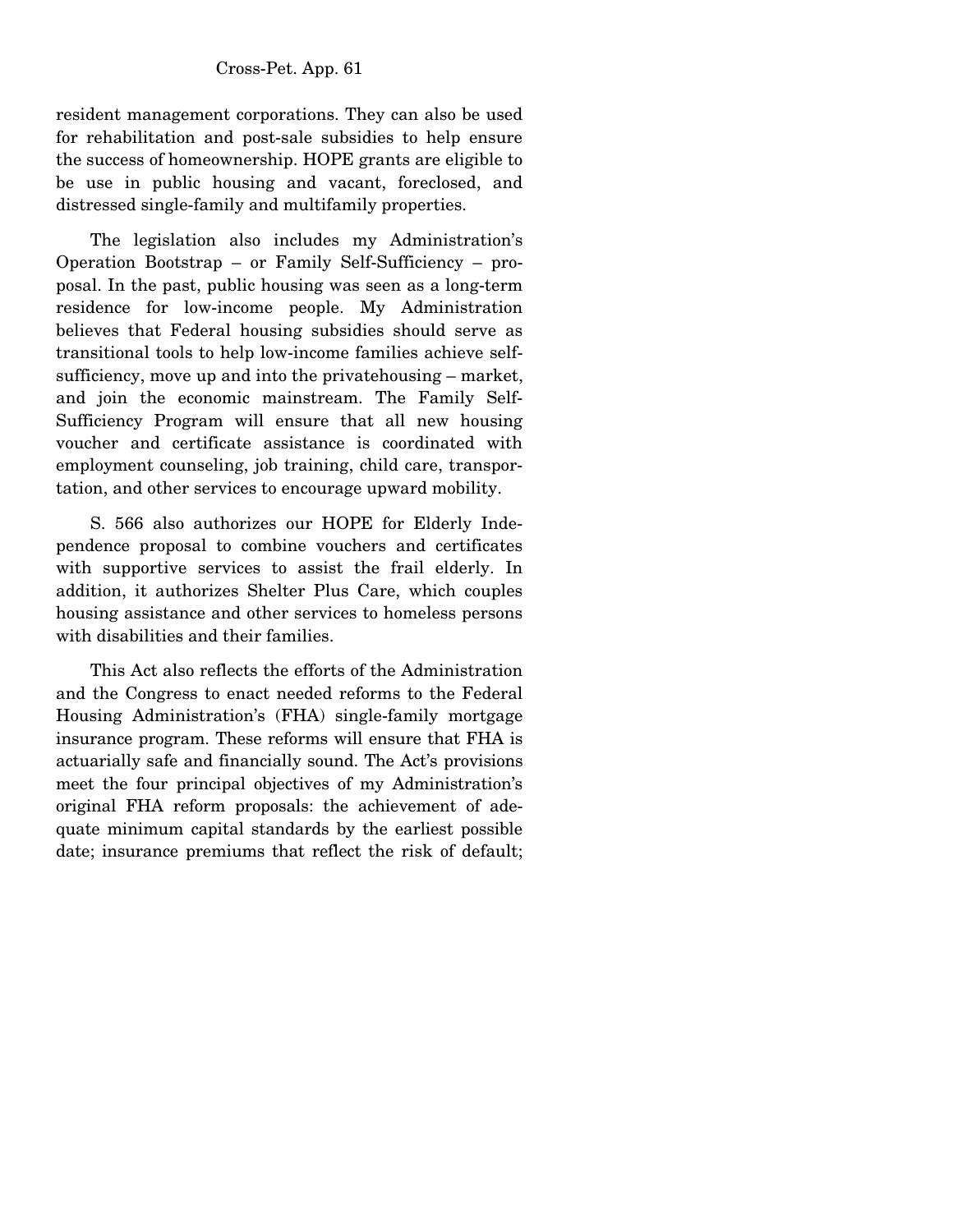resident management corporations. They can also be used for rehabilitation and post-sale subsidies to help ensure the success of homeownership. HOPE grants are eligible to be use in public housing and vacant, foreclosed, and distressed single-family and multifamily properties.

The legislation also includes my Administration's Operation Bootstrap – or Family Self-Sufficiency – proposal. In the past, public housing was seen as a long-term residence for low-income people. My Administration believes that Federal housing subsidies should serve as transitional tools to help low-income families achieve self-sufficiency, move up and into the privatehousing – market, and join the economic mainstream. The Family Self-Sufficiency Program will ensure that all new housing voucher and certificate assistance is coordinated with employment counseling, job training, child care, transportation, and other services to encourage upward mobility.

S. 566 also authorizes our HOPE for Elderly Independence proposal to combine vouchers and certificates with supportive services to assist the frail elderly. In addition, it authorizes Shelter Plus Care, which couples housing assistance and other services to homeless persons with disabilities and their families.

This Act also reflects the efforts of the Administration and the Congress to enact needed reforms to the Federal Housing Administration's (FHA) single-family mortgage insurance program. These reforms will ensure that FHA is actuarially safe and financially sound. The Act's provisions meet the four principal objectives of my Administration's original FHA reform proposals: the achievement of adequate minimum capital standards by the earliest possible date; insurance premiums that reflect the risk of default;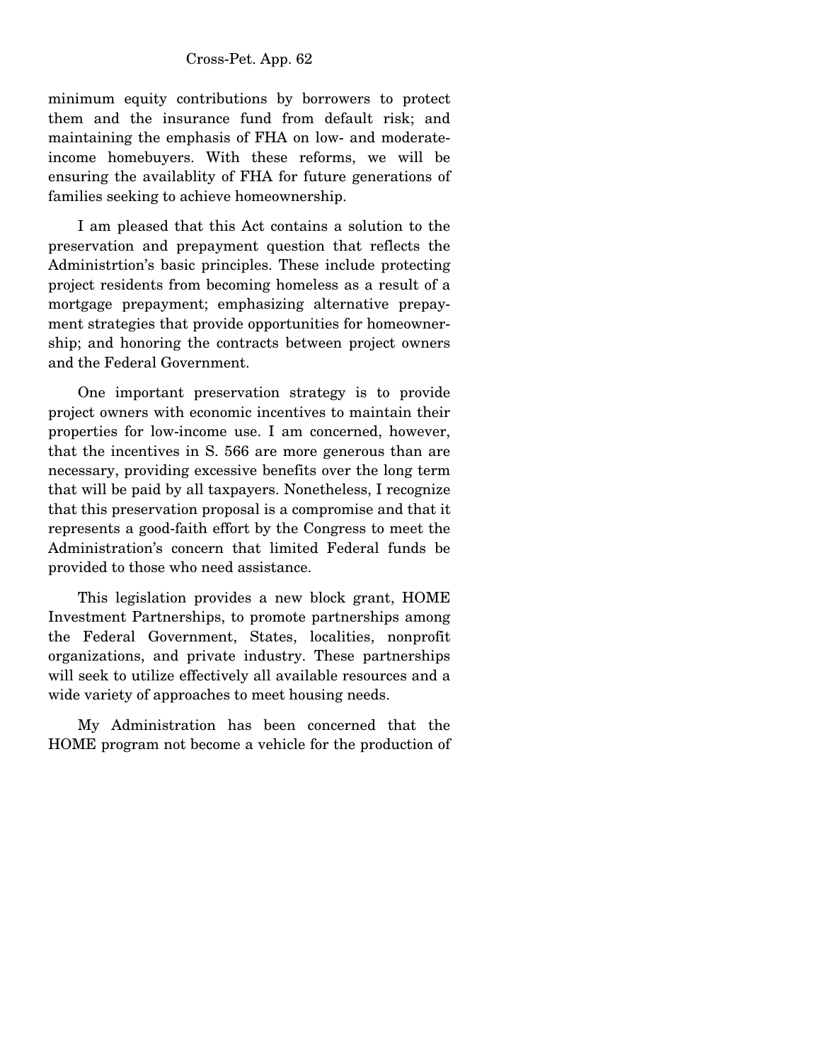minimum equity contributions by borrowers to protect them and the insurance fund from default risk; and maintaining the emphasis of FHA on low- and moderate-income homebuyers. With these reforms, we will be ensuring the availablity of FHA for future generations of families seeking to achieve homeownership.

I am pleased that this Act contains a solution to the preservation and prepayment question that reflects the Administrtion's basic principles. These include protecting project residents from becoming homeless as a result of a mortgage prepayment; emphasizing alternative prepayment strategies that provide opportunities for homeownership; and honoring the contracts between project owners and the Federal Government.

One important preservation strategy is to provide project owners with economic incentives to maintain their properties for low-income use. I am concerned, however, that the incentives in S. 566 are more generous than are necessary, providing excessive benefits over the long term that will be paid by all taxpayers. Nonetheless, I recognize that this preservation proposal is a compromise and that it represents a good-faith effort by the Congress to meet the Administration's concern that limited Federal funds be provided to those who need assistance.

This legislation provides a new block grant, HOME Investment Partnerships, to promote partnerships among the Federal Government, States, localities, nonprofit organizations, and private industry. These partnerships will seek to utilize effectively all available resources and a wide variety of approaches to meet housing needs.

My Administration has been concerned that the HOME program not become a vehicle for the production of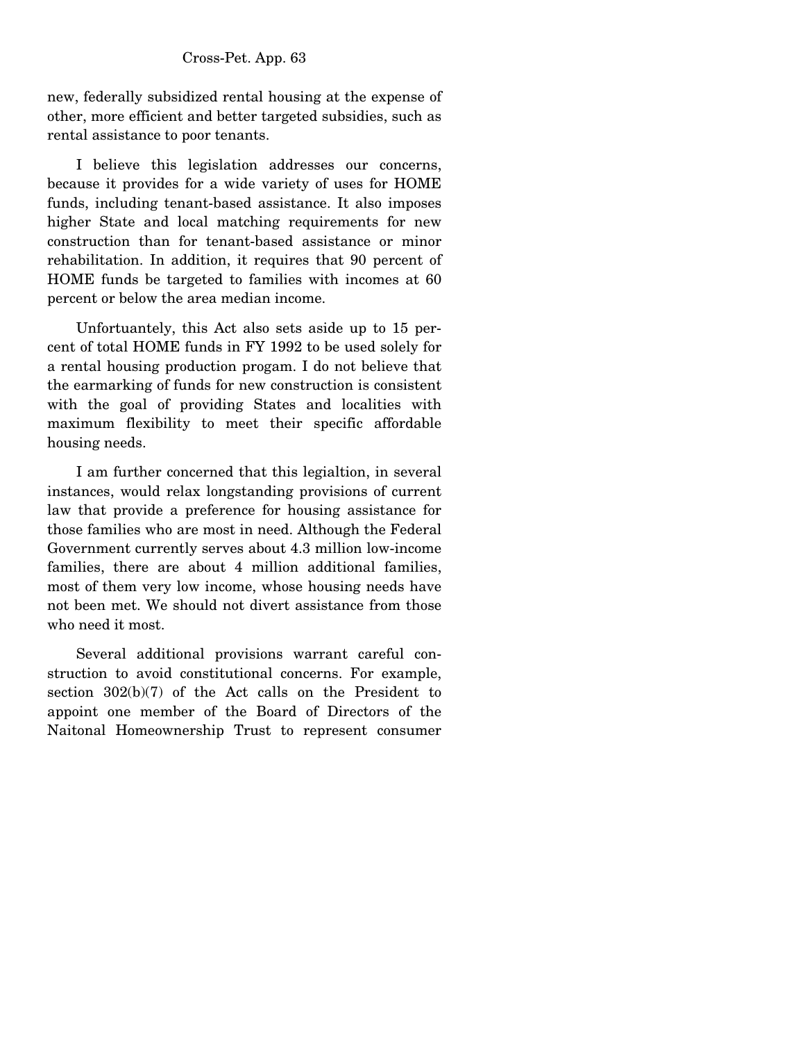new, federally subsidized rental housing at the expense of other, more efficient and better targeted subsidies, such as rental assistance to poor tenants.

I believe this legislation addresses our concerns, because it provides for a wide variety of uses for HOME funds, including tenant-based assistance. It also imposes higher State and local matching requirements for new construction than for tenant-based assistance or minor rehabilitation. In addition, it requires that 90 percent of HOME funds be targeted to families with incomes at 60 percent or below the area median income.

Unfortuantely, this Act also sets aside up to 15 percent of total HOME funds in FY 1992 to be used solely for a rental housing production progam. I do not believe that the earmarking of funds for new construction is consistent with the goal of providing States and localities with maximum flexibility to meet their specific affordable housing needs.

I am further concerned that this legialtion, in several instances, would relax longstanding provisions of current law that provide a preference for housing assistance for those families who are most in need. Although the Federal Government currently serves about 4.3 million low-income families, there are about 4 million additional families, most of them very low income, whose housing needs have not been met. We should not divert assistance from those who need it most.

Several additional provisions warrant careful construction to avoid constitutional concerns. For example, section 302(b)(7) of the Act calls on the President to appoint one member of the Board of Directors of the Naitonal Homeownership Trust to represent consumer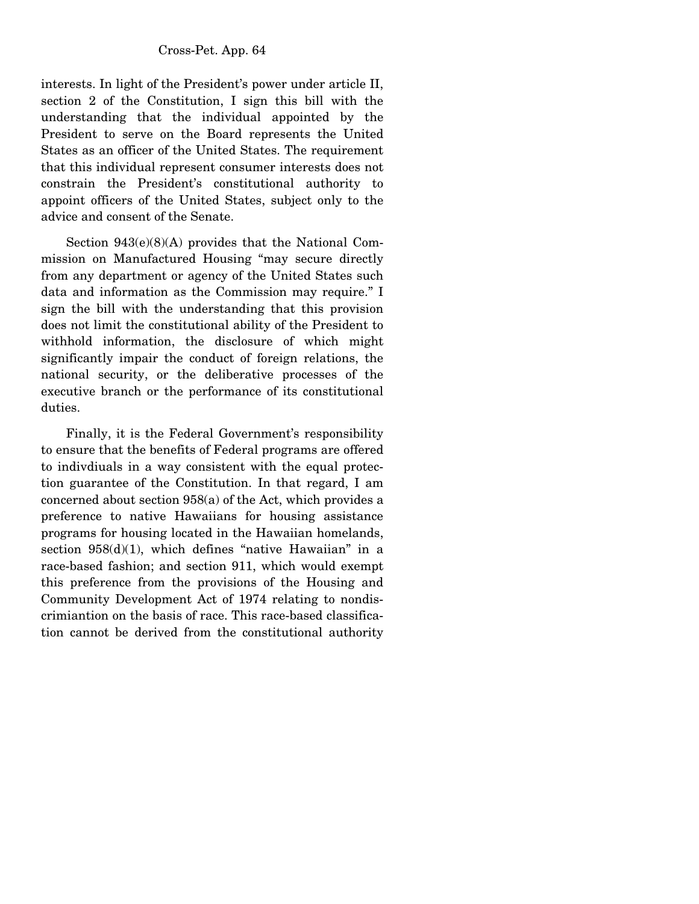interests. In light of the President's power under article II, section 2 of the Constitution, I sign this bill with the understanding that the individual appointed by the President to serve on the Board represents the United States as an officer of the United States. The requirement that this individual represent consumer interests does not constrain the President's constitutional authority to appoint officers of the United States, subject only to the advice and consent of the Senate.

Section 943(e)(8)(A) provides that the National Commission on Manufactured Housing "may secure directly from any department or agency of the United States such data and information as the Commission may require." I sign the bill with the understanding that this provision does not limit the constitutional ability of the President to withhold information, the disclosure of which might significantly impair the conduct of foreign relations, the national security, or the deliberative processes of the executive branch or the performance of its constitutional duties.

Finally, it is the Federal Government's responsibility to ensure that the benefits of Federal programs are offered to indivdiuals in a way consistent with the equal protection guarantee of the Constitution. In that regard, I am concerned about section 958(a) of the Act, which provides a preference to native Hawaiians for housing assistance programs for housing located in the Hawaiian homelands, section 958(d)(1), which defines "native Hawaiian" in a race-based fashion; and section 911, which would exempt this preference from the provisions of the Housing and Community Development Act of 1974 relating to nondiscrimiantion on the basis of race. This race-based classification cannot be derived from the constitutional authority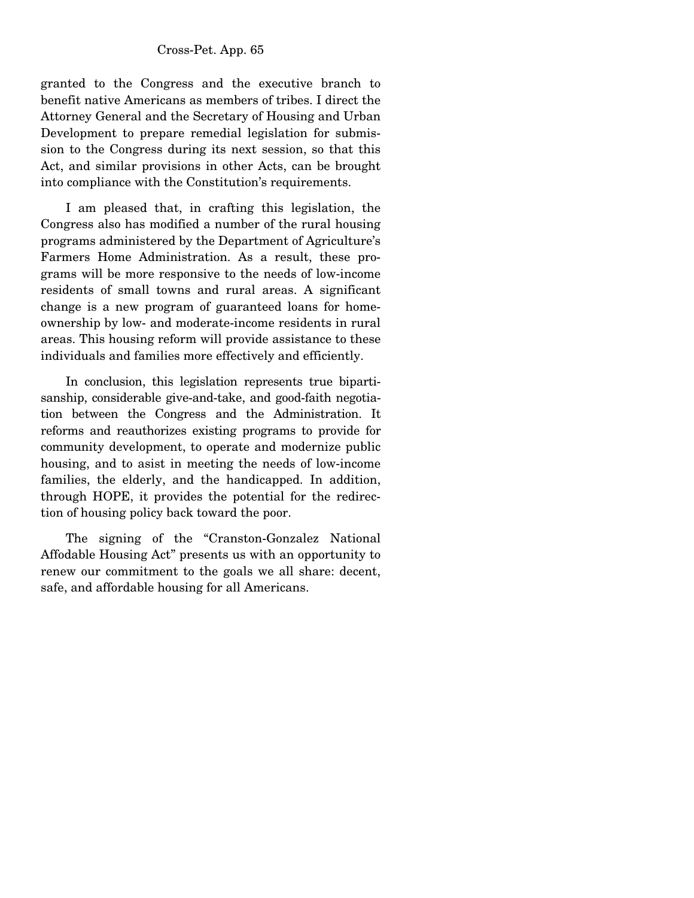granted to the Congress and the executive branch to benefit native Americans as members of tribes. I direct the Attorney General and the Secretary of Housing and Urban Development to prepare remedial legislation for submission to the Congress during its next session, so that this Act, and similar provisions in other Acts, can be brought into compliance with the Constitution's requirements.

I am pleased that, in crafting this legislation, the Congress also has modified a number of the rural housing programs administered by the Department of Agriculture's Farmers Home Administration. As a result, these programs will be more responsive to the needs of low-income residents of small towns and rural areas. A significant change is a new program of guaranteed loans for homeownership by low- and moderate-income residents in rural areas. This housing reform will provide assistance to these individuals and families more effectively and efficiently.

In conclusion, this legislation represents true bipartisanship, considerable give-and-take, and good-faith negotiation between the Congress and the Administration. It reforms and reauthorizes existing programs to provide for community development, to operate and modernize public housing, and to asist in meeting the needs of low-income families, the elderly, and the handicapped. In addition, through HOPE, it provides the potential for the redirection of housing policy back toward the poor.

The signing of the "Cranston-Gonzalez National Affodable Housing Act" presents us with an opportunity to renew our commitment to the goals we all share: decent, safe, and affordable housing for all Americans.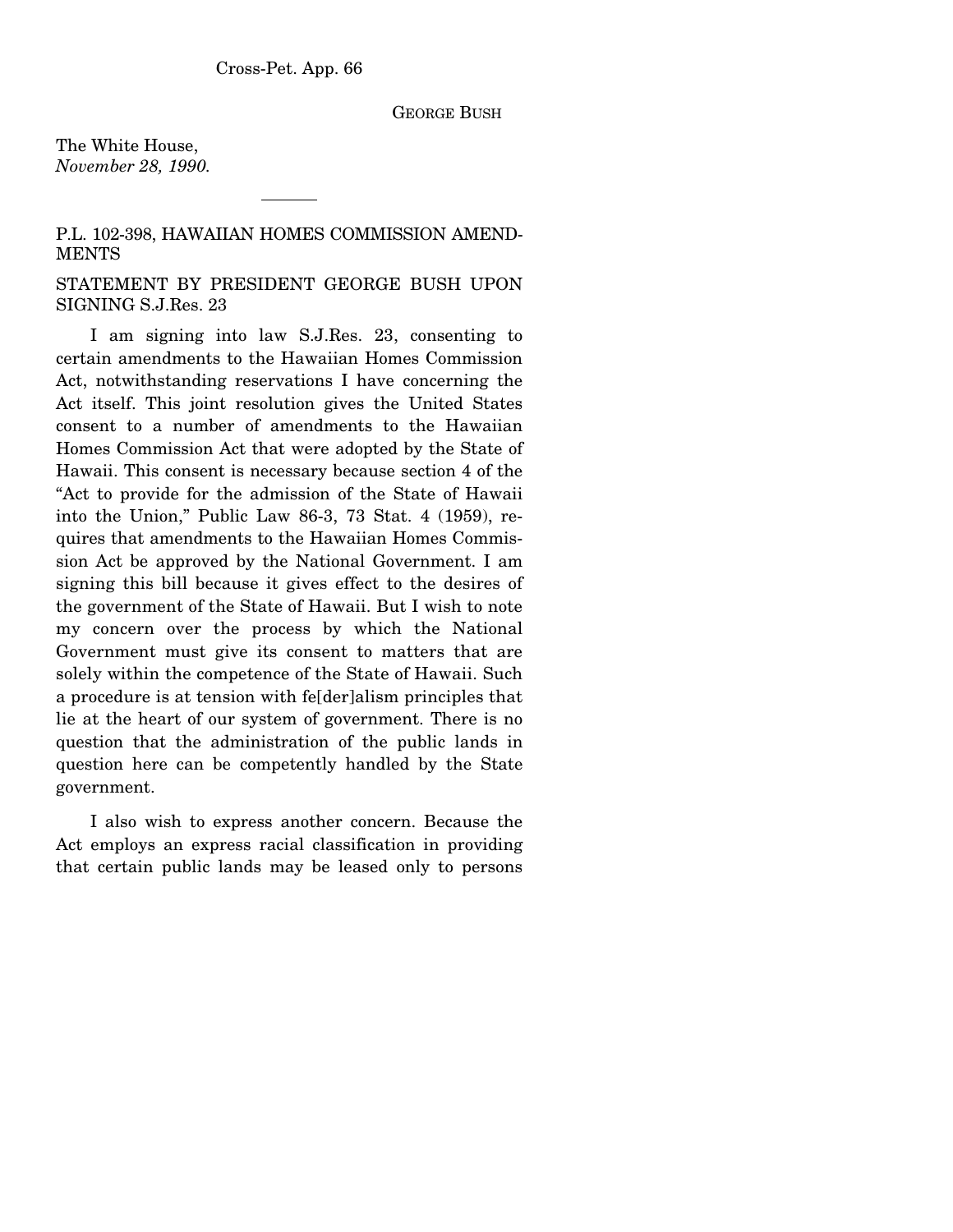GEORGE BUSH

The White House,
*November 28, 1990.*

---

P.L. 102-398, HAWAIIAN HOMES COMMISSION AMENDMENTS

STATEMENT BY PRESIDENT GEORGE BUSH UPON SIGNING S.J.Res. 23

I am signing into law S.J.Res. 23, consenting to certain amendments to the Hawaiian Homes Commission Act, notwithstanding reservations I have concerning the Act itself. This joint resolution gives the United States consent to a number of amendments to the Hawaiian Homes Commission Act that were adopted by the State of Hawaii. This consent is necessary because section 4 of the "Act to provide for the admission of the State of Hawaii into the Union," Public Law 86-3, 73 Stat. 4 (1959), requires that amendments to the Hawaiian Homes Commission Act be approved by the National Government. I am signing this bill because it gives effect to the desires of the government of the State of Hawaii. But I wish to note my concern over the process by which the National Government must give its consent to matters that are solely within the competence of the State of Hawaii. Such a procedure is at tension with fe[der]alism principles that lie at the heart of our system of government. There is no question that the administration of the public lands in question here can be competently handled by the State government.

I also wish to express another concern. Because the Act employs an express racial classification in providing that certain public lands may be leased only to persons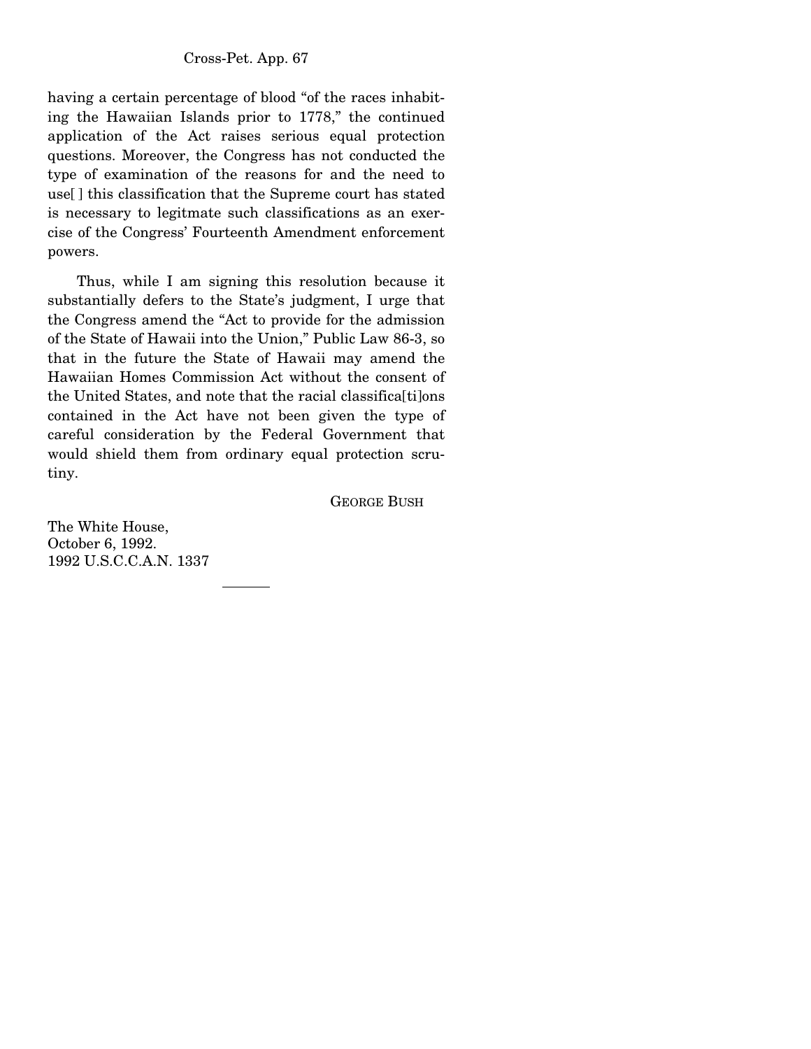having a certain percentage of blood "of the races inhabiting the Hawaiian Islands prior to 1778," the continued application of the Act raises serious equal protection questions. Moreover, the Congress has not conducted the type of examination of the reasons for and the need to use[ ] this classification that the Supreme court has stated is necessary to legitmate such classifications as an exercise of the Congress' Fourteenth Amendment enforcement powers.

Thus, while I am signing this resolution because it substantially defers to the State's judgment, I urge that the Congress amend the "Act to provide for the admission of the State of Hawaii into the Union," Public Law 86-3, so that in the future the State of Hawaii may amend the Hawaiian Homes Commission Act without the consent of the United States, and note that the racial classifica[ti]ons contained in the Act have not been given the type of careful consideration by the Federal Government that would shield them from ordinary equal protection scrutiny.

GEORGE BUSH

The White House,
October 6, 1992.
1992 U.S.C.C.A.N. 1337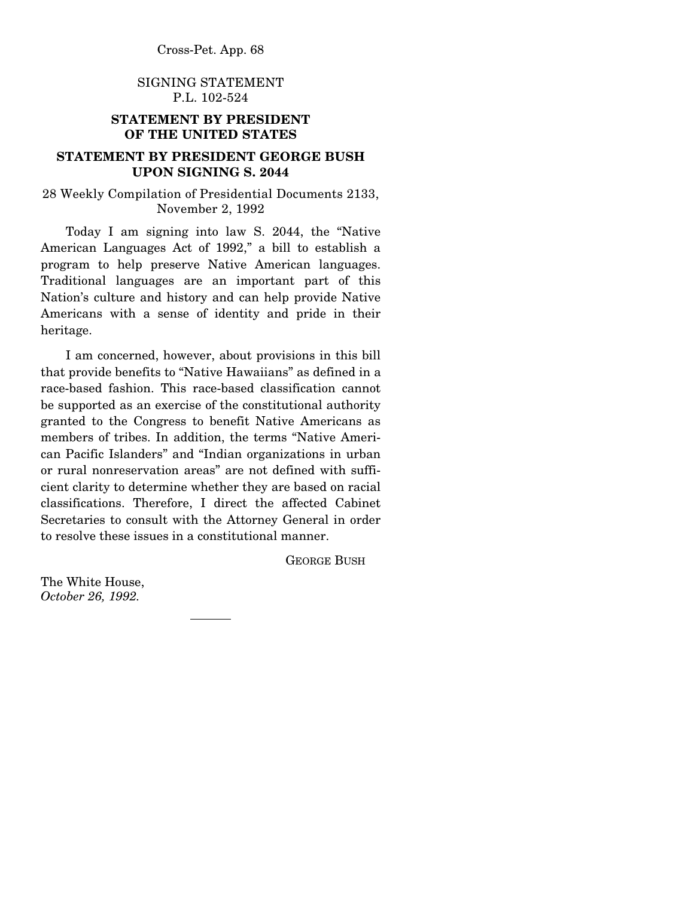SIGNING STATEMENT
P.L. 102-524

## STATEMENT BY PRESIDENT OF THE UNITED STATES

## STATEMENT BY PRESIDENT GEORGE BUSH UPON SIGNING S. 2044

28 Weekly Compilation of Presidential Documents 2133, November 2, 1992

Today I am signing into law S. 2044, the "Native American Languages Act of 1992," a bill to establish a program to help preserve Native American languages. Traditional languages are an important part of this Nation's culture and history and can help provide Native Americans with a sense of identity and pride in their heritage.

I am concerned, however, about provisions in this bill that provide benefits to "Native Hawaiians" as defined in a race-based fashion. This race-based classification cannot be supported as an exercise of the constitutional authority granted to the Congress to benefit Native Americans as members of tribes. In addition, the terms "Native American Pacific Islanders" and "Indian organizations in urban or rural nonreservation areas" are not defined with sufficient clarity to determine whether they are based on racial classifications. Therefore, I direct the affected Cabinet Secretaries to consult with the Attorney General in order to resolve these issues in a constitutional manner.

GEORGE BUSH

The White House,
*October 26, 1992.*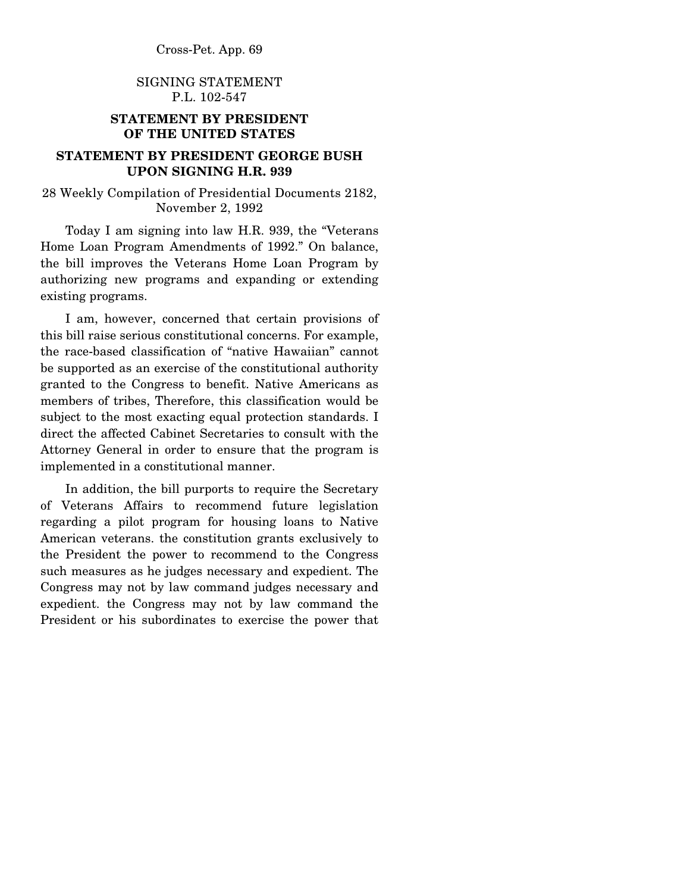SIGNING STATEMENT
P.L. 102-547

**STATEMENT BY PRESIDENT OF THE UNITED STATES**

**STATEMENT BY PRESIDENT GEORGE BUSH UPON SIGNING H.R. 939**

28 Weekly Compilation of Presidential Documents 2182, November 2, 1992

Today I am signing into law H.R. 939, the "Veterans Home Loan Program Amendments of 1992." On balance, the bill improves the Veterans Home Loan Program by authorizing new programs and expanding or extending existing programs.

I am, however, concerned that certain provisions of this bill raise serious constitutional concerns. For example, the race-based classification of "native Hawaiian" cannot be supported as an exercise of the constitutional authority granted to the Congress to benefit. Native Americans as members of tribes, Therefore, this classification would be subject to the most exacting equal protection standards. I direct the affected Cabinet Secretaries to consult with the Attorney General in order to ensure that the program is implemented in a constitutional manner.

In addition, the bill purports to require the Secretary of Veterans Affairs to recommend future legislation regarding a pilot program for housing loans to Native American veterans. the constitution grants exclusively to the President the power to recommend to the Congress such measures as he judges necessary and expedient. The Congress may not by law command judges necessary and expedient. the Congress may not by law command the President or his subordinates to exercise the power that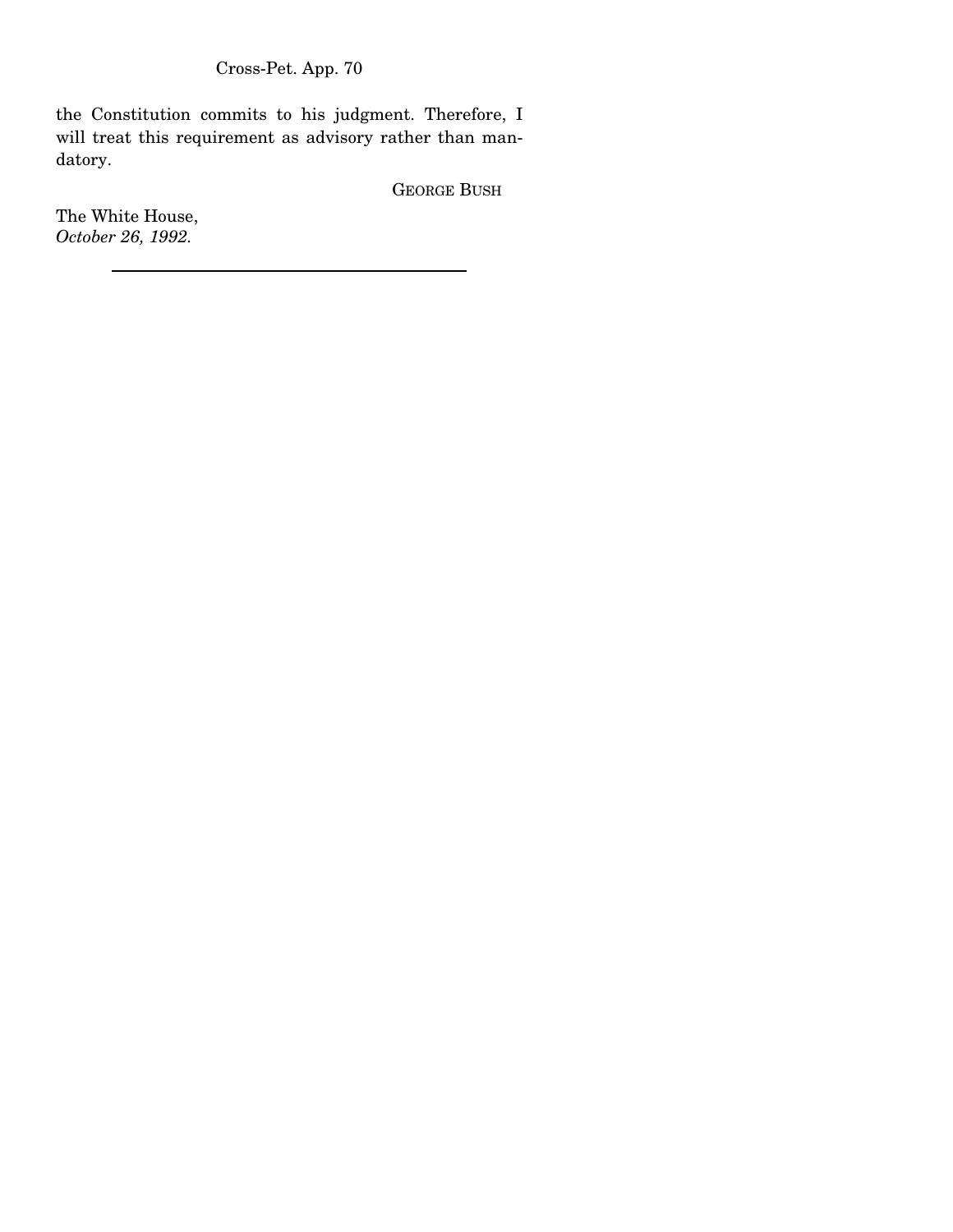the Constitution commits to his judgment. Therefore, I will treat this requirement as advisory rather than mandatory.

GEORGE BUSH

The White House,
*October 26, 1992.*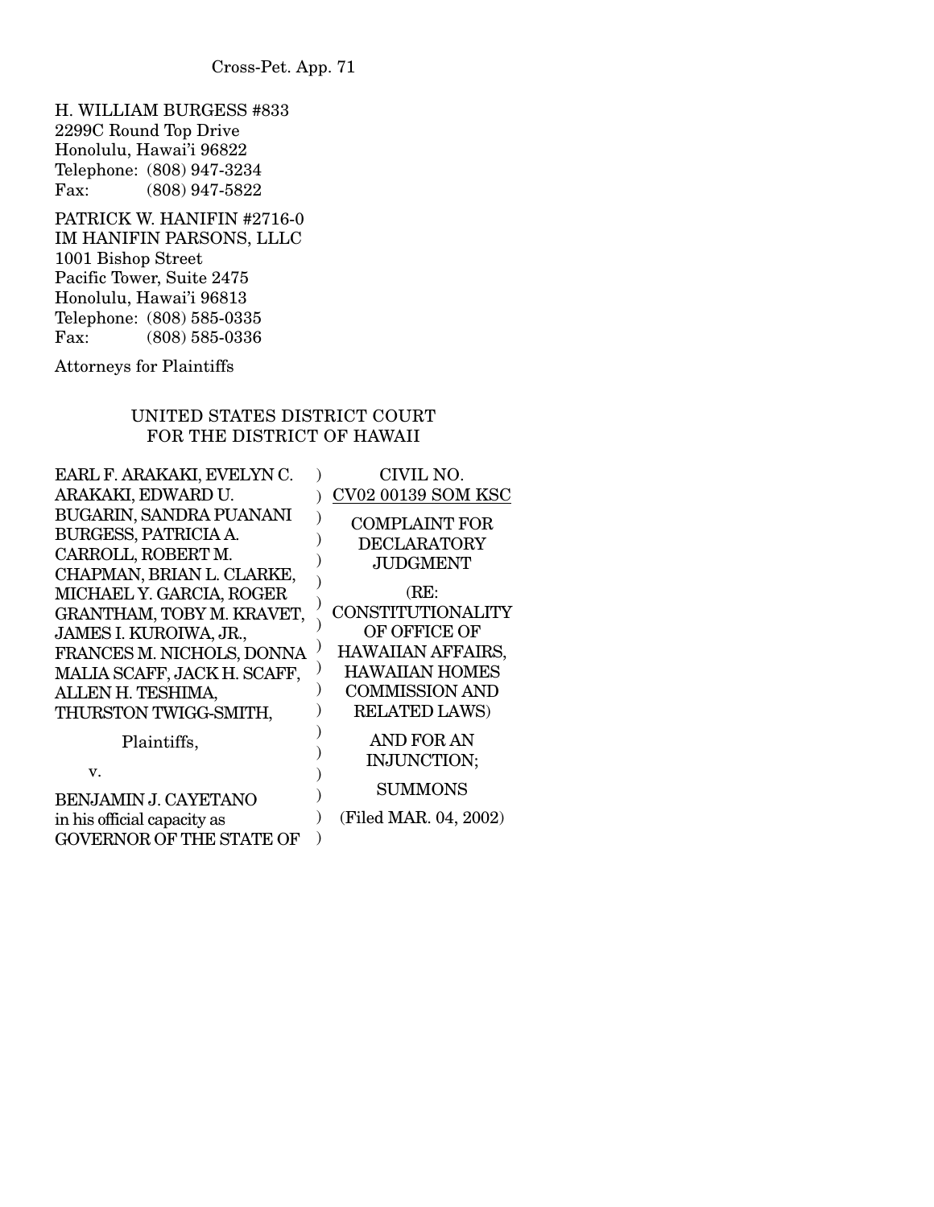H. WILLIAM BURGESS #833
2299C Round Top Drive
Honolulu, Hawai'i 96822
Telephone: (808) 947-3234
Fax: (808) 947-5822

PATRICK W. HANIFIN #2716-0
IM HANIFIN PARSONS, LLLC
1001 Bishop Street
Pacific Tower, Suite 2475
Honolulu, Hawai'i 96813
Telephone: (808) 585-0335
Fax: (808) 585-0336

Attorneys for Plaintiffs

UNITED STATES DISTRICT COURT
FOR THE DISTRICT OF HAWAII

| | | |
|---|---|---|
| EARL F. ARAKAKI, EVELYN C. ARAKAKI, EDWARD U. BUGARIN, SANDRA PUANANI BURGESS, PATRICIA A. CARROLL, ROBERT M. CHAPMAN, BRIAN L. CLARKE, MICHAEL Y. GARCIA, ROGER GRANTHAM, TOBY M. KRAVET, JAMES I. KUROIWA, JR., FRANCES M. NICHOLS, DONNA MALIA SCAFF, JACK H. SCAFF, ALLEN H. TESHIMA, THURSTON TWIGG-SMITH, | ) | CIVIL NO. CV02 00139 SOM KSC |
| Plaintiffs, | ) | COMPLAINT FOR DECLARATORY JUDGMENT (RE: CONSTITUTIONALITY OF OFFICE OF HAWAIIAN AFFAIRS, HAWAIIAN HOMES COMMISSION AND RELATED LAWS) |
| v. | ) | AND FOR AN INJUNCTION; |
| BENJAMIN J. CAYETANO in his official capacity as GOVERNOR OF THE STATE OF | ) | SUMMONS (Filed MAR. 04, 2002) |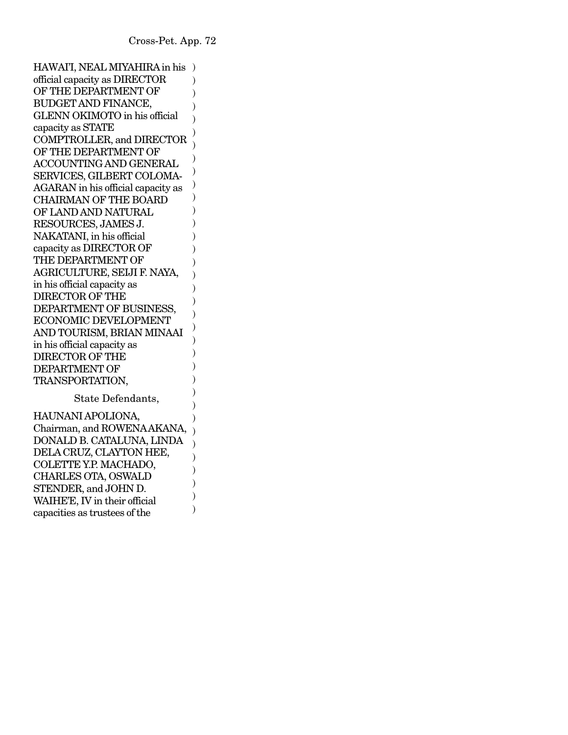HAWAI'I, NEAL MIYAHIRA in his official capacity as DIRECTOR OF THE DEPARTMENT OF BUDGET AND FINANCE, GLENN OKIMOTO in his official capacity as STATE COMPTROLLER, and DIRECTOR OF THE DEPARTMENT OF ACCOUNTING AND GENERAL SERVICES, GILBERT COLOMA-AGARAN in his official capacity as CHAIRMAN OF THE BOARD OF LAND AND NATURAL RESOURCES, JAMES J. NAKATANI, in his official capacity as DIRECTOR OF THE DEPARTMENT OF AGRICULTURE, SEIJI F. NAYA, in his official capacity as DIRECTOR OF THE DEPARTMENT OF BUSINESS, ECONOMIC DEVELOPMENT AND TOURISM, BRIAN MINAAI in his official capacity as DIRECTOR OF THE DEPARTMENT OF TRANSPORTATION, )

State Defendants, )

HAUNANI APOLIONA, Chairman, and ROWENA AKANA, DONALD B. CATALUNA, LINDA DELA CRUZ, CLAYTON HEE, COLETTE Y.P. MACHADO, CHARLES OTA, OSWALD STENDER, and JOHN D. WAIHE'E, IV in their official capacities as trustees of the )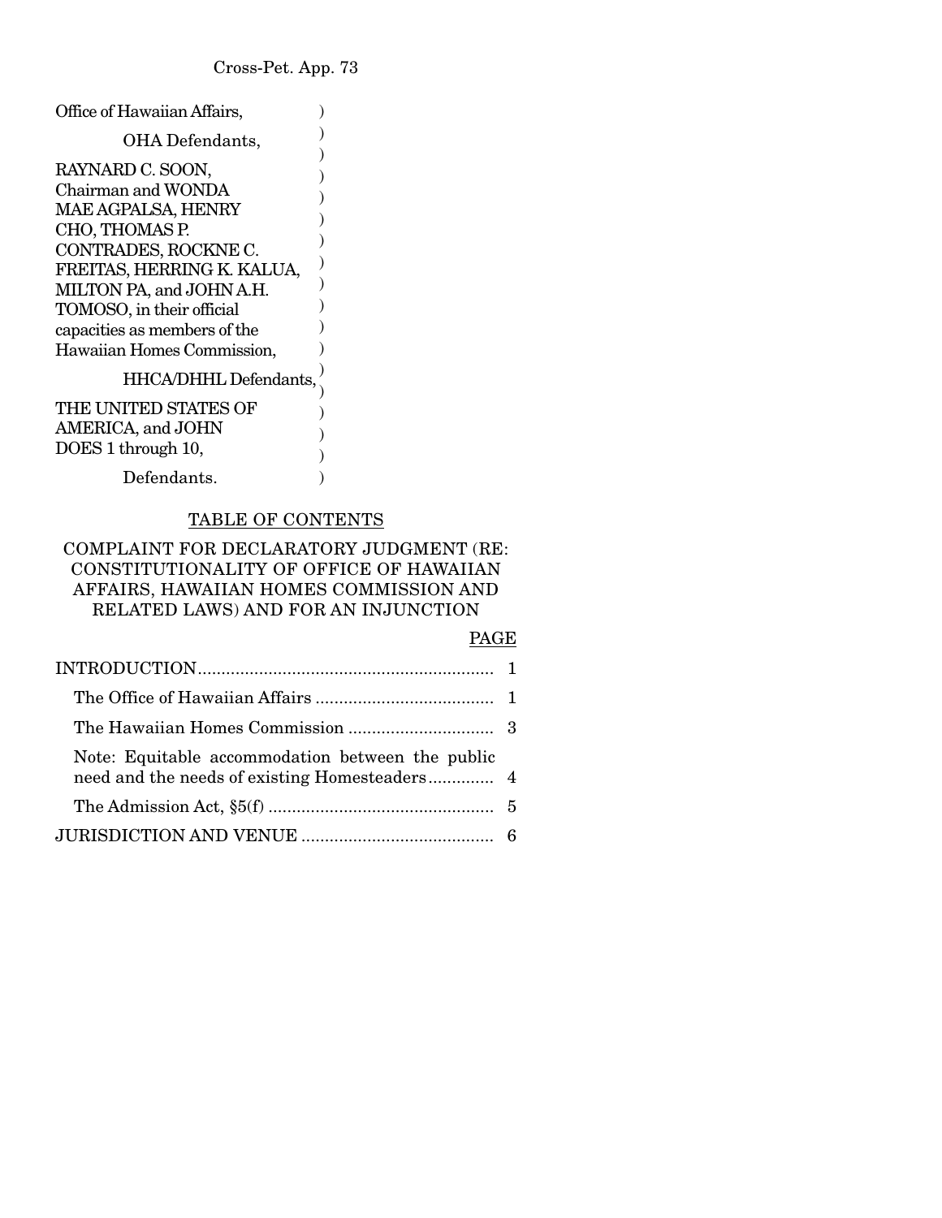Office of Hawaiian Affairs, )

OHA Defendants, )

RAYNARD C. SOON, Chairman and WONDA MAE AGPALSA, HENRY CHO, THOMAS P. CONTRADES, ROCKNE C. FREITAS, HERRING K. KALUA, MILTON PA, and JOHN A.H. TOMOSO, in their official capacities as members of the Hawaiian Homes Commission, )

HHCA/DHHL Defendants, )

THE UNITED STATES OF AMERICA, and JOHN DOES 1 through 10, )

Defendants. )

## TABLE OF CONTENTS

### COMPLAINT FOR DECLARATORY JUDGMENT (RE: CONSTITUTIONALITY OF OFFICE OF HAWAIIAN AFFAIRS, HAWAIIAN HOMES COMMISSION AND RELATED LAWS) AND FOR AN INJUNCTION

| | PAGE |
|---|---|
| INTRODUCTION | 1 |
| The Office of Hawaiian Affairs | 1 |
| The Hawaiian Homes Commission | 3 |
| Note: Equitable accommodation between the public need and the needs of existing Homesteaders | 4 |
| The Admission Act, §5(f) | 5 |
| JURISDICTION AND VENUE | 6 |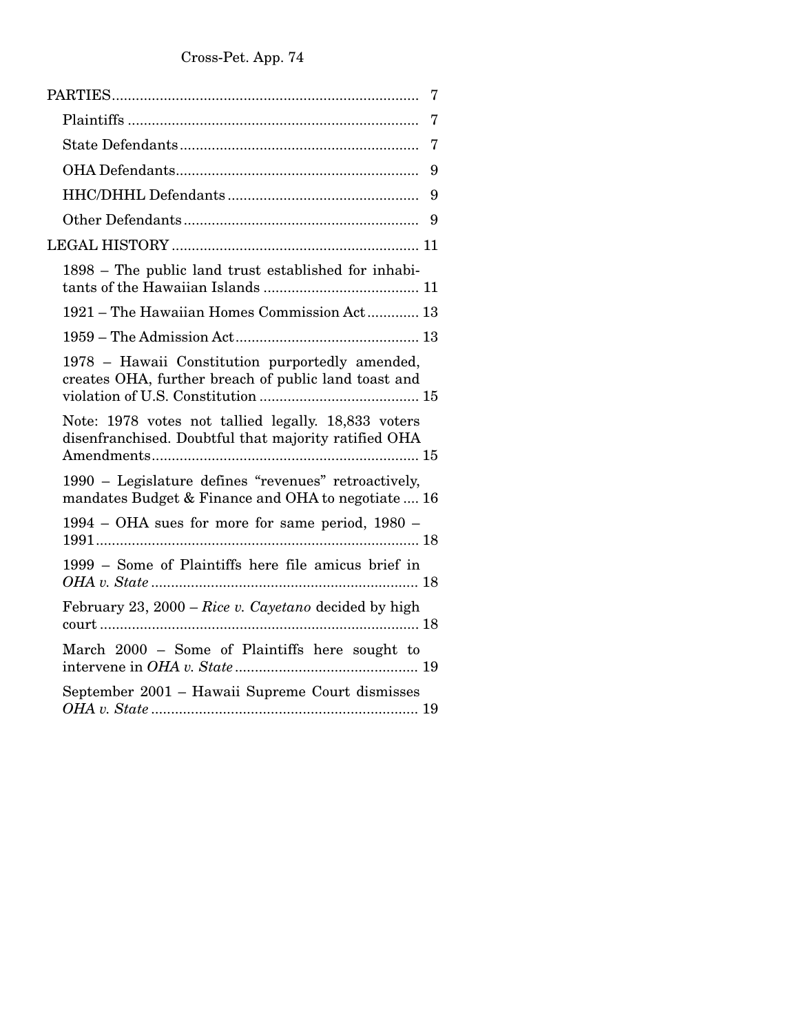| | |
|---|---|
| PARTIES | 7 |
| Plaintiffs | 7 |
| State Defendants | 7 |
| OHA Defendants | 9 |
| HHC/DHHL Defendants | 9 |
| Other Defendants | 9 |
| LEGAL HISTORY | 11 |
| 1898 – The public land trust established for inhabitants of the Hawaiian Islands | 11 |
| 1921 – The Hawaiian Homes Commission Act | 13 |
| 1959 – The Admission Act | 13 |
| 1978 – Hawaii Constitution purportedly amended, creates OHA, further breach of public land toast and violation of U.S. Constitution | 15 |
| Note: 1978 votes not tallied legally. 18,833 voters disenfranchised. Doubtful that majority ratified OHA Amendments | 15 |
| 1990 – Legislature defines "revenues" retroactively, mandates Budget & Finance and OHA to negotiate | 16 |
| 1994 – OHA sues for more for same period, 1980 – 1991 | 18 |
| 1999 – Some of Plaintiffs here file amicus brief in *OHA v. State* | 18 |
| February 23, 2000 – *Rice v. Cayetano* decided by high court | 18 |
| March 2000 – Some of Plaintiffs here sought to intervene in *OHA v. State* | 19 |
| September 2001 – Hawaii Supreme Court dismisses *OHA v. State* | 19 |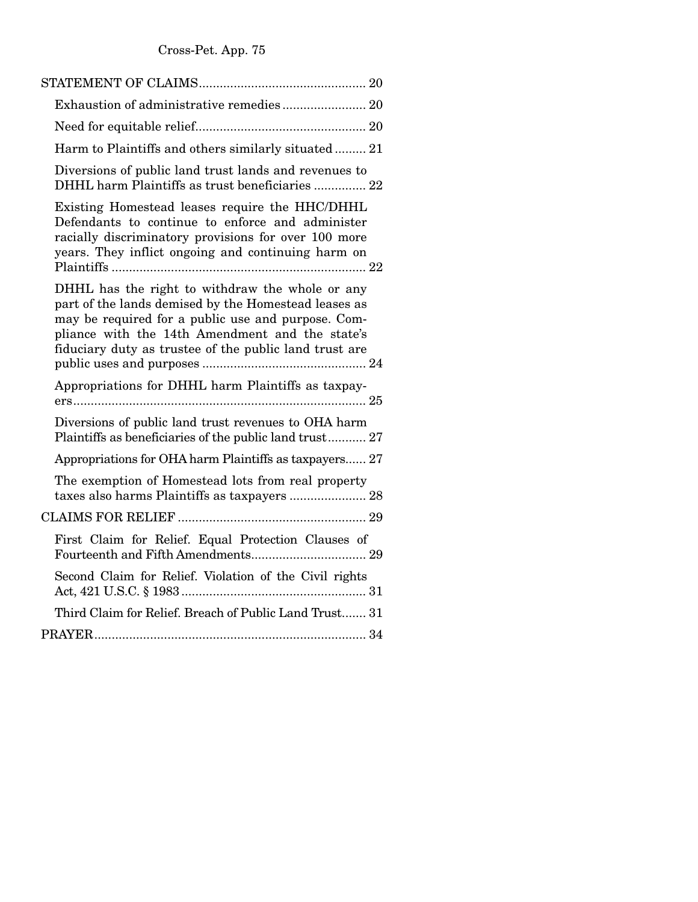| | |
|---|---|
| STATEMENT OF CLAIMS | 20 |
| Exhaustion of administrative remedies | 20 |
| Need for equitable relief | 20 |
| Harm to Plaintiffs and others similarly situated | 21 |
| Diversions of public land trust lands and revenues to DHHL harm Plaintiffs as trust beneficiaries | 22 |
| Existing Homestead leases require the HHC/DHHL Defendants to continue to enforce and administer racially discriminatory provisions for over 100 more years. They inflict ongoing and continuing harm on Plaintiffs | 22 |
| DHHL has the right to withdraw the whole or any part of the lands demised by the Homestead leases as may be required for a public use and purpose. Compliance with the 14th Amendment and the state's fiduciary duty as trustee of the public land trust are public uses and purposes | 24 |
| Appropriations for DHHL harm Plaintiffs as taxpayers | 25 |
| Diversions of public land trust revenues to OHA harm Plaintiffs as beneficiaries of the public land trust | 27 |
| Appropriations for OHA harm Plaintiffs as taxpayers | 27 |
| The exemption of Homestead lots from real property taxes also harms Plaintiffs as taxpayers | 28 |
| CLAIMS FOR RELIEF | 29 |
| First Claim for Relief. Equal Protection Clauses of Fourteenth and Fifth Amendments | 29 |
| Second Claim for Relief. Violation of the Civil rights Act, 421 U.S.C. § 1983 | 31 |
| Third Claim for Relief. Breach of Public Land Trust | 31 |
| PRAYER | 34 |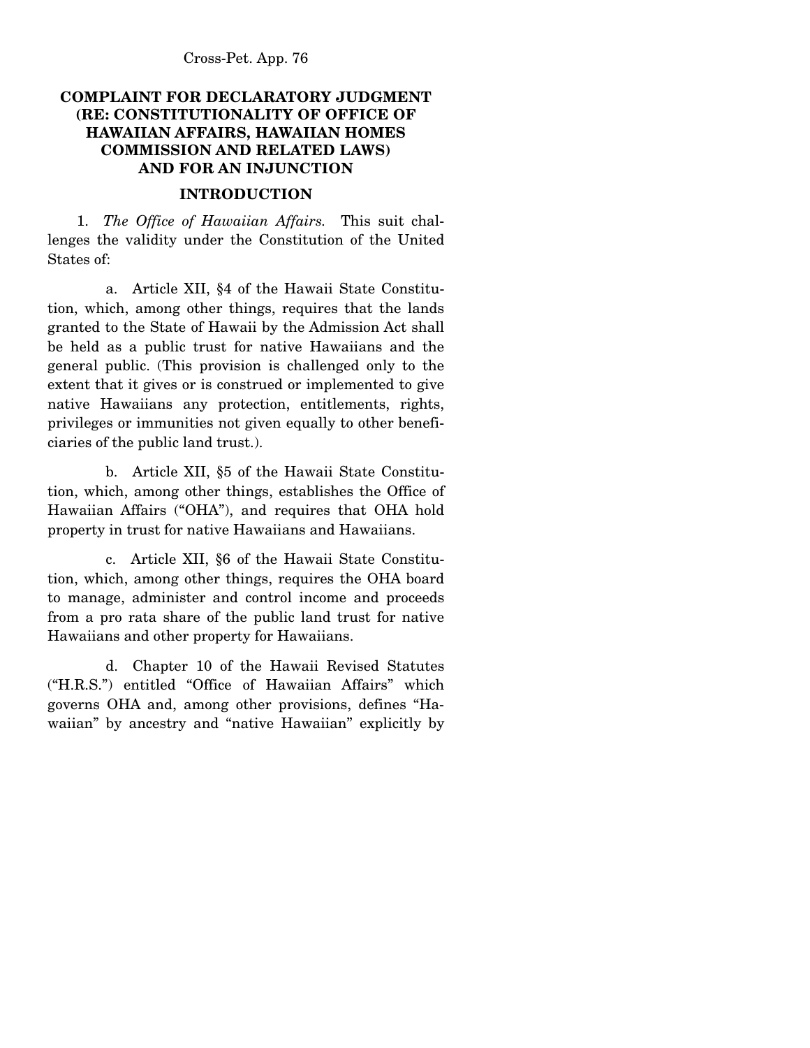**COMPLAINT FOR DECLARATORY JUDGMENT (RE: CONSTITUTIONALITY OF OFFICE OF HAWAIIAN AFFAIRS, HAWAIIAN HOMES COMMISSION AND RELATED LAWS) AND FOR AN INJUNCTION**

**INTRODUCTION**

1. *The Office of Hawaiian Affairs.* This suit challenges the validity under the Constitution of the United States of:

a. Article XII, §4 of the Hawaii State Constitution, which, among other things, requires that the lands granted to the State of Hawaii by the Admission Act shall be held as a public trust for native Hawaiians and the general public. (This provision is challenged only to the extent that it gives or is construed or implemented to give native Hawaiians any protection, entitlements, rights, privileges or immunities not given equally to other beneficiaries of the public land trust.).

b. Article XII, §5 of the Hawaii State Constitution, which, among other things, establishes the Office of Hawaiian Affairs ("OHA"), and requires that OHA hold property in trust for native Hawaiians and Hawaiians.

c. Article XII, §6 of the Hawaii State Constitution, which, among other things, requires the OHA board to manage, administer and control income and proceeds from a pro rata share of the public land trust for native Hawaiians and other property for Hawaiians.

d. Chapter 10 of the Hawaii Revised Statutes ("H.R.S.") entitled "Office of Hawaiian Affairs" which governs OHA and, among other provisions, defines "Hawaiian" by ancestry and "native Hawaiian" explicitly by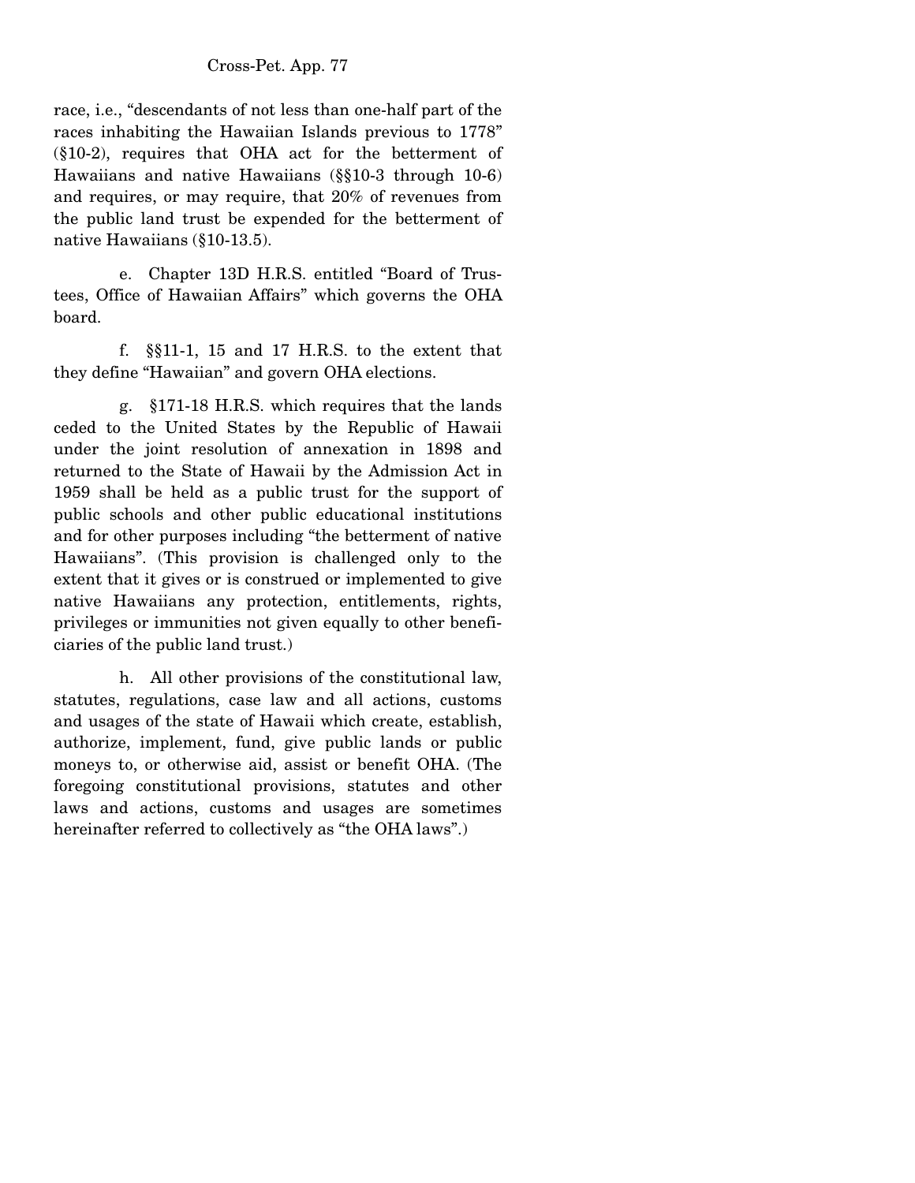race, i.e., "descendants of not less than one-half part of the races inhabiting the Hawaiian Islands previous to 1778" (§10-2), requires that OHA act for the betterment of Hawaiians and native Hawaiians (§§10-3 through 10-6) and requires, or may require, that 20% of revenues from the public land trust be expended for the betterment of native Hawaiians (§10-13.5).

e. Chapter 13D H.R.S. entitled "Board of Trustees, Office of Hawaiian Affairs" which governs the OHA board.

f. §§11-1, 15 and 17 H.R.S. to the extent that they define "Hawaiian" and govern OHA elections.

g. §171-18 H.R.S. which requires that the lands ceded to the United States by the Republic of Hawaii under the joint resolution of annexation in 1898 and returned to the State of Hawaii by the Admission Act in 1959 shall be held as a public trust for the support of public schools and other public educational institutions and for other purposes including "the betterment of native Hawaiians". (This provision is challenged only to the extent that it gives or is construed or implemented to give native Hawaiians any protection, entitlements, rights, privileges or immunities not given equally to other beneficiaries of the public land trust.)

h. All other provisions of the constitutional law, statutes, regulations, case law and all actions, customs and usages of the state of Hawaii which create, establish, authorize, implement, fund, give public lands or public moneys to, or otherwise aid, assist or benefit OHA. (The foregoing constitutional provisions, statutes and other laws and actions, customs and usages are sometimes hereinafter referred to collectively as "the OHA laws".)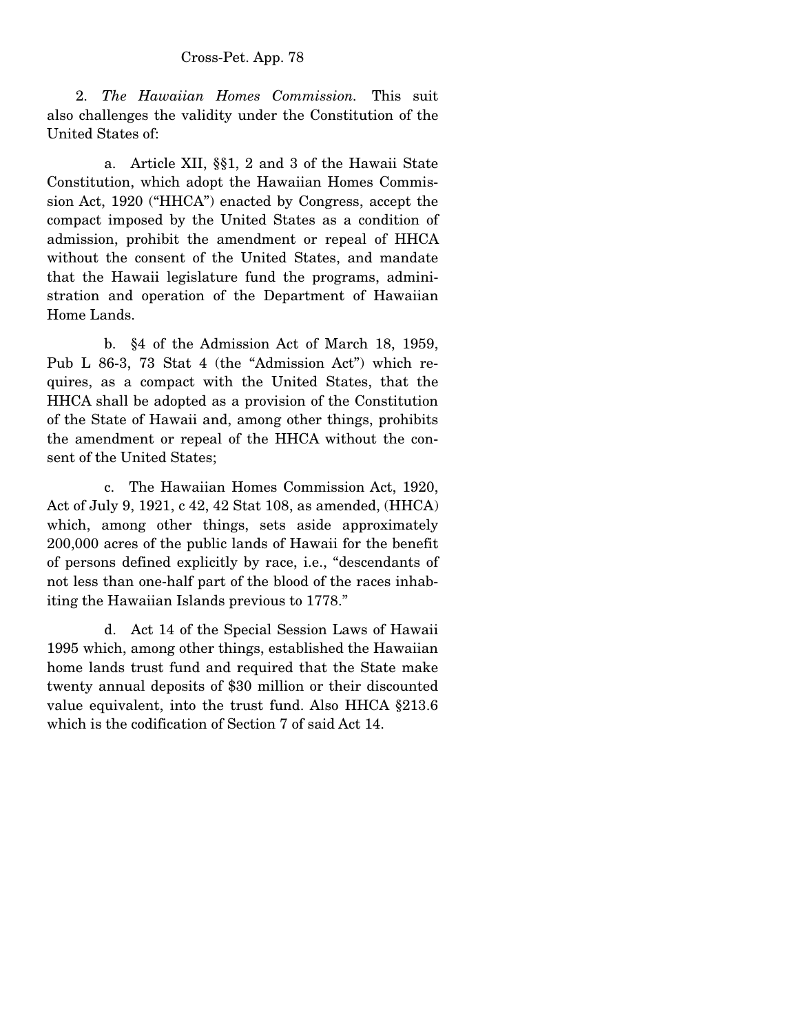2. *The Hawaiian Homes Commission.* This suit also challenges the validity under the Constitution of the United States of:

a. Article XII, §§1, 2 and 3 of the Hawaii State Constitution, which adopt the Hawaiian Homes Commission Act, 1920 ("HHCA") enacted by Congress, accept the compact imposed by the United States as a condition of admission, prohibit the amendment or repeal of HHCA without the consent of the United States, and mandate that the Hawaii legislature fund the programs, administration and operation of the Department of Hawaiian Home Lands.

b. §4 of the Admission Act of March 18, 1959, Pub L 86-3, 73 Stat 4 (the "Admission Act") which requires, as a compact with the United States, that the HHCA shall be adopted as a provision of the Constitution of the State of Hawaii and, among other things, prohibits the amendment or repeal of the HHCA without the consent of the United States;

c. The Hawaiian Homes Commission Act, 1920, Act of July 9, 1921, c 42, 42 Stat 108, as amended, (HHCA) which, among other things, sets aside approximately 200,000 acres of the public lands of Hawaii for the benefit of persons defined explicitly by race, i.e., "descendants of not less than one-half part of the blood of the races inhabiting the Hawaiian Islands previous to 1778."

d. Act 14 of the Special Session Laws of Hawaii 1995 which, among other things, established the Hawaiian home lands trust fund and required that the State make twenty annual deposits of $30 million or their discounted value equivalent, into the trust fund. Also HHCA §213.6 which is the codification of Section 7 of said Act 14.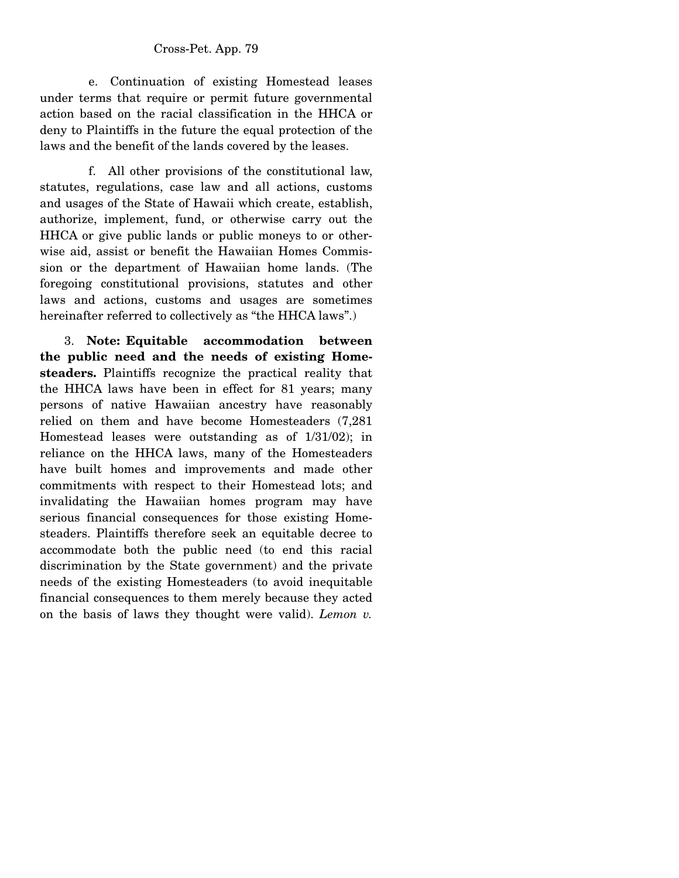e. Continuation of existing Homestead leases under terms that require or permit future governmental action based on the racial classification in the HHCA or deny to Plaintiffs in the future the equal protection of the laws and the benefit of the lands covered by the leases.

f. All other provisions of the constitutional law, statutes, regulations, case law and all actions, customs and usages of the State of Hawaii which create, establish, authorize, implement, fund, or otherwise carry out the HHCA or give public lands or public moneys to or otherwise aid, assist or benefit the Hawaiian Homes Commission or the department of Hawaiian home lands. (The foregoing constitutional provisions, statutes and other laws and actions, customs and usages are sometimes hereinafter referred to collectively as "the HHCA laws".)

3. **Note: Equitable accommodation between the public need and the needs of existing Homesteaders.** Plaintiffs recognize the practical reality that the HHCA laws have been in effect for 81 years; many persons of native Hawaiian ancestry have reasonably relied on them and have become Homesteaders (7,281 Homestead leases were outstanding as of 1/31/02); in reliance on the HHCA laws, many of the Homesteaders have built homes and improvements and made other commitments with respect to their Homestead lots; and invalidating the Hawaiian homes program may have serious financial consequences for those existing Homesteaders. Plaintiffs therefore seek an equitable decree to accommodate both the public need (to end this racial discrimination by the State government) and the private needs of the existing Homesteaders (to avoid inequitable financial consequences to them merely because they acted on the basis of laws they thought were valid). *Lemon v.*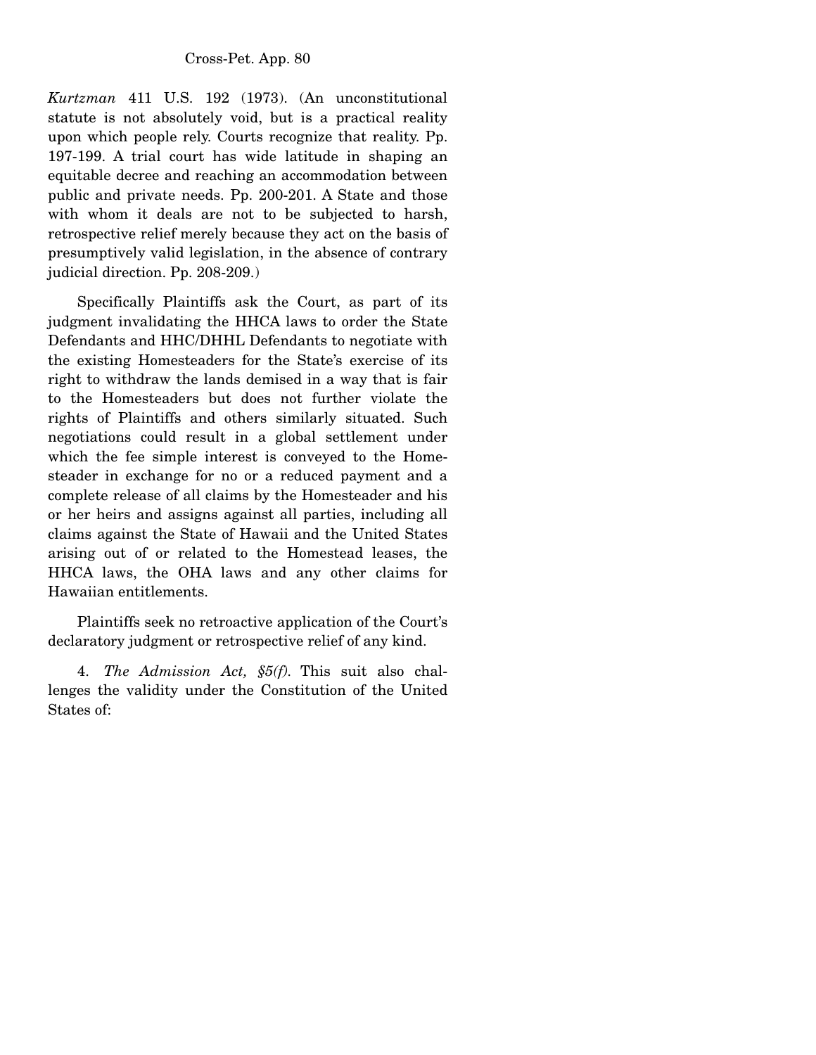*Kurtzman* 411 U.S. 192 (1973). (An unconstitutional statute is not absolutely void, but is a practical reality upon which people rely. Courts recognize that reality. Pp. 197-199. A trial court has wide latitude in shaping an equitable decree and reaching an accommodation between public and private needs. Pp. 200-201. A State and those with whom it deals are not to be subjected to harsh, retrospective relief merely because they act on the basis of presumptively valid legislation, in the absence of contrary judicial direction. Pp. 208-209.)

Specifically Plaintiffs ask the Court, as part of its judgment invalidating the HHCA laws to order the State Defendants and HHC/DHHL Defendants to negotiate with the existing Homesteaders for the State's exercise of its right to withdraw the lands demised in a way that is fair to the Homesteaders but does not further violate the rights of Plaintiffs and others similarly situated. Such negotiations could result in a global settlement under which the fee simple interest is conveyed to the Homesteader in exchange for no or a reduced payment and a complete release of all claims by the Homesteader and his or her heirs and assigns against all parties, including all claims against the State of Hawaii and the United States arising out of or related to the Homestead leases, the HHCA laws, the OHA laws and any other claims for Hawaiian entitlements.

Plaintiffs seek no retroactive application of the Court's declaratory judgment or retrospective relief of any kind.

4. *The Admission Act, §5(f).* This suit also challenges the validity under the Constitution of the United States of: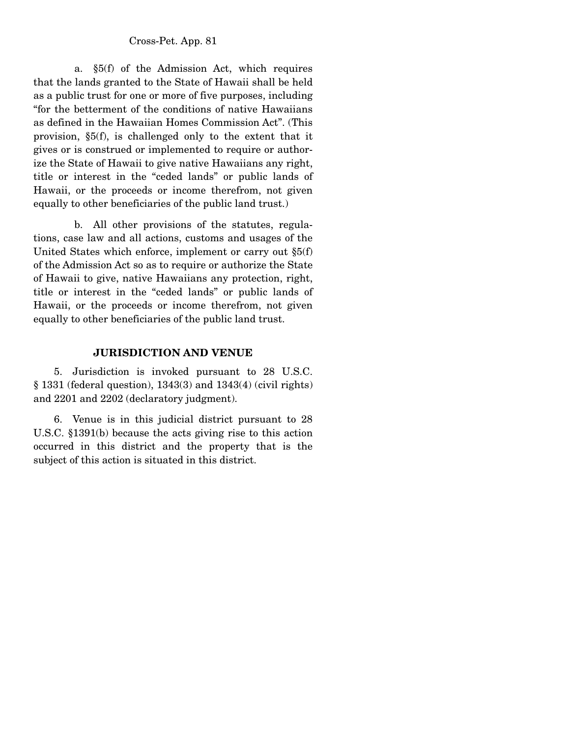a. §5(f) of the Admission Act, which requires that the lands granted to the State of Hawaii shall be held as a public trust for one or more of five purposes, including "for the betterment of the conditions of native Hawaiians as defined in the Hawaiian Homes Commission Act". (This provision, §5(f), is challenged only to the extent that it gives or is construed or implemented to require or authorize the State of Hawaii to give native Hawaiians any right, title or interest in the "ceded lands" or public lands of Hawaii, or the proceeds or income therefrom, not given equally to other beneficiaries of the public land trust.)

b. All other provisions of the statutes, regulations, case law and all actions, customs and usages of the United States which enforce, implement or carry out §5(f) of the Admission Act so as to require or authorize the State of Hawaii to give, native Hawaiians any protection, right, title or interest in the "ceded lands" or public lands of Hawaii, or the proceeds or income therefrom, not given equally to other beneficiaries of the public land trust.

## JURISDICTION AND VENUE

5. Jurisdiction is invoked pursuant to 28 U.S.C. § 1331 (federal question), 1343(3) and 1343(4) (civil rights) and 2201 and 2202 (declaratory judgment).

6. Venue is in this judicial district pursuant to 28 U.S.C. §1391(b) because the acts giving rise to this action occurred in this district and the property that is the subject of this action is situated in this district.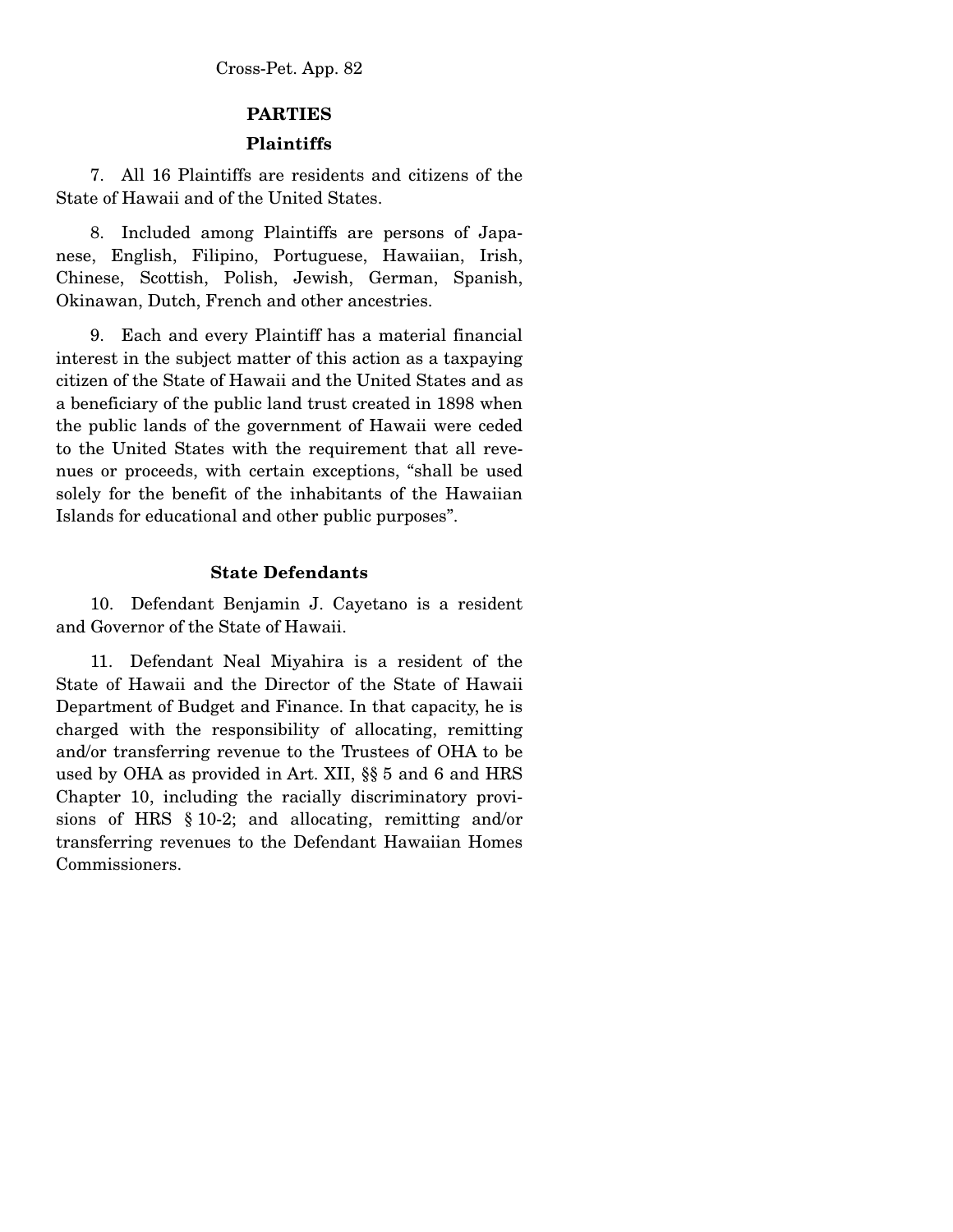## PARTIES

### Plaintiffs

7. All 16 Plaintiffs are residents and citizens of the State of Hawaii and of the United States.

8. Included among Plaintiffs are persons of Japanese, English, Filipino, Portuguese, Hawaiian, Irish, Chinese, Scottish, Polish, Jewish, German, Spanish, Okinawan, Dutch, French and other ancestries.

9. Each and every Plaintiff has a material financial interest in the subject matter of this action as a taxpaying citizen of the State of Hawaii and the United States and as a beneficiary of the public land trust created in 1898 when the public lands of the government of Hawaii were ceded to the United States with the requirement that all revenues or proceeds, with certain exceptions, "shall be used solely for the benefit of the inhabitants of the Hawaiian Islands for educational and other public purposes".

### State Defendants

10. Defendant Benjamin J. Cayetano is a resident and Governor of the State of Hawaii.

11. Defendant Neal Miyahira is a resident of the State of Hawaii and the Director of the State of Hawaii Department of Budget and Finance. In that capacity, he is charged with the responsibility of allocating, remitting and/or transferring revenue to the Trustees of OHA to be used by OHA as provided in Art. XII, §§ 5 and 6 and HRS Chapter 10, including the racially discriminatory provisions of HRS § 10-2; and allocating, remitting and/or transferring revenues to the Defendant Hawaiian Homes Commissioners.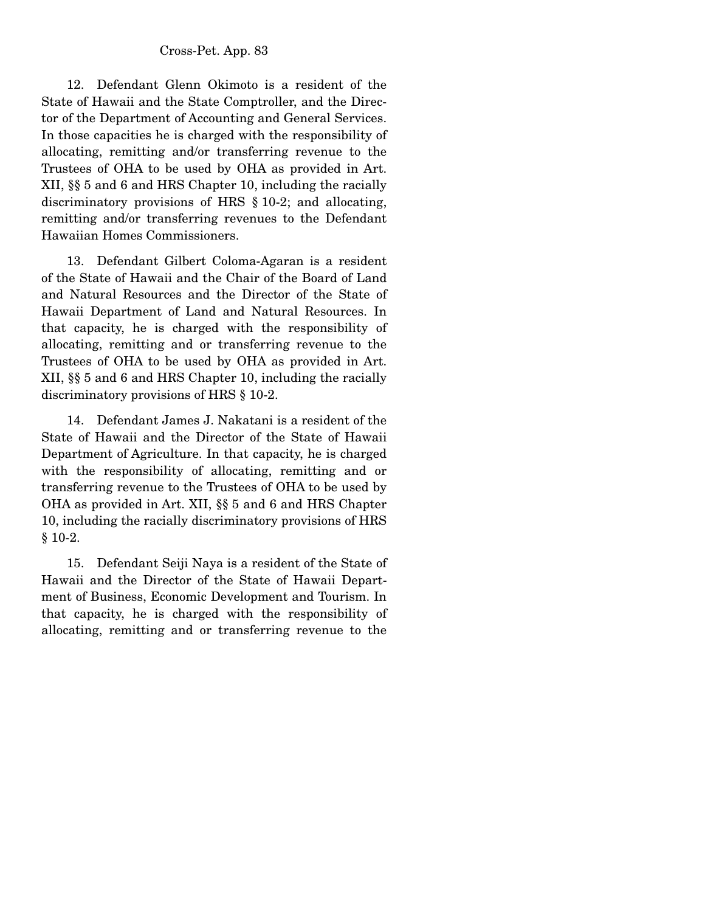12. Defendant Glenn Okimoto is a resident of the State of Hawaii and the State Comptroller, and the Director of the Department of Accounting and General Services. In those capacities he is charged with the responsibility of allocating, remitting and/or transferring revenue to the Trustees of OHA to be used by OHA as provided in Art. XII, §§ 5 and 6 and HRS Chapter 10, including the racially discriminatory provisions of HRS § 10-2; and allocating, remitting and/or transferring revenues to the Defendant Hawaiian Homes Commissioners.

13. Defendant Gilbert Coloma-Agaran is a resident of the State of Hawaii and the Chair of the Board of Land and Natural Resources and the Director of the State of Hawaii Department of Land and Natural Resources. In that capacity, he is charged with the responsibility of allocating, remitting and or transferring revenue to the Trustees of OHA to be used by OHA as provided in Art. XII, §§ 5 and 6 and HRS Chapter 10, including the racially discriminatory provisions of HRS § 10-2.

14. Defendant James J. Nakatani is a resident of the State of Hawaii and the Director of the State of Hawaii Department of Agriculture. In that capacity, he is charged with the responsibility of allocating, remitting and or transferring revenue to the Trustees of OHA to be used by OHA as provided in Art. XII, §§ 5 and 6 and HRS Chapter 10, including the racially discriminatory provisions of HRS § 10-2.

15. Defendant Seiji Naya is a resident of the State of Hawaii and the Director of the State of Hawaii Department of Business, Economic Development and Tourism. In that capacity, he is charged with the responsibility of allocating, remitting and or transferring revenue to the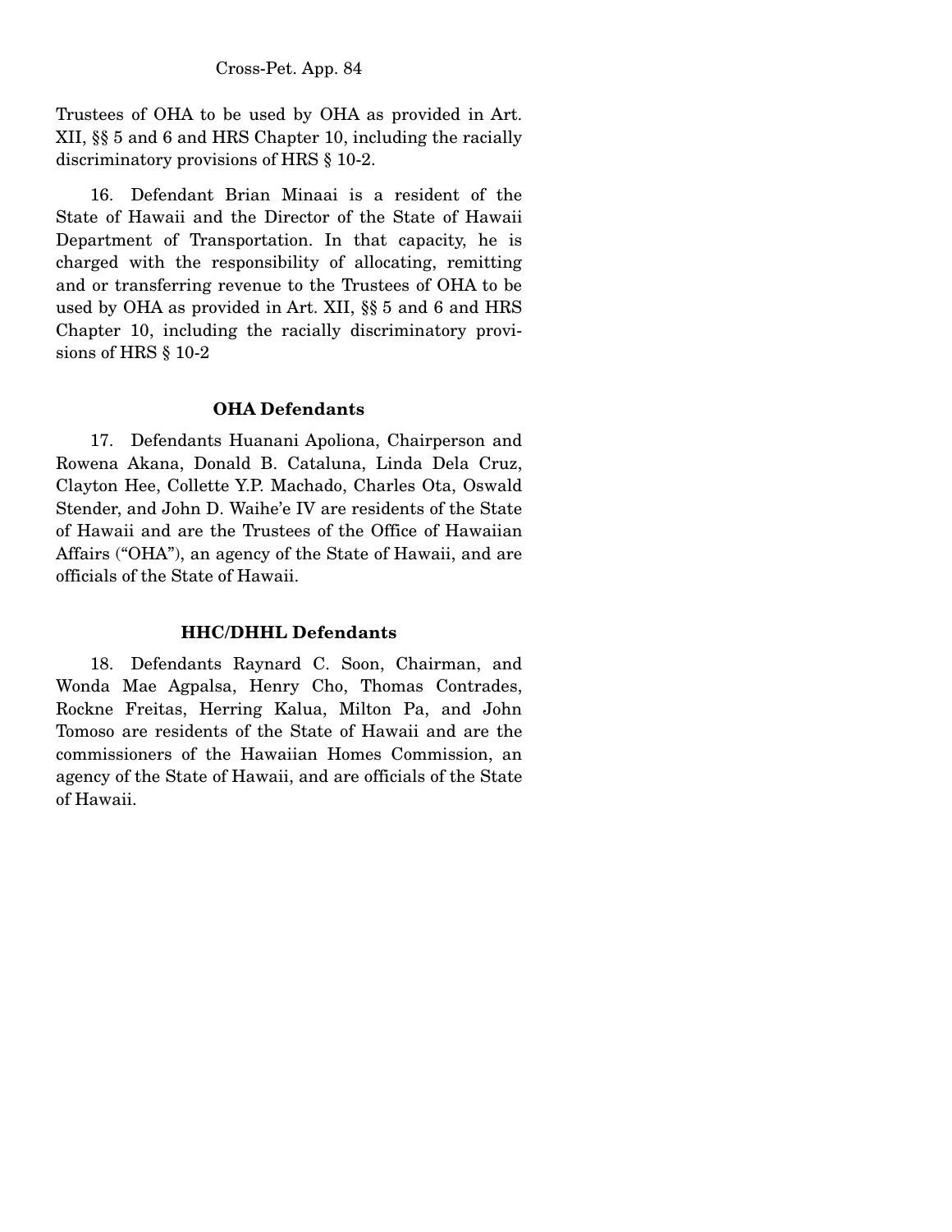Trustees of OHA to be used by OHA as provided in Art. XII, §§ 5 and 6 and HRS Chapter 10, including the racially discriminatory provisions of HRS § 10-2.

16. Defendant Brian Minaai is a resident of the State of Hawaii and the Director of the State of Hawaii Department of Transportation. In that capacity, he is charged with the responsibility of allocating, remitting and or transferring revenue to the Trustees of OHA to be used by OHA as provided in Art. XII, §§ 5 and 6 and HRS Chapter 10, including the racially discriminatory provisions of HRS § 10-2

**OHA Defendants**

17. Defendants Huanani Apoliona, Chairperson and Rowena Akana, Donald B. Cataluna, Linda Dela Cruz, Clayton Hee, Collette Y.P. Machado, Charles Ota, Oswald Stender, and John D. Waihe'e IV are residents of the State of Hawaii and are the Trustees of the Office of Hawaiian Affairs ("OHA"), an agency of the State of Hawaii, and are officials of the State of Hawaii.

**HHC/DHHL Defendants**

18. Defendants Raynard C. Soon, Chairman, and Wonda Mae Agpalsa, Henry Cho, Thomas Contrades, Rockne Freitas, Herring Kalua, Milton Pa, and John Tomoso are residents of the State of Hawaii and are the commissioners of the Hawaiian Homes Commission, an agency of the State of Hawaii, and are officials of the State of Hawaii.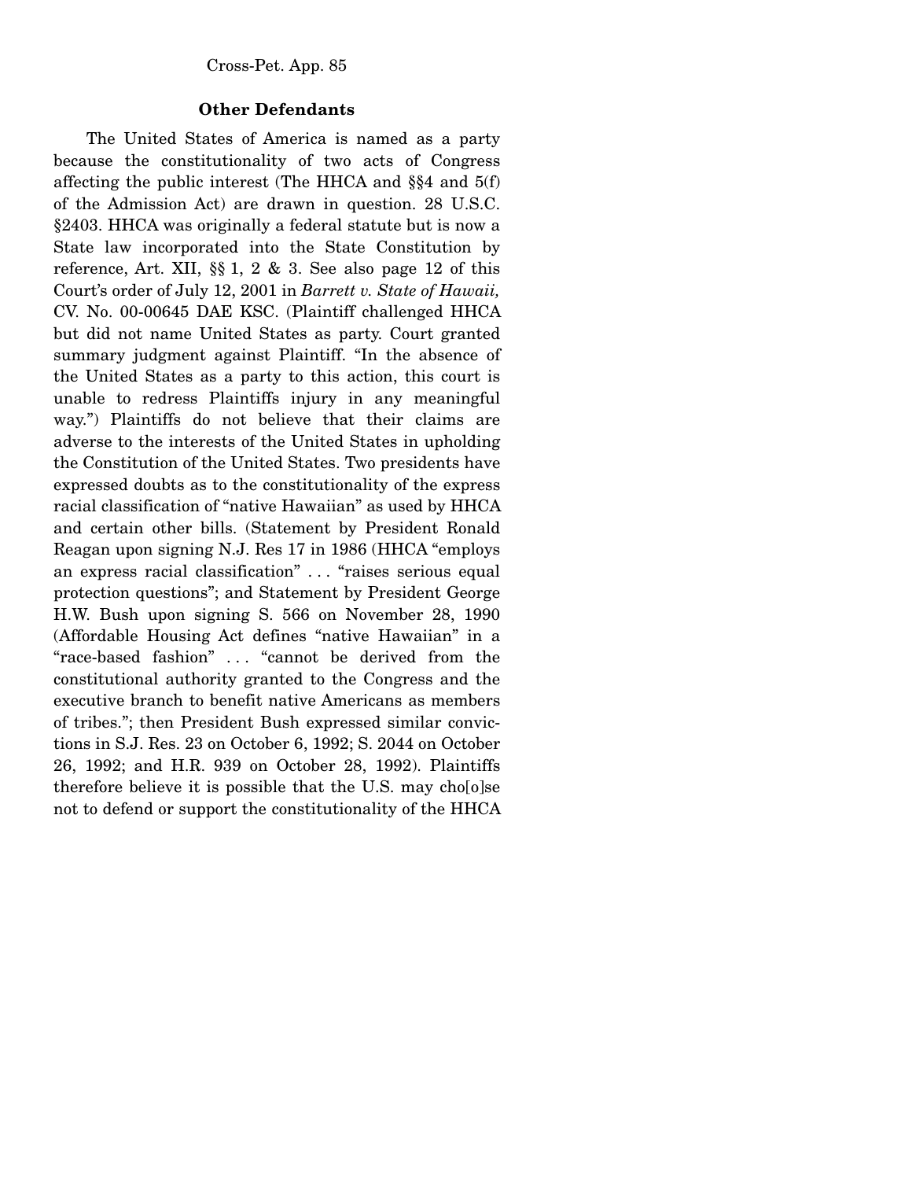**Other Defendants**

The United States of America is named as a party because the constitutionality of two acts of Congress affecting the public interest (The HHCA and §§4 and 5(f) of the Admission Act) are drawn in question. 28 U.S.C. §2403. HHCA was originally a federal statute but is now a State law incorporated into the State Constitution by reference, Art. XII, §§ 1, 2 & 3. See also page 12 of this Court's order of July 12, 2001 in *Barrett v. State of Hawaii,* CV. No. 00-00645 DAE KSC. (Plaintiff challenged HHCA but did not name United States as party. Court granted summary judgment against Plaintiff. "In the absence of the United States as a party to this action, this court is unable to redress Plaintiffs injury in any meaningful way.") Plaintiffs do not believe that their claims are adverse to the interests of the United States in upholding the Constitution of the United States. Two presidents have expressed doubts as to the constitutionality of the express racial classification of "native Hawaiian" as used by HHCA and certain other bills. (Statement by President Ronald Reagan upon signing N.J. Res 17 in 1986 (HHCA "employs an express racial classification" . . . "raises serious equal protection questions"; and Statement by President George H.W. Bush upon signing S. 566 on November 28, 1990 (Affordable Housing Act defines "native Hawaiian" in a "race-based fashion" . . . "cannot be derived from the constitutional authority granted to the Congress and the executive branch to benefit native Americans as members of tribes."; then President Bush expressed similar convictions in S.J. Res. 23 on October 6, 1992; S. 2044 on October 26, 1992; and H.R. 939 on October 28, 1992). Plaintiffs therefore believe it is possible that the U.S. may cho[o]se not to defend or support the constitutionality of the HHCA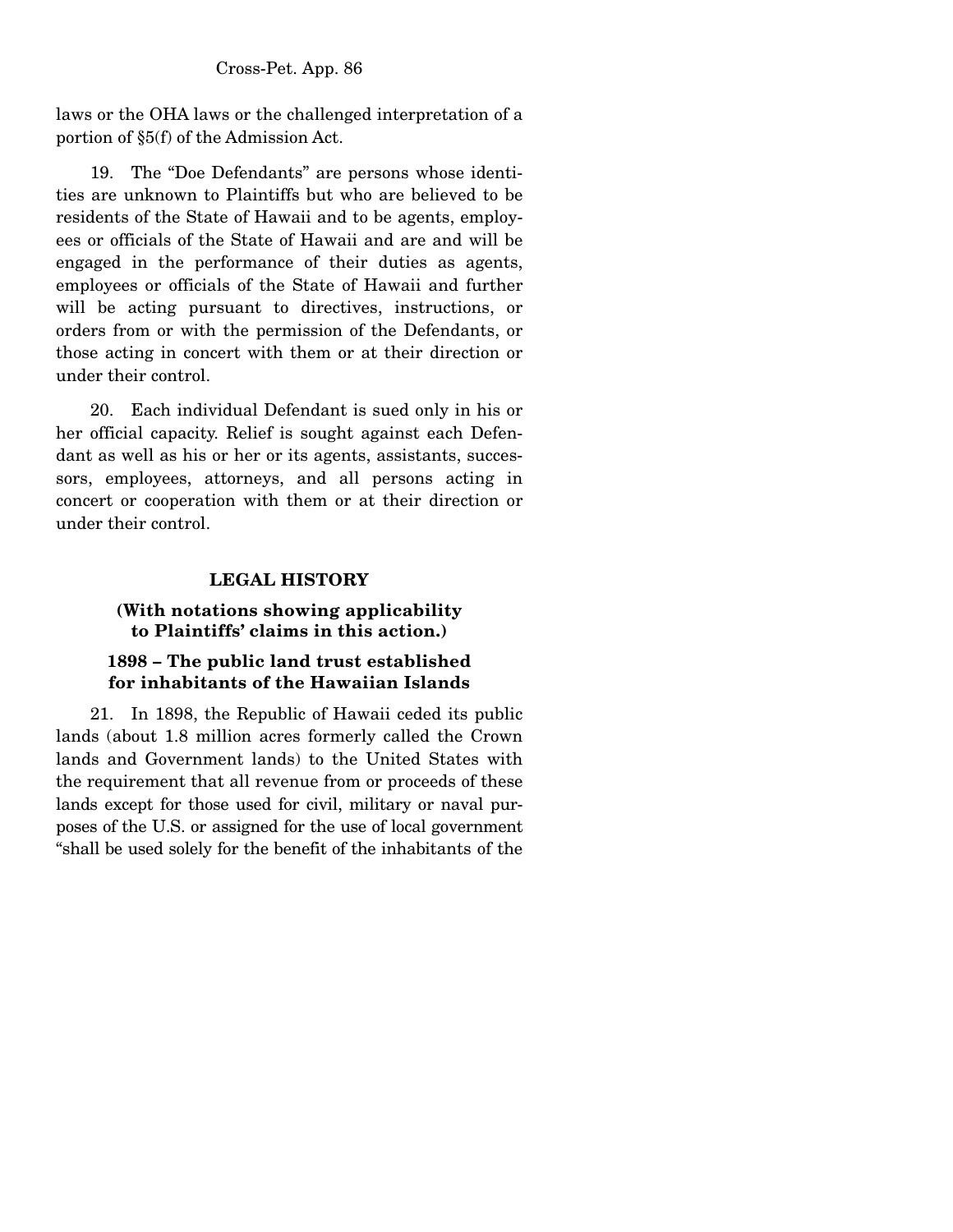laws or the OHA laws or the challenged interpretation of a portion of §5(f) of the Admission Act.

19. The "Doe Defendants" are persons whose identities are unknown to Plaintiffs but who are believed to be residents of the State of Hawaii and to be agents, employees or officials of the State of Hawaii and are and will be engaged in the performance of their duties as agents, employees or officials of the State of Hawaii and further will be acting pursuant to directives, instructions, or orders from or with the permission of the Defendants, or those acting in concert with them or at their direction or under their control.

20. Each individual Defendant is sued only in his or her official capacity. Relief is sought against each Defendant as well as his or her or its agents, assistants, successors, employees, attorneys, and all persons acting in concert or cooperation with them or at their direction or under their control.

## LEGAL HISTORY

### (With notations showing applicability to Plaintiffs' claims in this action.)

### 1898 – The public land trust established for inhabitants of the Hawaiian Islands

21. In 1898, the Republic of Hawaii ceded its public lands (about 1.8 million acres formerly called the Crown lands and Government lands) to the United States with the requirement that all revenue from or proceeds of these lands except for those used for civil, military or naval purposes of the U.S. or assigned for the use of local government "shall be used solely for the benefit of the inhabitants of the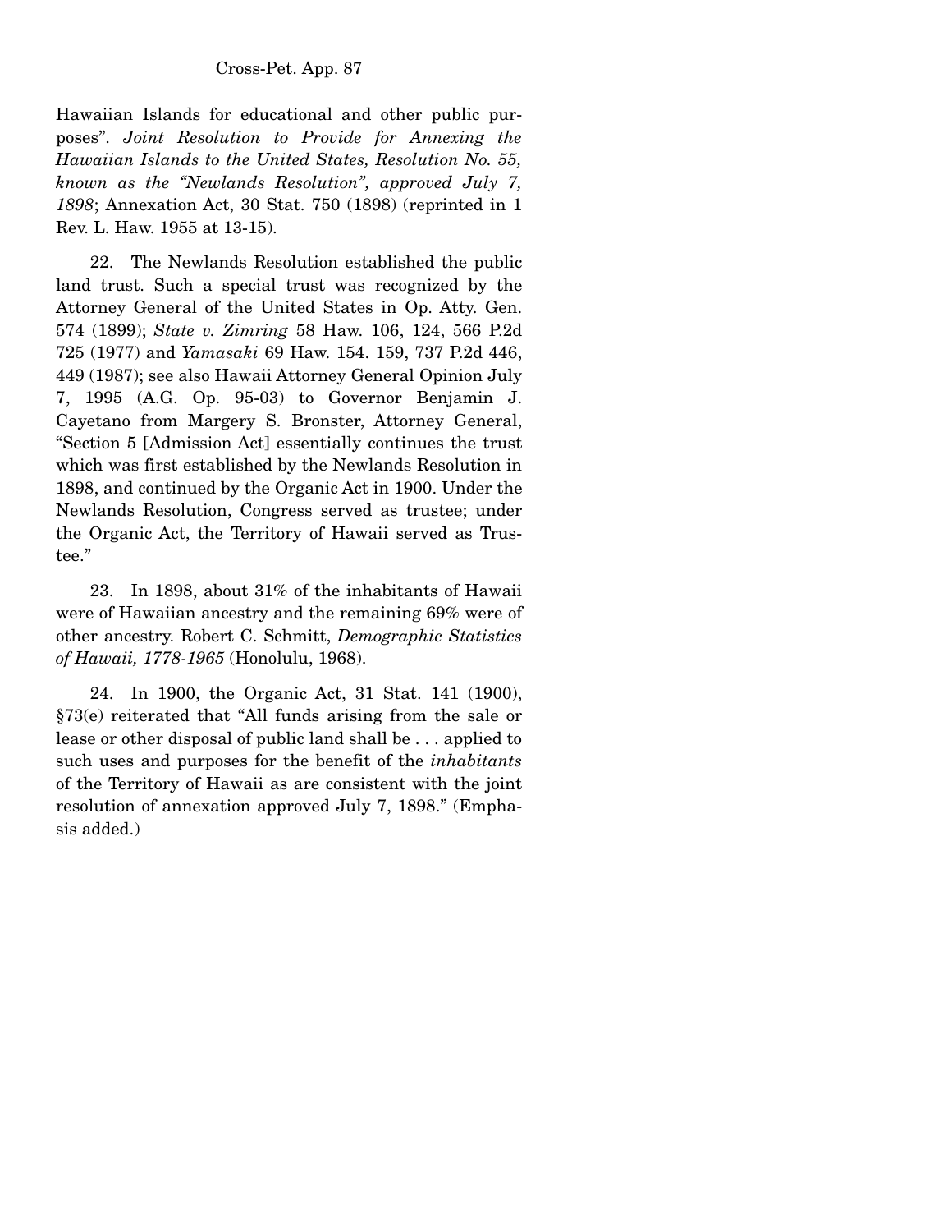Hawaiian Islands for educational and other public purposes". *Joint Resolution to Provide for Annexing the Hawaiian Islands to the United States, Resolution No. 55, known as the "Newlands Resolution", approved July 7, 1898*; Annexation Act, 30 Stat. 750 (1898) (reprinted in 1 Rev. L. Haw. 1955 at 13-15).

22. The Newlands Resolution established the public land trust. Such a special trust was recognized by the Attorney General of the United States in Op. Atty. Gen. 574 (1899); *State v. Zimring* 58 Haw. 106, 124, 566 P.2d 725 (1977) and *Yamasaki* 69 Haw. 154. 159, 737 P.2d 446, 449 (1987); see also Hawaii Attorney General Opinion July 7, 1995 (A.G. Op. 95-03) to Governor Benjamin J. Cayetano from Margery S. Bronster, Attorney General, "Section 5 [Admission Act] essentially continues the trust which was first established by the Newlands Resolution in 1898, and continued by the Organic Act in 1900. Under the Newlands Resolution, Congress served as trustee; under the Organic Act, the Territory of Hawaii served as Trustee."

23. In 1898, about 31% of the inhabitants of Hawaii were of Hawaiian ancestry and the remaining 69% were of other ancestry. Robert C. Schmitt, *Demographic Statistics of Hawaii, 1778-1965* (Honolulu, 1968).

24. In 1900, the Organic Act, 31 Stat. 141 (1900), §73(e) reiterated that "All funds arising from the sale or lease or other disposal of public land shall be . . . applied to such uses and purposes for the benefit of the *inhabitants* of the Territory of Hawaii as are consistent with the joint resolution of annexation approved July 7, 1898." (Emphasis added.)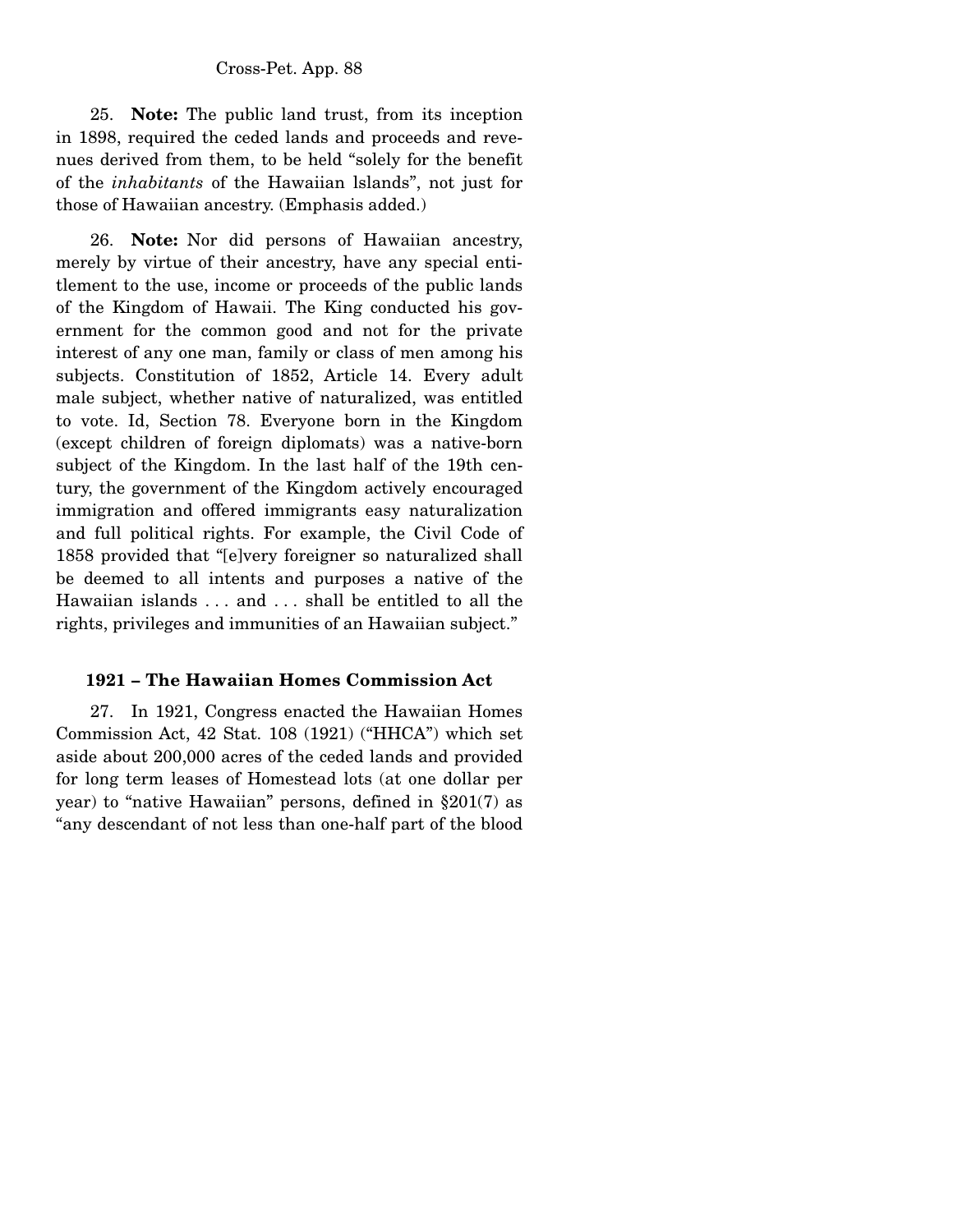25. **Note:** The public land trust, from its inception in 1898, required the ceded lands and proceeds and revenues derived from them, to be held "solely for the benefit of the *inhabitants* of the Hawaiian lslands", not just for those of Hawaiian ancestry. (Emphasis added.)

26. **Note:** Nor did persons of Hawaiian ancestry, merely by virtue of their ancestry, have any special entitlement to the use, income or proceeds of the public lands of the Kingdom of Hawaii. The King conducted his government for the common good and not for the private interest of any one man, family or class of men among his subjects. Constitution of 1852, Article 14. Every adult male subject, whether native of naturalized, was entitled to vote. Id, Section 78. Everyone born in the Kingdom (except children of foreign diplomats) was a native-born subject of the Kingdom. In the last half of the 19th century, the government of the Kingdom actively encouraged immigration and offered immigrants easy naturalization and full political rights. For example, the Civil Code of 1858 provided that "[e]very foreigner so naturalized shall be deemed to all intents and purposes a native of the Hawaiian islands . . . and . . . shall be entitled to all the rights, privileges and immunities of an Hawaiian subject."

### 1921 – The Hawaiian Homes Commission Act

27. In 1921, Congress enacted the Hawaiian Homes Commission Act, 42 Stat. 108 (1921) ("HHCA") which set aside about 200,000 acres of the ceded lands and provided for long term leases of Homestead lots (at one dollar per year) to "native Hawaiian" persons, defined in §201(7) as "any descendant of not less than one-half part of the blood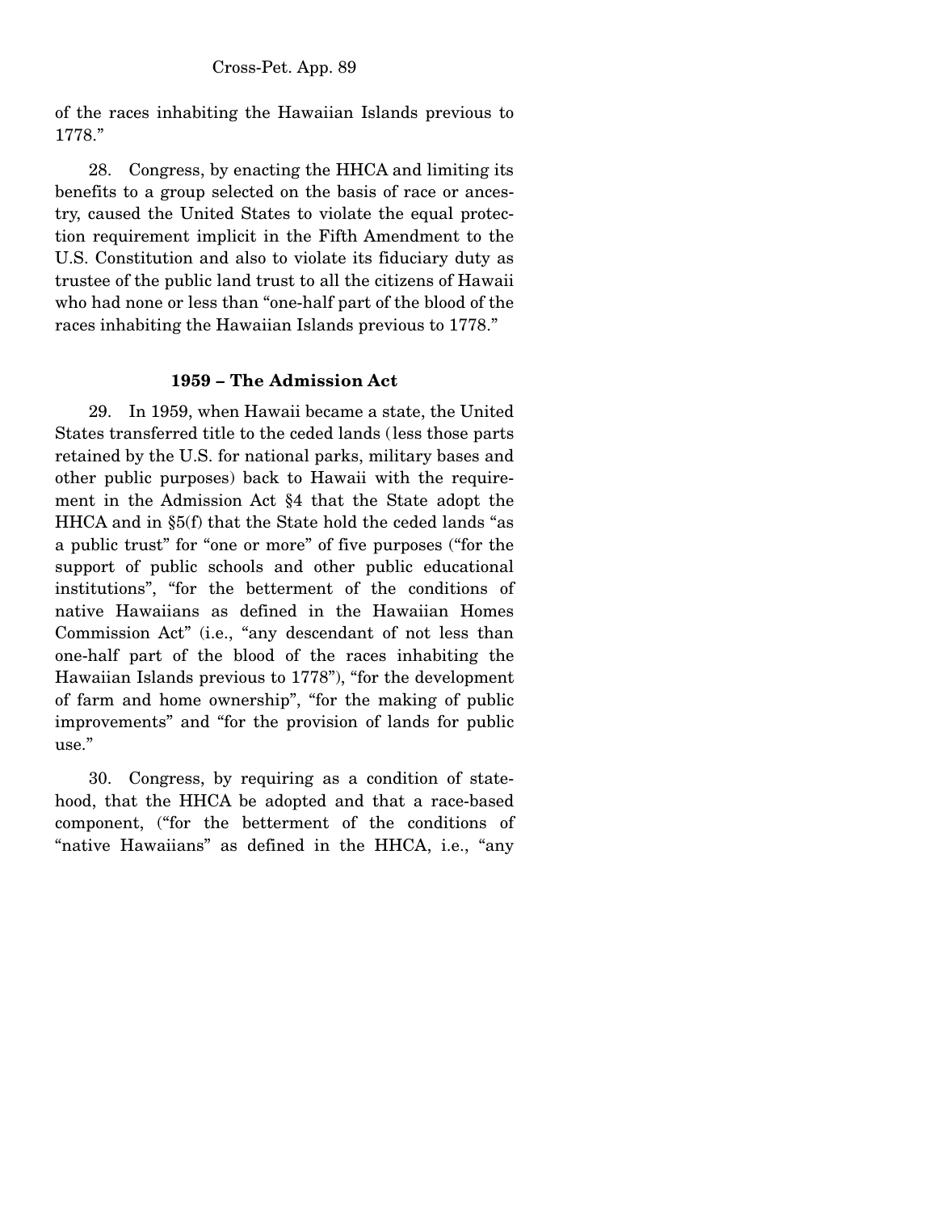of the races inhabiting the Hawaiian Islands previous to 1778."

28. Congress, by enacting the HHCA and limiting its benefits to a group selected on the basis of race or ancestry, caused the United States to violate the equal protection requirement implicit in the Fifth Amendment to the U.S. Constitution and also to violate its fiduciary duty as trustee of the public land trust to all the citizens of Hawaii who had none or less than "one-half part of the blood of the races inhabiting the Hawaiian Islands previous to 1778."

**1959 – The Admission Act**

29. In 1959, when Hawaii became a state, the United States transferred title to the ceded lands (less those parts retained by the U.S. for national parks, military bases and other public purposes) back to Hawaii with the requirement in the Admission Act §4 that the State adopt the HHCA and in §5(f) that the State hold the ceded lands "as a public trust" for "one or more" of five purposes ("for the support of public schools and other public educational institutions", "for the betterment of the conditions of native Hawaiians as defined in the Hawaiian Homes Commission Act" (i.e., "any descendant of not less than one-half part of the blood of the races inhabiting the Hawaiian Islands previous to 1778"), "for the development of farm and home ownership", "for the making of public improvements" and "for the provision of lands for public use."

30. Congress, by requiring as a condition of statehood, that the HHCA be adopted and that a race-based component, ("for the betterment of the conditions of "native Hawaiians" as defined in the HHCA, i.e., "any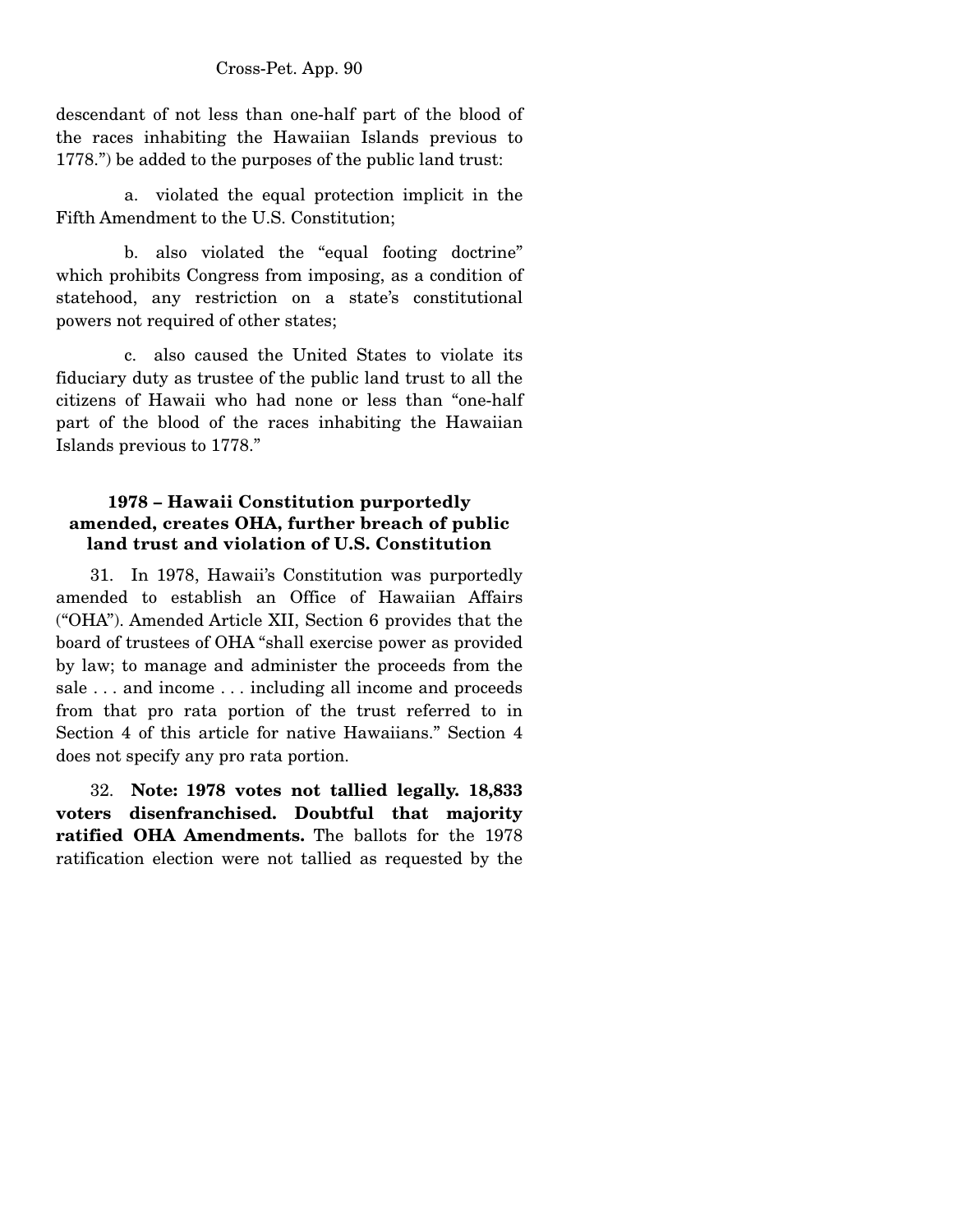descendant of not less than one-half part of the blood of the races inhabiting the Hawaiian Islands previous to 1778.") be added to the purposes of the public land trust:

a. violated the equal protection implicit in the Fifth Amendment to the U.S. Constitution;

b. also violated the "equal footing doctrine" which prohibits Congress from imposing, as a condition of statehood, any restriction on a state's constitutional powers not required of other states;

c. also caused the United States to violate its fiduciary duty as trustee of the public land trust to all the citizens of Hawaii who had none or less than "one-half part of the blood of the races inhabiting the Hawaiian Islands previous to 1778."

### 1978 – Hawaii Constitution purportedly amended, creates OHA, further breach of public land trust and violation of U.S. Constitution

31. In 1978, Hawaii's Constitution was purportedly amended to establish an Office of Hawaiian Affairs ("OHA"). Amended Article XII, Section 6 provides that the board of trustees of OHA "shall exercise power as provided by law; to manage and administer the proceeds from the sale . . . and income . . . including all income and proceeds from that pro rata portion of the trust referred to in Section 4 of this article for native Hawaiians." Section 4 does not specify any pro rata portion.

32. **Note: 1978 votes not tallied legally. 18,833 voters disenfranchised. Doubtful that majority ratified OHA Amendments.** The ballots for the 1978 ratification election were not tallied as requested by the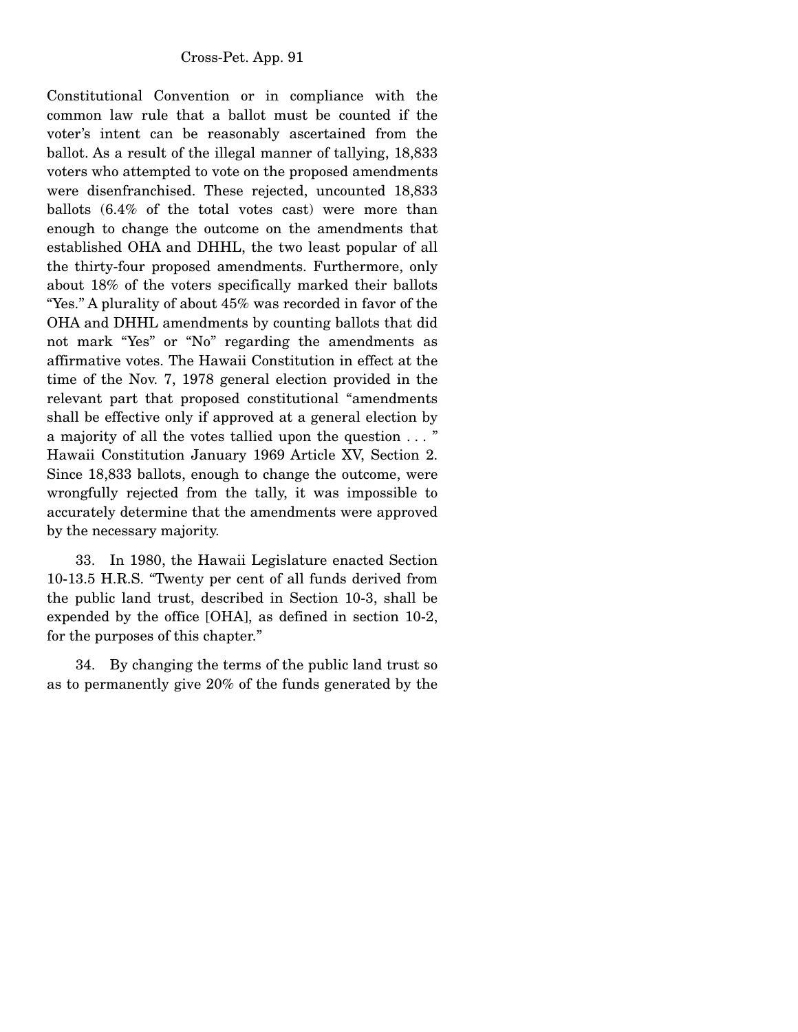Constitutional Convention or in compliance with the common law rule that a ballot must be counted if the voter's intent can be reasonably ascertained from the ballot. As a result of the illegal manner of tallying, 18,833 voters who attempted to vote on the proposed amendments were disenfranchised. These rejected, uncounted 18,833 ballots (6.4% of the total votes cast) were more than enough to change the outcome on the amendments that established OHA and DHHL, the two least popular of all the thirty-four proposed amendments. Furthermore, only about 18% of the voters specifically marked their ballots "Yes." A plurality of about 45% was recorded in favor of the OHA and DHHL amendments by counting ballots that did not mark "Yes" or "No" regarding the amendments as affirmative votes. The Hawaii Constitution in effect at the time of the Nov. 7, 1978 general election provided in the relevant part that proposed constitutional "amendments shall be effective only if approved at a general election by a majority of all the votes tallied upon the question . . . " Hawaii Constitution January 1969 Article XV, Section 2. Since 18,833 ballots, enough to change the outcome, were wrongfully rejected from the tally, it was impossible to accurately determine that the amendments were approved by the necessary majority.

33. In 1980, the Hawaii Legislature enacted Section 10-13.5 H.R.S. "Twenty per cent of all funds derived from the public land trust, described in Section 10-3, shall be expended by the office [OHA], as defined in section 10-2, for the purposes of this chapter."

34. By changing the terms of the public land trust so as to permanently give 20% of the funds generated by the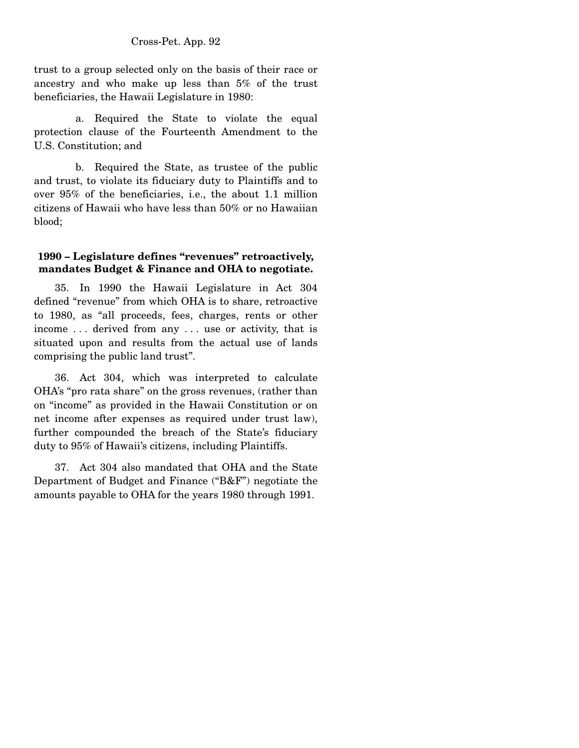trust to a group selected only on the basis of their race or ancestry and who make up less than 5% of the trust beneficiaries, the Hawaii Legislature in 1980:

a. Required the State to violate the equal protection clause of the Fourteenth Amendment to the U.S. Constitution; and

b. Required the State, as trustee of the public and trust, to violate its fiduciary duty to Plaintiffs and to over 95% of the beneficiaries, i.e., the about 1.1 million citizens of Hawaii who have less than 50% or no Hawaiian blood;

**1990 – Legislature defines "revenues" retroactively, mandates Budget & Finance and OHA to negotiate.**

35. In 1990 the Hawaii Legislature in Act 304 defined "revenue" from which OHA is to share, retroactive to 1980, as "all proceeds, fees, charges, rents or other income . . . derived from any . . . use or activity, that is situated upon and results from the actual use of lands comprising the public land trust".

36. Act 304, which was interpreted to calculate OHA's "pro rata share" on the gross revenues, (rather than on "income" as provided in the Hawaii Constitution or on net income after expenses as required under trust law), further compounded the breach of the State's fiduciary duty to 95% of Hawaii's citizens, including Plaintiffs.

37. Act 304 also mandated that OHA and the State Department of Budget and Finance ("B&F") negotiate the amounts payable to OHA for the years 1980 through 1991.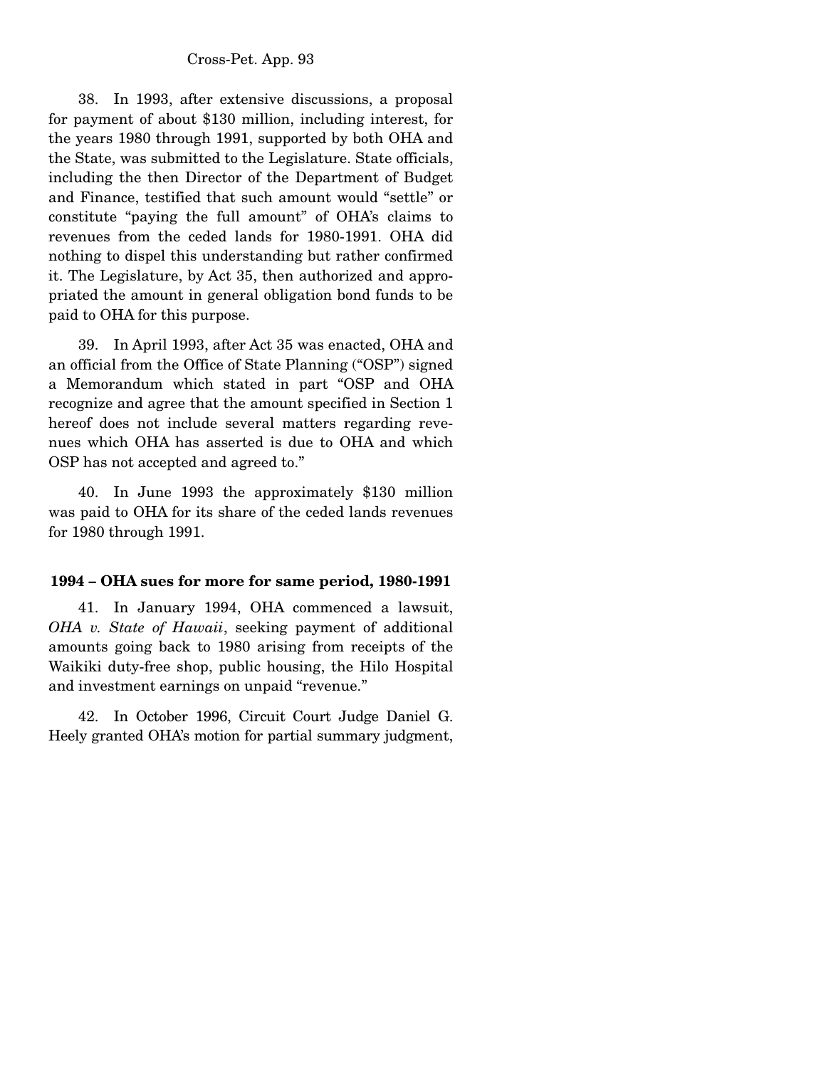38. In 1993, after extensive discussions, a proposal for payment of about $130 million, including interest, for the years 1980 through 1991, supported by both OHA and the State, was submitted to the Legislature. State officials, including the then Director of the Department of Budget and Finance, testified that such amount would "settle" or constitute "paying the full amount" of OHA's claims to revenues from the ceded lands for 1980-1991. OHA did nothing to dispel this understanding but rather confirmed it. The Legislature, by Act 35, then authorized and appropriated the amount in general obligation bond funds to be paid to OHA for this purpose.

39. In April 1993, after Act 35 was enacted, OHA and an official from the Office of State Planning ("OSP") signed a Memorandum which stated in part "OSP and OHA recognize and agree that the amount specified in Section 1 hereof does not include several matters regarding revenues which OHA has asserted is due to OHA and which OSP has not accepted and agreed to."

40. In June 1993 the approximately $130 million was paid to OHA for its share of the ceded lands revenues for 1980 through 1991.

**1994 – OHA sues for more for same period, 1980-1991**

41. In January 1994, OHA commenced a lawsuit, *OHA v. State of Hawaii*, seeking payment of additional amounts going back to 1980 arising from receipts of the Waikiki duty-free shop, public housing, the Hilo Hospital and investment earnings on unpaid "revenue."

42. In October 1996, Circuit Court Judge Daniel G. Heely granted OHA's motion for partial summary judgment,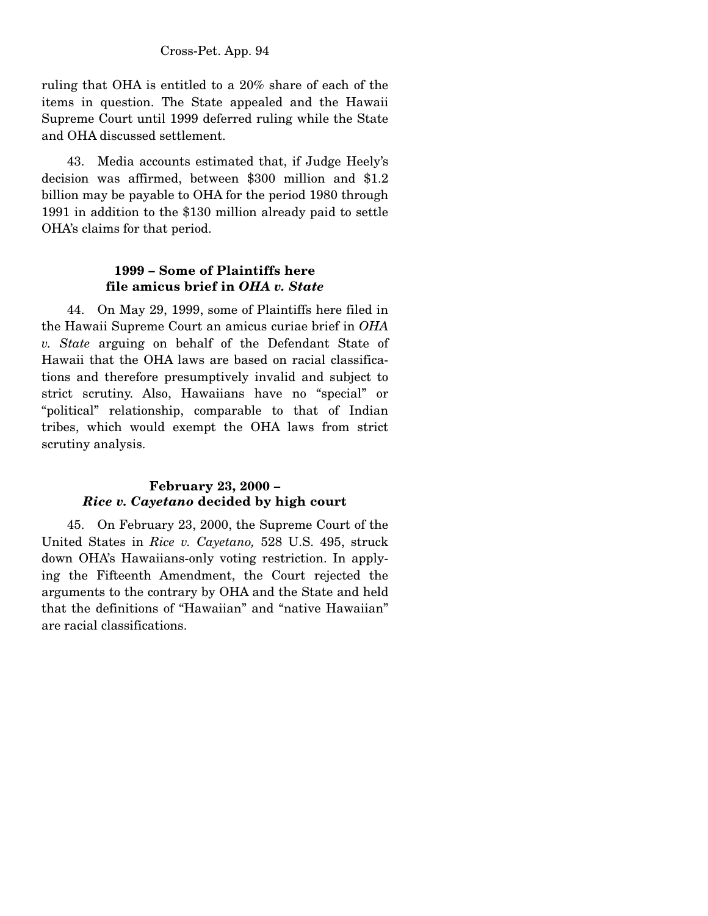ruling that OHA is entitled to a 20% share of each of the items in question. The State appealed and the Hawaii Supreme Court until 1999 deferred ruling while the State and OHA discussed settlement.

43. Media accounts estimated that, if Judge Heely's decision was affirmed, between $300 million and $1.2 billion may be payable to OHA for the period 1980 through 1991 in addition to the $130 million already paid to settle OHA's claims for that period.

### 1999 – Some of Plaintiffs here file amicus brief in *OHA v. State*

44. On May 29, 1999, some of Plaintiffs here filed in the Hawaii Supreme Court an amicus curiae brief in *OHA v. State* arguing on behalf of the Defendant State of Hawaii that the OHA laws are based on racial classifications and therefore presumptively invalid and subject to strict scrutiny. Also, Hawaiians have no "special" or "political" relationship, comparable to that of Indian tribes, which would exempt the OHA laws from strict scrutiny analysis.

### February 23, 2000 – *Rice v. Cayetano* decided by high court

45. On February 23, 2000, the Supreme Court of the United States in *Rice v. Cayetano,* 528 U.S. 495, struck down OHA's Hawaiians-only voting restriction. In applying the Fifteenth Amendment, the Court rejected the arguments to the contrary by OHA and the State and held that the definitions of "Hawaiian" and "native Hawaiian" are racial classifications.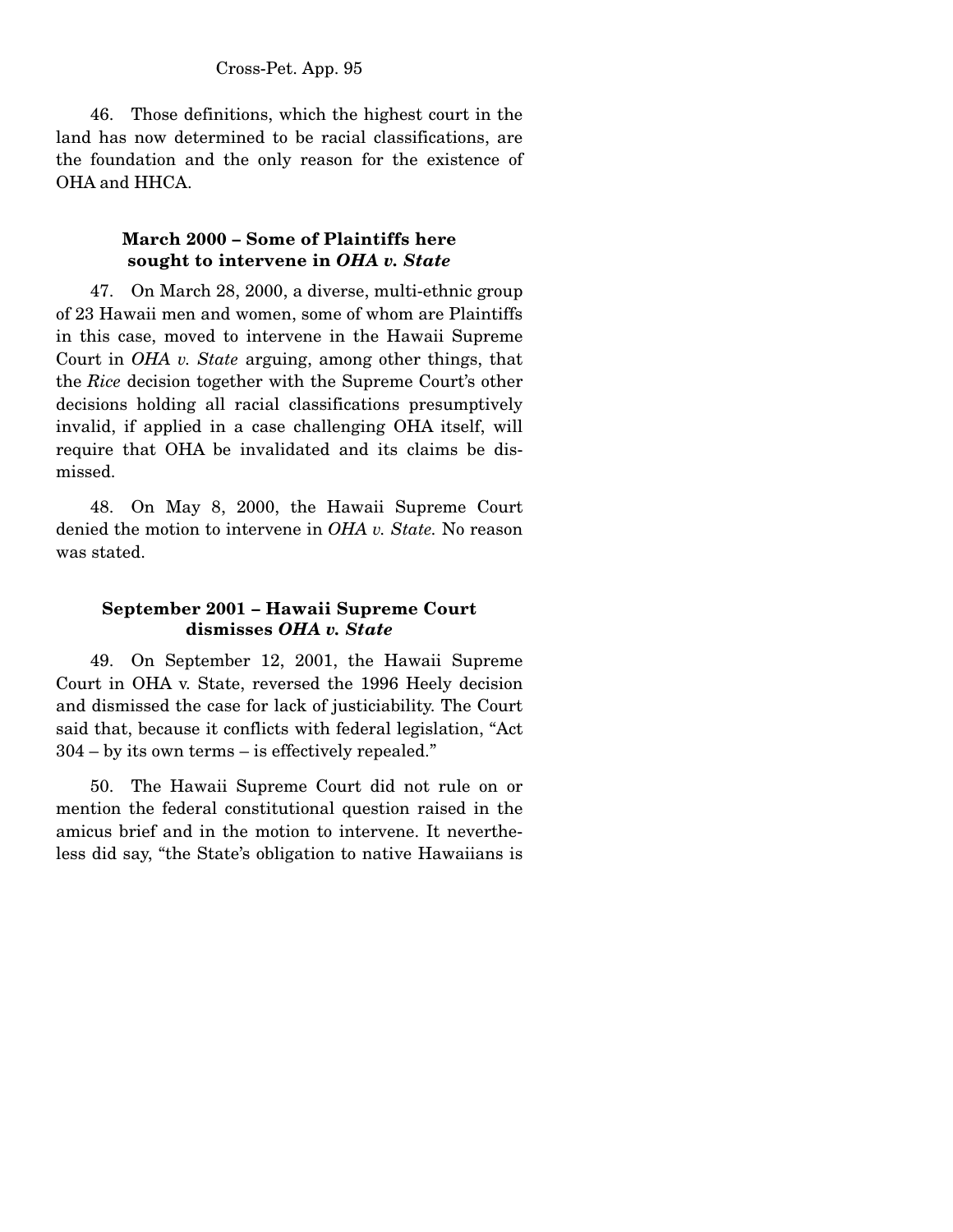46. Those definitions, which the highest court in the land has now determined to be racial classifications, are the foundation and the only reason for the existence of OHA and HHCA.

**March 2000 – Some of Plaintiffs here sought to intervene in *OHA v. State***

47. On March 28, 2000, a diverse, multi-ethnic group of 23 Hawaii men and women, some of whom are Plaintiffs in this case, moved to intervene in the Hawaii Supreme Court in *OHA v. State* arguing, among other things, that the *Rice* decision together with the Supreme Court's other decisions holding all racial classifications presumptively invalid, if applied in a case challenging OHA itself, will require that OHA be invalidated and its claims be dismissed.

48. On May 8, 2000, the Hawaii Supreme Court denied the motion to intervene in *OHA v. State.* No reason was stated.

**September 2001 – Hawaii Supreme Court dismisses *OHA v. State***

49. On September 12, 2001, the Hawaii Supreme Court in OHA v. State, reversed the 1996 Heely decision and dismissed the case for lack of justiciability. The Court said that, because it conflicts with federal legislation, "Act 304 – by its own terms – is effectively repealed."

50. The Hawaii Supreme Court did not rule on or mention the federal constitutional question raised in the amicus brief and in the motion to intervene. It nevertheless did say, "the State's obligation to native Hawaiians is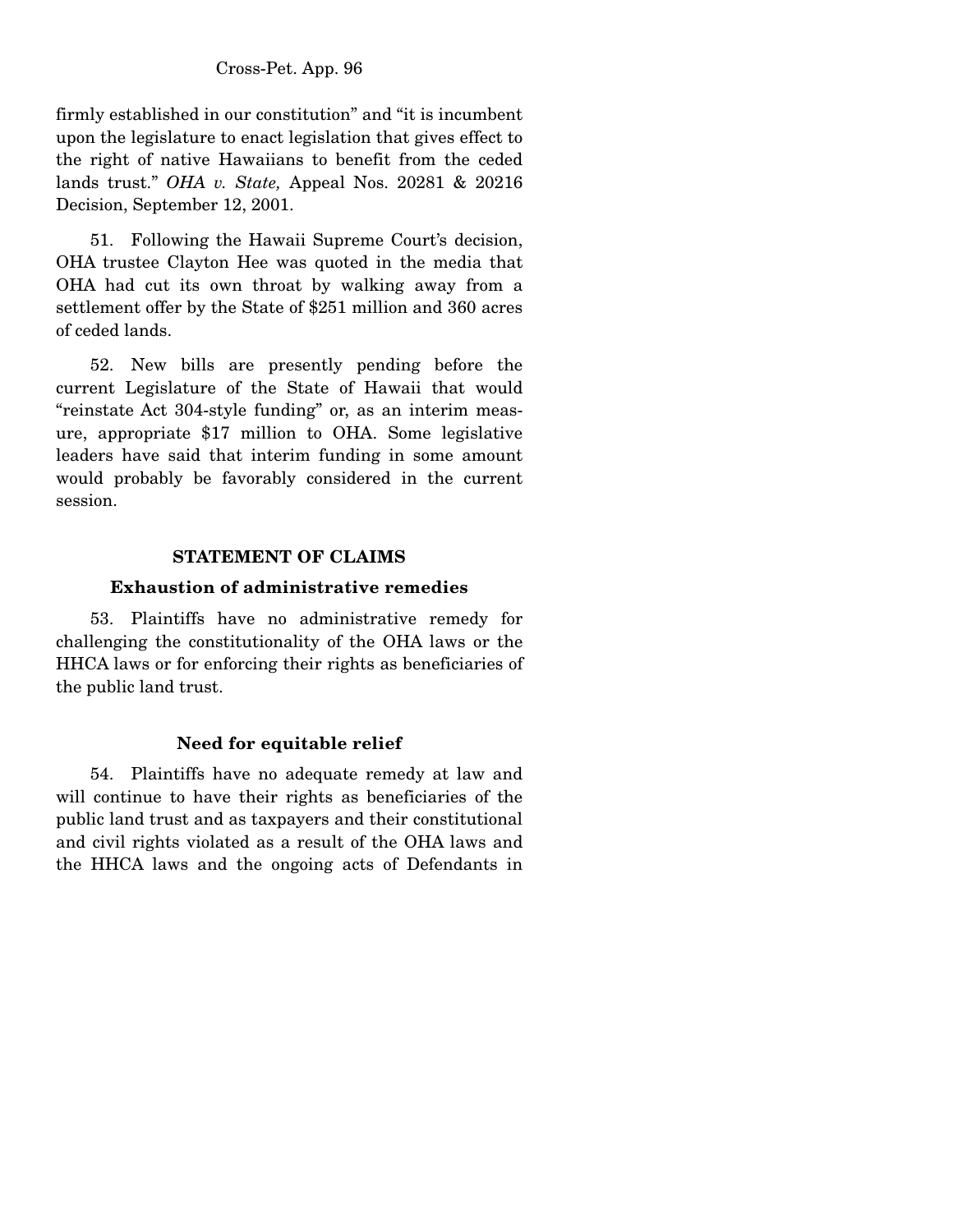firmly established in our constitution" and "it is incumbent upon the legislature to enact legislation that gives effect to the right of native Hawaiians to benefit from the ceded lands trust." *OHA v. State,* Appeal Nos. 20281 & 20216 Decision, September 12, 2001.

51. Following the Hawaii Supreme Court's decision, OHA trustee Clayton Hee was quoted in the media that OHA had cut its own throat by walking away from a settlement offer by the State of $251 million and 360 acres of ceded lands.

52. New bills are presently pending before the current Legislature of the State of Hawaii that would "reinstate Act 304-style funding" or, as an interim measure, appropriate $17 million to OHA. Some legislative leaders have said that interim funding in some amount would probably be favorably considered in the current session.

## STATEMENT OF CLAIMS

### Exhaustion of administrative remedies

53. Plaintiffs have no administrative remedy for challenging the constitutionality of the OHA laws or the HHCA laws or for enforcing their rights as beneficiaries of the public land trust.

### Need for equitable relief

54. Plaintiffs have no adequate remedy at law and will continue to have their rights as beneficiaries of the public land trust and as taxpayers and their constitutional and civil rights violated as a result of the OHA laws and the HHCA laws and the ongoing acts of Defendants in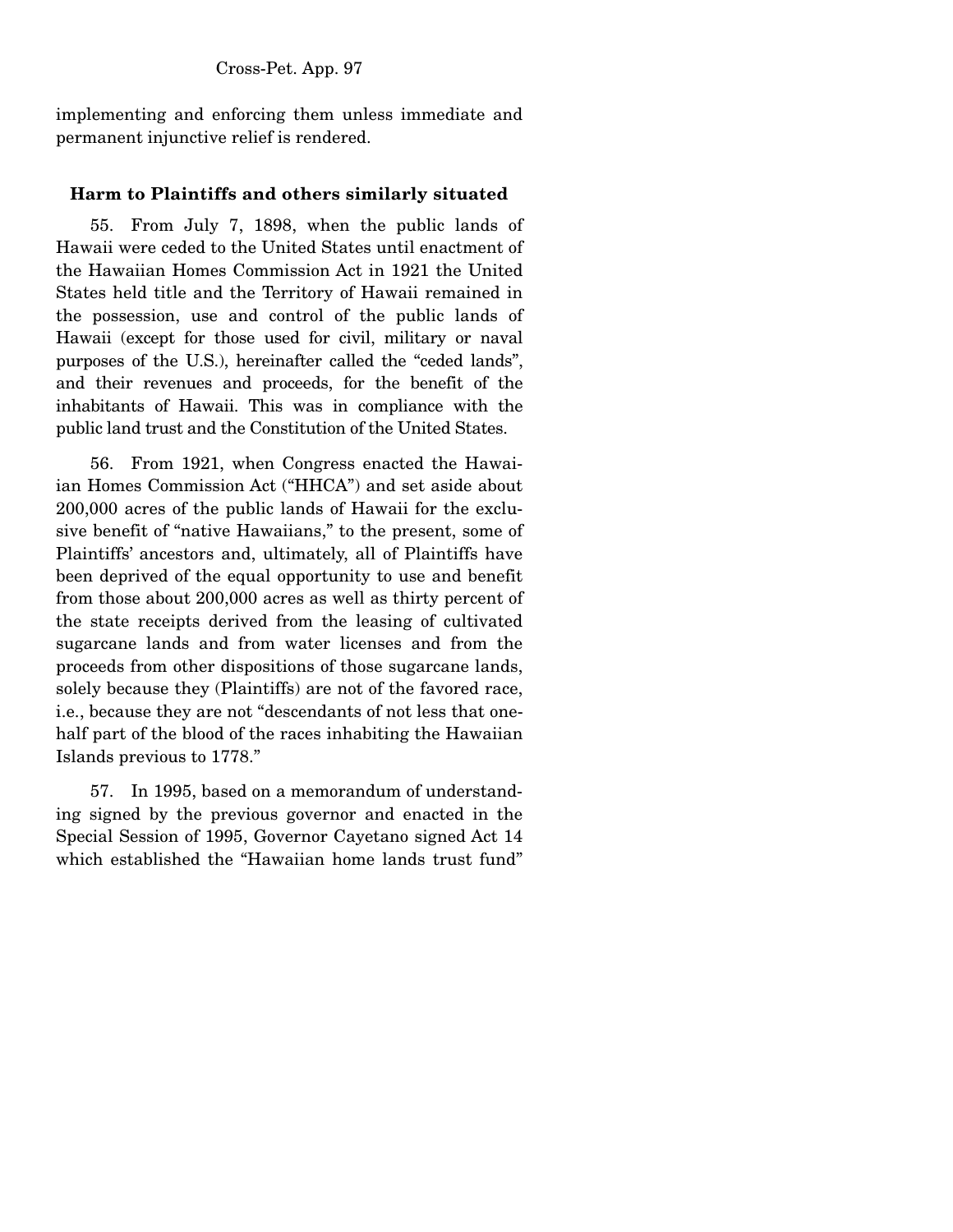implementing and enforcing them unless immediate and permanent injunctive relief is rendered.

**Harm to Plaintiffs and others similarly situated**

55. From July 7, 1898, when the public lands of Hawaii were ceded to the United States until enactment of the Hawaiian Homes Commission Act in 1921 the United States held title and the Territory of Hawaii remained in the possession, use and control of the public lands of Hawaii (except for those used for civil, military or naval purposes of the U.S.), hereinafter called the "ceded lands", and their revenues and proceeds, for the benefit of the inhabitants of Hawaii. This was in compliance with the public land trust and the Constitution of the United States.

56. From 1921, when Congress enacted the Hawaiian Homes Commission Act ("HHCA") and set aside about 200,000 acres of the public lands of Hawaii for the exclusive benefit of "native Hawaiians," to the present, some of Plaintiffs' ancestors and, ultimately, all of Plaintiffs have been deprived of the equal opportunity to use and benefit from those about 200,000 acres as well as thirty percent of the state receipts derived from the leasing of cultivated sugarcane lands and from water licenses and from the proceeds from other dispositions of those sugarcane lands, solely because they (Plaintiffs) are not of the favored race, i.e., because they are not "descendants of not less that one-half part of the blood of the races inhabiting the Hawaiian Islands previous to 1778."

57. In 1995, based on a memorandum of understanding signed by the previous governor and enacted in the Special Session of 1995, Governor Cayetano signed Act 14 which established the "Hawaiian home lands trust fund"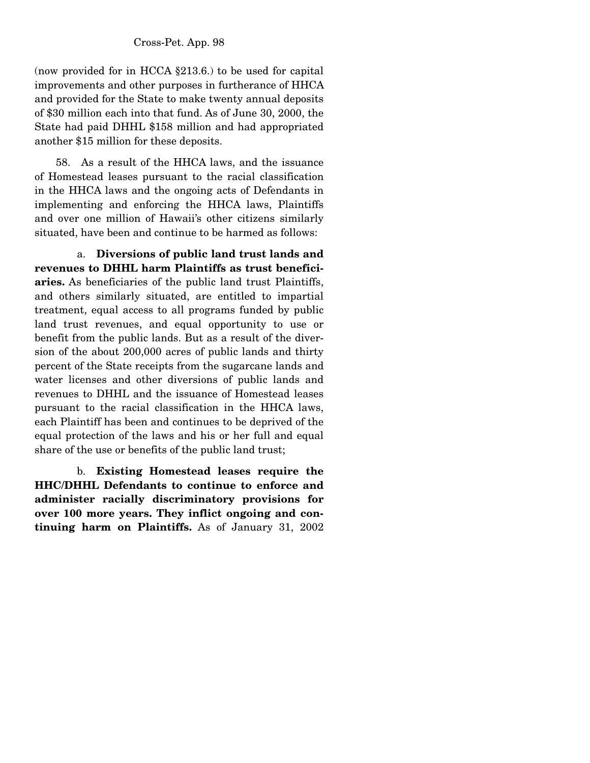(now provided for in HCCA §213.6.) to be used for capital improvements and other purposes in furtherance of HHCA and provided for the State to make twenty annual deposits of $30 million each into that fund. As of June 30, 2000, the State had paid DHHL $158 million and had appropriated another $15 million for these deposits.

58. As a result of the HHCA laws, and the issuance of Homestead leases pursuant to the racial classification in the HHCA laws and the ongoing acts of Defendants in implementing and enforcing the HHCA laws, Plaintiffs and over one million of Hawaii's other citizens similarly situated, have been and continue to be harmed as follows:

a. **Diversions of public land trust lands and revenues to DHHL harm Plaintiffs as trust beneficiaries.** As beneficiaries of the public land trust Plaintiffs, and others similarly situated, are entitled to impartial treatment, equal access to all programs funded by public land trust revenues, and equal opportunity to use or benefit from the public lands. But as a result of the diversion of the about 200,000 acres of public lands and thirty percent of the State receipts from the sugarcane lands and water licenses and other diversions of public lands and revenues to DHHL and the issuance of Homestead leases pursuant to the racial classification in the HHCA laws, each Plaintiff has been and continues to be deprived of the equal protection of the laws and his or her full and equal share of the use or benefits of the public land trust;

b. **Existing Homestead leases require the HHC/DHHL Defendants to continue to enforce and administer racially discriminatory provisions for over 100 more years. They inflict ongoing and continuing harm on Plaintiffs.** As of January 31, 2002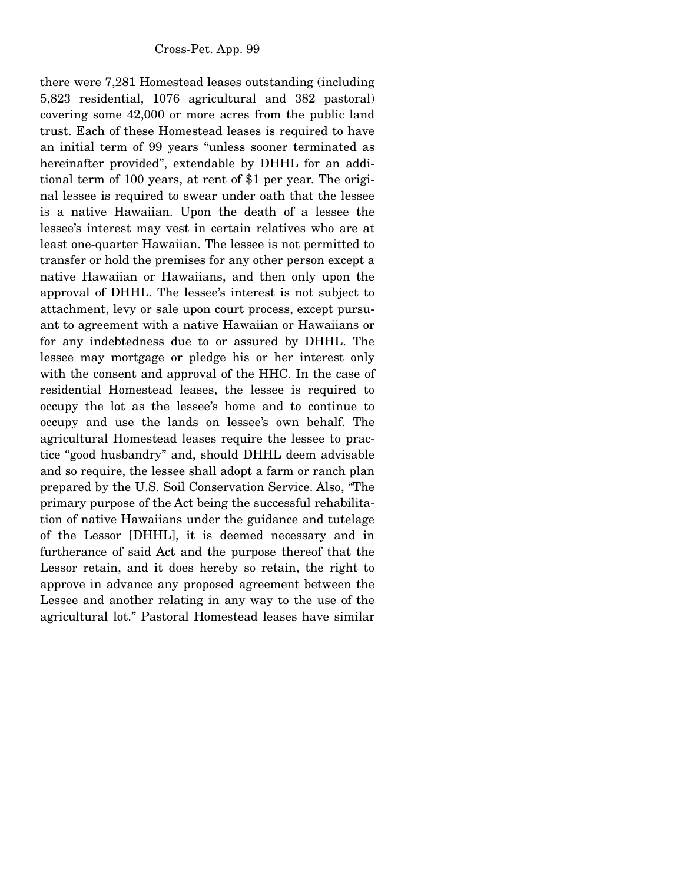there were 7,281 Homestead leases outstanding (including 5,823 residential, 1076 agricultural and 382 pastoral) covering some 42,000 or more acres from the public land trust. Each of these Homestead leases is required to have an initial term of 99 years "unless sooner terminated as hereinafter provided", extendable by DHHL for an additional term of 100 years, at rent of $1 per year. The original lessee is required to swear under oath that the lessee is a native Hawaiian. Upon the death of a lessee the lessee's interest may vest in certain relatives who are at least one-quarter Hawaiian. The lessee is not permitted to transfer or hold the premises for any other person except a native Hawaiian or Hawaiians, and then only upon the approval of DHHL. The lessee's interest is not subject to attachment, levy or sale upon court process, except pursuant to agreement with a native Hawaiian or Hawaiians or for any indebtedness due to or assured by DHHL. The lessee may mortgage or pledge his or her interest only with the consent and approval of the HHC. In the case of residential Homestead leases, the lessee is required to occupy the lot as the lessee's home and to continue to occupy and use the lands on lessee's own behalf. The agricultural Homestead leases require the lessee to practice "good husbandry" and, should DHHL deem advisable and so require, the lessee shall adopt a farm or ranch plan prepared by the U.S. Soil Conservation Service. Also, "The primary purpose of the Act being the successful rehabilitation of native Hawaiians under the guidance and tutelage of the Lessor [DHHL], it is deemed necessary and in furtherance of said Act and the purpose thereof that the Lessor retain, and it does hereby so retain, the right to approve in advance any proposed agreement between the Lessee and another relating in any way to the use of the agricultural lot." Pastoral Homestead leases have similar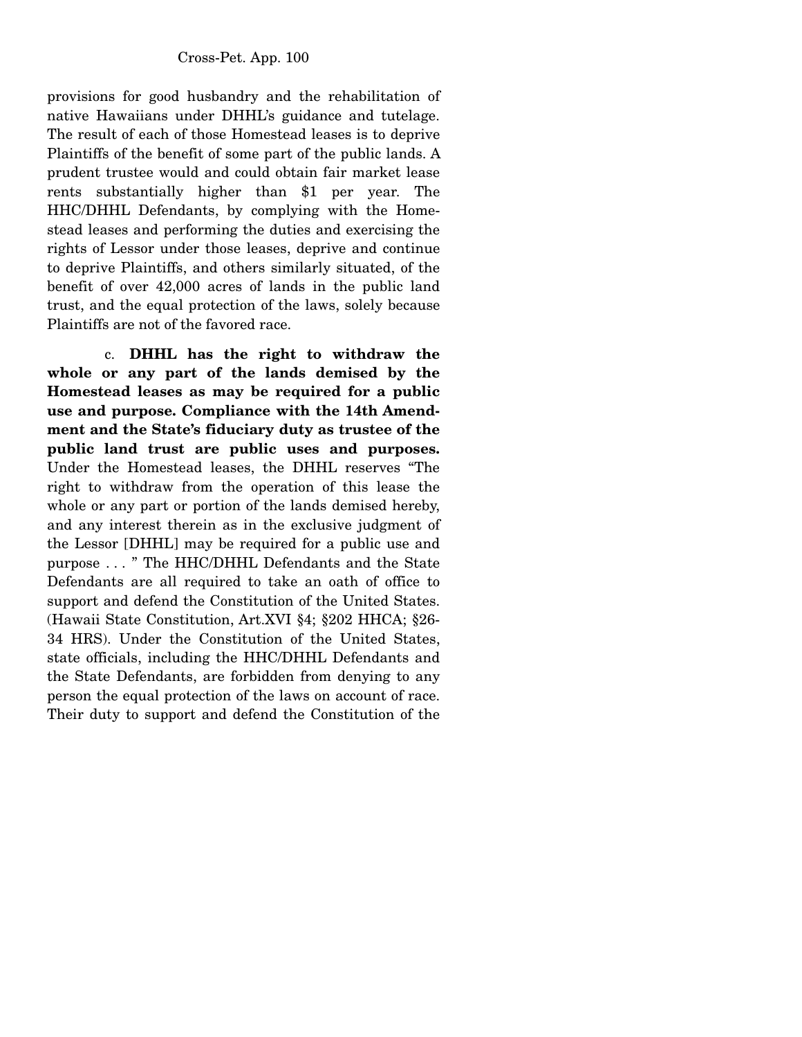provisions for good husbandry and the rehabilitation of native Hawaiians under DHHL's guidance and tutelage. The result of each of those Homestead leases is to deprive Plaintiffs of the benefit of some part of the public lands. A prudent trustee would and could obtain fair market lease rents substantially higher than $1 per year. The HHC/DHHL Defendants, by complying with the Homestead leases and performing the duties and exercising the rights of Lessor under those leases, deprive and continue to deprive Plaintiffs, and others similarly situated, of the benefit of over 42,000 acres of lands in the public land trust, and the equal protection of the laws, solely because Plaintiffs are not of the favored race.

c. **DHHL has the right to withdraw the whole or any part of the lands demised by the Homestead leases as may be required for a public use and purpose. Compliance with the 14th Amendment and the State's fiduciary duty as trustee of the public land trust are public uses and purposes.** Under the Homestead leases, the DHHL reserves "The right to withdraw from the operation of this lease the whole or any part or portion of the lands demised hereby, and any interest therein as in the exclusive judgment of the Lessor [DHHL] may be required for a public use and purpose . . . " The HHC/DHHL Defendants and the State Defendants are all required to take an oath of office to support and defend the Constitution of the United States. (Hawaii State Constitution, Art.XVI §4; §202 HHCA; §26-34 HRS). Under the Constitution of the United States, state officials, including the HHC/DHHL Defendants and the State Defendants, are forbidden from denying to any person the equal protection of the laws on account of race. Their duty to support and defend the Constitution of the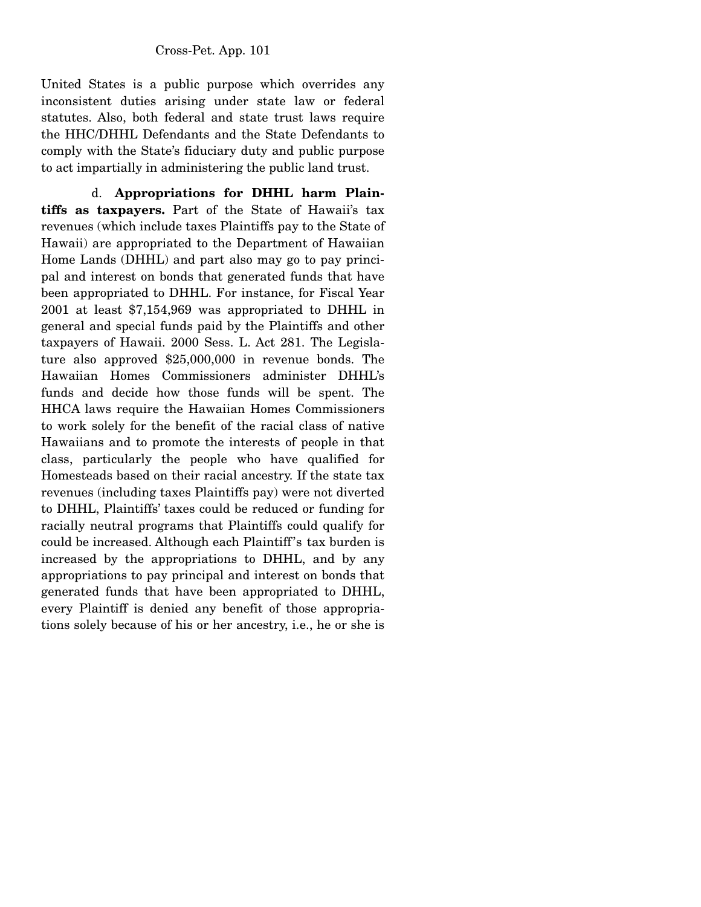United States is a public purpose which overrides any inconsistent duties arising under state law or federal statutes. Also, both federal and state trust laws require the HHC/DHHL Defendants and the State Defendants to comply with the State's fiduciary duty and public purpose to act impartially in administering the public land trust.

d. **Appropriations for DHHL harm Plaintiffs as taxpayers.** Part of the State of Hawaii's tax revenues (which include taxes Plaintiffs pay to the State of Hawaii) are appropriated to the Department of Hawaiian Home Lands (DHHL) and part also may go to pay principal and interest on bonds that generated funds that have been appropriated to DHHL. For instance, for Fiscal Year 2001 at least $7,154,969 was appropriated to DHHL in general and special funds paid by the Plaintiffs and other taxpayers of Hawaii. 2000 Sess. L. Act 281. The Legislature also approved $25,000,000 in revenue bonds. The Hawaiian Homes Commissioners administer DHHL's funds and decide how those funds will be spent. The HHCA laws require the Hawaiian Homes Commissioners to work solely for the benefit of the racial class of native Hawaiians and to promote the interests of people in that class, particularly the people who have qualified for Homesteads based on their racial ancestry. If the state tax revenues (including taxes Plaintiffs pay) were not diverted to DHHL, Plaintiffs' taxes could be reduced or funding for racially neutral programs that Plaintiffs could qualify for could be increased. Although each Plaintiff's tax burden is increased by the appropriations to DHHL, and by any appropriations to pay principal and interest on bonds that generated funds that have been appropriated to DHHL, every Plaintiff is denied any benefit of those appropriations solely because of his or her ancestry, i.e., he or she is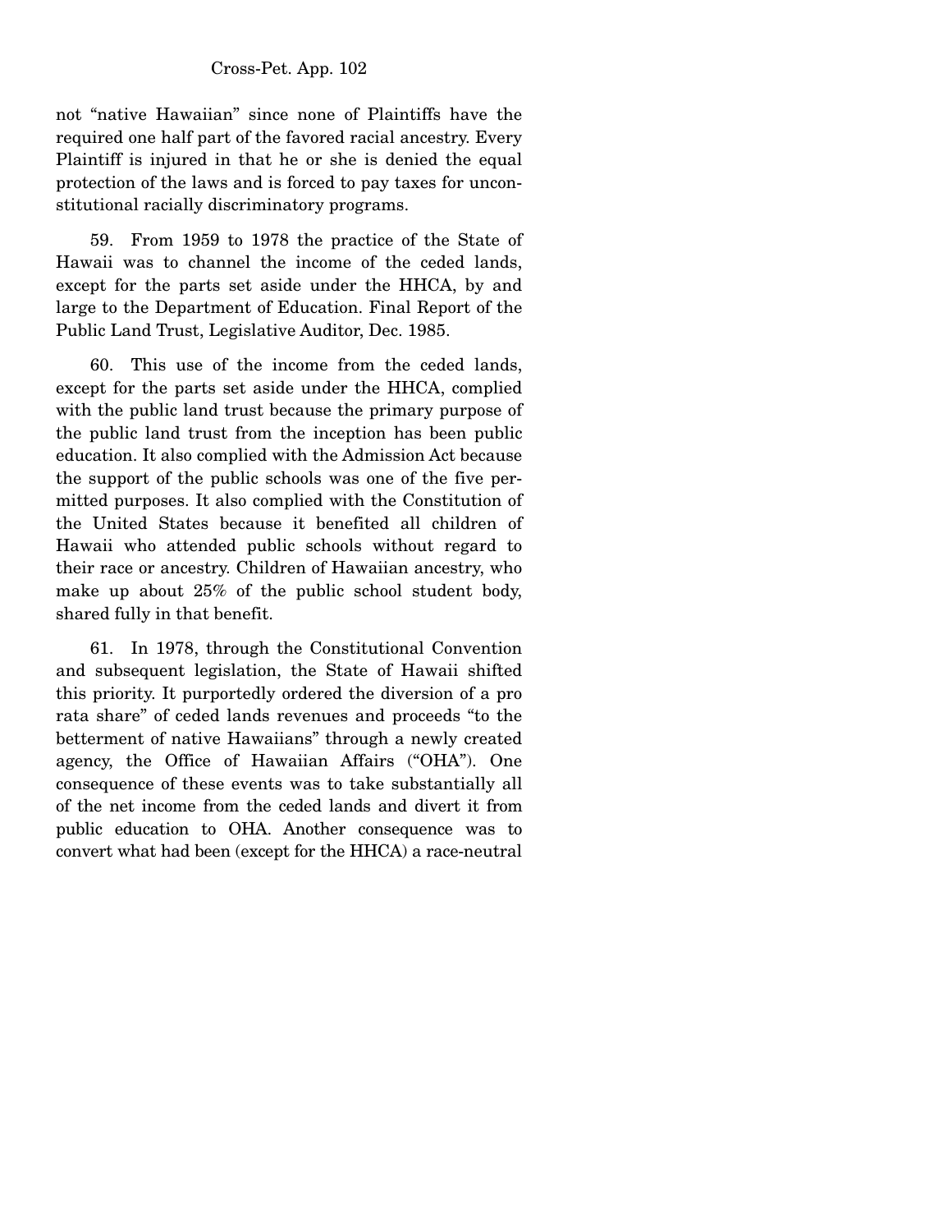not "native Hawaiian" since none of Plaintiffs have the required one half part of the favored racial ancestry. Every Plaintiff is injured in that he or she is denied the equal protection of the laws and is forced to pay taxes for unconstitutional racially discriminatory programs.

59. From 1959 to 1978 the practice of the State of Hawaii was to channel the income of the ceded lands, except for the parts set aside under the HHCA, by and large to the Department of Education. Final Report of the Public Land Trust, Legislative Auditor, Dec. 1985.

60. This use of the income from the ceded lands, except for the parts set aside under the HHCA, complied with the public land trust because the primary purpose of the public land trust from the inception has been public education. It also complied with the Admission Act because the support of the public schools was one of the five permitted purposes. It also complied with the Constitution of the United States because it benefited all children of Hawaii who attended public schools without regard to their race or ancestry. Children of Hawaiian ancestry, who make up about 25% of the public school student body, shared fully in that benefit.

61. In 1978, through the Constitutional Convention and subsequent legislation, the State of Hawaii shifted this priority. It purportedly ordered the diversion of a pro rata share" of ceded lands revenues and proceeds "to the betterment of native Hawaiians" through a newly created agency, the Office of Hawaiian Affairs ("OHA"). One consequence of these events was to take substantially all of the net income from the ceded lands and divert it from public education to OHA. Another consequence was to convert what had been (except for the HHCA) a race-neutral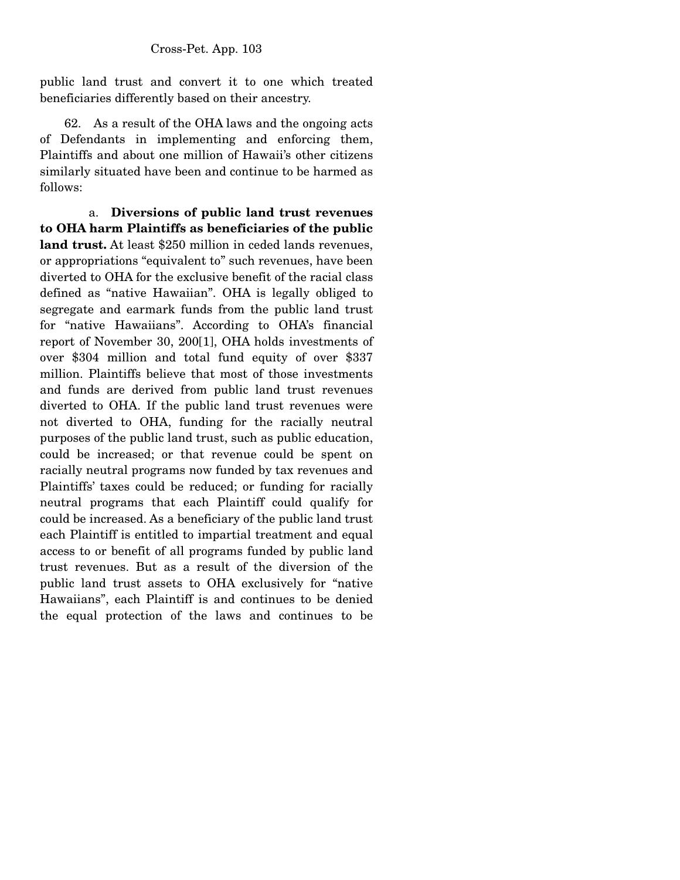public land trust and convert it to one which treated beneficiaries differently based on their ancestry.

62. As a result of the OHA laws and the ongoing acts of Defendants in implementing and enforcing them, Plaintiffs and about one million of Hawaii's other citizens similarly situated have been and continue to be harmed as follows:

a. **Diversions of public land trust revenues to OHA harm Plaintiffs as beneficiaries of the public land trust.** At least $250 million in ceded lands revenues, or appropriations "equivalent to" such revenues, have been diverted to OHA for the exclusive benefit of the racial class defined as "native Hawaiian". OHA is legally obliged to segregate and earmark funds from the public land trust for "native Hawaiians". According to OHA's financial report of November 30, 200[1], OHA holds investments of over $304 million and total fund equity of over $337 million. Plaintiffs believe that most of those investments and funds are derived from public land trust revenues diverted to OHA. If the public land trust revenues were not diverted to OHA, funding for the racially neutral purposes of the public land trust, such as public education, could be increased; or that revenue could be spent on racially neutral programs now funded by tax revenues and Plaintiffs' taxes could be reduced; or funding for racially neutral programs that each Plaintiff could qualify for could be increased. As a beneficiary of the public land trust each Plaintiff is entitled to impartial treatment and equal access to or benefit of all programs funded by public land trust revenues. But as a result of the diversion of the public land trust assets to OHA exclusively for "native Hawaiians", each Plaintiff is and continues to be denied the equal protection of the laws and continues to be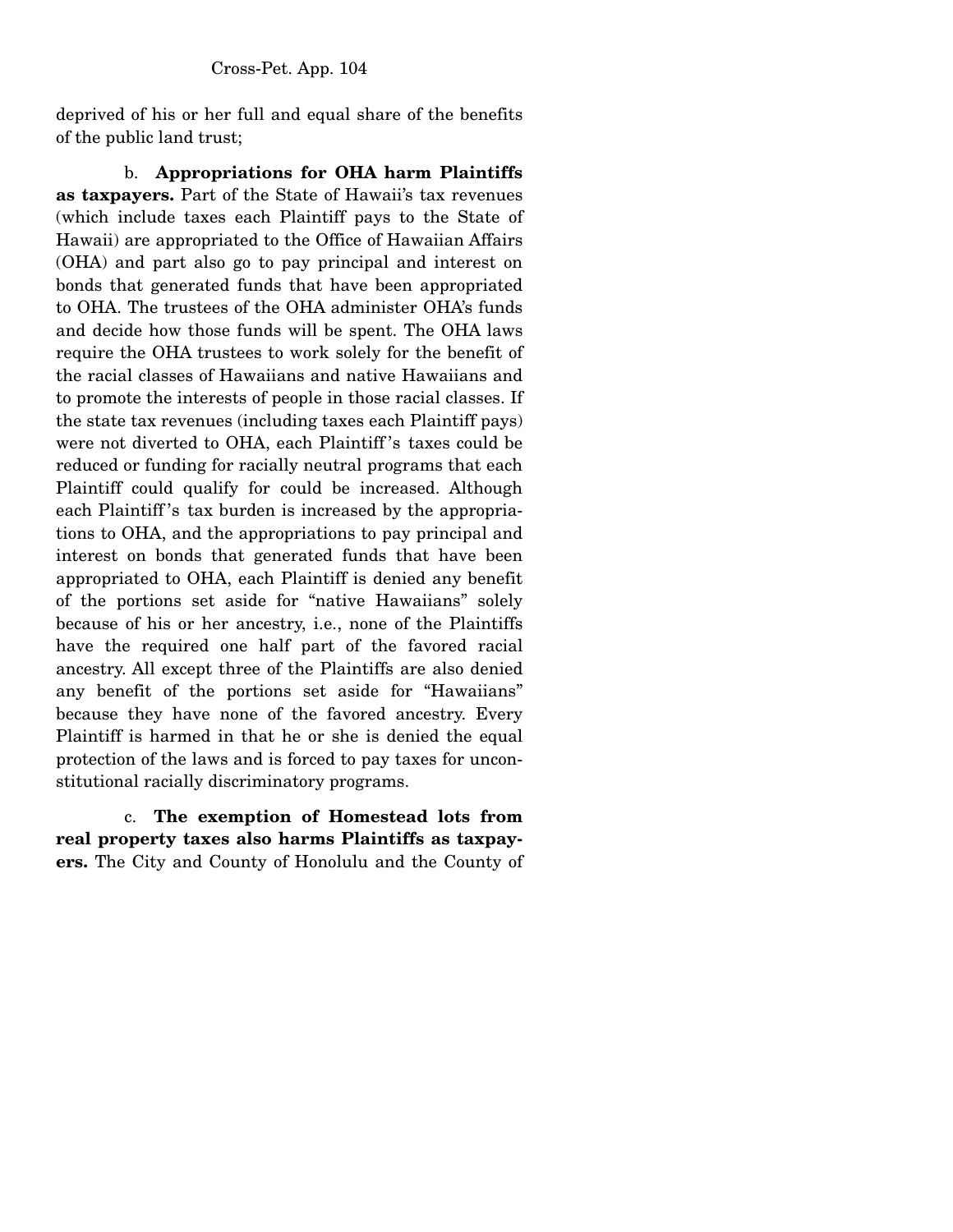deprived of his or her full and equal share of the benefits of the public land trust;

b. **Appropriations for OHA harm Plaintiffs as taxpayers.** Part of the State of Hawaii's tax revenues (which include taxes each Plaintiff pays to the State of Hawaii) are appropriated to the Office of Hawaiian Affairs (OHA) and part also go to pay principal and interest on bonds that generated funds that have been appropriated to OHA. The trustees of the OHA administer OHA's funds and decide how those funds will be spent. The OHA laws require the OHA trustees to work solely for the benefit of the racial classes of Hawaiians and native Hawaiians and to promote the interests of people in those racial classes. If the state tax revenues (including taxes each Plaintiff pays) were not diverted to OHA, each Plaintiff's taxes could be reduced or funding for racially neutral programs that each Plaintiff could qualify for could be increased. Although each Plaintiff's tax burden is increased by the appropriations to OHA, and the appropriations to pay principal and interest on bonds that generated funds that have been appropriated to OHA, each Plaintiff is denied any benefit of the portions set aside for "native Hawaiians" solely because of his or her ancestry, i.e., none of the Plaintiffs have the required one half part of the favored racial ancestry. All except three of the Plaintiffs are also denied any benefit of the portions set aside for "Hawaiians" because they have none of the favored ancestry. Every Plaintiff is harmed in that he or she is denied the equal protection of the laws and is forced to pay taxes for unconstitutional racially discriminatory programs.

c. **The exemption of Homestead lots from real property taxes also harms Plaintiffs as taxpayers.** The City and County of Honolulu and the County of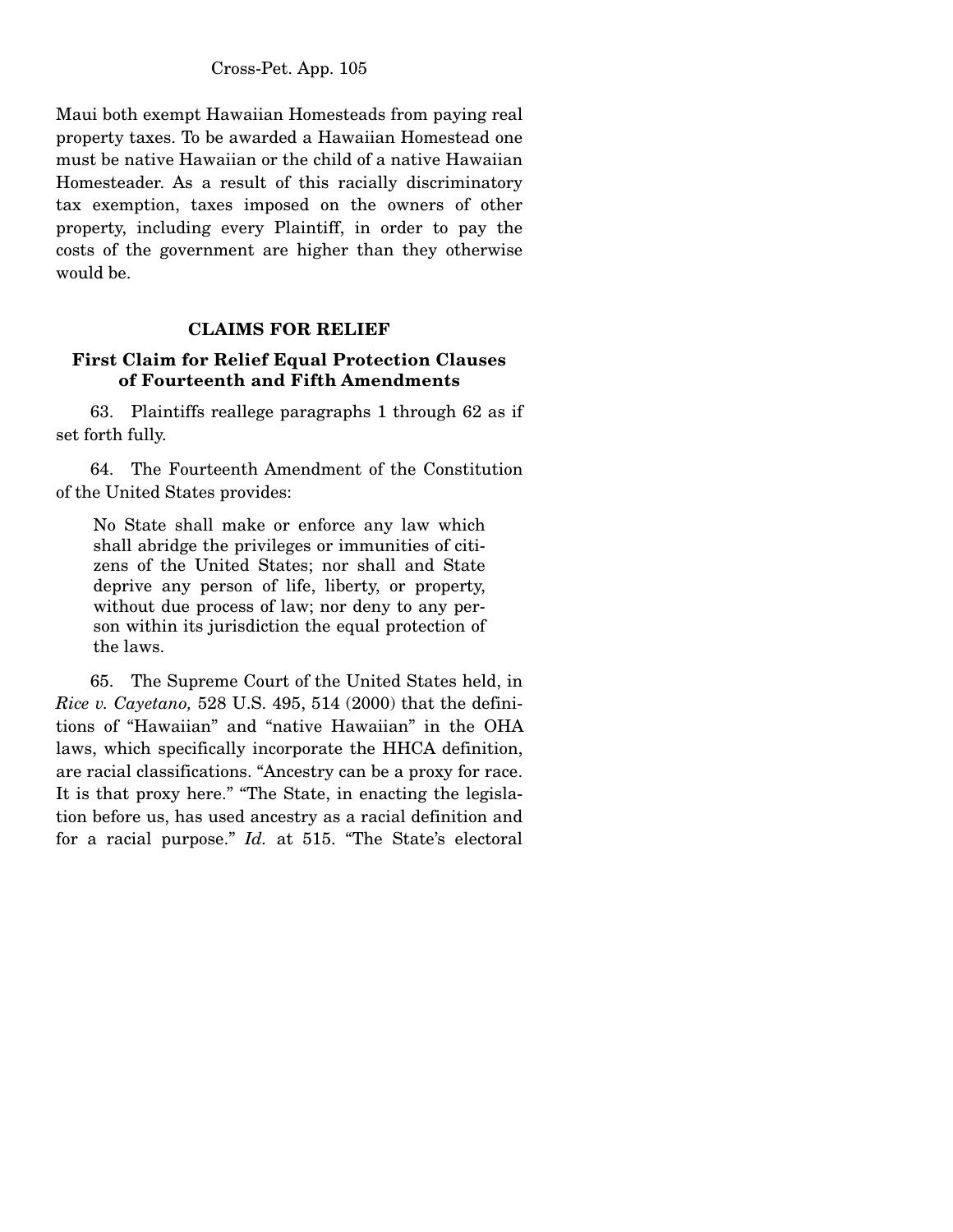Maui both exempt Hawaiian Homesteads from paying real property taxes. To be awarded a Hawaiian Homestead one must be native Hawaiian or the child of a native Hawaiian Homesteader. As a result of this racially discriminatory tax exemption, taxes imposed on the owners of other property, including every Plaintiff, in order to pay the costs of the government are higher than they otherwise would be.

## CLAIMS FOR RELIEF

### First Claim for Relief Equal Protection Clauses of Fourteenth and Fifth Amendments

63. Plaintiffs reallege paragraphs 1 through 62 as if set forth fully.

64. The Fourteenth Amendment of the Constitution of the United States provides:

> No State shall make or enforce any law which shall abridge the privileges or immunities of citizens of the United States; nor shall and State deprive any person of life, liberty, or property, without due process of law; nor deny to any person within its jurisdiction the equal protection of the laws.

65. The Supreme Court of the United States held, in *Rice v. Cayetano,* 528 U.S. 495, 514 (2000) that the definitions of "Hawaiian" and "native Hawaiian" in the OHA laws, which specifically incorporate the HHCA definition, are racial classifications. "Ancestry can be a proxy for race. It is that proxy here." "The State, in enacting the legislation before us, has used ancestry as a racial definition and for a racial purpose." *Id.* at 515. "The State's electoral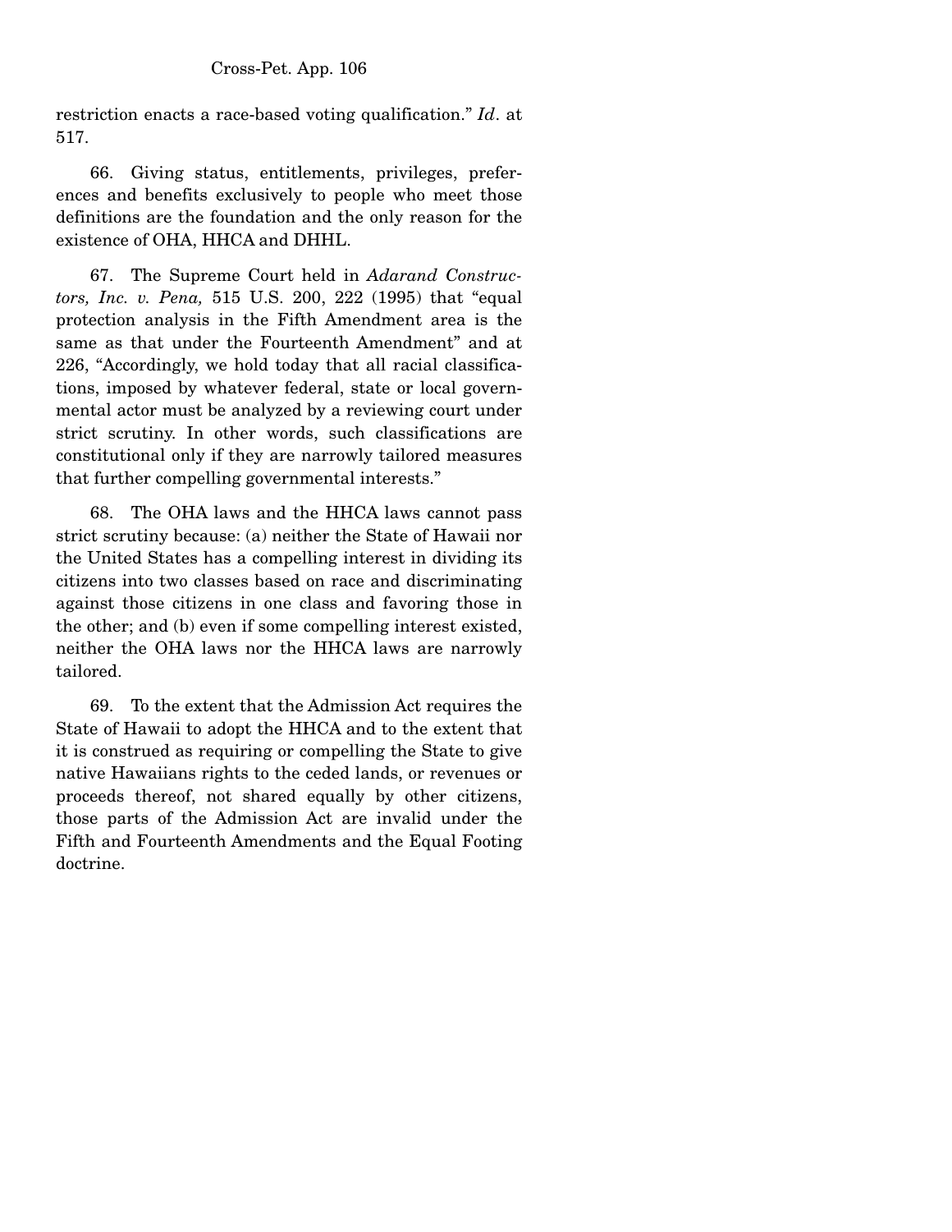restriction enacts a race-based voting qualification." *Id*. at 517.

66. Giving status, entitlements, privileges, preferences and benefits exclusively to people who meet those definitions are the foundation and the only reason for the existence of OHA, HHCA and DHHL.

67. The Supreme Court held in *Adarand Constructors, Inc. v. Pena,* 515 U.S. 200, 222 (1995) that "equal protection analysis in the Fifth Amendment area is the same as that under the Fourteenth Amendment" and at 226, "Accordingly, we hold today that all racial classifications, imposed by whatever federal, state or local governmental actor must be analyzed by a reviewing court under strict scrutiny. In other words, such classifications are constitutional only if they are narrowly tailored measures that further compelling governmental interests."

68. The OHA laws and the HHCA laws cannot pass strict scrutiny because: (a) neither the State of Hawaii nor the United States has a compelling interest in dividing its citizens into two classes based on race and discriminating against those citizens in one class and favoring those in the other; and (b) even if some compelling interest existed, neither the OHA laws nor the HHCA laws are narrowly tailored.

69. To the extent that the Admission Act requires the State of Hawaii to adopt the HHCA and to the extent that it is construed as requiring or compelling the State to give native Hawaiians rights to the ceded lands, or revenues or proceeds thereof, not shared equally by other citizens, those parts of the Admission Act are invalid under the Fifth and Fourteenth Amendments and the Equal Footing doctrine.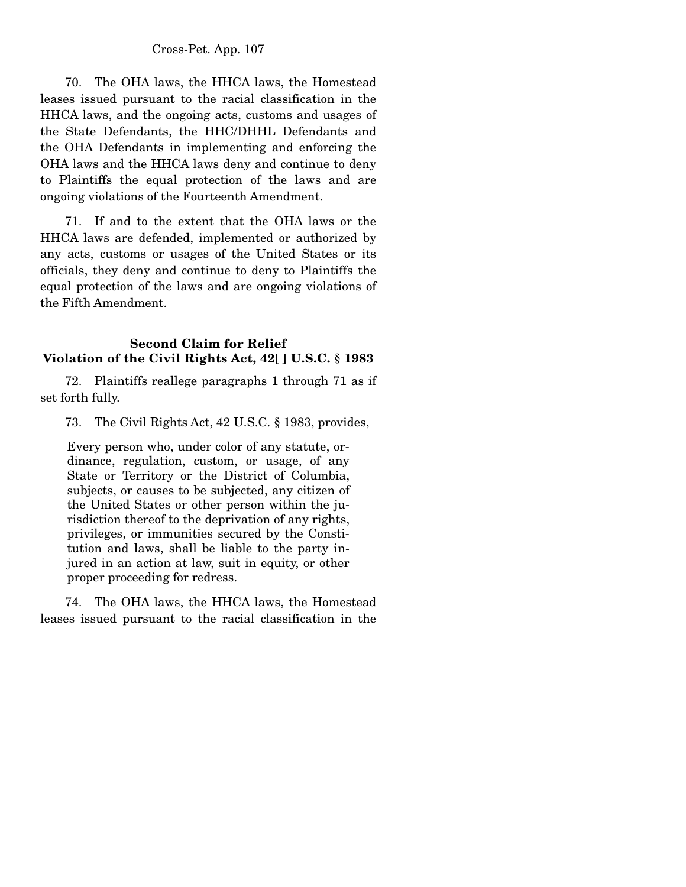70. The OHA laws, the HHCA laws, the Homestead leases issued pursuant to the racial classification in the HHCA laws, and the ongoing acts, customs and usages of the State Defendants, the HHC/DHHL Defendants and the OHA Defendants in implementing and enforcing the OHA laws and the HHCA laws deny and continue to deny to Plaintiffs the equal protection of the laws and are ongoing violations of the Fourteenth Amendment.

71. If and to the extent that the OHA laws or the HHCA laws are defended, implemented or authorized by any acts, customs or usages of the United States or its officials, they deny and continue to deny to Plaintiffs the equal protection of the laws and are ongoing violations of the Fifth Amendment.

**Second Claim for Relief**
**Violation of the Civil Rights Act, 42[ ] U.S.C. § 1983**

72. Plaintiffs reallege paragraphs 1 through 71 as if set forth fully.

73. The Civil Rights Act, 42 U.S.C. § 1983, provides,

> Every person who, under color of any statute, ordinance, regulation, custom, or usage, of any State or Territory or the District of Columbia, subjects, or causes to be subjected, any citizen of the United States or other person within the jurisdiction thereof to the deprivation of any rights, privileges, or immunities secured by the Constitution and laws, shall be liable to the party injured in an action at law, suit in equity, or other proper proceeding for redress.

74. The OHA laws, the HHCA laws, the Homestead leases issued pursuant to the racial classification in the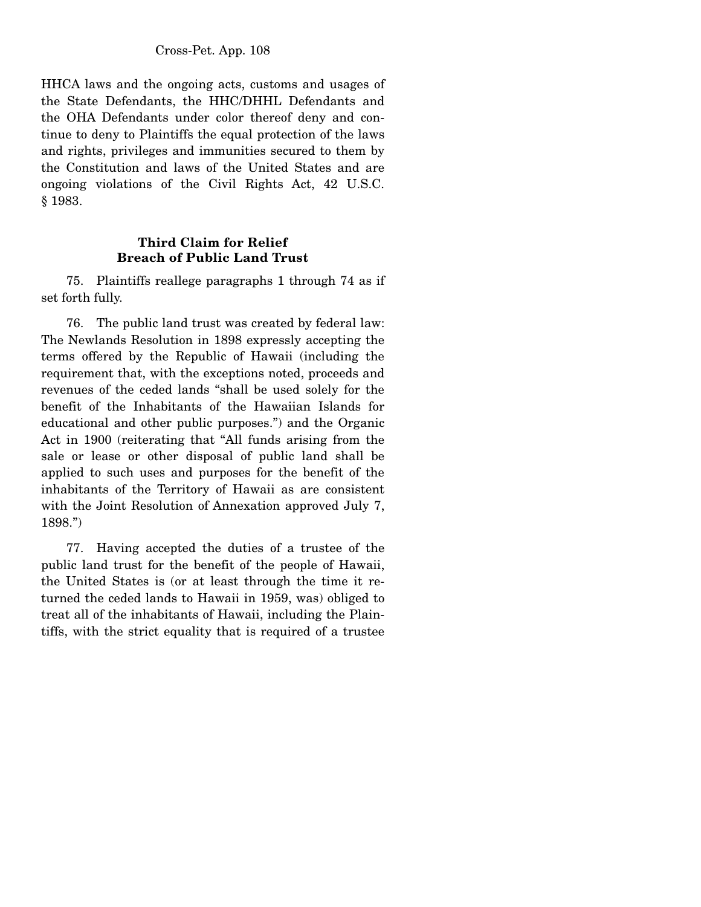HHCA laws and the ongoing acts, customs and usages of the State Defendants, the HHC/DHHL Defendants and the OHA Defendants under color thereof deny and continue to deny to Plaintiffs the equal protection of the laws and rights, privileges and immunities secured to them by the Constitution and laws of the United States and are ongoing violations of the Civil Rights Act, 42 U.S.C. § 1983.

**Third Claim for Relief**
**Breach of Public Land Trust**

75. Plaintiffs reallege paragraphs 1 through 74 as if set forth fully.

76. The public land trust was created by federal law: The Newlands Resolution in 1898 expressly accepting the terms offered by the Republic of Hawaii (including the requirement that, with the exceptions noted, proceeds and revenues of the ceded lands "shall be used solely for the benefit of the Inhabitants of the Hawaiian Islands for educational and other public purposes.") and the Organic Act in 1900 (reiterating that "All funds arising from the sale or lease or other disposal of public land shall be applied to such uses and purposes for the benefit of the inhabitants of the Territory of Hawaii as are consistent with the Joint Resolution of Annexation approved July 7, 1898.")

77. Having accepted the duties of a trustee of the public land trust for the benefit of the people of Hawaii, the United States is (or at least through the time it returned the ceded lands to Hawaii in 1959, was) obliged to treat all of the inhabitants of Hawaii, including the Plaintiffs, with the strict equality that is required of a trustee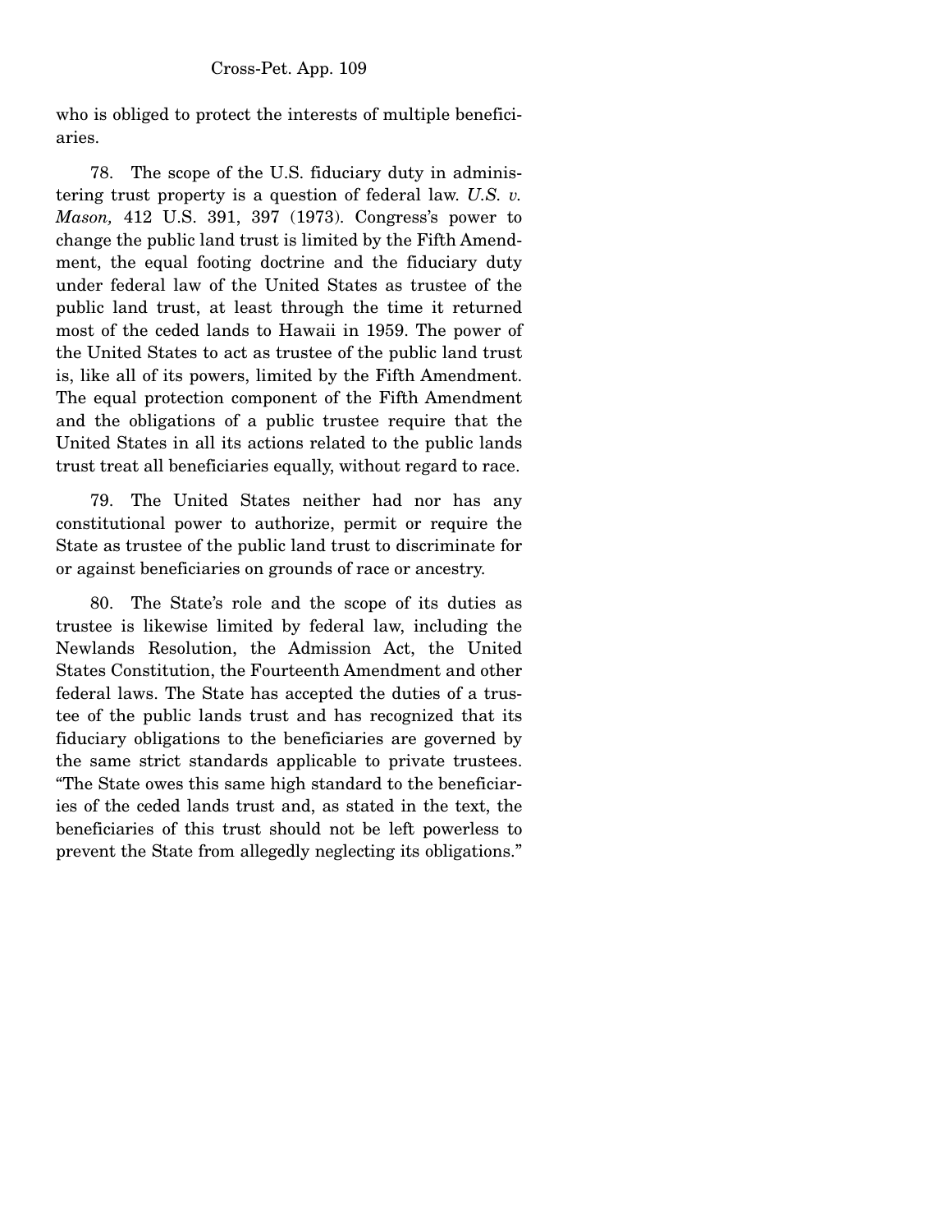who is obliged to protect the interests of multiple beneficiaries.

78. The scope of the U.S. fiduciary duty in administering trust property is a question of federal law. *U.S. v. Mason,* 412 U.S. 391, 397 (1973). Congress's power to change the public land trust is limited by the Fifth Amendment, the equal footing doctrine and the fiduciary duty under federal law of the United States as trustee of the public land trust, at least through the time it returned most of the ceded lands to Hawaii in 1959. The power of the United States to act as trustee of the public land trust is, like all of its powers, limited by the Fifth Amendment. The equal protection component of the Fifth Amendment and the obligations of a public trustee require that the United States in all its actions related to the public lands trust treat all beneficiaries equally, without regard to race.

79. The United States neither had nor has any constitutional power to authorize, permit or require the State as trustee of the public land trust to discriminate for or against beneficiaries on grounds of race or ancestry.

80. The State's role and the scope of its duties as trustee is likewise limited by federal law, including the Newlands Resolution, the Admission Act, the United States Constitution, the Fourteenth Amendment and other federal laws. The State has accepted the duties of a trustee of the public lands trust and has recognized that its fiduciary obligations to the beneficiaries are governed by the same strict standards applicable to private trustees. "The State owes this same high standard to the beneficiaries of the ceded lands trust and, as stated in the text, the beneficiaries of this trust should not be left powerless to prevent the State from allegedly neglecting its obligations."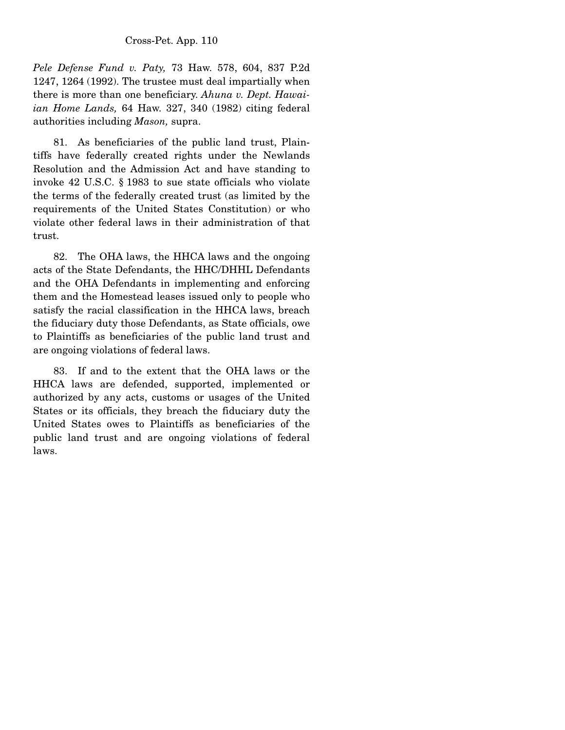*Pele Defense Fund v. Paty,* 73 Haw. 578, 604, 837 P.2d 1247, 1264 (1992). The trustee must deal impartially when there is more than one beneficiary. *Ahuna v. Dept. Hawaiian Home Lands,* 64 Haw. 327, 340 (1982) citing federal authorities including *Mason,* supra.

81. As beneficiaries of the public land trust, Plaintiffs have federally created rights under the Newlands Resolution and the Admission Act and have standing to invoke 42 U.S.C. § 1983 to sue state officials who violate the terms of the federally created trust (as limited by the requirements of the United States Constitution) or who violate other federal laws in their administration of that trust.

82. The OHA laws, the HHCA laws and the ongoing acts of the State Defendants, the HHC/DHHL Defendants and the OHA Defendants in implementing and enforcing them and the Homestead leases issued only to people who satisfy the racial classification in the HHCA laws, breach the fiduciary duty those Defendants, as State officials, owe to Plaintiffs as beneficiaries of the public land trust and are ongoing violations of federal laws.

83. If and to the extent that the OHA laws or the HHCA laws are defended, supported, implemented or authorized by any acts, customs or usages of the United States or its officials, they breach the fiduciary duty the United States owes to Plaintiffs as beneficiaries of the public land trust and are ongoing violations of federal laws.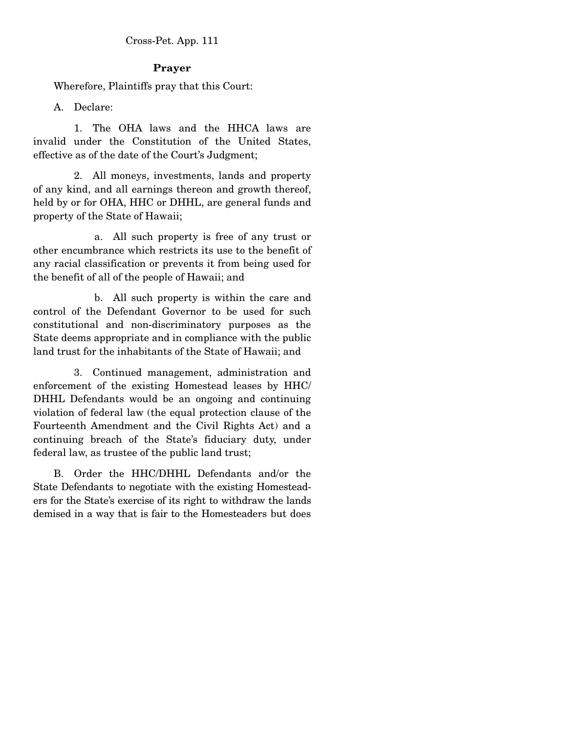**Prayer**

Wherefore, Plaintiffs pray that this Court:

A. Declare:

1. The OHA laws and the HHCA laws are invalid under the Constitution of the United States, effective as of the date of the Court's Judgment;

2. All moneys, investments, lands and property of any kind, and all earnings thereon and growth thereof, held by or for OHA, HHC or DHHL, are general funds and property of the State of Hawaii;

a. All such property is free of any trust or other encumbrance which restricts its use to the benefit of any racial classification or prevents it from being used for the benefit of all of the people of Hawaii; and

b. All such property is within the care and control of the Defendant Governor to be used for such constitutional and non-discriminatory purposes as the State deems appropriate and in compliance with the public land trust for the inhabitants of the State of Hawaii; and

3. Continued management, administration and enforcement of the existing Homestead leases by HHC/DHHL Defendants would be an ongoing and continuing violation of federal law (the equal protection clause of the Fourteenth Amendment and the Civil Rights Act) and a continuing breach of the State's fiduciary duty, under federal law, as trustee of the public land trust;

B. Order the HHC/DHHL Defendants and/or the State Defendants to negotiate with the existing Homesteaders for the State's exercise of its right to withdraw the lands demised in a way that is fair to the Homesteaders but does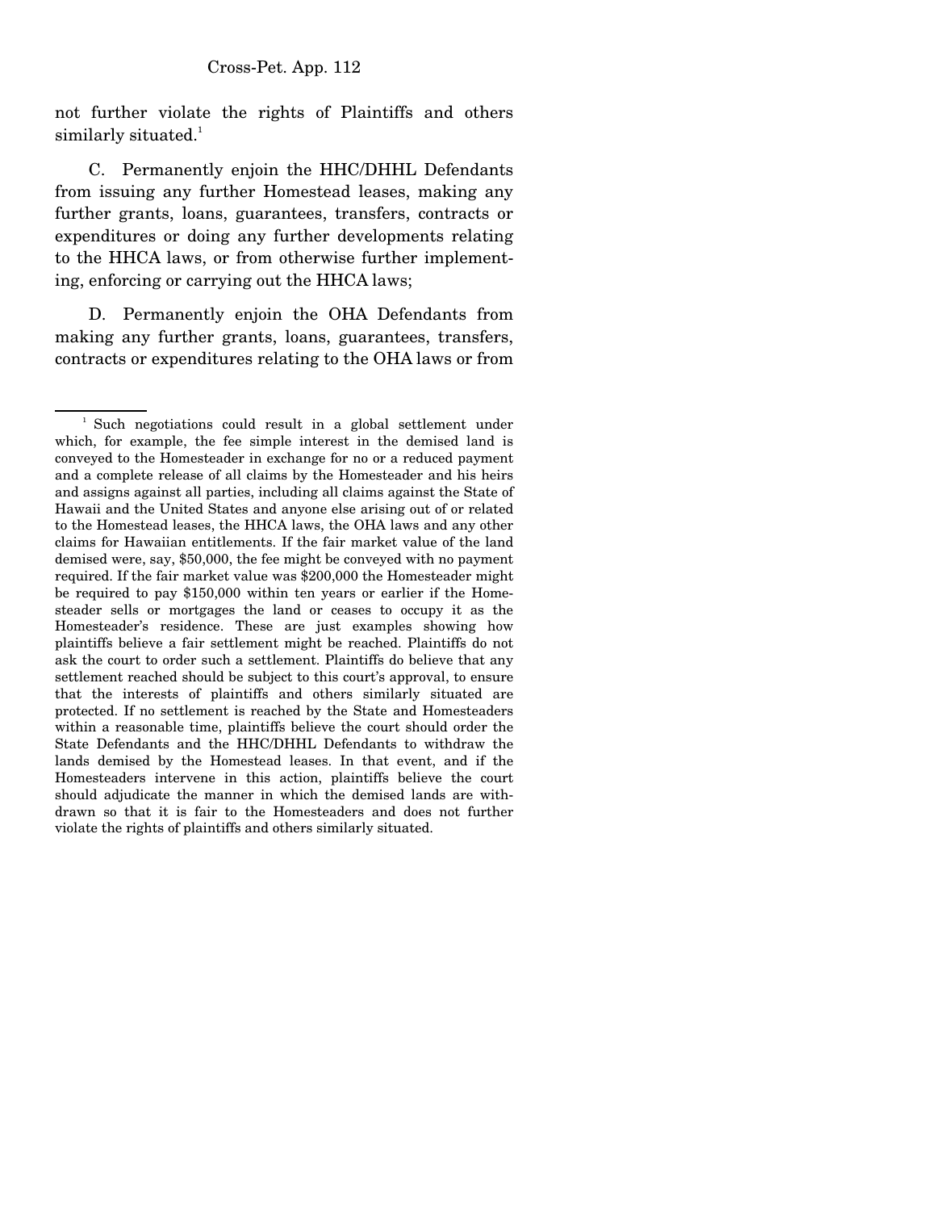not further violate the rights of Plaintiffs and others similarly situated.[1]

C. Permanently enjoin the HHC/DHHL Defendants from issuing any further Homestead leases, making any further grants, loans, guarantees, transfers, contracts or expenditures or doing any further developments relating to the HHCA laws, or from otherwise further implementing, enforcing or carrying out the HHCA laws;

D. Permanently enjoin the OHA Defendants from making any further grants, loans, guarantees, transfers, contracts or expenditures relating to the OHA laws or from

---

[1] Such negotiations could result in a global settlement under which, for example, the fee simple interest in the demised land is conveyed to the Homesteader in exchange for no or a reduced payment and a complete release of all claims by the Homesteader and his heirs and assigns against all parties, including all claims against the State of Hawaii and the United States and anyone else arising out of or related to the Homestead leases, the HHCA laws, the OHA laws and any other claims for Hawaiian entitlements. If the fair market value of the land demised were, say, $50,000, the fee might be conveyed with no payment required. If the fair market value was $200,000 the Homesteader might be required to pay $150,000 within ten years or earlier if the Homesteader sells or mortgages the land or ceases to occupy it as the Homesteader's residence. These are just examples showing how plaintiffs believe a fair settlement might be reached. Plaintiffs do not ask the court to order such a settlement. Plaintiffs do believe that any settlement reached should be subject to this court's approval, to ensure that the interests of plaintiffs and others similarly situated are protected. If no settlement is reached by the State and Homesteaders within a reasonable time, plaintiffs believe the court should order the State Defendants and the HHC/DHHL Defendants to withdraw the lands demised by the Homestead leases. In that event, and if the Homesteaders intervene in this action, plaintiffs believe the court should adjudicate the manner in which the demised lands are withdrawn so that it is fair to the Homesteaders and does not further violate the rights of plaintiffs and others similarly situated.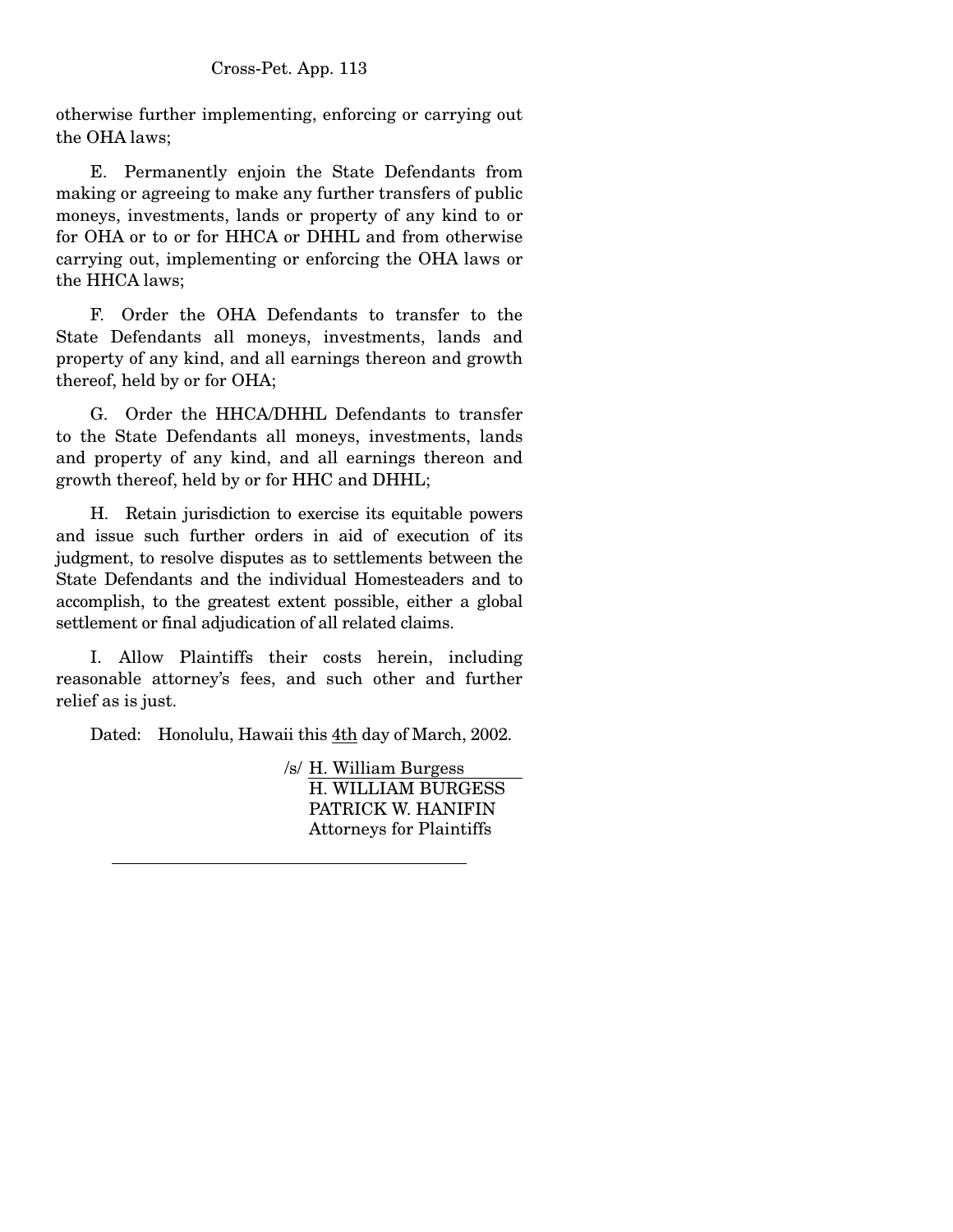otherwise further implementing, enforcing or carrying out the OHA laws;

E. Permanently enjoin the State Defendants from making or agreeing to make any further transfers of public moneys, investments, lands or property of any kind to or for OHA or to or for HHCA or DHHL and from otherwise carrying out, implementing or enforcing the OHA laws or the HHCA laws;

F. Order the OHA Defendants to transfer to the State Defendants all moneys, investments, lands and property of any kind, and all earnings thereon and growth thereof, held by or for OHA;

G. Order the HHCA/DHHL Defendants to transfer to the State Defendants all moneys, investments, lands and property of any kind, and all earnings thereon and growth thereof, held by or for HHC and DHHL;

H. Retain jurisdiction to exercise its equitable powers and issue such further orders in aid of execution of its judgment, to resolve disputes as to settlements between the State Defendants and the individual Homesteaders and to accomplish, to the greatest extent possible, either a global settlement or final adjudication of all related claims.

I. Allow Plaintiffs their costs herein, including reasonable attorney's fees, and such other and further relief as is just.

Dated: Honolulu, Hawaii this 4th day of March, 2002.

/s/ H. William Burgess
H. WILLIAM BURGESS
PATRICK W. HANIFIN
Attorneys for Plaintiffs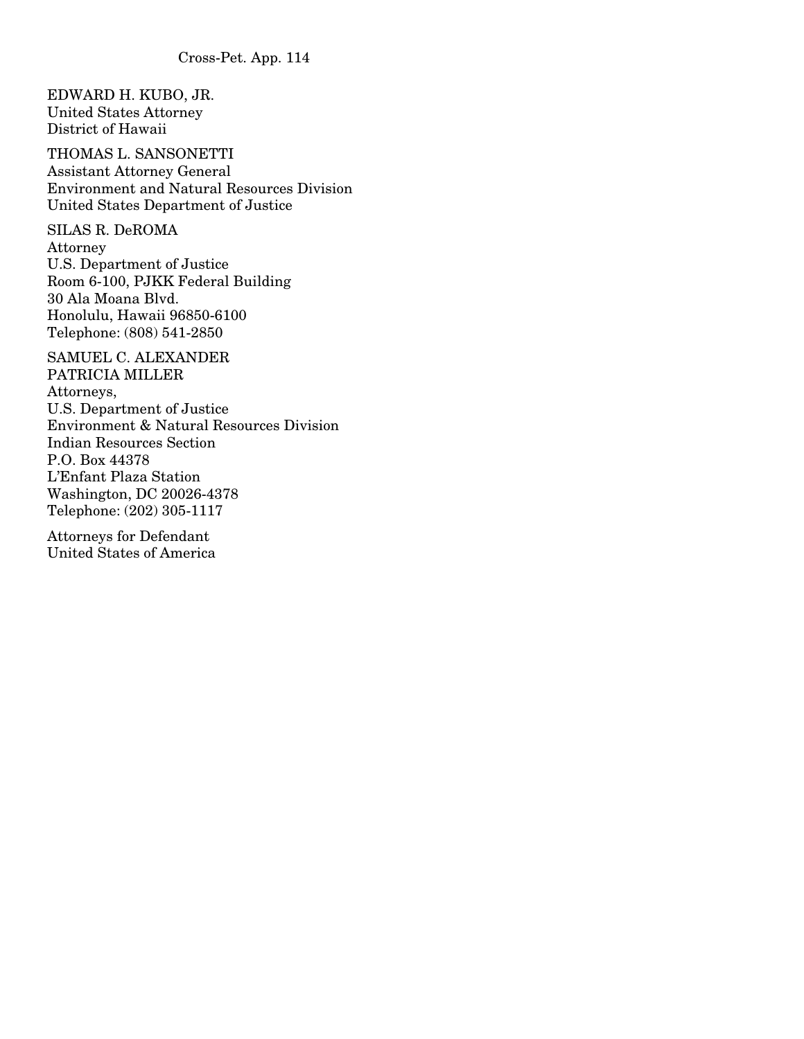EDWARD H. KUBO, JR.
United States Attorney
District of Hawaii

THOMAS L. SANSONETTI
Assistant Attorney General
Environment and Natural Resources Division
United States Department of Justice

SILAS R. DeROMA
Attorney
U.S. Department of Justice
Room 6-100, PJKK Federal Building
30 Ala Moana Blvd.
Honolulu, Hawaii 96850-6100
Telephone: (808) 541-2850

SAMUEL C. ALEXANDER
PATRICIA MILLER
Attorneys,
U.S. Department of Justice
Environment & Natural Resources Division
Indian Resources Section
P.O. Box 44378
L'Enfant Plaza Station
Washington, DC 20026-4378
Telephone: (202) 305-1117

Attorneys for Defendant
United States of America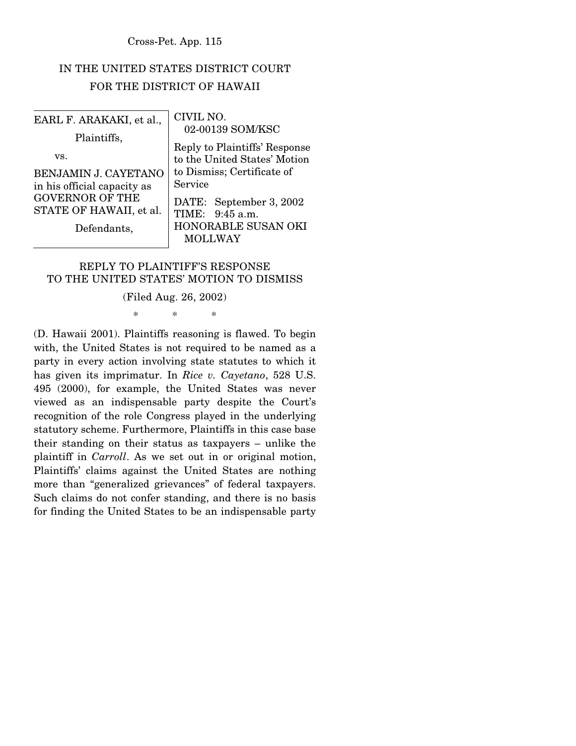IN THE UNITED STATES DISTRICT COURT
FOR THE DISTRICT OF HAWAII

| | |
|---|---|
| EARL F. ARAKAKI, et al., Plaintiffs, vs. BENJAMIN J. CAYETANO in his official capacity as GOVERNOR OF THE STATE OF HAWAII, et al. Defendants, | CIVIL NO. 02-00139 SOM/KSC<br>Reply to Plaintiffs' Response to the United States' Motion to Dismiss; Certificate of Service<br>DATE: September 3, 2002<br>TIME: 9:45 a.m.<br>HONORABLE SUSAN OKI MOLLWAY |

## REPLY TO PLAINTIFF'S RESPONSE TO THE UNITED STATES' MOTION TO DISMISS

(Filed Aug. 26, 2002)

\* \* \*

(D. Hawaii 2001). Plaintiffs reasoning is flawed. To begin with, the United States is not required to be named as a party in every action involving state statutes to which it has given its imprimatur. In *Rice v. Cayetano*, 528 U.S. 495 (2000), for example, the United States was never viewed as an indispensable party despite the Court's recognition of the role Congress played in the underlying statutory scheme. Furthermore, Plaintiffs in this case base their standing on their status as taxpayers – unlike the plaintiff in *Carroll*. As we set out in or original motion, Plaintiffs' claims against the United States are nothing more than "generalized grievances" of federal taxpayers. Such claims do not confer standing, and there is no basis for finding the United States to be an indispensable party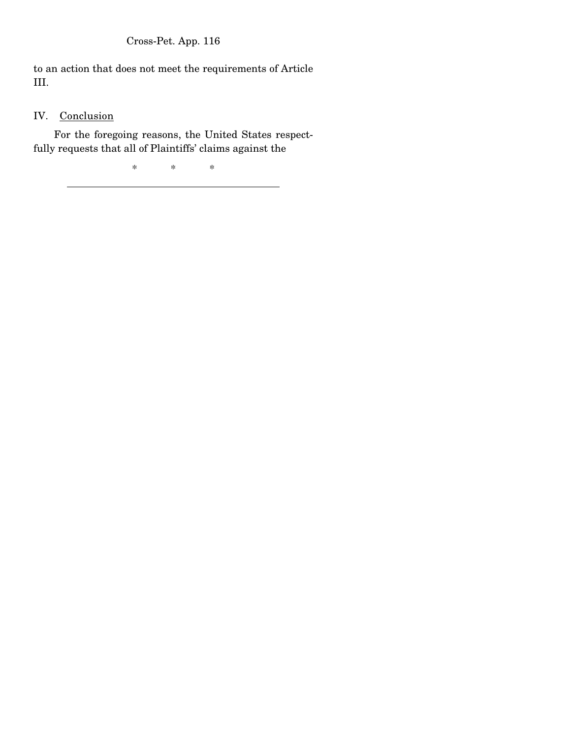to an action that does not meet the requirements of Article III.

## IV. Conclusion

For the foregoing reasons, the United States respectfully requests that all of Plaintiffs' claims against the

\* \* \*

---